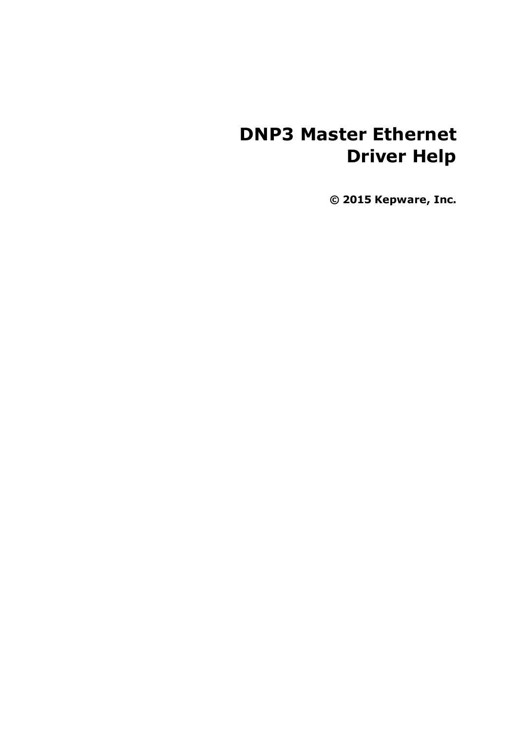# DNP3 Master Ethernet Driver Help

**© 2015 Kepware, Inc.**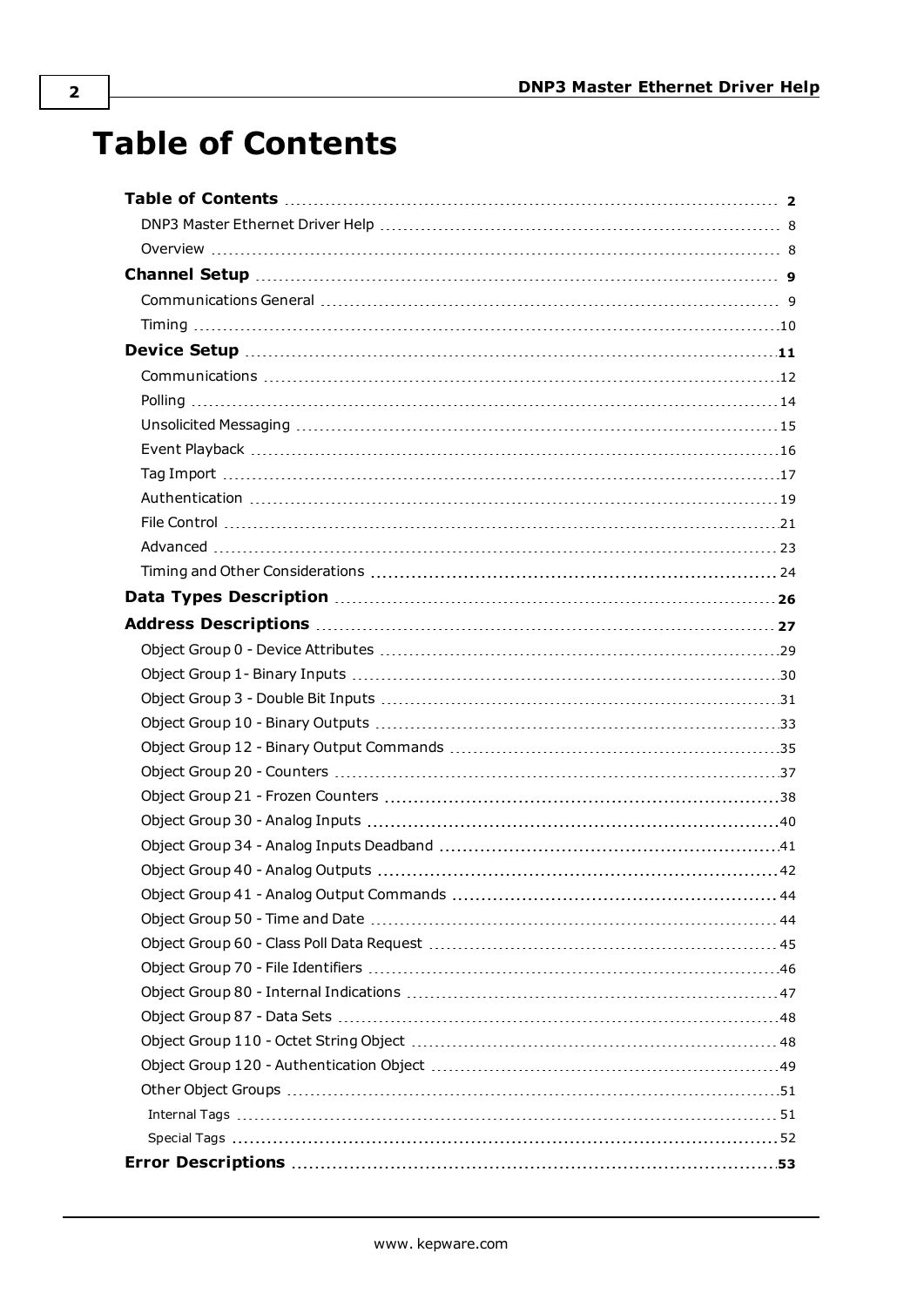# Table of Contents

**Table of Contents** ... **2**

DNP3 Master Ethernet Driver Help ... 8

Overview ... 8

**Channel Setup** ... **9**

Communications General ... 9

Timing ... 10

**Device Setup** ... **11**

Communications ... 12

Polling ... 14

Unsolicited Messaging ... 15

Event Playback ... 16

Tag Import ... 17

Authentication ... 19

File Control ... 21

Advanced ... 23

Timing and Other Considerations ... 24

**Data Types Description** ... **26**

**Address Descriptions** ... **27**

Object Group 0 - Device Attributes ... 29

Object Group 1- Binary Inputs ... 30

Object Group 3 - Double Bit Inputs ... 31

Object Group 10 - Binary Outputs ... 33

Object Group 12 - Binary Output Commands ... 35

Object Group 20 - Counters ... 37

Object Group 21 - Frozen Counters ... 38

Object Group 30 - Analog Inputs ... 40

Object Group 34 - Analog Inputs Deadband ... 41

Object Group 40 - Analog Outputs ... 42

Object Group 41 - Analog Output Commands ... 44

Object Group 50 - Time and Date ... 44

Object Group 60 - Class Poll Data Request ... 45

Object Group 70 - File Identifiers ... 46

Object Group 80 - Internal Indications ... 47

Object Group 87 - Data Sets ... 48

Object Group 110 - Octet String Object ... 48

Object Group 120 - Authentication Object ... 49

Other Object Groups ... 51

Internal Tags ... 51

Special Tags ... 52

**Error Descriptions** ... **53**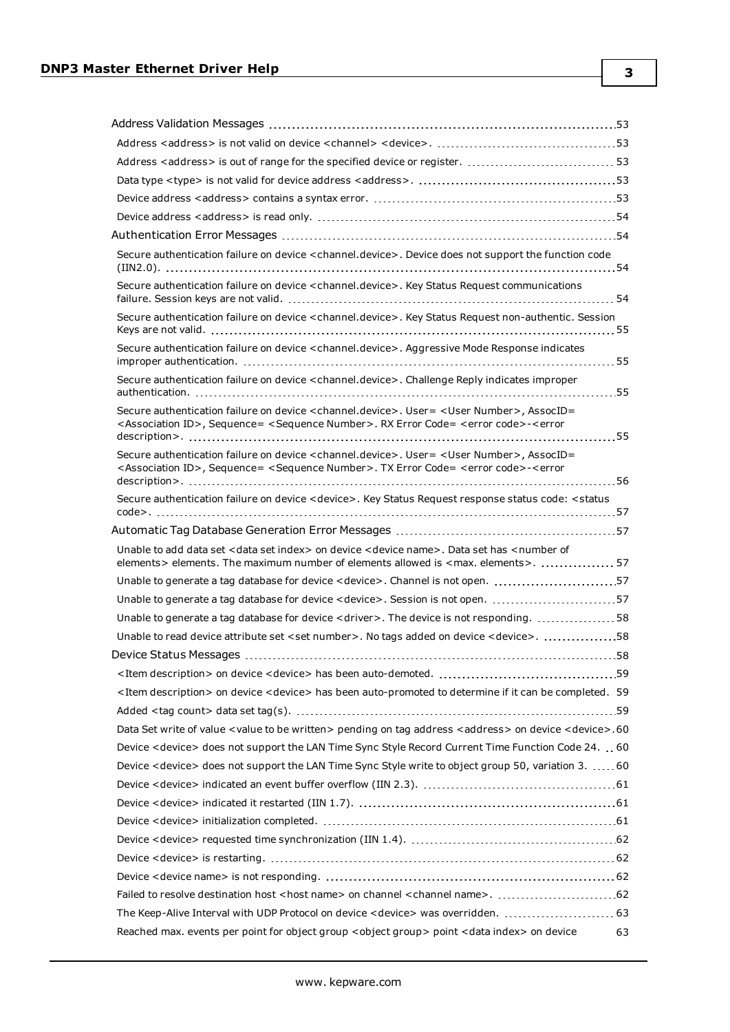Address Validation Messages ... 53

- Address <address> is not valid on device <channel> <device>. ... 53
- Address <address> is out of range for the specified device or register. ... 53
- Data type <type> is not valid for device address <address>. ... 53
- Device address <address> contains a syntax error. ... 53
- Device address <address> is read only. ... 54

Authentication Error Messages ... 54

- Secure authentication failure on device <channel.device>. Device does not support the function code (IIN2.0). ... 54
- Secure authentication failure on device <channel.device>. Key Status Request communications failure. Session keys are not valid. ... 54
- Secure authentication failure on device <channel.device>. Key Status Request non-authentic. Session Keys are not valid. ... 55
- Secure authentication failure on device <channel.device>. Aggressive Mode Response indicates improper authentication. ... 55
- Secure authentication failure on device <channel.device>. Challenge Reply indicates improper authentication. ... 55
- Secure authentication failure on device <channel.device>. User= <User Number>, AssocID= <Association ID>, Sequence= <Sequence Number>. RX Error Code= <error code>-<error description>. ... 55
- Secure authentication failure on device <channel.device>. User= <User Number>, AssocID= <Association ID>, Sequence= <Sequence Number>. TX Error Code= <error code>-<error description>. ... 56
- Secure authentication failure on device <device>. Key Status Request response status code: <status code>. ... 57

Automatic Tag Database Generation Error Messages ... 57

- Unable to add data set <data set index> on device <device name>. Data set has <number of elements> elements. The maximum number of elements allowed is <max. elements>. ... 57
- Unable to generate a tag database for device <device>. Channel is not open. ... 57
- Unable to generate a tag database for device <device>. Session is not open. ... 57
- Unable to generate a tag database for device <driver>. The device is not responding. ... 58
- Unable to read device attribute set <set number>. No tags added on device <device>. ... 58

Device Status Messages ... 58

- <Item description> on device <device> has been auto-demoted. ... 59
- <Item description> on device <device> has been auto-promoted to determine if it can be completed. 59
- Added <tag count> data set tag(s). ... 59
- Data Set write of value <value to be written> pending on tag address <address> on device <device>. 60
- Device <device> does not support the LAN Time Sync Style Record Current Time Function Code 24. ... 60
- Device <device> does not support the LAN Time Sync Style write to object group 50, variation 3. ... 60
- Device <device> indicated an event buffer overflow (IIN 2.3). ... 61
- Device <device> indicated it restarted (IIN 1.7). ... 61
- Device <device> initialization completed. ... 61
- Device <device> requested time synchronization (IIN 1.4). ... 62
- Device <device> is restarting. ... 62
- Device <device name> is not responding. ... 62
- Failed to resolve destination host <host name> on channel <channel name>. ... 62
- The Keep-Alive Interval with UDP Protocol on device <device> was overridden. ... 63
- Reached max. events per point for object group <object group> point <data index> on device 63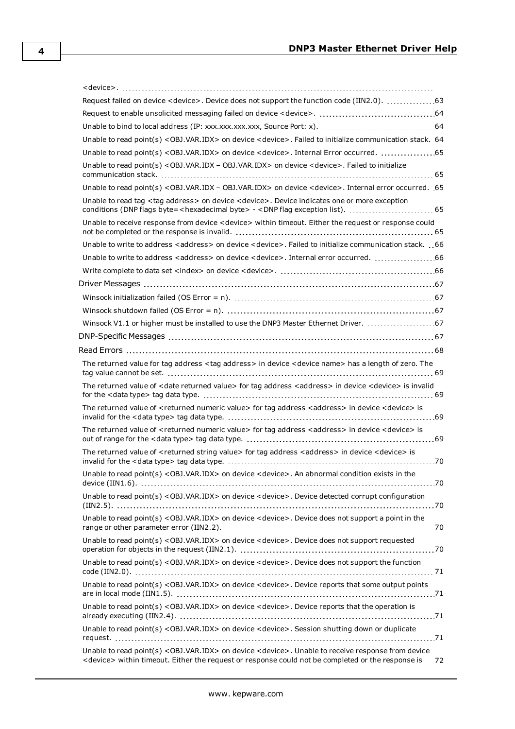<device>.

Request failed on device <device>. Device does not support the function code (IIN2.0). 63

Request to enable unsolicited messaging failed on device <device>. 64

Unable to bind to local address (IP: xxx.xxx.xxx.xxx, Source Port: x). 64

Unable to read point(s) <OBJ.VAR.IDX> on device <device>. Failed to initialize communication stack. 64

Unable to read point(s) <OBJ.VAR.IDX> on device <device>. Internal Error occurred. 65

Unable to read point(s) <OBJ.VAR.IDX – OBJ.VAR.IDX> on device <device>. Failed to initialize communication stack. 65

Unable to read point(s) <OBJ.VAR.IDX – OBJ.VAR.IDX> on device <device>. Internal error occurred. 65

Unable to read tag <tag address> on device <device>. Device indicates one or more exception conditions (DNP flags byte=<hexadecimal byte> - <DNP flag exception list). 65

Unable to receive response from device <device> within timeout. Either the request or response could not be completed or the response is invalid. 65

Unable to write to address <address> on device <device>. Failed to initialize communication stack. 66

Unable to write to address <address> on device <device>. Internal error occurred. 66

Write complete to data set <index> on device <device>. 66

Driver Messages 67

Winsock initialization failed (OS Error = n). 67

Winsock shutdown failed (OS Error = n). 67

Winsock V1.1 or higher must be installed to use the DNP3 Master Ethernet Driver. 67

DNP-Specific Messages 67

Read Errors 68

The returned value for tag address <tag address> in device <device name> has a length of zero. The tag value cannot be set. 69

The returned value of <date returned value> for tag address <address> in device <device> is invalid for the <data type> tag data type. 69

The returned value of <returned numeric value> for tag address <address> in device <device> is invalid for the <data type> tag data type. 69

The returned value of <returned numeric value> for tag address <address> in device <device> is out of range for the <data type> tag data type. 69

The returned value of <returned string value> for tag address <address> in device <device> is invalid for the <data type> tag data type. 70

Unable to read point(s) <OBJ.VAR.IDX> on device <device>. An abnormal condition exists in the device (IIN1.6). 70

Unable to read point(s) <OBJ.VAR.IDX> on device <device>. Device detected corrupt configuration (IIN2.5). 70

Unable to read point(s) <OBJ.VAR.IDX> on device <device>. Device does not support a point in the range or other parameter error (IIN2.2). 70

Unable to read point(s) <OBJ.VAR.IDX> on device <device>. Device does not support requested operation for objects in the request (IIN2.1). 70

Unable to read point(s) <OBJ.VAR.IDX> on device <device>. Device does not support the function code (IIN2.0). 71

Unable to read point(s) <OBJ.VAR.IDX> on device <device>. Device reports that some output points are in local mode (IIN1.5). 71

Unable to read point(s) <OBJ.VAR.IDX> on device <device>. Device reports that the operation is already executing (IIN2.4). 71

Unable to read point(s) <OBJ.VAR.IDX> on device <device>. Session shutting down or duplicate request. 71

Unable to read point(s) <OBJ.VAR.IDX> on device <device>. Unable to receive response from device <device> within timeout. Either the request or response could not be completed or the response is 72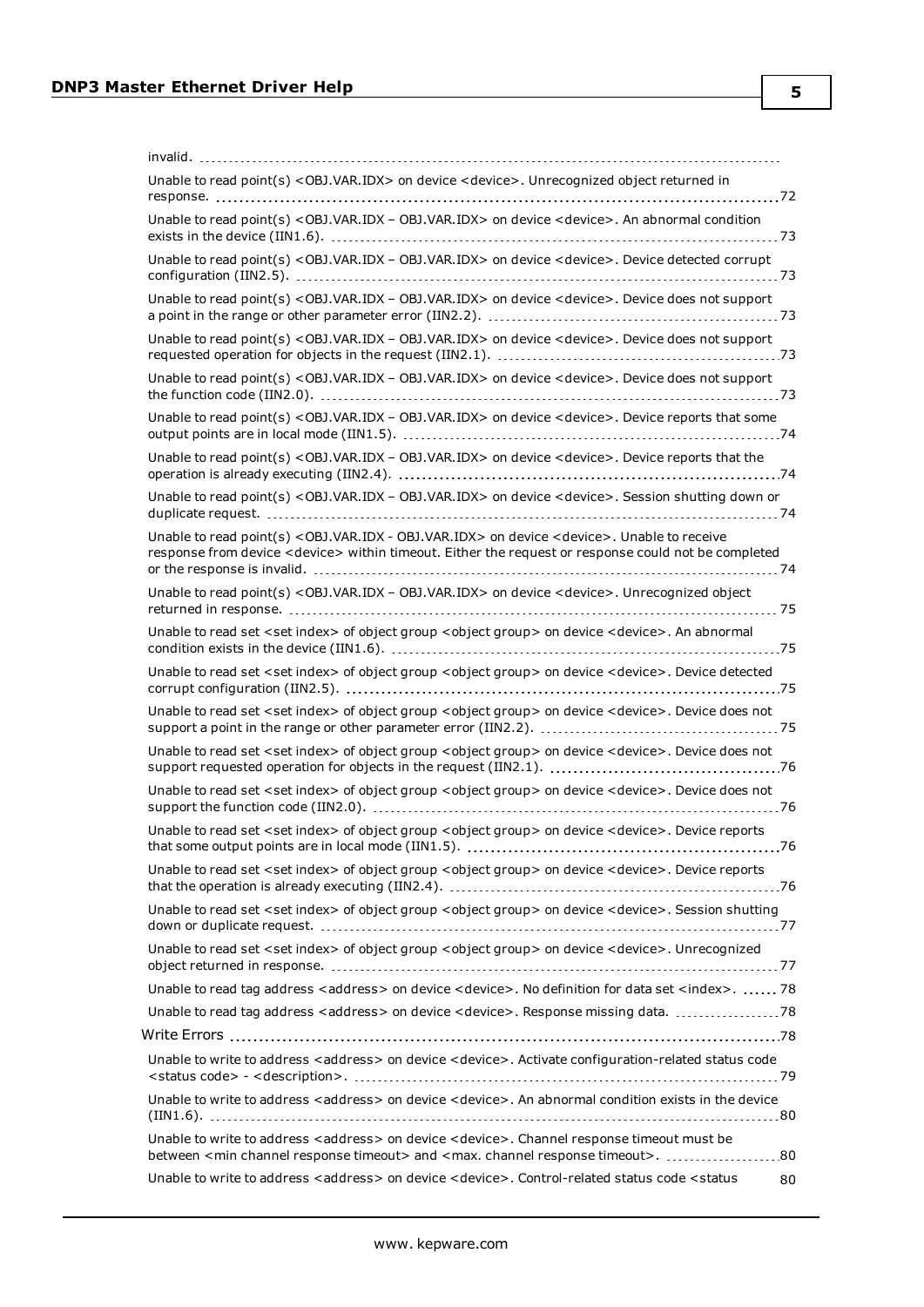invalid.

Unable to read point(s) <OBJ.VAR.IDX> on device <device>. Unrecognized object returned in response. 72

Unable to read point(s) <OBJ.VAR.IDX – OBJ.VAR.IDX> on device <device>. An abnormal condition exists in the device (IIN1.6). 73

Unable to read point(s) <OBJ.VAR.IDX – OBJ.VAR.IDX> on device <device>. Device detected corrupt configuration (IIN2.5). 73

Unable to read point(s) <OBJ.VAR.IDX – OBJ.VAR.IDX> on device <device>. Device does not support a point in the range or other parameter error (IIN2.2). 73

Unable to read point(s) <OBJ.VAR.IDX – OBJ.VAR.IDX> on device <device>. Device does not support requested operation for objects in the request (IIN2.1). 73

Unable to read point(s) <OBJ.VAR.IDX – OBJ.VAR.IDX> on device <device>. Device does not support the function code (IIN2.0). 73

Unable to read point(s) <OBJ.VAR.IDX – OBJ.VAR.IDX> on device <device>. Device reports that some output points are in local mode (IIN1.5). 74

Unable to read point(s) <OBJ.VAR.IDX – OBJ.VAR.IDX> on device <device>. Device reports that the operation is already executing (IIN2.4). 74

Unable to read point(s) <OBJ.VAR.IDX – OBJ.VAR.IDX> on device <device>. Session shutting down or duplicate request. 74

Unable to read point(s) <OBJ.VAR.IDX - OBJ.VAR.IDX> on device <device>. Unable to receive response from device <device> within timeout. Either the request or response could not be completed or the response is invalid. 74

Unable to read point(s) <OBJ.VAR.IDX – OBJ.VAR.IDX> on device <device>. Unrecognized object returned in response. 75

Unable to read set <set index> of object group <object group> on device <device>. An abnormal condition exists in the device (IIN1.6). 75

Unable to read set <set index> of object group <object group> on device <device>. Device detected corrupt configuration (IIN2.5). 75

Unable to read set <set index> of object group <object group> on device <device>. Device does not support a point in the range or other parameter error (IIN2.2). 75

Unable to read set <set index> of object group <object group> on device <device>. Device does not support requested operation for objects in the request (IIN2.1). 76

Unable to read set <set index> of object group <object group> on device <device>. Device does not support the function code (IIN2.0). 76

Unable to read set <set index> of object group <object group> on device <device>. Device reports that some output points are in local mode (IIN1.5). 76

Unable to read set <set index> of object group <object group> on device <device>. Device reports that the operation is already executing (IIN2.4). 76

Unable to read set <set index> of object group <object group> on device <device>. Session shutting down or duplicate request. 77

Unable to read set <set index> of object group <object group> on device <device>. Unrecognized object returned in response. 77

Unable to read tag address <address> on device <device>. No definition for data set <index>. 78

Unable to read tag address <address> on device <device>. Response missing data. 78

Write Errors 78

Unable to write to address <address> on device <device>. Activate configuration-related status code <status code> - <description>. 79

Unable to write to address <address> on device <device>. An abnormal condition exists in the device (IIN1.6). 80

Unable to write to address <address> on device <device>. Channel response timeout must be between <min channel response timeout> and <max. channel response timeout>. 80

Unable to write to address <address> on device <device>. Control-related status code <status 80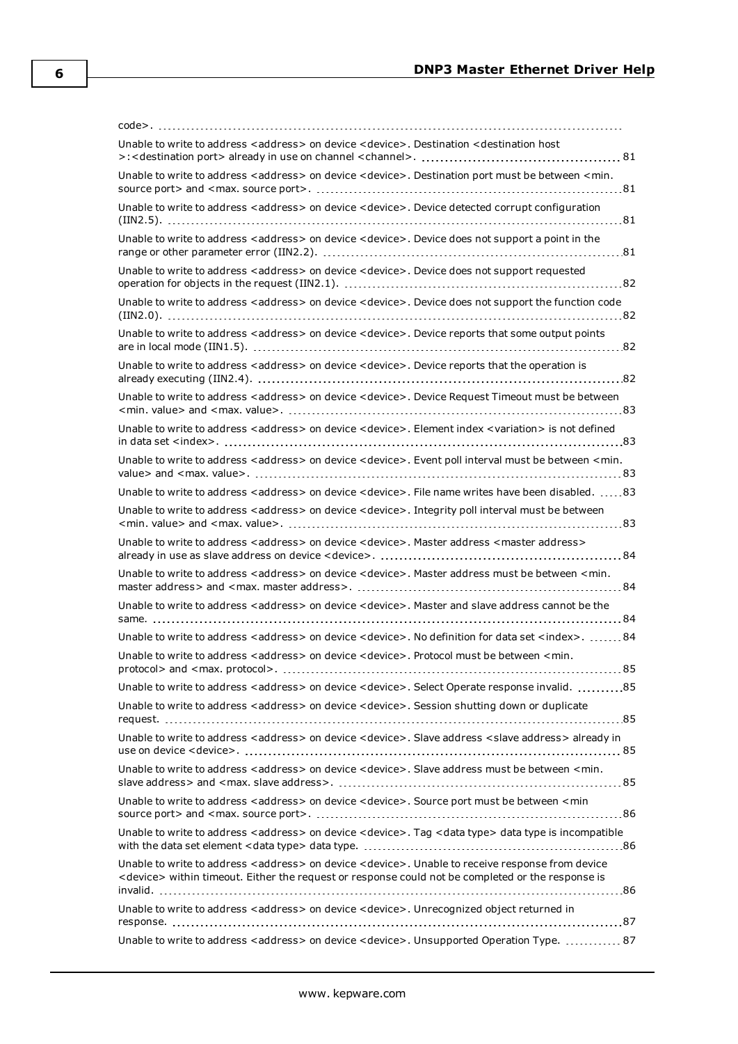code>.

Unable to write to address <address> on device <device>. Destination <destination host >:<destination port> already in use on channel <channel>. 81

Unable to write to address <address> on device <device>. Destination port must be between <min. source port> and <max. source port>. 81

Unable to write to address <address> on device <device>. Device detected corrupt configuration (IIN2.5). 81

Unable to write to address <address> on device <device>. Device does not support a point in the range or other parameter error (IIN2.2). 81

Unable to write to address <address> on device <device>. Device does not support requested operation for objects in the request (IIN2.1). 82

Unable to write to address <address> on device <device>. Device does not support the function code (IIN2.0). 82

Unable to write to address <address> on device <device>. Device reports that some output points are in local mode (IIN1.5). 82

Unable to write to address <address> on device <device>. Device reports that the operation is already executing (IIN2.4). 82

Unable to write to address <address> on device <device>. Device Request Timeout must be between <min. value> and <max. value>. 83

Unable to write to address <address> on device <device>. Element index <variation> is not defined in data set <index>. 83

Unable to write to address <address> on device <device>. Event poll interval must be between <min. value> and <max. value>. 83

Unable to write to address <address> on device <device>. File name writes have been disabled. 83

Unable to write to address <address> on device <device>. Integrity poll interval must be between <min. value> and <max. value>. 83

Unable to write to address <address> on device <device>. Master address <master address> already in use as slave address on device <device>. 84

Unable to write to address <address> on device <device>. Master address must be between <min. master address> and <max. master address>. 84

Unable to write to address <address> on device <device>. Master and slave address cannot be the same. 84

Unable to write to address <address> on device <device>. No definition for data set <index>. 84

Unable to write to address <address> on device <device>. Protocol must be between <min. protocol> and <max. protocol>. 85

Unable to write to address <address> on device <device>. Select Operate response invalid. 85

Unable to write to address <address> on device <device>. Session shutting down or duplicate request. 85

Unable to write to address <address> on device <device>. Slave address <slave address> already in use on device <device>. 85

Unable to write to address <address> on device <device>. Slave address must be between <min. slave address> and <max. slave address>. 85

Unable to write to address <address> on device <device>. Source port must be between <min source port> and <max. source port>. 86

Unable to write to address <address> on device <device>. Tag <data type> data type is incompatible with the data set element <data type> data type. 86

Unable to write to address <address> on device <device>. Unable to receive response from device <device> within timeout. Either the request or response could not be completed or the response is invalid. 86

Unable to write to address <address> on device <device>. Unrecognized object returned in response. 87

Unable to write to address <address> on device <device>. Unsupported Operation Type. 87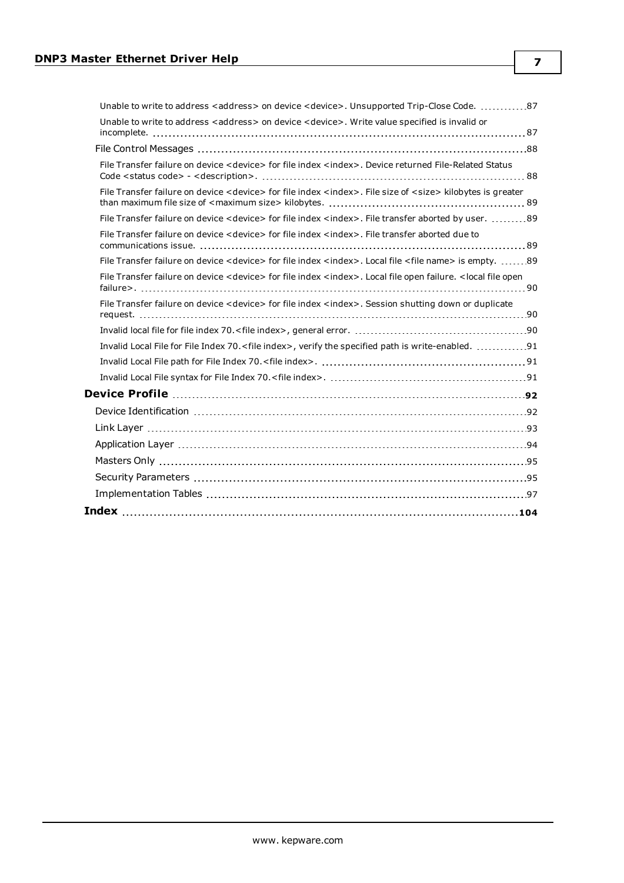Unable to write to address <address> on device <device>. Unsupported Trip-Close Code. 87

Unable to write to address <address> on device <device>. Write value specified is invalid or incomplete. 87

File Control Messages 88

File Transfer failure on device <device> for file index <index>. Device returned File-Related Status Code <status code> - <description>. 88

File Transfer failure on device <device> for file index <index>. File size of <size> kilobytes is greater than maximum file size of <maximum size> kilobytes. 89

File Transfer failure on device <device> for file index <index>. File transfer aborted by user. 89

File Transfer failure on device <device> for file index <index>. File transfer aborted due to communications issue. 89

File Transfer failure on device <device> for file index <index>. Local file <file name> is empty. 89

File Transfer failure on device <device> for file index <index>. Local file open failure. <local file open failure>. 90

File Transfer failure on device <device> for file index <index>. Session shutting down or duplicate request. 90

Invalid local file for file index 70.<file index>, general error. 90

Invalid Local File for File Index 70.<file index>, verify the specified path is write-enabled. 91

Invalid Local File path for File Index 70.<file index>. 91

Invalid Local File syntax for File Index 70.<file index>. 91

**Device Profile** 92

Device Identification 92

Link Layer 93

Application Layer 94

Masters Only 95

Security Parameters 95

Implementation Tables 97

**Index** 104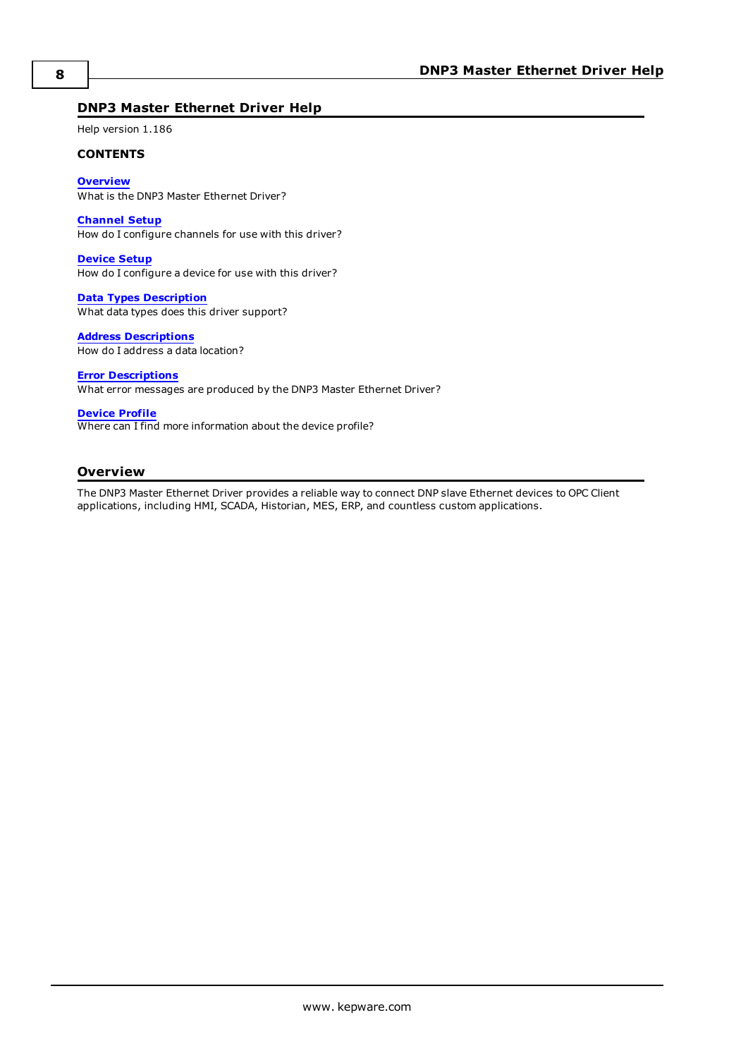# DNP3 Master Ethernet Driver Help

Help version 1.186

**CONTENTS**

**Overview**
What is the DNP3 Master Ethernet Driver?

**Channel Setup**
How do I configure channels for use with this driver?

**Device Setup**
How do I configure a device for use with this driver?

**Data Types Description**
What data types does this driver support?

**Address Descriptions**
How do I address a data location?

**Error Descriptions**
What error messages are produced by the DNP3 Master Ethernet Driver?

**Device Profile**
Where can I find more information about the device profile?

## Overview

The DNP3 Master Ethernet Driver provides a reliable way to connect DNP slave Ethernet devices to OPC Client applications, including HMI, SCADA, Historian, MES, ERP, and countless custom applications.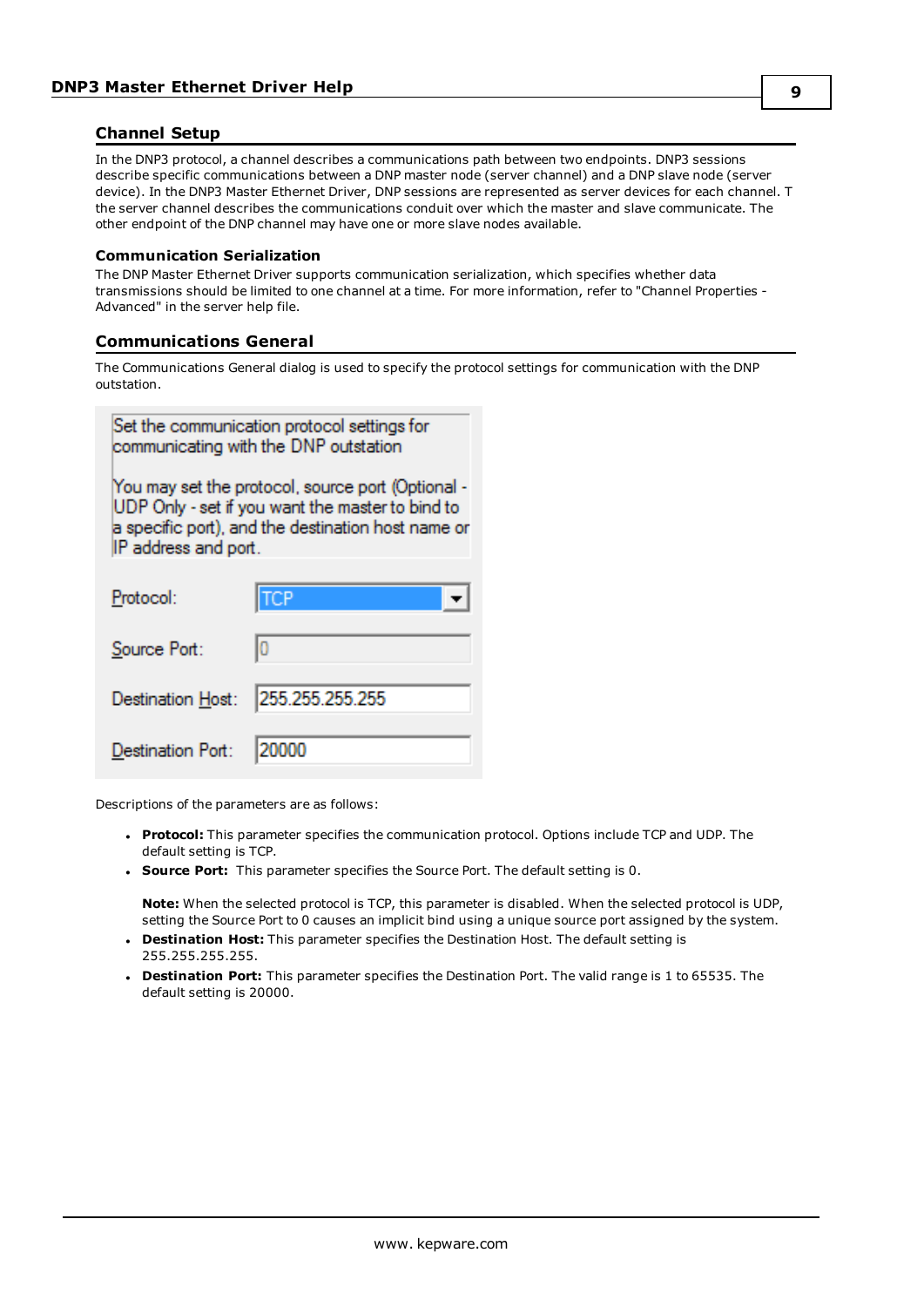## Channel Setup

In the DNP3 protocol, a channel describes a communications path between two endpoints. DNP3 sessions describe specific communications between a DNP master node (server channel) and a DNP slave node (server device). In the DNP3 Master Ethernet Driver, DNP sessions are represented as server devices for each channel. T the server channel describes the communications conduit over which the master and slave communicate. The other endpoint of the DNP channel may have one or more slave nodes available.

### Communication Serialization

The DNP Master Ethernet Driver supports communication serialization, which specifies whether data transmissions should be limited to one channel at a time. For more information, refer to "Channel Properties - Advanced" in the server help file.

## Communications General

The Communications General dialog is used to specify the protocol settings for communication with the DNP outstation.

Set the communication protocol settings for communicating with the DNP outstation

You may set the protocol, source port (Optional - UDP Only - set if you want the master to bind to a specific port), and the destination host name or IP address and port.

Protocol: TCP

Source Port: 0

Destination Host: 255.255.255.255

Destination Port: 20000

Descriptions of the parameters are as follows:

- **Protocol:** This parameter specifies the communication protocol. Options include TCP and UDP. The default setting is TCP.
- **Source Port:** This parameter specifies the Source Port. The default setting is 0.

  **Note:** When the selected protocol is TCP, this parameter is disabled. When the selected protocol is UDP, setting the Source Port to 0 causes an implicit bind using a unique source port assigned by the system.
- **Destination Host:** This parameter specifies the Destination Host. The default setting is 255.255.255.255.
- **Destination Port:** This parameter specifies the Destination Port. The valid range is 1 to 65535. The default setting is 20000.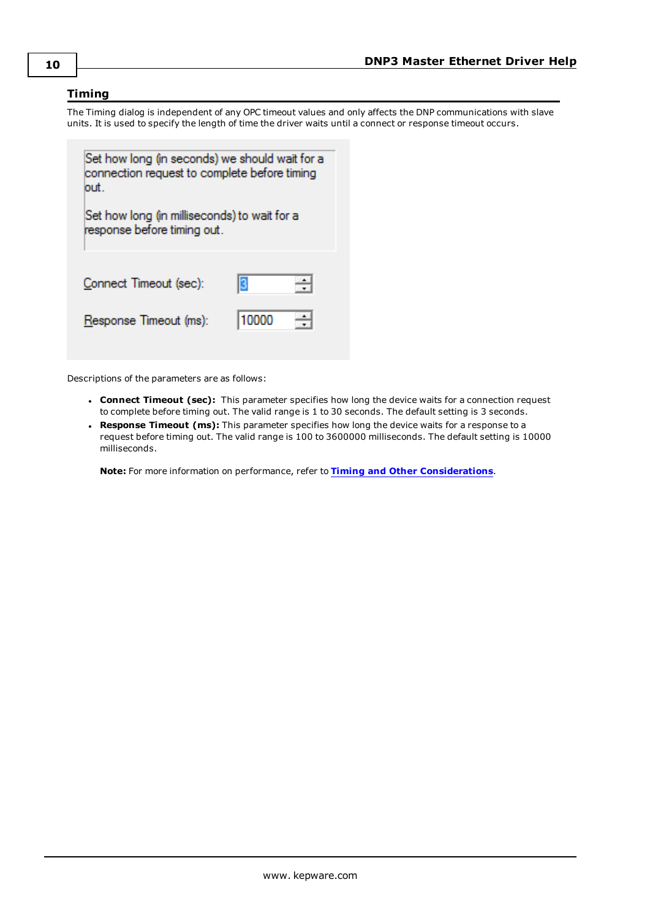## Timing

The Timing dialog is independent of any OPC timeout values and only affects the DNP communications with slave units. It is used to specify the length of time the driver waits until a connect or response timeout occurs.

Descriptions of the parameters are as follows:

- **Connect Timeout (sec):** This parameter specifies how long the device waits for a connection request to complete before timing out. The valid range is 1 to 30 seconds. The default setting is 3 seconds.
- **Response Timeout (ms):** This parameter specifies how long the device waits for a response to a request before timing out. The valid range is 100 to 3600000 milliseconds. The default setting is 10000 milliseconds.

**Note:** For more information on performance, refer to **Timing and Other Considerations**.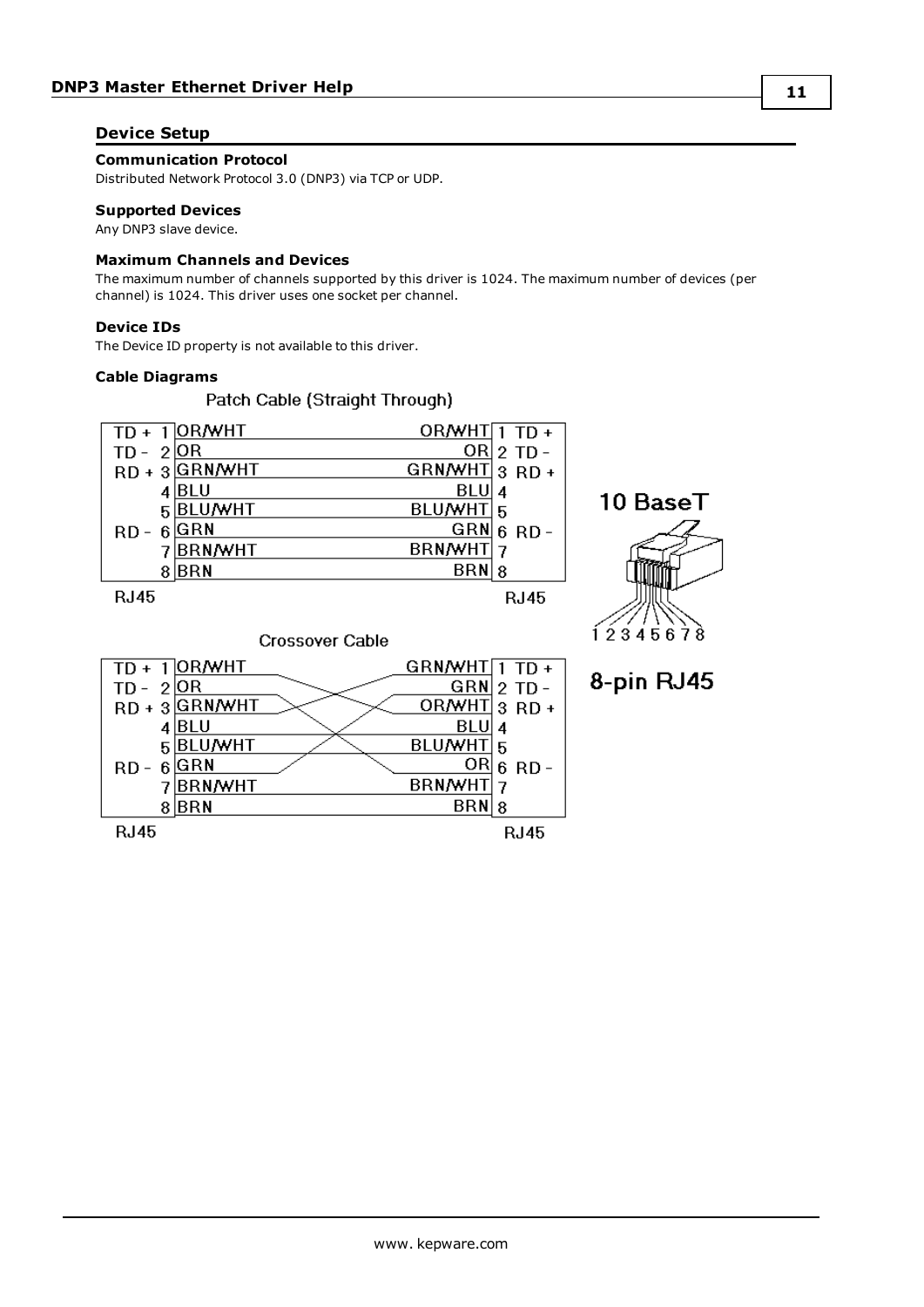## Device Setup

### Communication Protocol

Distributed Network Protocol 3.0 (DNP3) via TCP or UDP.

### Supported Devices

Any DNP3 slave device.

### Maximum Channels and Devices

The maximum number of channels supported by this driver is 1024. The maximum number of devices (per channel) is 1024. This driver uses one socket per channel.

### Device IDs

The Device ID property is not available to this driver.

### Cable Diagrams

Patch Cable (Straight Through)

| Signal | Pin | Color | Color | Pin | Signal |
|---|---|---|---|---|---|
| TD + | 1 | OR/WHT | OR/WHT | 1 | TD + |
| TD - | 2 | OR | OR | 2 | TD - |
| RD + | 3 | GRN/WHT | GRN/WHT | 3 | RD + |
| | 4 | BLU | BLU | 4 | |
| | 5 | BLU/WHT | BLU/WHT | 5 | |
| RD - | 6 | GRN | GRN | 6 | RD - |
| | 7 | BRN/WHT | BRN/WHT | 7 | |
| | 8 | BRN | BRN | 8 | |
| RJ45 | | | | | RJ45 |

Crossover Cable

| Signal | Pin | Color | Color | Pin | Signal |
|---|---|---|---|---|---|
| TD + | 1 | OR/WHT | GRN/WHT | 1 | TD + |
| TD - | 2 | OR | GRN | 2 | TD - |
| RD + | 3 | GRN/WHT | OR/WHT | 3 | RD + |
| | 4 | BLU | BLU | 4 | |
| | 5 | BLU/WHT | BLU/WHT | 5 | |
| RD - | 6 | GRN | OR | 6 | RD - |
| | 7 | BRN/WHT | BRN/WHT | 7 | |
| | 8 | BRN | BRN | 8 | |
| RJ45 | | | | | RJ45 |

10 BaseT

1 2 3 4 5 6 7 8

8-pin RJ45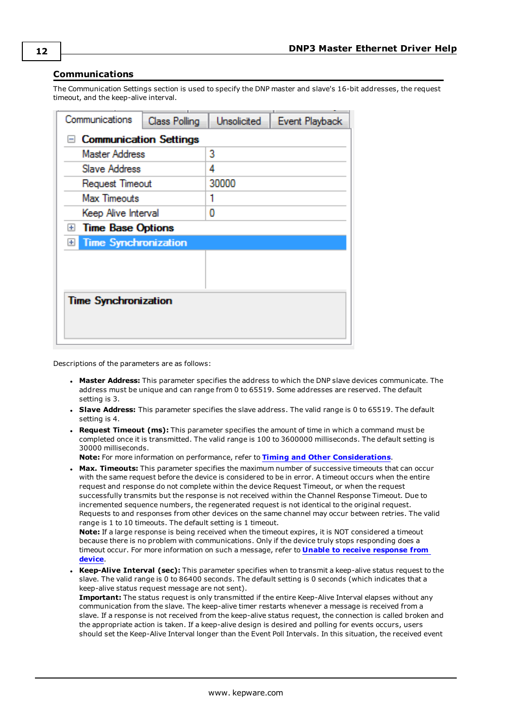## Communications

The Communication Settings section is used to specify the DNP master and slave's 16-bit addresses, the request timeout, and the keep-alive interval.

Descriptions of the parameters are as follows:

- **Master Address:** This parameter specifies the address to which the DNP slave devices communicate. The address must be unique and can range from 0 to 65519. Some addresses are reserved. The default setting is 3.
- **Slave Address:** This parameter specifies the slave address. The valid range is 0 to 65519. The default setting is 4.
- **Request Timeout (ms):** This parameter specifies the amount of time in which a command must be completed once it is transmitted. The valid range is 100 to 3600000 milliseconds. The default setting is 30000 milliseconds.
  **Note:** For more information on performance, refer to **Timing and Other Considerations**.
- **Max. Timeouts:** This parameter specifies the maximum number of successive timeouts that can occur with the same request before the device is considered to be in error. A timeout occurs when the entire request and response do not complete within the device Request Timeout, or when the request successfully transmits but the response is not received within the Channel Response Timeout. Due to incremented sequence numbers, the regenerated request is not identical to the original request. Requests to and responses from other devices on the same channel may occur between retries. The valid range is 1 to 10 timeouts. The default setting is 1 timeout.
  **Note:** If a large response is being received when the timeout expires, it is NOT considered a timeout because there is no problem with communications. Only if the device truly stops responding does a timeout occur. For more information on such a message, refer to **Unable to receive response from device**.
- **Keep-Alive Interval (sec):** This parameter specifies when to transmit a keep-alive status request to the slave. The valid range is 0 to 86400 seconds. The default setting is 0 seconds (which indicates that a keep-alive status request message are not sent).
  **Important:** The status request is only transmitted if the entire Keep-Alive Interval elapses without any communication from the slave. The keep-alive timer restarts whenever a message is received from a slave. If a response is not received from the keep-alive status request, the connection is called broken and the appropriate action is taken. If a keep-alive design is desired and polling for events occurs, users should set the Keep-Alive Interval longer than the Event Poll Intervals. In this situation, the received event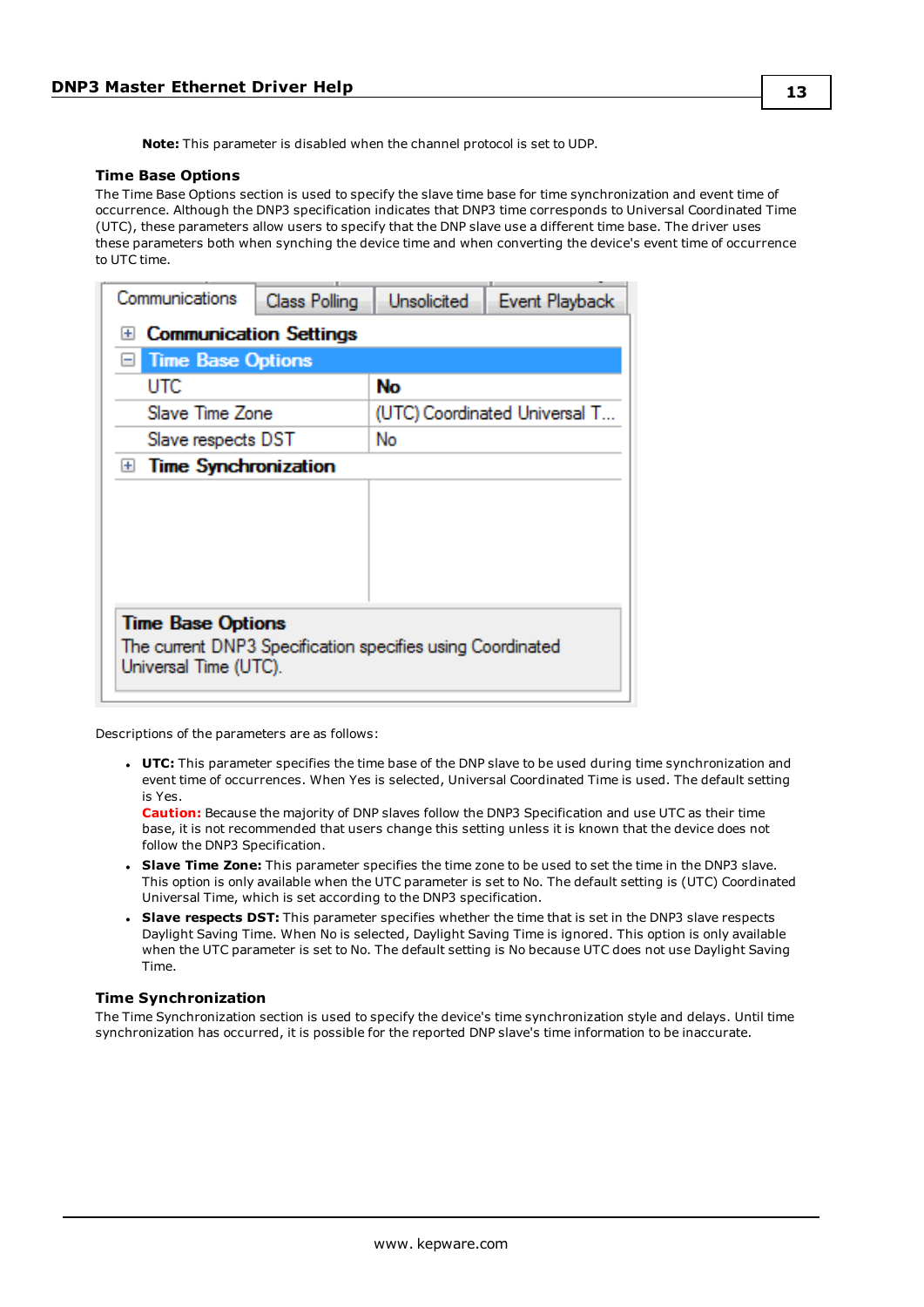**Note:** This parameter is disabled when the channel protocol is set to UDP.

### Time Base Options

The Time Base Options section is used to specify the slave time base for time synchronization and event time of occurrence. Although the DNP3 specification indicates that DNP3 time corresponds to Universal Coordinated Time (UTC), these parameters allow users to specify that the DNP slave use a different time base. The driver uses these parameters both when synching the device time and when converting the device's event time of occurrence to UTC time.

Descriptions of the parameters are as follows:

- **UTC:** This parameter specifies the time base of the DNP slave to be used during time synchronization and event time of occurrences. When Yes is selected, Universal Coordinated Time is used. The default setting is Yes.
  **Caution:** Because the majority of DNP slaves follow the DNP3 Specification and use UTC as their time base, it is not recommended that users change this setting unless it is known that the device does not follow the DNP3 Specification.
- **Slave Time Zone:** This parameter specifies the time zone to be used to set the time in the DNP3 slave. This option is only available when the UTC parameter is set to No. The default setting is (UTC) Coordinated Universal Time, which is set according to the DNP3 specification.
- **Slave respects DST:** This parameter specifies whether the time that is set in the DNP3 slave respects Daylight Saving Time. When No is selected, Daylight Saving Time is ignored. This option is only available when the UTC parameter is set to No. The default setting is No because UTC does not use Daylight Saving Time.

### Time Synchronization

The Time Synchronization section is used to specify the device's time synchronization style and delays. Until time synchronization has occurred, it is possible for the reported DNP slave's time information to be inaccurate.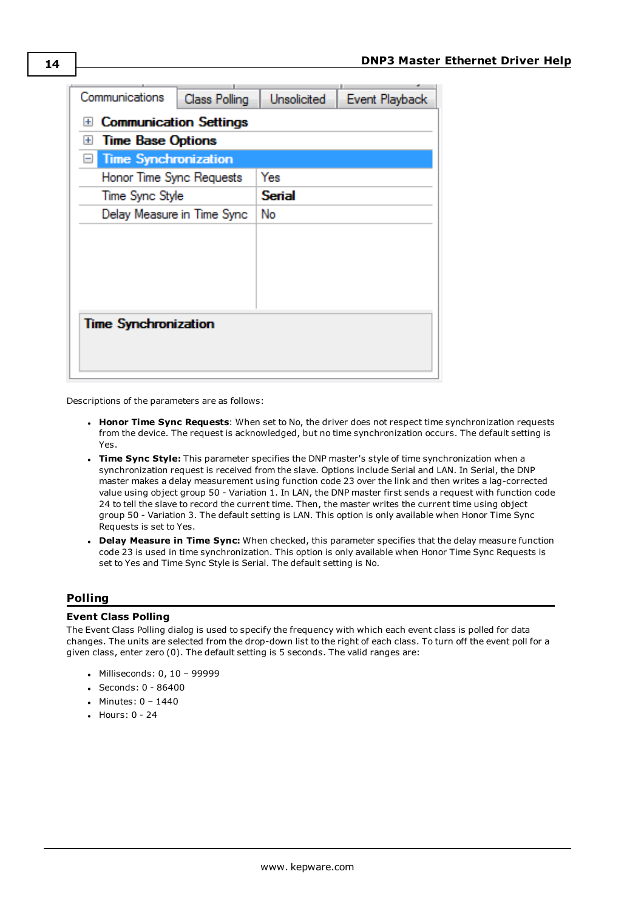Descriptions of the parameters are as follows:

- **Honor Time Sync Requests**: When set to No, the driver does not respect time synchronization requests from the device. The request is acknowledged, but no time synchronization occurs. The default setting is Yes.
- **Time Sync Style:** This parameter specifies the DNP master's style of time synchronization when a synchronization request is received from the slave. Options include Serial and LAN. In Serial, the DNP master makes a delay measurement using function code 23 over the link and then writes a lag-corrected value using object group 50 - Variation 1. In LAN, the DNP master first sends a request with function code 24 to tell the slave to record the current time. Then, the master writes the current time using object group 50 - Variation 3. The default setting is LAN. This option is only available when Honor Time Sync Requests is set to Yes.
- **Delay Measure in Time Sync:** When checked, this parameter specifies that the delay measure function code 23 is used in time synchronization. This option is only available when Honor Time Sync Requests is set to Yes and Time Sync Style is Serial. The default setting is No.

## Polling

### Event Class Polling

The Event Class Polling dialog is used to specify the frequency with which each event class is polled for data changes. The units are selected from the drop-down list to the right of each class. To turn off the event poll for a given class, enter zero (0). The default setting is 5 seconds. The valid ranges are:

- Milliseconds: 0, 10 – 99999
- Seconds: 0 - 86400
- Minutes: 0 – 1440
- Hours: 0 - 24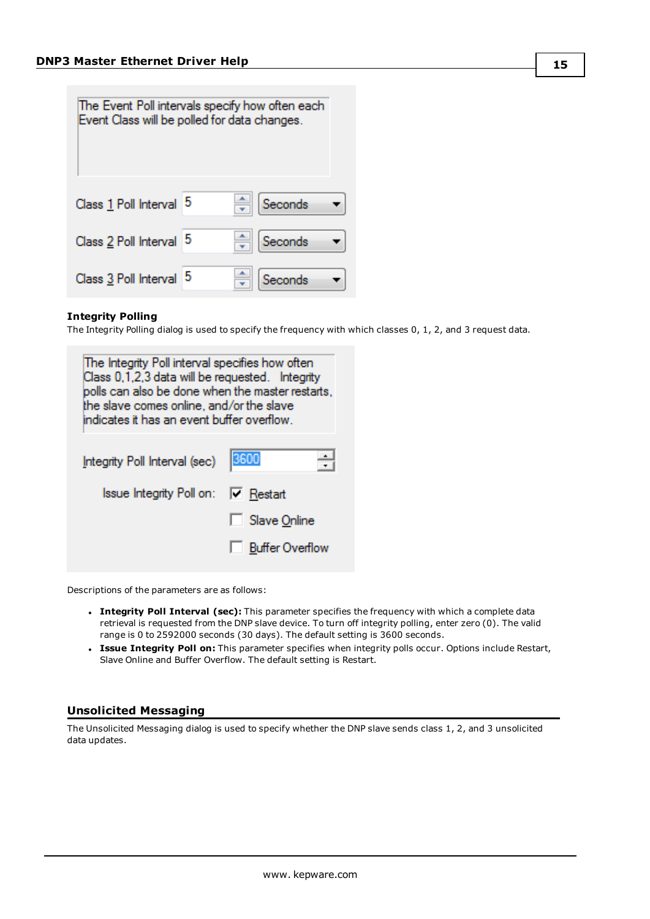The Event Poll intervals specify how often each Event Class will be polled for data changes.

Class 1 Poll Interval 5 Seconds

Class 2 Poll Interval 5 Seconds

Class 3 Poll Interval 5 Seconds

**Integrity Polling**

The Integrity Polling dialog is used to specify the frequency with which classes 0, 1, 2, and 3 request data.

The Integrity Poll interval specifies how often Class 0,1,2,3 data will be requested. Integrity polls can also be done when the master restarts, the slave comes online, and/or the slave indicates it has an event buffer overflow.

Integrity Poll Interval (sec) 3600

Issue Integrity Poll on: Restart, Slave Online, Buffer Overflow

Descriptions of the parameters are as follows:

- **Integrity Poll Interval (sec):** This parameter specifies the frequency with which a complete data retrieval is requested from the DNP slave device. To turn off integrity polling, enter zero (0). The valid range is 0 to 2592000 seconds (30 days). The default setting is 3600 seconds.
- **Issue Integrity Poll on:** This parameter specifies when integrity polls occur. Options include Restart, Slave Online and Buffer Overflow. The default setting is Restart.

## Unsolicited Messaging

The Unsolicited Messaging dialog is used to specify whether the DNP slave sends class 1, 2, and 3 unsolicited data updates.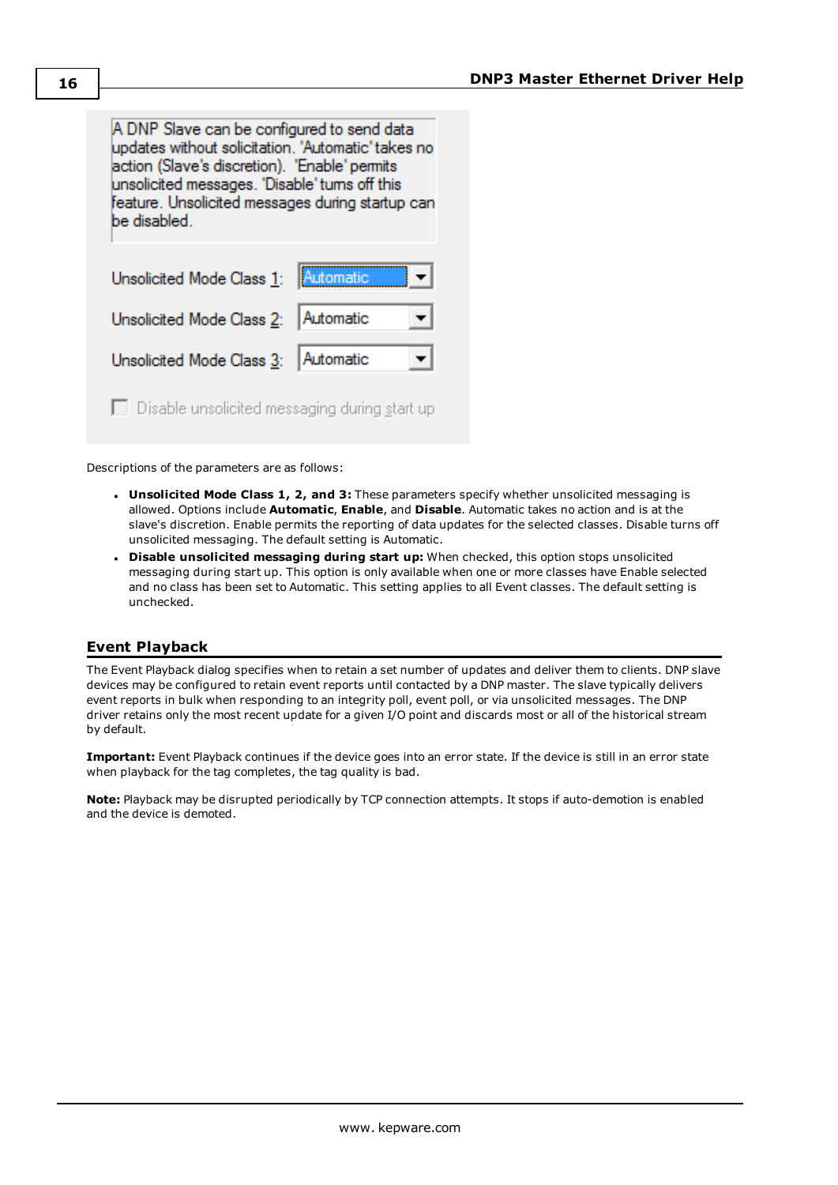A DNP Slave can be configured to send data updates without solicitation. 'Automatic' takes no action (Slave's discretion). 'Enable' permits unsolicited messages. 'Disable' turns off this feature. Unsolicited messages during startup can be disabled.

Unsolicited Mode Class 1: Automatic

Unsolicited Mode Class 2: Automatic

Unsolicited Mode Class 3: Automatic

Disable unsolicited messaging during start up

Descriptions of the parameters are as follows:

- **Unsolicited Mode Class 1, 2, and 3:** These parameters specify whether unsolicited messaging is allowed. Options include **Automatic**, **Enable**, and **Disable**. Automatic takes no action and is at the slave's discretion. Enable permits the reporting of data updates for the selected classes. Disable turns off unsolicited messaging. The default setting is Automatic.
- **Disable unsolicited messaging during start up:** When checked, this option stops unsolicited messaging during start up. This option is only available when one or more classes have Enable selected and no class has been set to Automatic. This setting applies to all Event classes. The default setting is unchecked.

## Event Playback

The Event Playback dialog specifies when to retain a set number of updates and deliver them to clients. DNP slave devices may be configured to retain event reports until contacted by a DNP master. The slave typically delivers event reports in bulk when responding to an integrity poll, event poll, or via unsolicited messages. The DNP driver retains only the most recent update for a given I/O point and discards most or all of the historical stream by default.

**Important:** Event Playback continues if the device goes into an error state. If the device is still in an error state when playback for the tag completes, the tag quality is bad.

**Note:** Playback may be disrupted periodically by TCP connection attempts. It stops if auto-demotion is enabled and the device is demoted.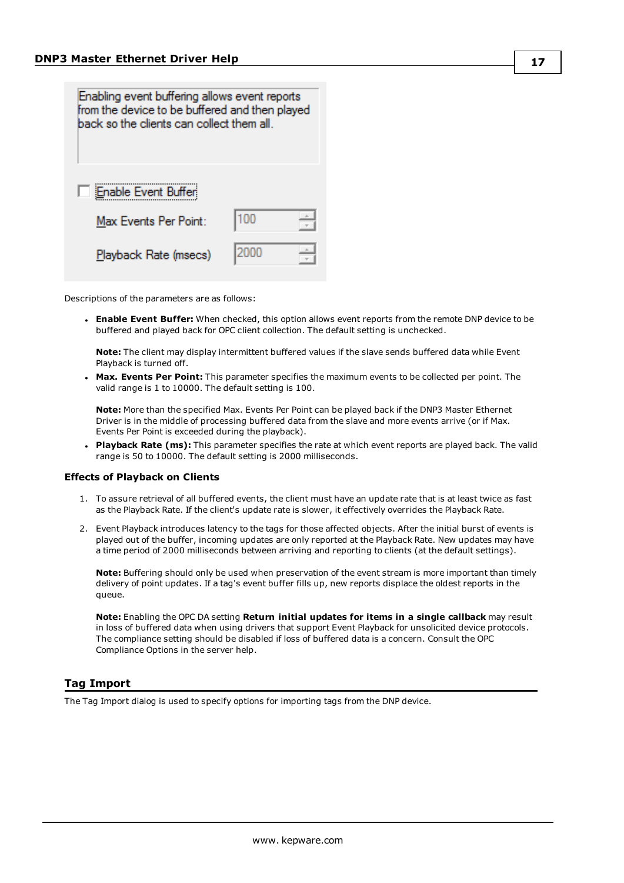Enabling event buffering allows event reports from the device to be buffered and then played back so the clients can collect them all.

☐ Enable Event Buffer

Max Events Per Point: 100

Playback Rate (msecs) 2000

Descriptions of the parameters are as follows:

- **Enable Event Buffer:** When checked, this option allows event reports from the remote DNP device to be buffered and played back for OPC client collection. The default setting is unchecked.

  **Note:** The client may display intermittent buffered values if the slave sends buffered data while Event Playback is turned off.

- **Max. Events Per Point:** This parameter specifies the maximum events to be collected per point. The valid range is 1 to 10000. The default setting is 100.

  **Note:** More than the specified Max. Events Per Point can be played back if the DNP3 Master Ethernet Driver is in the middle of processing buffered data from the slave and more events arrive (or if Max. Events Per Point is exceeded during the playback).

- **Playback Rate (ms):** This parameter specifies the rate at which event reports are played back. The valid range is 50 to 10000. The default setting is 2000 milliseconds.

### Effects of Playback on Clients

1. To assure retrieval of all buffered events, the client must have an update rate that is at least twice as fast as the Playback Rate. If the client's update rate is slower, it effectively overrides the Playback Rate.
2. Event Playback introduces latency to the tags for those affected objects. After the initial burst of events is played out of the buffer, incoming updates are only reported at the Playback Rate. New updates may have a time period of 2000 milliseconds between arriving and reporting to clients (at the default settings).

   **Note:** Buffering should only be used when preservation of the event stream is more important than timely delivery of point updates. If a tag's event buffer fills up, new reports displace the oldest reports in the queue.

   **Note:** Enabling the OPC DA setting **Return initial updates for items in a single callback** may result in loss of buffered data when using drivers that support Event Playback for unsolicited device protocols. The compliance setting should be disabled if loss of buffered data is a concern. Consult the OPC Compliance Options in the server help.

## Tag Import

The Tag Import dialog is used to specify options for importing tags from the DNP device.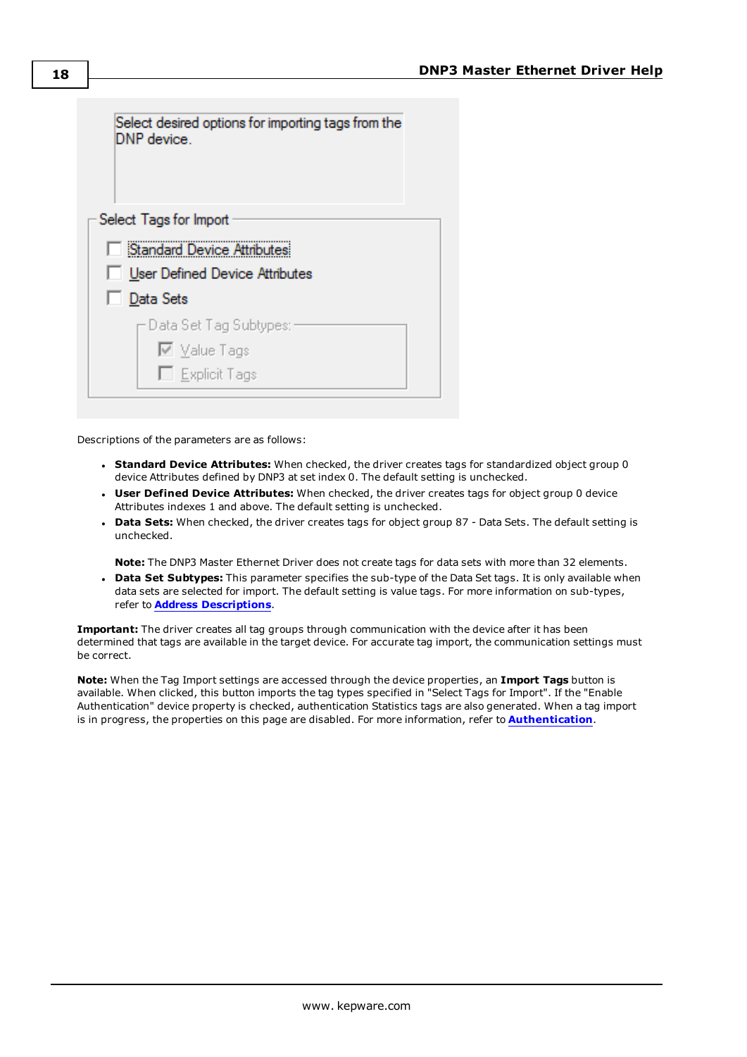Descriptions of the parameters are as follows:

- **Standard Device Attributes:** When checked, the driver creates tags for standardized object group 0 device Attributes defined by DNP3 at set index 0. The default setting is unchecked.
- **User Defined Device Attributes:** When checked, the driver creates tags for object group 0 device Attributes indexes 1 and above. The default setting is unchecked.
- **Data Sets:** When checked, the driver creates tags for object group 87 - Data Sets. The default setting is unchecked.

  **Note:** The DNP3 Master Ethernet Driver does not create tags for data sets with more than 32 elements.
- **Data Set Subtypes:** This parameter specifies the sub-type of the Data Set tags. It is only available when data sets are selected for import. The default setting is value tags. For more information on sub-types, refer to **Address Descriptions**.

**Important:** The driver creates all tag groups through communication with the device after it has been determined that tags are available in the target device. For accurate tag import, the communication settings must be correct.

**Note:** When the Tag Import settings are accessed through the device properties, an **Import Tags** button is available. When clicked, this button imports the tag types specified in "Select Tags for Import". If the "Enable Authentication" device property is checked, authentication Statistics tags are also generated. When a tag import is in progress, the properties on this page are disabled. For more information, refer to **Authentication**.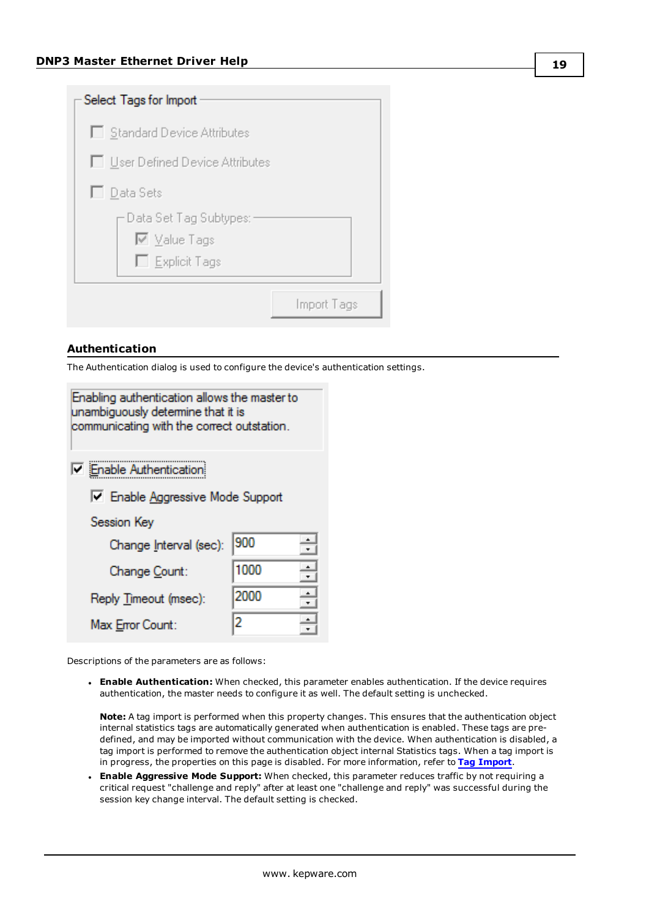## Authentication

The Authentication dialog is used to configure the device's authentication settings.

Descriptions of the parameters are as follows:

- **Enable Authentication:** When checked, this parameter enables authentication. If the device requires authentication, the master needs to configure it as well. The default setting is unchecked.

  **Note:** A tag import is performed when this property changes. This ensures that the authentication object internal statistics tags are automatically generated when authentication is enabled. These tags are pre-defined, and may be imported without communication with the device. When authentication is disabled, a tag import is performed to remove the authentication object internal Statistics tags. When a tag import is in progress, the properties on this page is disabled. For more information, refer to **Tag Import**.
- **Enable Aggressive Mode Support:** When checked, this parameter reduces traffic by not requiring a critical request "challenge and reply" after at least one "challenge and reply" was successful during the session key change interval. The default setting is checked.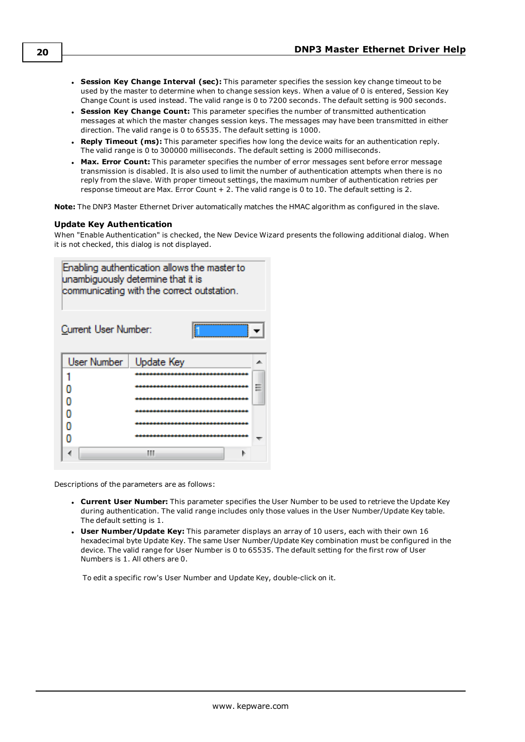- **Session Key Change Interval (sec):** This parameter specifies the session key change timeout to be used by the master to determine when to change session keys. When a value of 0 is entered, Session Key Change Count is used instead. The valid range is 0 to 7200 seconds. The default setting is 900 seconds.
- **Session Key Change Count:** This parameter specifies the number of transmitted authentication messages at which the master changes session keys. The messages may have been transmitted in either direction. The valid range is 0 to 65535. The default setting is 1000.
- **Reply Timeout (ms):** This parameter specifies how long the device waits for an authentication reply. The valid range is 0 to 300000 milliseconds. The default setting is 2000 milliseconds.
- **Max. Error Count:** This parameter specifies the number of error messages sent before error message transmission is disabled. It is also used to limit the number of authentication attempts when there is no reply from the slave. With proper timeout settings, the maximum number of authentication retries per response timeout are Max. Error Count + 2. The valid range is 0 to 10. The default setting is 2.

**Note:** The DNP3 Master Ethernet Driver automatically matches the HMAC algorithm as configured in the slave.

### Update Key Authentication

When "Enable Authentication" is checked, the New Device Wizard presents the following additional dialog. When it is not checked, this dialog is not displayed.

Enabling authentication allows the master to unambiguously determine that it is communicating with the correct outstation.

Current User Number: 1

| User Number | Update Key |
|---|---|
| 1 | ******************************** |
| 0 | ******************************** |
| 0 | ******************************** |
| 0 | ******************************** |
| 0 | ******************************** |
| 0 | ******************************** |

Descriptions of the parameters are as follows:

- **Current User Number:** This parameter specifies the User Number to be used to retrieve the Update Key during authentication. The valid range includes only those values in the User Number/Update Key table. The default setting is 1.
- **User Number/Update Key:** This parameter displays an array of 10 users, each with their own 16 hexadecimal byte Update Key. The same User Number/Update Key combination must be configured in the device. The valid range for User Number is 0 to 65535. The default setting for the first row of User Numbers is 1. All others are 0.

  To edit a specific row's User Number and Update Key, double-click on it.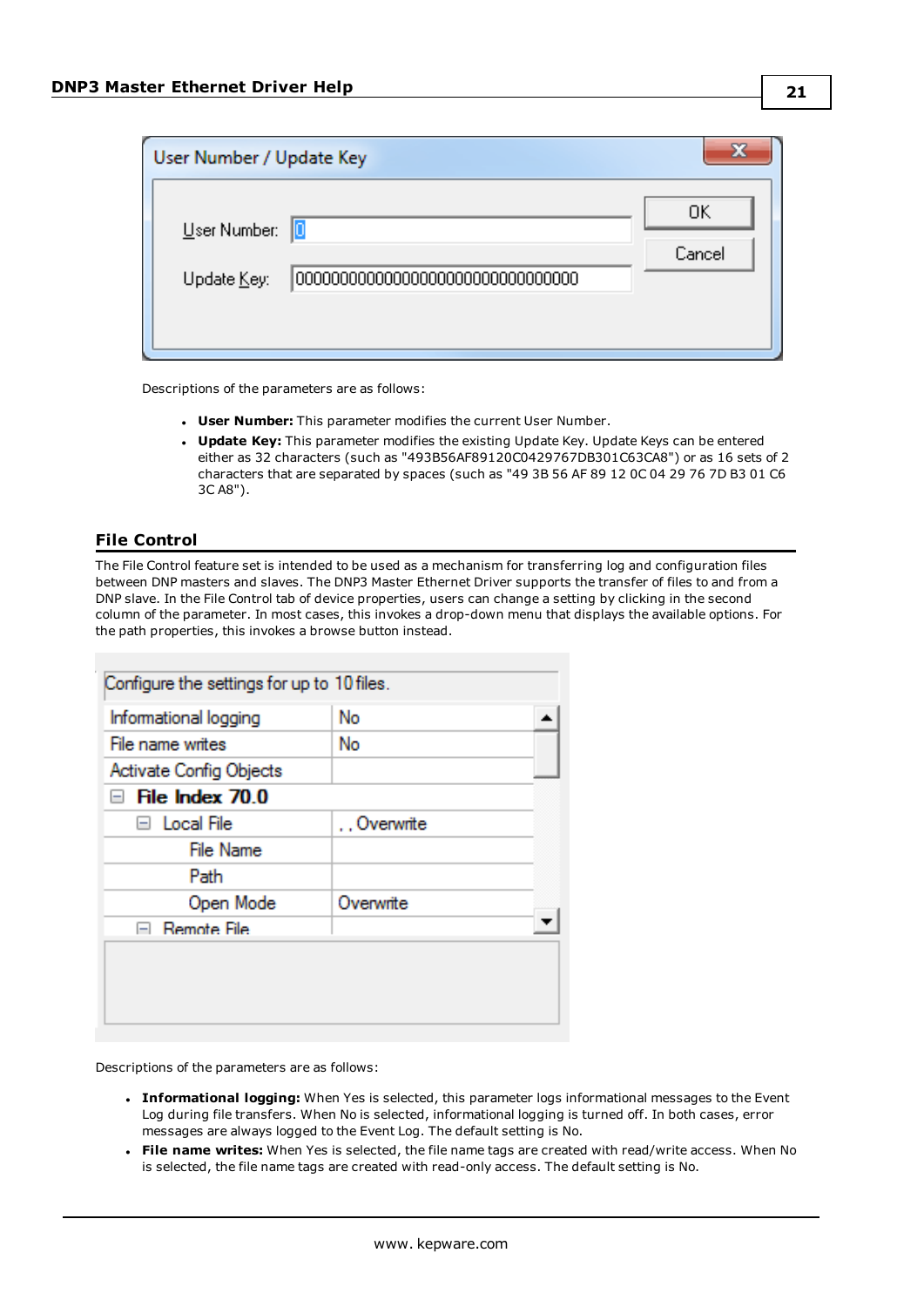Descriptions of the parameters are as follows:

- **User Number:** This parameter modifies the current User Number.
- **Update Key:** This parameter modifies the existing Update Key. Update Keys can be entered either as 32 characters (such as "493B56AF89120C0429767DB301C63CA8") or as 16 sets of 2 characters that are separated by spaces (such as "49 3B 56 AF 89 12 0C 04 29 76 7D B3 01 C6 3C A8").

## File Control

The File Control feature set is intended to be used as a mechanism for transferring log and configuration files between DNP masters and slaves. The DNP3 Master Ethernet Driver supports the transfer of files to and from a DNP slave. In the File Control tab of device properties, users can change a setting by clicking in the second column of the parameter. In most cases, this invokes a drop-down menu that displays the available options. For the path properties, this invokes a browse button instead.

Descriptions of the parameters are as follows:

- **Informational logging:** When Yes is selected, this parameter logs informational messages to the Event Log during file transfers. When No is selected, informational logging is turned off. In both cases, error messages are always logged to the Event Log. The default setting is No.
- **File name writes:** When Yes is selected, the file name tags are created with read/write access. When No is selected, the file name tags are created with read-only access. The default setting is No.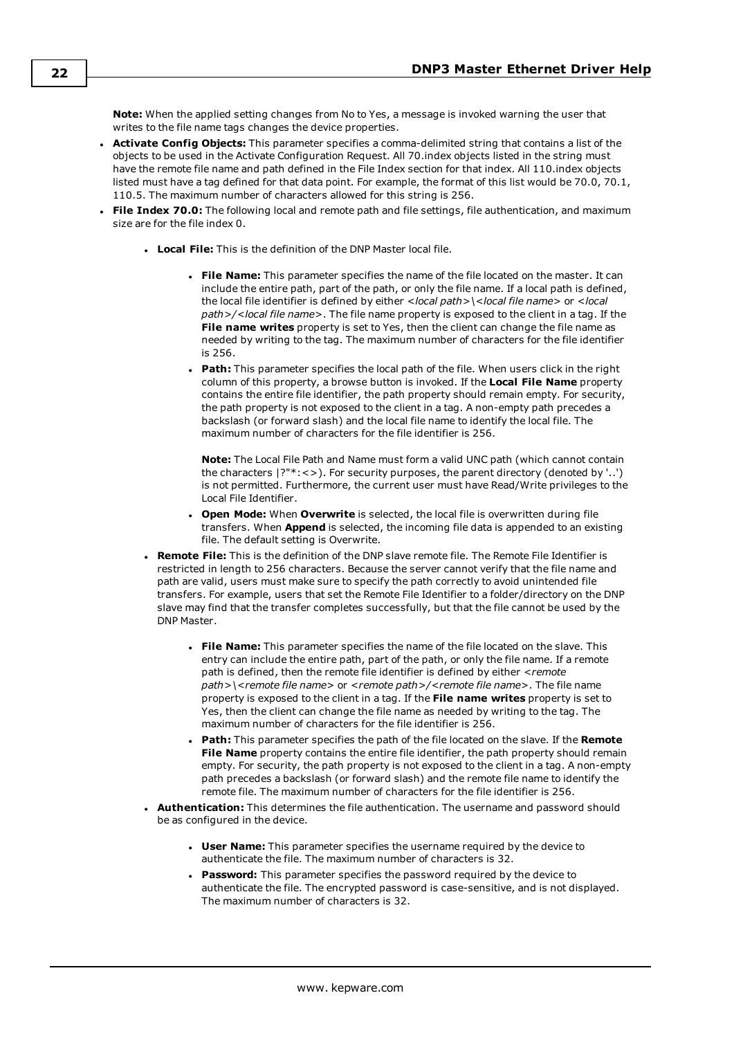**Note:** When the applied setting changes from No to Yes, a message is invoked warning the user that writes to the file name tags changes the device properties.

- **Activate Config Objects:** This parameter specifies a comma-delimited string that contains a list of the objects to be used in the Activate Configuration Request. All 70.index objects listed in the string must have the remote file name and path defined in the File Index section for that index. All 110.index objects listed must have a tag defined for that data point. For example, the format of this list would be 70.0, 70.1, 110.5. The maximum number of characters allowed for this string is 256.
- **File Index 70.0:** The following local and remote path and file settings, file authentication, and maximum size are for the file index 0.
  - **Local File:** This is the definition of the DNP Master local file.
    - **File Name:** This parameter specifies the name of the file located on the master. It can include the entire path, part of the path, or only the file name. If a local path is defined, the local file identifier is defined by either *<local path>\<local file name>* or *<local path>/<local file name>*. The file name property is exposed to the client in a tag. If the **File name writes** property is set to Yes, then the client can change the file name as needed by writing to the tag. The maximum number of characters for the file identifier is 256.
    - **Path:** This parameter specifies the local path of the file. When users click in the right column of this property, a browse button is invoked. If the **Local File Name** property contains the entire file identifier, the path property should remain empty. For security, the path property is not exposed to the client in a tag. A non-empty path precedes a backslash (or forward slash) and the local file name to identify the local file. The maximum number of characters for the file identifier is 256.

      **Note:** The Local File Path and Name must form a valid UNC path (which cannot contain the characters |?"*:<>). For security purposes, the parent directory (denoted by '..') is not permitted. Furthermore, the current user must have Read/Write privileges to the Local File Identifier.
    - **Open Mode:** When **Overwrite** is selected, the local file is overwritten during file transfers. When **Append** is selected, the incoming file data is appended to an existing file. The default setting is Overwrite.
  - **Remote File:** This is the definition of the DNP slave remote file. The Remote File Identifier is restricted in length to 256 characters. Because the server cannot verify that the file name and path are valid, users must make sure to specify the path correctly to avoid unintended file transfers. For example, users that set the Remote File Identifier to a folder/directory on the DNP slave may find that the transfer completes successfully, but that the file cannot be used by the DNP Master.
    - **File Name:** This parameter specifies the name of the file located on the slave. This entry can include the entire path, part of the path, or only the file name. If a remote path is defined, then the remote file identifier is defined by either *<remote path>\<remote file name>* or *<remote path>/<remote file name>*. The file name property is exposed to the client in a tag. If the **File name writes** property is set to Yes, then the client can change the file name as needed by writing to the tag. The maximum number of characters for the file identifier is 256.
    - **Path:** This parameter specifies the path of the file located on the slave. If the **Remote File Name** property contains the entire file identifier, the path property should remain empty. For security, the path property is not exposed to the client in a tag. A non-empty path precedes a backslash (or forward slash) and the remote file name to identify the remote file. The maximum number of characters for the file identifier is 256.
  - **Authentication:** This determines the file authentication. The username and password should be as configured in the device.
    - **User Name:** This parameter specifies the username required by the device to authenticate the file. The maximum number of characters is 32.
    - **Password:** This parameter specifies the password required by the device to authenticate the file. The encrypted password is case-sensitive, and is not displayed. The maximum number of characters is 32.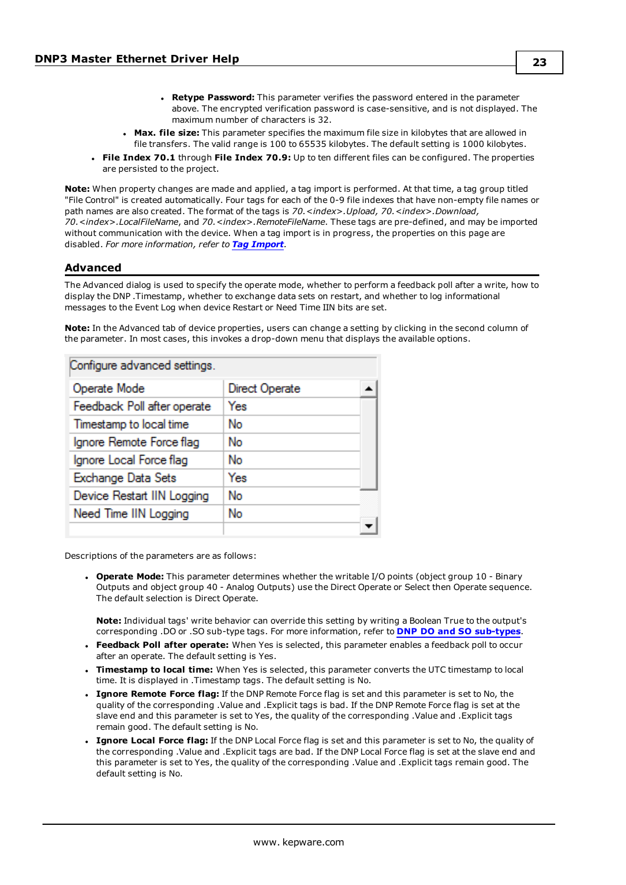- **Retype Password:** This parameter verifies the password entered in the parameter above. The encrypted verification password is case-sensitive, and is not displayed. The maximum number of characters is 32.
  - **Max. file size:** This parameter specifies the maximum file size in kilobytes that are allowed in file transfers. The valid range is 100 to 65535 kilobytes. The default setting is 1000 kilobytes.
- **File Index 70.1** through **File Index 70.9:** Up to ten different files can be configured. The properties are persisted to the project.

**Note:** When property changes are made and applied, a tag import is performed. At that time, a tag group titled "File Control" is created automatically. Four tags for each of the 0-9 file indexes that have non-empty file names or path names are also created. The format of the tags is *70.<index>.Upload, 70.<index>.Download, 70.<index>.LocalFileName*, and *70.<index>.RemoteFileName*. These tags are pre-defined, and may be imported without communication with the device. When a tag import is in progress, the properties on this page are disabled. *For more information, refer to* ***Tag Import***.

## Advanced

The Advanced dialog is used to specify the operate mode, whether to perform a feedback poll after a write, how to display the DNP .Timestamp, whether to exchange data sets on restart, and whether to log informational messages to the Event Log when device Restart or Need Time IIN bits are set.

**Note:** In the Advanced tab of device properties, users can change a setting by clicking in the second column of the parameter. In most cases, this invokes a drop-down menu that displays the available options.

| Configure advanced settings. | |
|---|---|
| Operate Mode | Direct Operate |
| Feedback Poll after operate | Yes |
| Timestamp to local time | No |
| Ignore Remote Force flag | No |
| Ignore Local Force flag | No |
| Exchange Data Sets | Yes |
| Device Restart IIN Logging | No |
| Need Time IIN Logging | No |

Descriptions of the parameters are as follows:

- **Operate Mode:** This parameter determines whether the writable I/O points (object group 10 - Binary Outputs and object group 40 - Analog Outputs) use the Direct Operate or Select then Operate sequence. The default selection is Direct Operate.

  **Note:** Individual tags' write behavior can override this setting by writing a Boolean True to the output's corresponding .DO or .SO sub-type tags. For more information, refer to **DNP DO and SO sub-types**.
- **Feedback Poll after operate:** When Yes is selected, this parameter enables a feedback poll to occur after an operate. The default setting is Yes.
- **Timestamp to local time:** When Yes is selected, this parameter converts the UTC timestamp to local time. It is displayed in .Timestamp tags. The default setting is No.
- **Ignore Remote Force flag:** If the DNP Remote Force flag is set and this parameter is set to No, the quality of the corresponding .Value and .Explicit tags is bad. If the DNP Remote Force flag is set at the slave end and this parameter is set to Yes, the quality of the corresponding .Value and .Explicit tags remain good. The default setting is No.
- **Ignore Local Force flag:** If the DNP Local Force flag is set and this parameter is set to No, the quality of the corresponding .Value and .Explicit tags are bad. If the DNP Local Force flag is set at the slave end and this parameter is set to Yes, the quality of the corresponding .Value and .Explicit tags remain good. The default setting is No.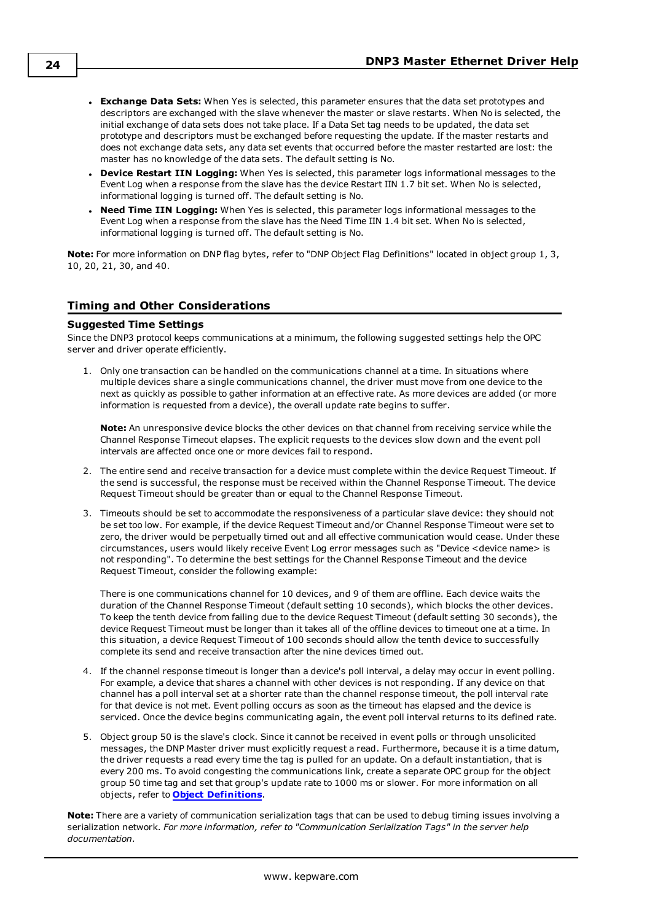- **Exchange Data Sets:** When Yes is selected, this parameter ensures that the data set prototypes and descriptors are exchanged with the slave whenever the master or slave restarts. When No is selected, the initial exchange of data sets does not take place. If a Data Set tag needs to be updated, the data set prototype and descriptors must be exchanged before requesting the update. If the master restarts and does not exchange data sets, any data set events that occurred before the master restarted are lost: the master has no knowledge of the data sets. The default setting is No.
- **Device Restart IIN Logging:** When Yes is selected, this parameter logs informational messages to the Event Log when a response from the slave has the device Restart IIN 1.7 bit set. When No is selected, informational logging is turned off. The default setting is No.
- **Need Time IIN Logging:** When Yes is selected, this parameter logs informational messages to the Event Log when a response from the slave has the Need Time IIN 1.4 bit set. When No is selected, informational logging is turned off. The default setting is No.

**Note:** For more information on DNP flag bytes, refer to "DNP Object Flag Definitions" located in object group 1, 3, 10, 20, 21, 30, and 40.

## Timing and Other Considerations

### Suggested Time Settings

Since the DNP3 protocol keeps communications at a minimum, the following suggested settings help the OPC server and driver operate efficiently.

1. Only one transaction can be handled on the communications channel at a time. In situations where multiple devices share a single communications channel, the driver must move from one device to the next as quickly as possible to gather information at an effective rate. As more devices are added (or more information is requested from a device), the overall update rate begins to suffer.

   **Note:** An unresponsive device blocks the other devices on that channel from receiving service while the Channel Response Timeout elapses. The explicit requests to the devices slow down and the event poll intervals are affected once one or more devices fail to respond.

2. The entire send and receive transaction for a device must complete within the device Request Timeout. If the send is successful, the response must be received within the Channel Response Timeout. The device Request Timeout should be greater than or equal to the Channel Response Timeout.

3. Timeouts should be set to accommodate the responsiveness of a particular slave device: they should not be set too low. For example, if the device Request Timeout and/or Channel Response Timeout were set to zero, the driver would be perpetually timed out and all effective communication would cease. Under these circumstances, users would likely receive Event Log error messages such as "Device <device name> is not responding". To determine the best settings for the Channel Response Timeout and the device Request Timeout, consider the following example:

   There is one communications channel for 10 devices, and 9 of them are offline. Each device waits the duration of the Channel Response Timeout (default setting 10 seconds), which blocks the other devices. To keep the tenth device from failing due to the device Request Timeout (default setting 30 seconds), the device Request Timeout must be longer than it takes all of the offline devices to timeout one at a time. In this situation, a device Request Timeout of 100 seconds should allow the tenth device to successfully complete its send and receive transaction after the nine devices timed out.

4. If the channel response timeout is longer than a device's poll interval, a delay may occur in event polling. For example, a device that shares a channel with other devices is not responding. If any device on that channel has a poll interval set at a shorter rate than the channel response timeout, the poll interval rate for that device is not met. Event polling occurs as soon as the timeout has elapsed and the device is serviced. Once the device begins communicating again, the event poll interval returns to its defined rate.

5. Object group 50 is the slave's clock. Since it cannot be received in event polls or through unsolicited messages, the DNP Master driver must explicitly request a read. Furthermore, because it is a time datum, the driver requests a read every time the tag is pulled for an update. On a default instantiation, that is every 200 ms. To avoid congesting the communications link, create a separate OPC group for the object group 50 time tag and set that group's update rate to 1000 ms or slower. For more information on all objects, refer to **Object Definitions**.

**Note:** There are a variety of communication serialization tags that can be used to debug timing issues involving a serialization network. *For more information, refer to "Communication Serialization Tags" in the server help documentation.*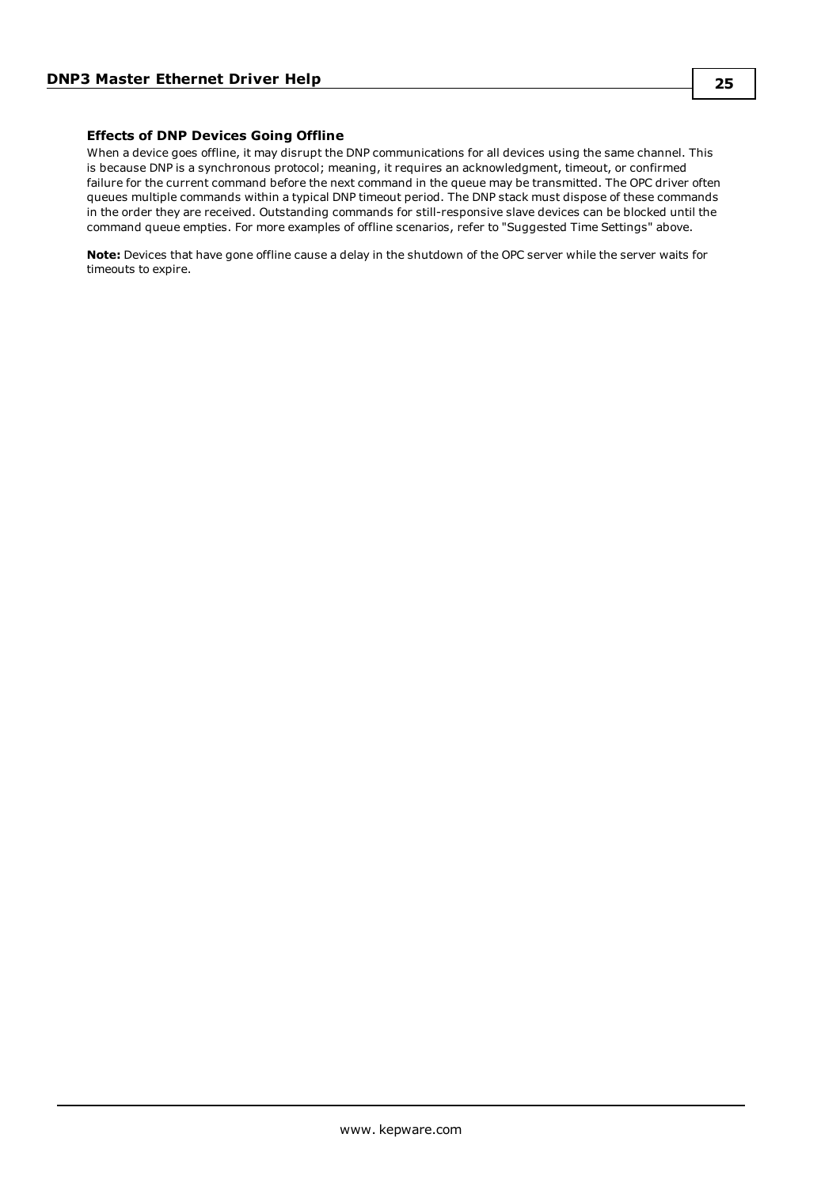### Effects of DNP Devices Going Offline

When a device goes offline, it may disrupt the DNP communications for all devices using the same channel. This is because DNP is a synchronous protocol; meaning, it requires an acknowledgment, timeout, or confirmed failure for the current command before the next command in the queue may be transmitted. The OPC driver often queues multiple commands within a typical DNP timeout period. The DNP stack must dispose of these commands in the order they are received. Outstanding commands for still-responsive slave devices can be blocked until the command queue empties. For more examples of offline scenarios, refer to "Suggested Time Settings" above.

**Note:** Devices that have gone offline cause a delay in the shutdown of the OPC server while the server waits for timeouts to expire.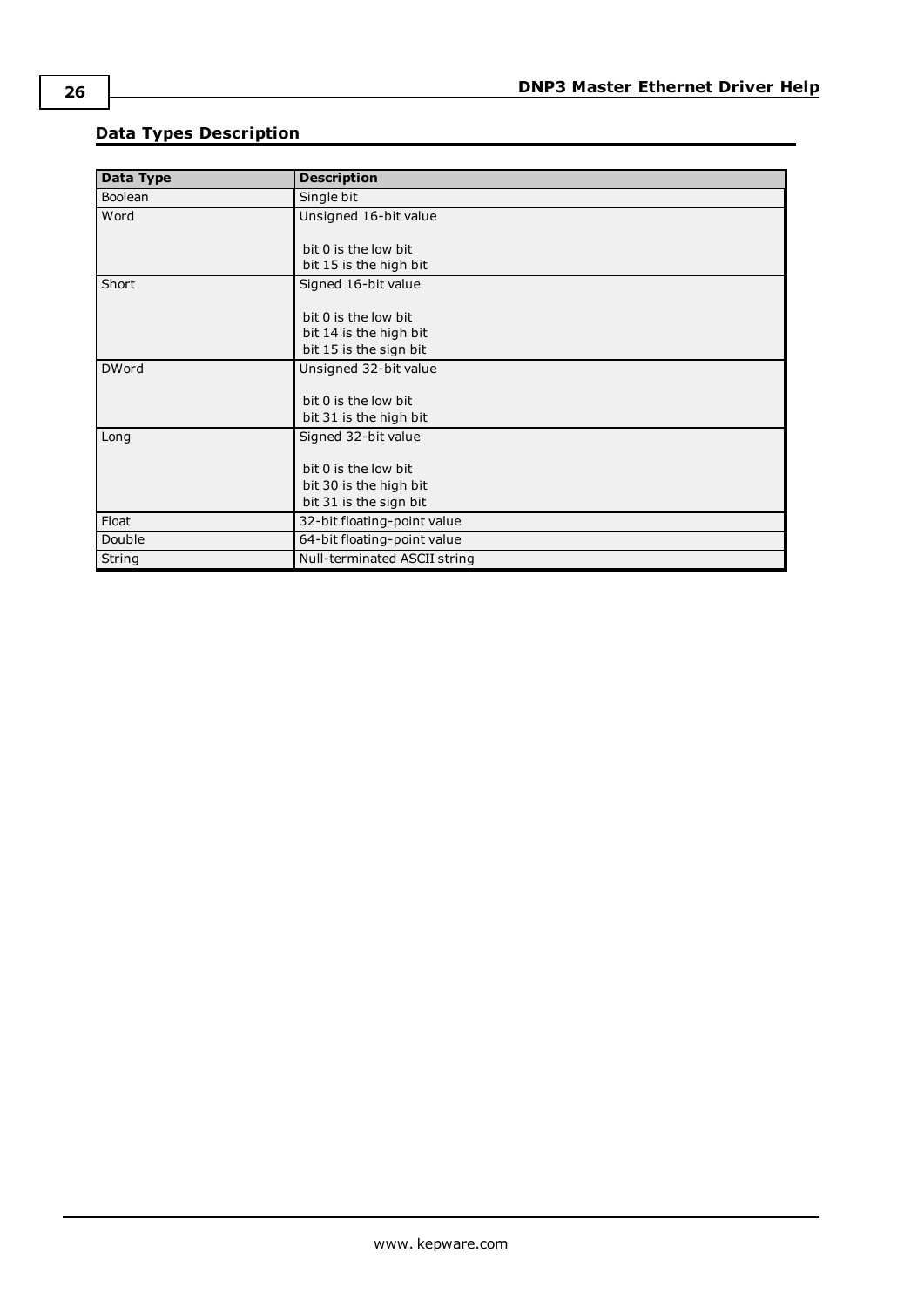## Data Types Description

| Data Type | Description |
|---|---|
| Boolean | Single bit |
| Word | Unsigned 16-bit value<br><br>bit 0 is the low bit<br>bit 15 is the high bit |
| Short | Signed 16-bit value<br><br>bit 0 is the low bit<br>bit 14 is the high bit<br>bit 15 is the sign bit |
| DWord | Unsigned 32-bit value<br><br>bit 0 is the low bit<br>bit 31 is the high bit |
| Long | Signed 32-bit value<br><br>bit 0 is the low bit<br>bit 30 is the high bit<br>bit 31 is the sign bit |
| Float | 32-bit floating-point value |
| Double | 64-bit floating-point value |
| String | Null-terminated ASCII string |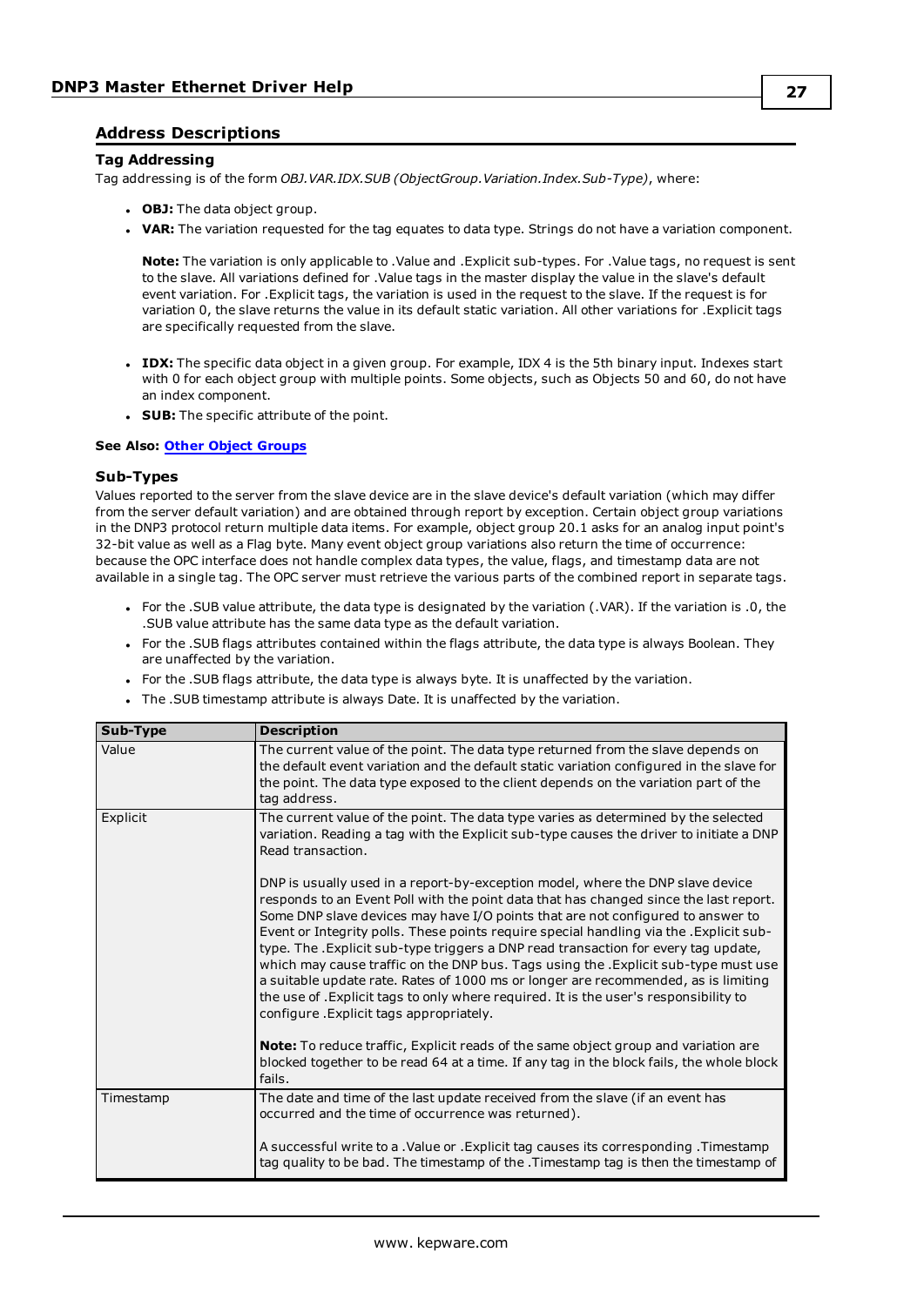## Address Descriptions

### Tag Addressing

Tag addressing is of the form *OBJ.VAR.IDX.SUB (ObjectGroup.Variation.Index.Sub-Type)*, where:

- **OBJ:** The data object group.
- **VAR:** The variation requested for the tag equates to data type. Strings do not have a variation component.

  **Note:** The variation is only applicable to .Value and .Explicit sub-types. For .Value tags, no request is sent to the slave. All variations defined for .Value tags in the master display the value in the slave's default event variation. For .Explicit tags, the variation is used in the request to the slave. If the request is for variation 0, the slave returns the value in its default static variation. All other variations for .Explicit tags are specifically requested from the slave.

- **IDX:** The specific data object in a given group. For example, IDX 4 is the 5th binary input. Indexes start with 0 for each object group with multiple points. Some objects, such as Objects 50 and 60, do not have an index component.
- **SUB:** The specific attribute of the point.

**See Also: Other Object Groups**

### Sub-Types

Values reported to the server from the slave device are in the slave device's default variation (which may differ from the server default variation) and are obtained through report by exception. Certain object group variations in the DNP3 protocol return multiple data items. For example, object group 20.1 asks for an analog input point's 32-bit value as well as a Flag byte. Many event object group variations also return the time of occurrence: because the OPC interface does not handle complex data types, the value, flags, and timestamp data are not available in a single tag. The OPC server must retrieve the various parts of the combined report in separate tags.

- For the .SUB value attribute, the data type is designated by the variation (.VAR). If the variation is .0, the .SUB value attribute has the same data type as the default variation.
- For the .SUB flags attributes contained within the flags attribute, the data type is always Boolean. They are unaffected by the variation.
- For the .SUB flags attribute, the data type is always byte. It is unaffected by the variation.
- The .SUB timestamp attribute is always Date. It is unaffected by the variation.

| Sub-Type | Description |
|---|---|
| Value | The current value of the point. The data type returned from the slave depends on the default event variation and the default static variation configured in the slave for the point. The data type exposed to the client depends on the variation part of the tag address. |
| Explicit | The current value of the point. The data type varies as determined by the selected variation. Reading a tag with the Explicit sub-type causes the driver to initiate a DNP Read transaction.<br><br>DNP is usually used in a report-by-exception model, where the DNP slave device responds to an Event Poll with the point data that has changed since the last report. Some DNP slave devices may have I/O points that are not configured to answer to Event or Integrity polls. These points require special handling via the .Explicit sub-type. The .Explicit sub-type triggers a DNP read transaction for every tag update, which may cause traffic on the DNP bus. Tags using the .Explicit sub-type must use a suitable update rate. Rates of 1000 ms or longer are recommended, as is limiting the use of .Explicit tags to only where required. It is the user's responsibility to configure .Explicit tags appropriately.<br><br>**Note:** To reduce traffic, Explicit reads of the same object group and variation are blocked together to be read 64 at a time. If any tag in the block fails, the whole block fails. |
| Timestamp | The date and time of the last update received from the slave (if an event has occurred and the time of occurrence was returned).<br><br>A successful write to a .Value or .Explicit tag causes its corresponding .Timestamp tag quality to be bad. The timestamp of the .Timestamp tag is then the timestamp of |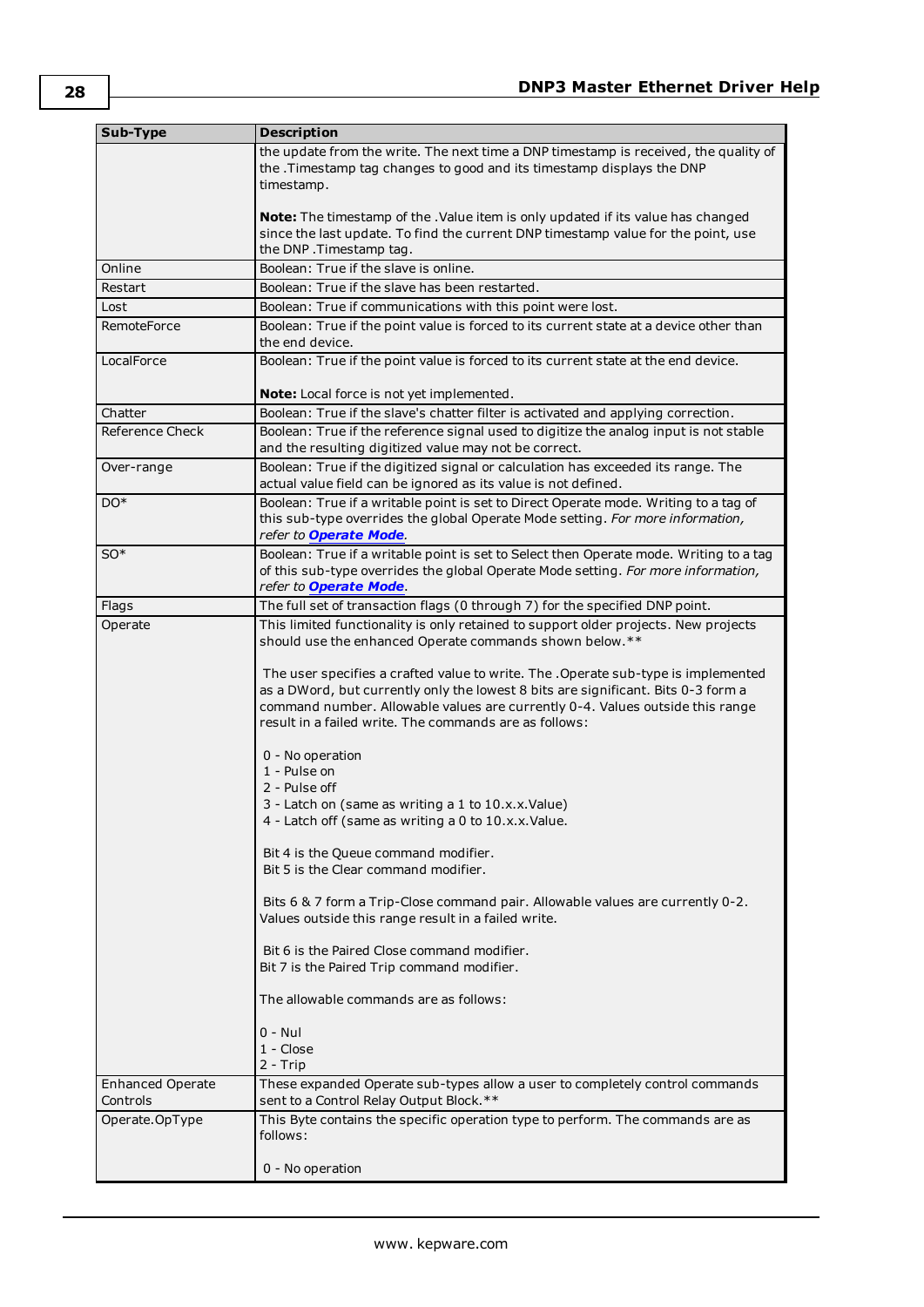| Sub-Type | Description |
|---|---|
| | the update from the write. The next time a DNP timestamp is received, the quality of the .Timestamp tag changes to good and its timestamp displays the DNP timestamp.<br><br>**Note:** The timestamp of the .Value item is only updated if its value has changed since the last update. To find the current DNP timestamp value for the point, use the DNP .Timestamp tag. |
| Online | Boolean: True if the slave is online. |
| Restart | Boolean: True if the slave has been restarted. |
| Lost | Boolean: True if communications with this point were lost. |
| RemoteForce | Boolean: True if the point value is forced to its current state at a device other than the end device. |
| LocalForce | Boolean: True if the point value is forced to its current state at the end device.<br><br>**Note:** Local force is not yet implemented. |
| Chatter | Boolean: True if the slave's chatter filter is activated and applying correction. |
| Reference Check | Boolean: True if the reference signal used to digitize the analog input is not stable and the resulting digitized value may not be correct. |
| Over-range | Boolean: True if the digitized signal or calculation has exceeded its range. The actual value field can be ignored as its value is not defined. |
| DO* | Boolean: True if a writable point is set to Direct Operate mode. Writing to a tag of this sub-type overrides the global Operate Mode setting. *For more information, refer to **Operate Mode**.* |
| SO* | Boolean: True if a writable point is set to Select then Operate mode. Writing to a tag of this sub-type overrides the global Operate Mode setting. *For more information, refer to **Operate Mode**.* |
| Flags | The full set of transaction flags (0 through 7) for the specified DNP point. |
| Operate | This limited functionality is only retained to support older projects. New projects should use the enhanced Operate commands shown below.**<br><br>The user specifies a crafted value to write. The .Operate sub-type is implemented as a DWord, but currently only the lowest 8 bits are significant. Bits 0-3 form a command number. Allowable values are currently 0-4. Values outside this range result in a failed write. The commands are as follows:<br><br>0 - No operation<br>1 - Pulse on<br>2 - Pulse off<br>3 - Latch on (same as writing a 1 to 10.x.x.Value)<br>4 - Latch off (same as writing a 0 to 10.x.x.Value.<br><br>Bit 4 is the Queue command modifier.<br>Bit 5 is the Clear command modifier.<br><br>Bits 6 & 7 form a Trip-Close command pair. Allowable values are currently 0-2. Values outside this range result in a failed write.<br><br>Bit 6 is the Paired Close command modifier.<br>Bit 7 is the Paired Trip command modifier.<br><br>The allowable commands are as follows:<br><br>0 - Nul<br>1 - Close<br>2 - Trip |
| Enhanced Operate Controls | These expanded Operate sub-types allow a user to completely control commands sent to a Control Relay Output Block.** |
| Operate.OpType | This Byte contains the specific operation type to perform. The commands are as follows:<br><br>0 - No operation |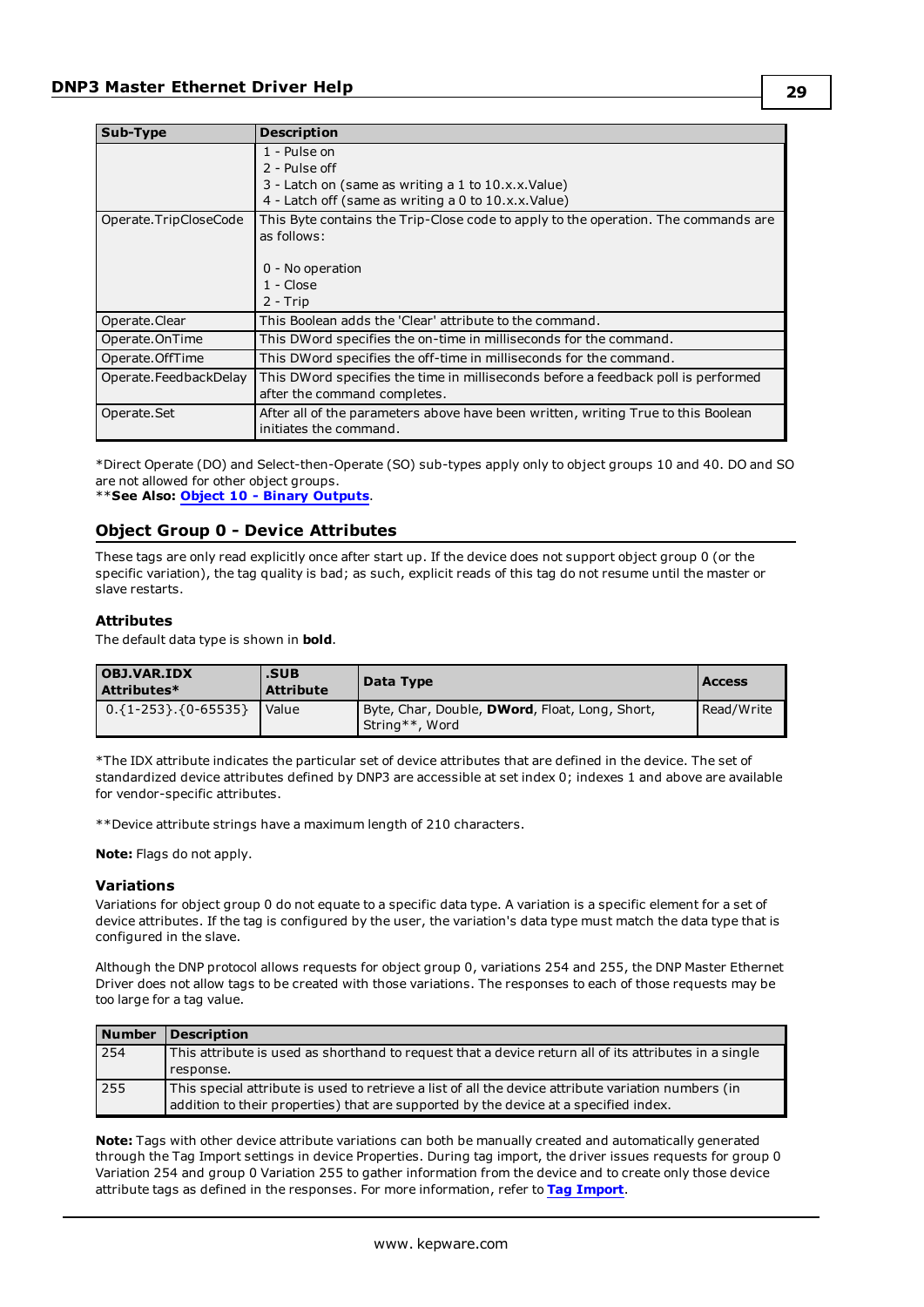| Sub-Type | Description |
|---|---|
| | 1 - Pulse on<br>2 - Pulse off<br>3 - Latch on (same as writing a 1 to 10.x.x.Value)<br>4 - Latch off (same as writing a 0 to 10.x.x.Value) |
| Operate.TripCloseCode | This Byte contains the Trip-Close code to apply to the operation. The commands are as follows:<br><br>0 - No operation<br>1 - Close<br>2 - Trip |
| Operate.Clear | This Boolean adds the 'Clear' attribute to the command. |
| Operate.OnTime | This DWord specifies the on-time in milliseconds for the command. |
| Operate.OffTime | This DWord specifies the off-time in milliseconds for the command. |
| Operate.FeedbackDelay | This DWord specifies the time in milliseconds before a feedback poll is performed after the command completes. |
| Operate.Set | After all of the parameters above have been written, writing True to this Boolean initiates the command. |

*Direct Operate (DO) and Select-then-Operate (SO) sub-types apply only to object groups 10 and 40. DO and SO are not allowed for other object groups.
****See Also:** **Object 10 - Binary Outputs**.

## Object Group 0 - Device Attributes

These tags are only read explicitly once after start up. If the device does not support object group 0 (or the specific variation), the tag quality is bad; as such, explicit reads of this tag do not resume until the master or slave restarts.

### Attributes

The default data type is shown in **bold**.

| OBJ.VAR.IDX Attributes* | .SUB Attribute | Data Type | Access |
|---|---|---|---|
| 0.{1-253}.{0-65535} | Value | Byte, Char, Double, **DWord**, Float, Long, Short, String**, Word | Read/Write |

*The IDX attribute indicates the particular set of device attributes that are defined in the device. The set of standardized device attributes defined by DNP3 are accessible at set index 0; indexes 1 and above are available for vendor-specific attributes.

**Device attribute strings have a maximum length of 210 characters.

**Note:** Flags do not apply.

### Variations

Variations for object group 0 do not equate to a specific data type. A variation is a specific element for a set of device attributes. If the tag is configured by the user, the variation's data type must match the data type that is configured in the slave.

Although the DNP protocol allows requests for object group 0, variations 254 and 255, the DNP Master Ethernet Driver does not allow tags to be created with those variations. The responses to each of those requests may be too large for a tag value.

| Number | Description |
|---|---|
| 254 | This attribute is used as shorthand to request that a device return all of its attributes in a single response. |
| 255 | This special attribute is used to retrieve a list of all the device attribute variation numbers (in addition to their properties) that are supported by the device at a specified index. |

**Note:** Tags with other device attribute variations can both be manually created and automatically generated through the Tag Import settings in device Properties. During tag import, the driver issues requests for group 0 Variation 254 and group 0 Variation 255 to gather information from the device and to create only those device attribute tags as defined in the responses. For more information, refer to **Tag Import**.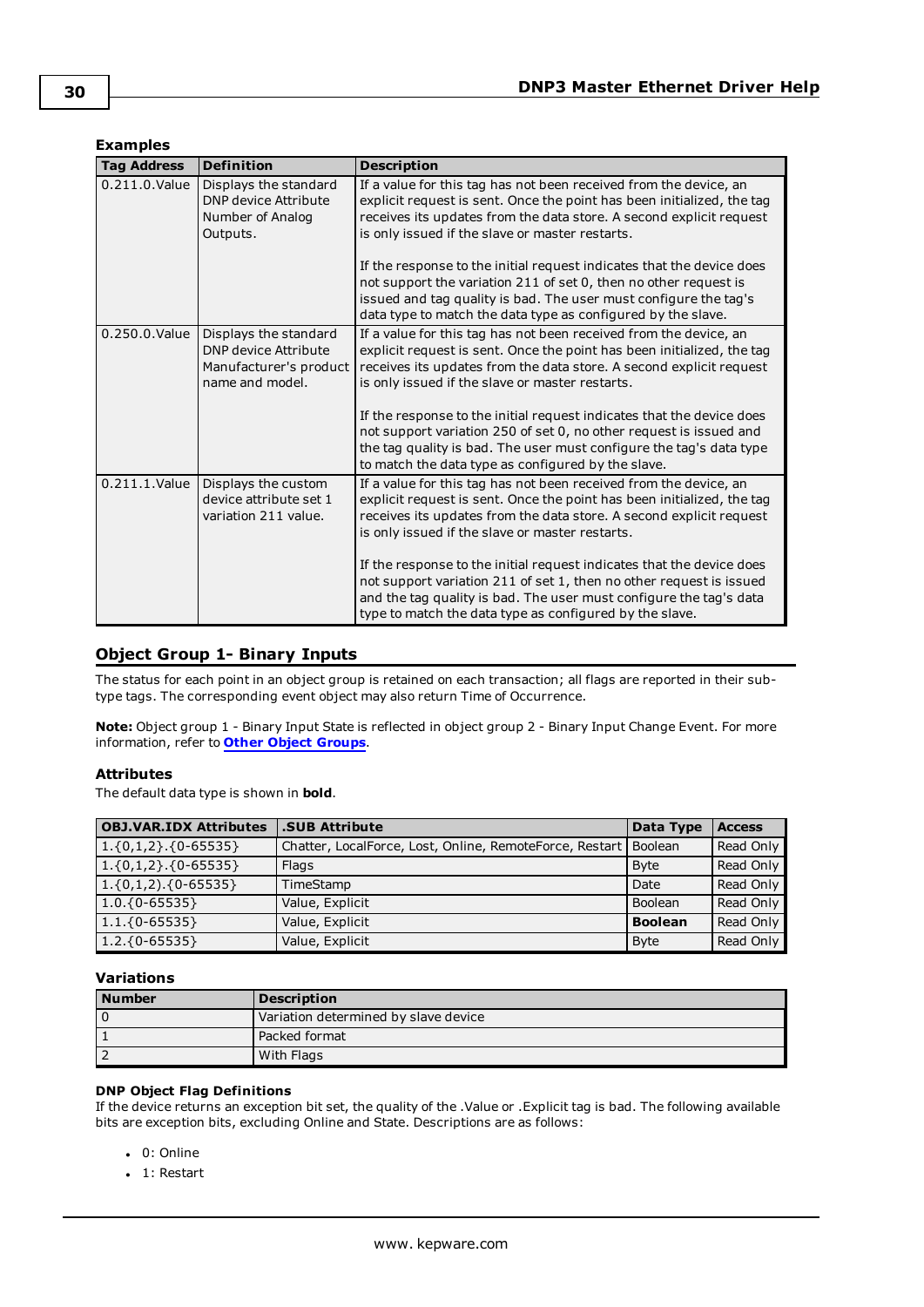### Examples

| Tag Address | Definition | Description |
|---|---|---|
| 0.211.0.Value | Displays the standard DNP device Attribute Number of Analog Outputs. | If a value for this tag has not been received from the device, an explicit request is sent. Once the point has been initialized, the tag receives its updates from the data store. A second explicit request is only issued if the slave or master restarts.<br><br>If the response to the initial request indicates that the device does not support the variation 211 of set 0, then no other request is issued and tag quality is bad. The user must configure the tag's data type to match the data type as configured by the slave. |
| 0.250.0.Value | Displays the standard DNP device Attribute Manufacturer's product name and model. | If a value for this tag has not been received from the device, an explicit request is sent. Once the point has been initialized, the tag receives its updates from the data store. A second explicit request is only issued if the slave or master restarts.<br><br>If the response to the initial request indicates that the device does not support variation 250 of set 0, no other request is issued and the tag quality is bad. The user must configure the tag's data type to match the data type as configured by the slave. |
| 0.211.1.Value | Displays the custom device attribute set 1 variation 211 value. | If a value for this tag has not been received from the device, an explicit request is sent. Once the point has been initialized, the tag receives its updates from the data store. A second explicit request is only issued if the slave or master restarts.<br><br>If the response to the initial request indicates that the device does not support variation 211 of set 1, then no other request is issued and the tag quality is bad. The user must configure the tag's data type to match the data type as configured by the slave. |

## Object Group 1- Binary Inputs

The status for each point in an object group is retained on each transaction; all flags are reported in their sub-type tags. The corresponding event object may also return Time of Occurrence.

**Note:** Object group 1 - Binary Input State is reflected in object group 2 - Binary Input Change Event. For more information, refer to **Other Object Groups**.

### Attributes

The default data type is shown in **bold**.

| OBJ.VAR.IDX Attributes | .SUB Attribute | Data Type | Access |
|---|---|---|---|
| 1.{0,1,2}.{0-65535} | Chatter, LocalForce, Lost, Online, RemoteForce, Restart | Boolean | Read Only |
| 1.{0,1,2}.{0-65535} | Flags | Byte | Read Only |
| 1.{0,1,2).{0-65535} | TimeStamp | Date | Read Only |
| 1.0.{0-65535} | Value, Explicit | Boolean | Read Only |
| 1.1.{0-65535} | Value, Explicit | **Boolean** | Read Only |
| 1.2.{0-65535} | Value, Explicit | Byte | Read Only |

### Variations

| Number | Description |
|---|---|
| 0 | Variation determined by slave device |
| 1 | Packed format |
| 2 | With Flags |

#### DNP Object Flag Definitions

If the device returns an exception bit set, the quality of the .Value or .Explicit tag is bad. The following available bits are exception bits, excluding Online and State. Descriptions are as follows:

- 0: Online
- 1: Restart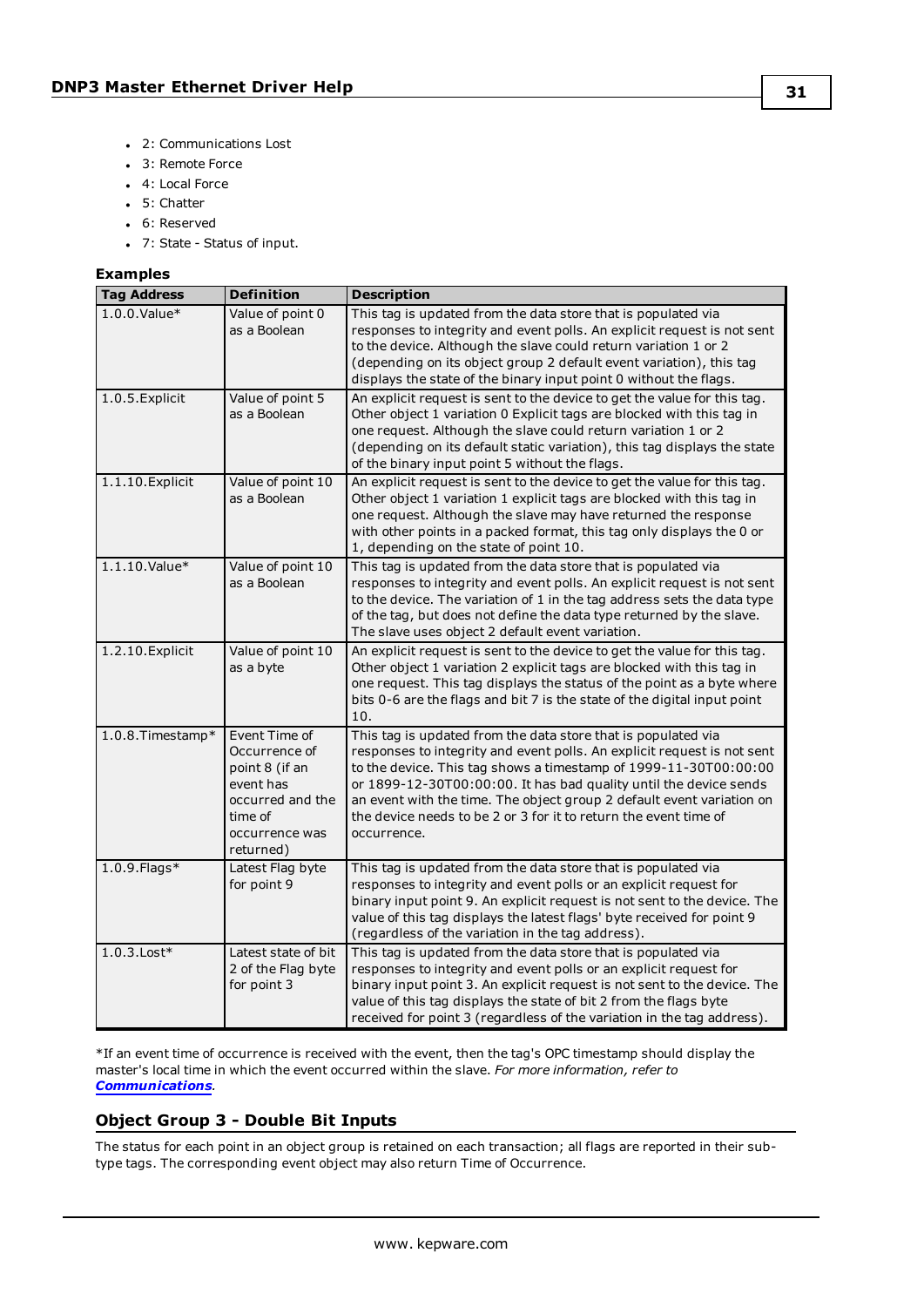- 2: Communications Lost
- 3: Remote Force
- 4: Local Force
- 5: Chatter
- 6: Reserved
- 7: State - Status of input.

### Examples

| Tag Address | Definition | Description |
| --- | --- | --- |
| 1.0.0.Value* | Value of point 0 as a Boolean | This tag is updated from the data store that is populated via responses to integrity and event polls. An explicit request is not sent to the device. Although the slave could return variation 1 or 2 (depending on its object group 2 default event variation), this tag displays the state of the binary input point 0 without the flags. |
| 1.0.5.Explicit | Value of point 5 as a Boolean | An explicit request is sent to the device to get the value for this tag. Other object 1 variation 0 Explicit tags are blocked with this tag in one request. Although the slave could return variation 1 or 2 (depending on its default static variation), this tag displays the state of the binary input point 5 without the flags. |
| 1.1.10.Explicit | Value of point 10 as a Boolean | An explicit request is sent to the device to get the value for this tag. Other object 1 variation 1 explicit tags are blocked with this tag in one request. Although the slave may have returned the response with other points in a packed format, this tag only displays the 0 or 1, depending on the state of point 10. |
| 1.1.10.Value* | Value of point 10 as a Boolean | This tag is updated from the data store that is populated via responses to integrity and event polls. An explicit request is not sent to the device. The variation of 1 in the tag address sets the data type of the tag, but does not define the data type returned by the slave. The slave uses object 2 default event variation. |
| 1.2.10.Explicit | Value of point 10 as a byte | An explicit request is sent to the device to get the value for this tag. Other object 1 variation 2 explicit tags are blocked with this tag in one request. This tag displays the status of the point as a byte where bits 0-6 are the flags and bit 7 is the state of the digital input point 10. |
| 1.0.8.Timestamp* | Event Time of Occurrence of point 8 (if an event has occurred and the time of occurrence was returned) | This tag is updated from the data store that is populated via responses to integrity and event polls. An explicit request is not sent to the device. This tag shows a timestamp of 1999-11-30T00:00:00 or 1899-12-30T00:00:00. It has bad quality until the device sends an event with the time. The object group 2 default event variation on the device needs to be 2 or 3 for it to return the event time of occurrence. |
| 1.0.9.Flags* | Latest Flag byte for point 9 | This tag is updated from the data store that is populated via responses to integrity and event polls or an explicit request for binary input point 9. An explicit request is not sent to the device. The value of this tag displays the latest flags' byte received for point 9 (regardless of the variation in the tag address). |
| 1.0.3.Lost* | Latest state of bit 2 of the Flag byte for point 3 | This tag is updated from the data store that is populated via responses to integrity and event polls or an explicit request for binary input point 3. An explicit request is not sent to the device. The value of this tag displays the state of bit 2 from the flags byte received for point 3 (regardless of the variation in the tag address). |

*If an event time of occurrence is received with the event, then the tag's OPC timestamp should display the master's local time in which the event occurred within the slave. *For more information, refer to **Communications**.*

## Object Group 3 - Double Bit Inputs

The status for each point in an object group is retained on each transaction; all flags are reported in their sub-type tags. The corresponding event object may also return Time of Occurrence.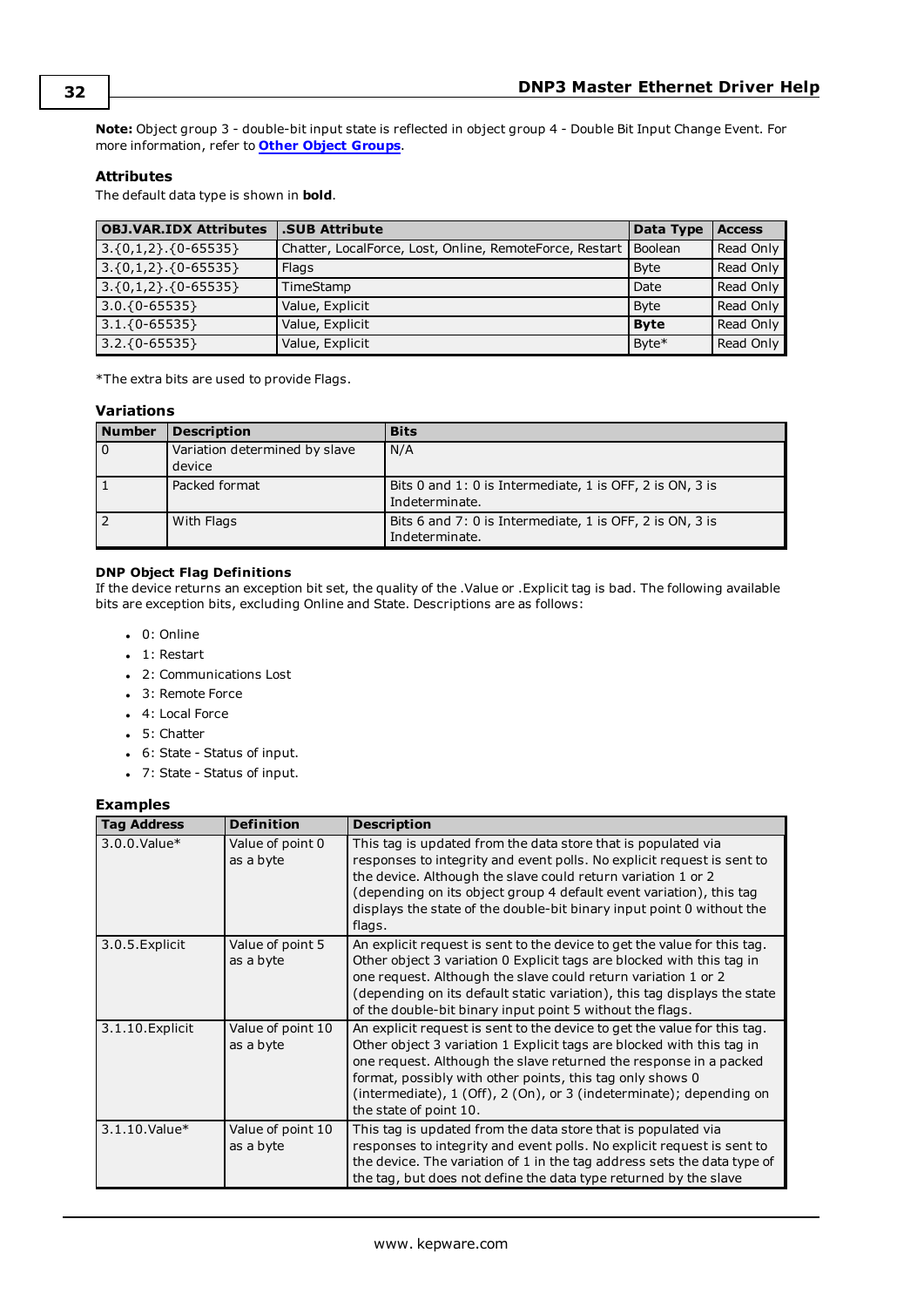**Note:** Object group 3 - double-bit input state is reflected in object group 4 - Double Bit Input Change Event. For more information, refer to **Other Object Groups**.

### Attributes

The default data type is shown in **bold**.

| OBJ.VAR.IDX Attributes | .SUB Attribute | Data Type | Access |
|---|---|---|---|
| 3.{0,1,2}.{0-65535} | Chatter, LocalForce, Lost, Online, RemoteForce, Restart | Boolean | Read Only |
| 3.{0,1,2}.{0-65535} | Flags | Byte | Read Only |
| 3.{0,1,2}.{0-65535} | TimeStamp | Date | Read Only |
| 3.0.{0-65535} | Value, Explicit | Byte | Read Only |
| 3.1.{0-65535} | Value, Explicit | **Byte** | Read Only |
| 3.2.{0-65535} | Value, Explicit | Byte* | Read Only |

*The extra bits are used to provide Flags.

### Variations

| Number | Description | Bits |
|---|---|---|
| 0 | Variation determined by slave device | N/A |
| 1 | Packed format | Bits 0 and 1: 0 is Intermediate, 1 is OFF, 2 is ON, 3 is Indeterminate. |
| 2 | With Flags | Bits 6 and 7: 0 is Intermediate, 1 is OFF, 2 is ON, 3 is Indeterminate. |

#### DNP Object Flag Definitions

If the device returns an exception bit set, the quality of the .Value or .Explicit tag is bad. The following available bits are exception bits, excluding Online and State. Descriptions are as follows:

- 0: Online
- 1: Restart
- 2: Communications Lost
- 3: Remote Force
- 4: Local Force
- 5: Chatter
- 6: State - Status of input.
- 7: State - Status of input.

### Examples

| Tag Address | Definition | Description |
|---|---|---|
| 3.0.0.Value* | Value of point 0 as a byte | This tag is updated from the data store that is populated via responses to integrity and event polls. No explicit request is sent to the device. Although the slave could return variation 1 or 2 (depending on its object group 4 default event variation), this tag displays the state of the double-bit binary input point 0 without the flags. |
| 3.0.5.Explicit | Value of point 5 as a byte | An explicit request is sent to the device to get the value for this tag. Other object 3 variation 0 Explicit tags are blocked with this tag in one request. Although the slave could return variation 1 or 2 (depending on its default static variation), this tag displays the state of the double-bit binary input point 5 without the flags. |
| 3.1.10.Explicit | Value of point 10 as a byte | An explicit request is sent to the device to get the value for this tag. Other object 3 variation 1 Explicit tags are blocked with this tag in one request. Although the slave returned the response in a packed format, possibly with other points, this tag only shows 0 (intermediate), 1 (Off), 2 (On), or 3 (indeterminate); depending on the state of point 10. |
| 3.1.10.Value* | Value of point 10 as a byte | This tag is updated from the data store that is populated via responses to integrity and event polls. No explicit request is sent to the device. The variation of 1 in the tag address sets the data type of the tag, but does not define the data type returned by the slave |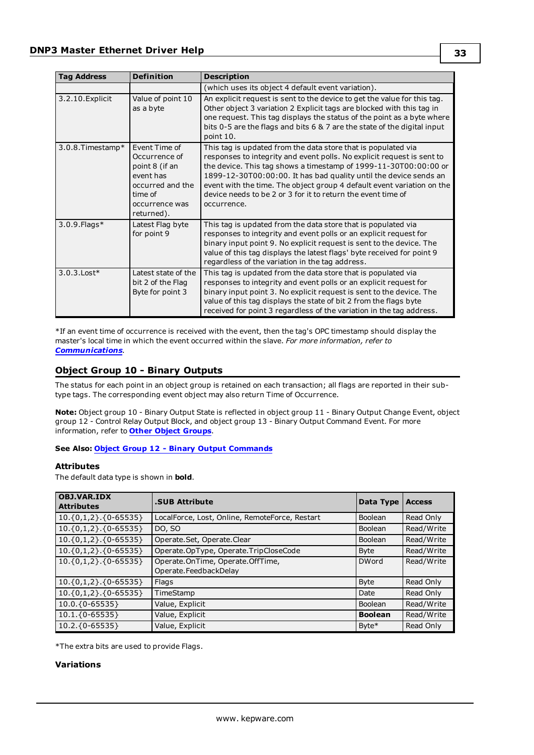| Tag Address | Definition | Description |
|---|---|---|
| | | (which uses its object 4 default event variation). |
| 3.2.10.Explicit | Value of point 10 as a byte | An explicit request is sent to the device to get the value for this tag. Other object 3 variation 2 Explicit tags are blocked with this tag in one request. This tag displays the status of the point as a byte where bits 0-5 are the flags and bits 6 & 7 are the state of the digital input point 10. |
| 3.0.8.Timestamp* | Event Time of Occurrence of point 8 (if an event has occurred and the time of occurrence was returned). | This tag is updated from the data store that is populated via responses to integrity and event polls. No explicit request is sent to the device. This tag shows a timestamp of 1999-11-30T00:00:00 or 1899-12-30T00:00:00. It has bad quality until the device sends an event with the time. The object group 4 default event variation on the device needs to be 2 or 3 for it to return the event time of occurrence. |
| 3.0.9.Flags* | Latest Flag byte for point 9 | This tag is updated from the data store that is populated via responses to integrity and event polls or an explicit request for binary input point 9. No explicit request is sent to the device. The value of this tag displays the latest flags' byte received for point 9 regardless of the variation in the tag address. |
| 3.0.3.Lost* | Latest state of the bit 2 of the Flag Byte for point 3 | This tag is updated from the data store that is populated via responses to integrity and event polls or an explicit request for binary input point 3. No explicit request is sent to the device. The value of this tag displays the state of bit 2 from the flags byte received for point 3 regardless of the variation in the tag address. |

*If an event time of occurrence is received with the event, then the tag's OPC timestamp should display the master's local time in which the event occurred within the slave. *For more information, refer to **Communications**.*

## Object Group 10 - Binary Outputs

The status for each point in an object group is retained on each transaction; all flags are reported in their sub-type tags. The corresponding event object may also return Time of Occurrence.

**Note:** Object group 10 - Binary Output State is reflected in object group 11 - Binary Output Change Event, object group 12 - Control Relay Output Block, and object group 13 - Binary Output Command Event. For more information, refer to **Other Object Groups**.

**See Also: Object Group 12 - Binary Output Commands**

### Attributes

The default data type is shown in **bold**.

| OBJ.VAR.IDX Attributes | .SUB Attribute | Data Type | Access |
|---|---|---|---|
| 10.{0,1,2}.{0-65535} | LocalForce, Lost, Online, RemoteForce, Restart | Boolean | Read Only |
| 10.{0,1,2}.{0-65535} | DO, SO | Boolean | Read/Write |
| 10.{0,1,2}.{0-65535} | Operate.Set, Operate.Clear | Boolean | Read/Write |
| 10.{0,1,2}.{0-65535} | Operate.OpType, Operate.TripCloseCode | Byte | Read/Write |
| 10.{0,1,2}.{0-65535} | Operate.OnTime, Operate.OffTime, Operate.FeedbackDelay | DWord | Read/Write |
| 10.{0,1,2}.{0-65535} | Flags | Byte | Read Only |
| 10.{0,1,2}.{0-65535} | TimeStamp | Date | Read Only |
| 10.0.{0-65535} | Value, Explicit | Boolean | Read/Write |
| 10.1.{0-65535} | Value, Explicit | **Boolean** | Read/Write |
| 10.2.{0-65535} | Value, Explicit | Byte* | Read Only |

*The extra bits are used to provide Flags.

### Variations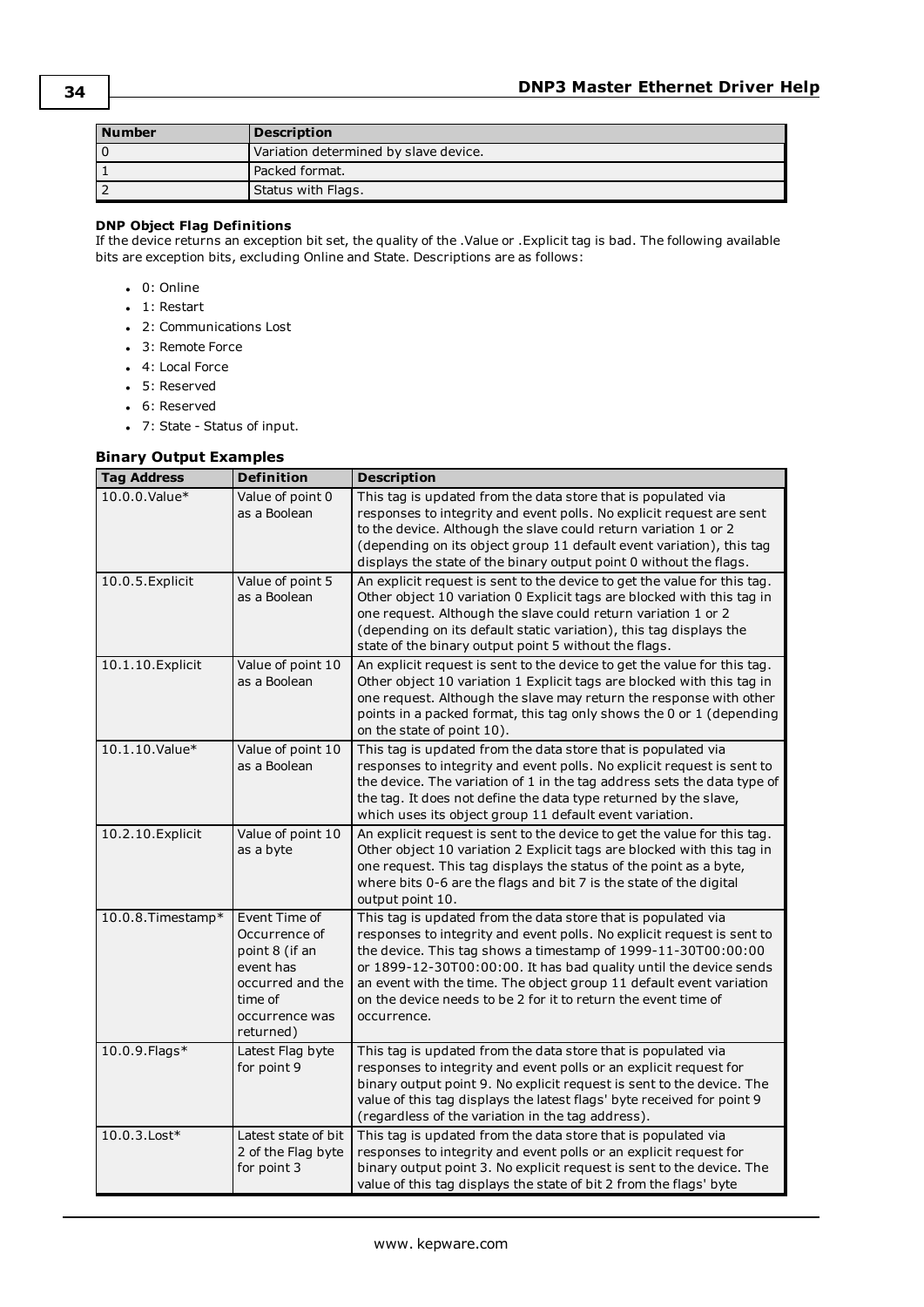| Number | Description |
| --- | --- |
| 0 | Variation determined by slave device. |
| 1 | Packed format. |
| 2 | Status with Flags. |

**DNP Object Flag Definitions**
If the device returns an exception bit set, the quality of the .Value or .Explicit tag is bad. The following available bits are exception bits, excluding Online and State. Descriptions are as follows:

- 0: Online
- 1: Restart
- 2: Communications Lost
- 3: Remote Force
- 4: Local Force
- 5: Reserved
- 6: Reserved
- 7: State - Status of input.

### Binary Output Examples

| Tag Address | Definition | Description |
| --- | --- | --- |
| 10.0.0.Value* | Value of point 0 as a Boolean | This tag is updated from the data store that is populated via responses to integrity and event polls. No explicit request are sent to the device. Although the slave could return variation 1 or 2 (depending on its object group 11 default event variation), this tag displays the state of the binary output point 0 without the flags. |
| 10.0.5.Explicit | Value of point 5 as a Boolean | An explicit request is sent to the device to get the value for this tag. Other object 10 variation 0 Explicit tags are blocked with this tag in one request. Although the slave could return variation 1 or 2 (depending on its default static variation), this tag displays the state of the binary output point 5 without the flags. |
| 10.1.10.Explicit | Value of point 10 as a Boolean | An explicit request is sent to the device to get the value for this tag. Other object 10 variation 1 Explicit tags are blocked with this tag in one request. Although the slave may return the response with other points in a packed format, this tag only shows the 0 or 1 (depending on the state of point 10). |
| 10.1.10.Value* | Value of point 10 as a Boolean | This tag is updated from the data store that is populated via responses to integrity and event polls. No explicit request is sent to the device. The variation of 1 in the tag address sets the data type of the tag. It does not define the data type returned by the slave, which uses its object group 11 default event variation. |
| 10.2.10.Explicit | Value of point 10 as a byte | An explicit request is sent to the device to get the value for this tag. Other object 10 variation 2 Explicit tags are blocked with this tag in one request. This tag displays the status of the point as a byte, where bits 0-6 are the flags and bit 7 is the state of the digital output point 10. |
| 10.0.8.Timestamp* | Event Time of Occurrence of point 8 (if an event has occurred and the time of occurrence was returned) | This tag is updated from the data store that is populated via responses to integrity and event polls. No explicit request is sent to the device. This tag shows a timestamp of 1999-11-30T00:00:00 or 1899-12-30T00:00:00. It has bad quality until the device sends an event with the time. The object group 11 default event variation on the device needs to be 2 for it to return the event time of occurrence. |
| 10.0.9.Flags* | Latest Flag byte for point 9 | This tag is updated from the data store that is populated via responses to integrity and event polls or an explicit request for binary output point 9. No explicit request is sent to the device. The value of this tag displays the latest flags' byte received for point 9 (regardless of the variation in the tag address). |
| 10.0.3.Lost* | Latest state of bit 2 of the Flag byte for point 3 | This tag is updated from the data store that is populated via responses to integrity and event polls or an explicit request for binary output point 3. No explicit request is sent to the device. The value of this tag displays the state of bit 2 from the flags' byte |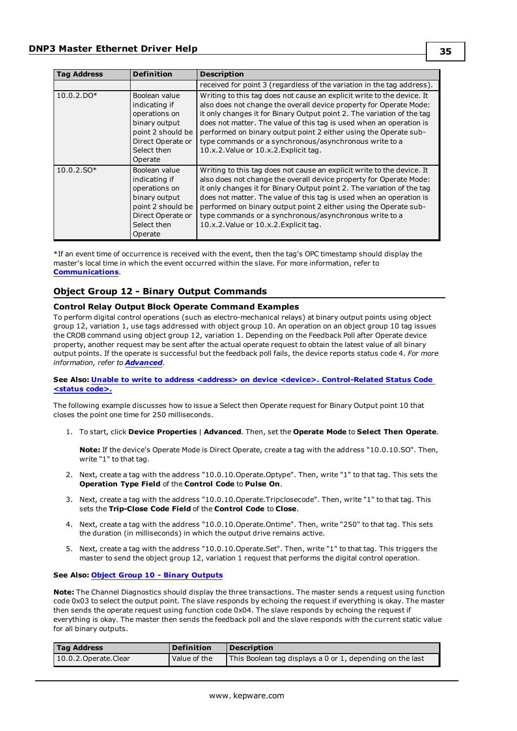| Tag Address | Definition | Description |
|---|---|---|
| | | received for point 3 (regardless of the variation in the tag address). |
| 10.0.2.DO* | Boolean value indicating if operations on binary output point 2 should be Direct Operate or Select then Operate | Writing to this tag does not cause an explicit write to the device. It also does not change the overall device property for Operate Mode: it only changes it for Binary Output point 2. The variation of the tag does not matter. The value of this tag is used when an operation is performed on binary output point 2 either using the Operate sub-type commands or a synchronous/asynchronous write to a 10.x.2.Value or 10.x.2.Explicit tag. |
| 10.0.2.SO* | Boolean value indicating if operations on binary output point 2 should be Direct Operate or Select then Operate | Writing to this tag does not cause an explicit write to the device. It also does not change the overall device property for Operate Mode: it only changes it for Binary Output point 2. The variation of the tag does not matter. The value of this tag is used when an operation is performed on binary output point 2 either using the Operate sub-type commands or a synchronous/asynchronous write to a 10.x.2.Value or 10.x.2.Explicit tag. |

*If an event time of occurrence is received with the event, then the tag's OPC timestamp should display the master's local time in which the event occurred within the slave. For more information, refer to **Communications**.

## Object Group 12 - Binary Output Commands

### Control Relay Output Block Operate Command Examples

To perform digital control operations (such as electro-mechanical relays) at binary output points using object group 12, variation 1, use tags addressed with object group 10. An operation on an object group 10 tag issues the CROB command using object group 12, variation 1. Depending on the Feedback Poll after Operate device property, another request may be sent after the actual operate request to obtain the latest value of all binary output points. If the operate is successful but the feedback poll fails, the device reports status code 4. *For more information, refer to* ***Advanced****.*

**See Also: Unable to write to address <address> on device <device>. Control-Related Status Code <status code>.**

The following example discusses how to issue a Select then Operate request for Binary Output point 10 that closes the point one time for 250 milliseconds.

1. To start, click **Device Properties** | **Advanced**. Then, set the **Operate Mode** to **Select Then Operate**.

   **Note:** If the device's Operate Mode is Direct Operate, create a tag with the address "10.0.10.SO". Then, write "1" to that tag.

2. Next, create a tag with the address "10.0.10.Operate.Optype". Then, write "1" to that tag. This sets the **Operation Type Field** of the **Control Code** to **Pulse On**.
3. Next, create a tag with the address "10.0.10.Operate.Tripclosecode". Then, write "1" to that tag. This sets the **Trip-Close Code Field** of the **Control Code** to **Close**.
4. Next, create a tag with the address "10.0.10.Operate.Ontime". Then, write "250" to that tag. This sets the duration (in milliseconds) in which the output drive remains active.
5. Next, create a tag with the address "10.0.10.Operate.Set". Then, write "1" to that tag. This triggers the master to send the object group 12, variation 1 request that performs the digital control operation.

**See Also: Object Group 10 - Binary Outputs**

**Note:** The Channel Diagnostics should display the three transactions. The master sends a request using function code 0x03 to select the output point. The slave responds by echoing the request if everything is okay. The master then sends the operate request using function code 0x04. The slave responds by echoing the request if everything is okay. The master then sends the feedback poll and the slave responds with the current static value for all binary outputs.

| Tag Address | Definition | Description |
|---|---|---|
| 10.0.2.Operate.Clear | Value of the | This Boolean tag displays a 0 or 1, depending on the last |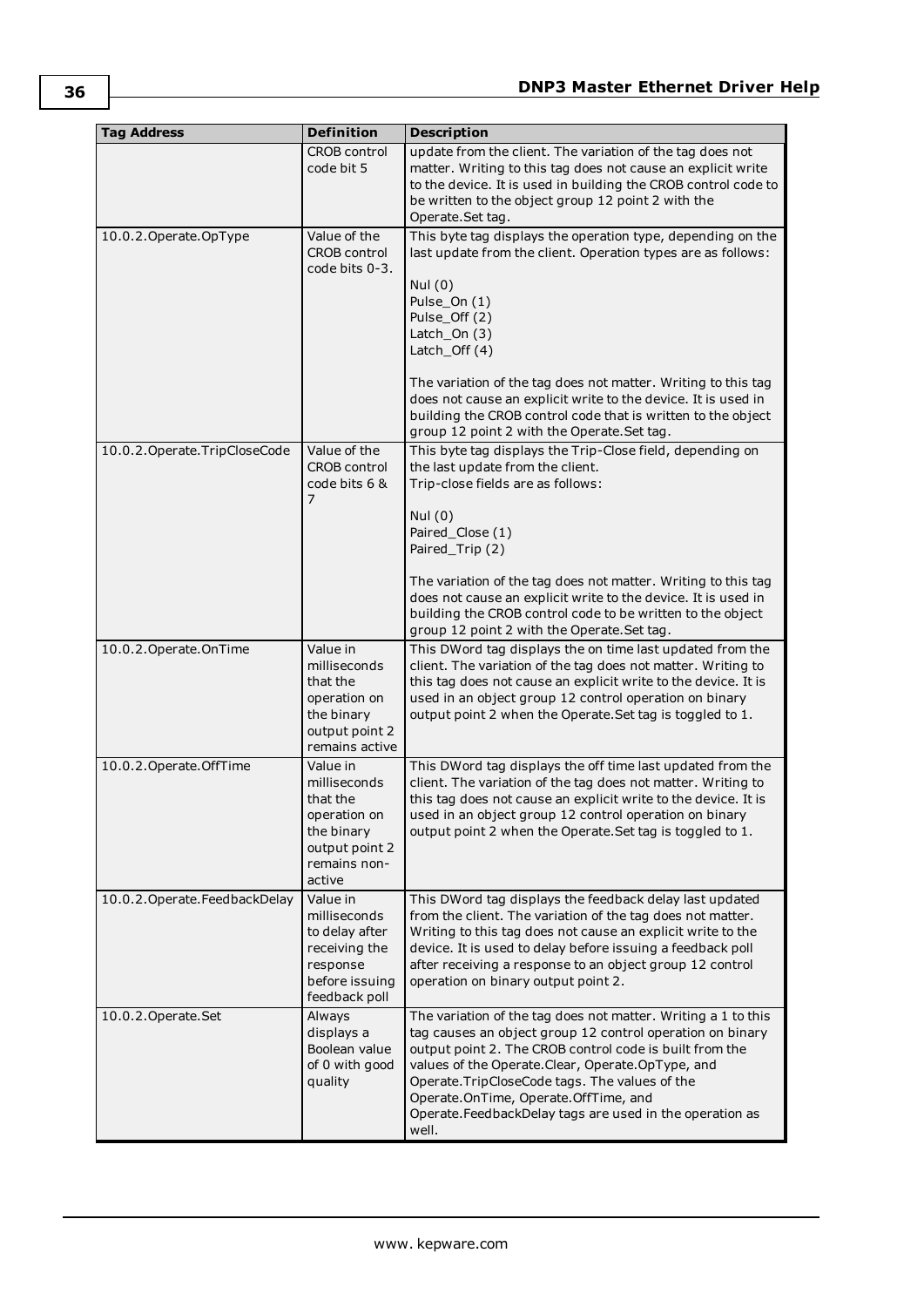| Tag Address | Definition | Description |
|---|---|---|
| | CROB control code bit 5 | update from the client. The variation of the tag does not matter. Writing to this tag does not cause an explicit write to the device. It is used in building the CROB control code to be written to the object group 12 point 2 with the Operate.Set tag. |
| 10.0.2.Operate.OpType | Value of the CROB control code bits 0-3. | This byte tag displays the operation type, depending on the last update from the client. Operation types are as follows:<br><br>Nul (0)<br>Pulse_On (1)<br>Pulse_Off (2)<br>Latch_On (3)<br>Latch_Off (4)<br><br>The variation of the tag does not matter. Writing to this tag does not cause an explicit write to the device. It is used in building the CROB control code that is written to the object group 12 point 2 with the Operate.Set tag. |
| 10.0.2.Operate.TripCloseCode | Value of the CROB control code bits 6 & 7 | This byte tag displays the Trip-Close field, depending on the last update from the client.<br>Trip-close fields are as follows:<br><br>Nul (0)<br>Paired_Close (1)<br>Paired_Trip (2)<br><br>The variation of the tag does not matter. Writing to this tag does not cause an explicit write to the device. It is used in building the CROB control code to be written to the object group 12 point 2 with the Operate.Set tag. |
| 10.0.2.Operate.OnTime | Value in milliseconds that the operation on the binary output point 2 remains active | This DWord tag displays the on time last updated from the client. The variation of the tag does not matter. Writing to this tag does not cause an explicit write to the device. It is used in an object group 12 control operation on binary output point 2 when the Operate.Set tag is toggled to 1. |
| 10.0.2.Operate.OffTime | Value in milliseconds that the operation on the binary output point 2 remains non-active | This DWord tag displays the off time last updated from the client. The variation of the tag does not matter. Writing to this tag does not cause an explicit write to the device. It is used in an object group 12 control operation on binary output point 2 when the Operate.Set tag is toggled to 1. |
| 10.0.2.Operate.FeedbackDelay | Value in milliseconds to delay after receiving the response before issuing feedback poll | This DWord tag displays the feedback delay last updated from the client. The variation of the tag does not matter. Writing to this tag does not cause an explicit write to the device. It is used to delay before issuing a feedback poll after receiving a response to an object group 12 control operation on binary output point 2. |
| 10.0.2.Operate.Set | Always displays a Boolean value of 0 with good quality | The variation of the tag does not matter. Writing a 1 to this tag causes an object group 12 control operation on binary output point 2. The CROB control code is built from the values of the Operate.Clear, Operate.OpType, and Operate.TripCloseCode tags. The values of the Operate.OnTime, Operate.OffTime, and Operate.FeedbackDelay tags are used in the operation as well. |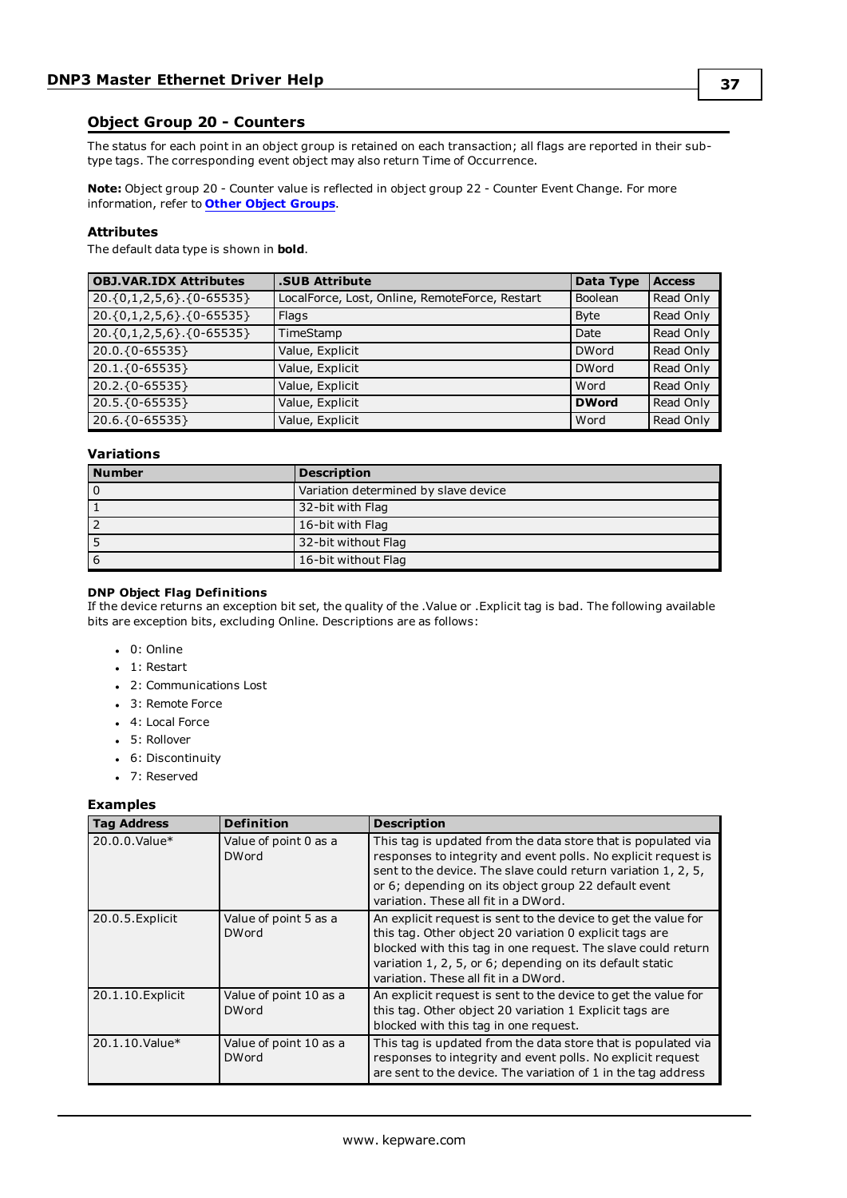## Object Group 20 - Counters

The status for each point in an object group is retained on each transaction; all flags are reported in their sub-type tags. The corresponding event object may also return Time of Occurrence.

**Note:** Object group 20 - Counter value is reflected in object group 22 - Counter Event Change. For more information, refer to **Other Object Groups**.

### Attributes

The default data type is shown in **bold**.

| OBJ.VAR.IDX Attributes | .SUB Attribute | Data Type | Access |
|---|---|---|---|
| 20.{0,1,2,5,6}.{0-65535} | LocalForce, Lost, Online, RemoteForce, Restart | Boolean | Read Only |
| 20.{0,1,2,5,6}.{0-65535} | Flags | Byte | Read Only |
| 20.{0,1,2,5,6}.{0-65535} | TimeStamp | Date | Read Only |
| 20.0.{0-65535} | Value, Explicit | DWord | Read Only |
| 20.1.{0-65535} | Value, Explicit | DWord | Read Only |
| 20.2.{0-65535} | Value, Explicit | Word | Read Only |
| 20.5.{0-65535} | Value, Explicit | **DWord** | Read Only |
| 20.6.{0-65535} | Value, Explicit | Word | Read Only |

### Variations

| Number | Description |
|---|---|
| 0 | Variation determined by slave device |
| 1 | 32-bit with Flag |
| 2 | 16-bit with Flag |
| 5 | 32-bit without Flag |
| 6 | 16-bit without Flag |

#### DNP Object Flag Definitions

If the device returns an exception bit set, the quality of the .Value or .Explicit tag is bad. The following available bits are exception bits, excluding Online. Descriptions are as follows:

- 0: Online
- 1: Restart
- 2: Communications Lost
- 3: Remote Force
- 4: Local Force
- 5: Rollover
- 6: Discontinuity
- 7: Reserved

### Examples

| Tag Address | Definition | Description |
|---|---|---|
| 20.0.0.Value* | Value of point 0 as a DWord | This tag is updated from the data store that is populated via responses to integrity and event polls. No explicit request is sent to the device. The slave could return variation 1, 2, 5, or 6; depending on its object group 22 default event variation. These all fit in a DWord. |
| 20.0.5.Explicit | Value of point 5 as a DWord | An explicit request is sent to the device to get the value for this tag. Other object 20 variation 0 explicit tags are blocked with this tag in one request. The slave could return variation 1, 2, 5, or 6; depending on its default static variation. These all fit in a DWord. |
| 20.1.10.Explicit | Value of point 10 as a DWord | An explicit request is sent to the device to get the value for this tag. Other object 20 variation 1 Explicit tags are blocked with this tag in one request. |
| 20.1.10.Value* | Value of point 10 as a DWord | This tag is updated from the data store that is populated via responses to integrity and event polls. No explicit request are sent to the device. The variation of 1 in the tag address |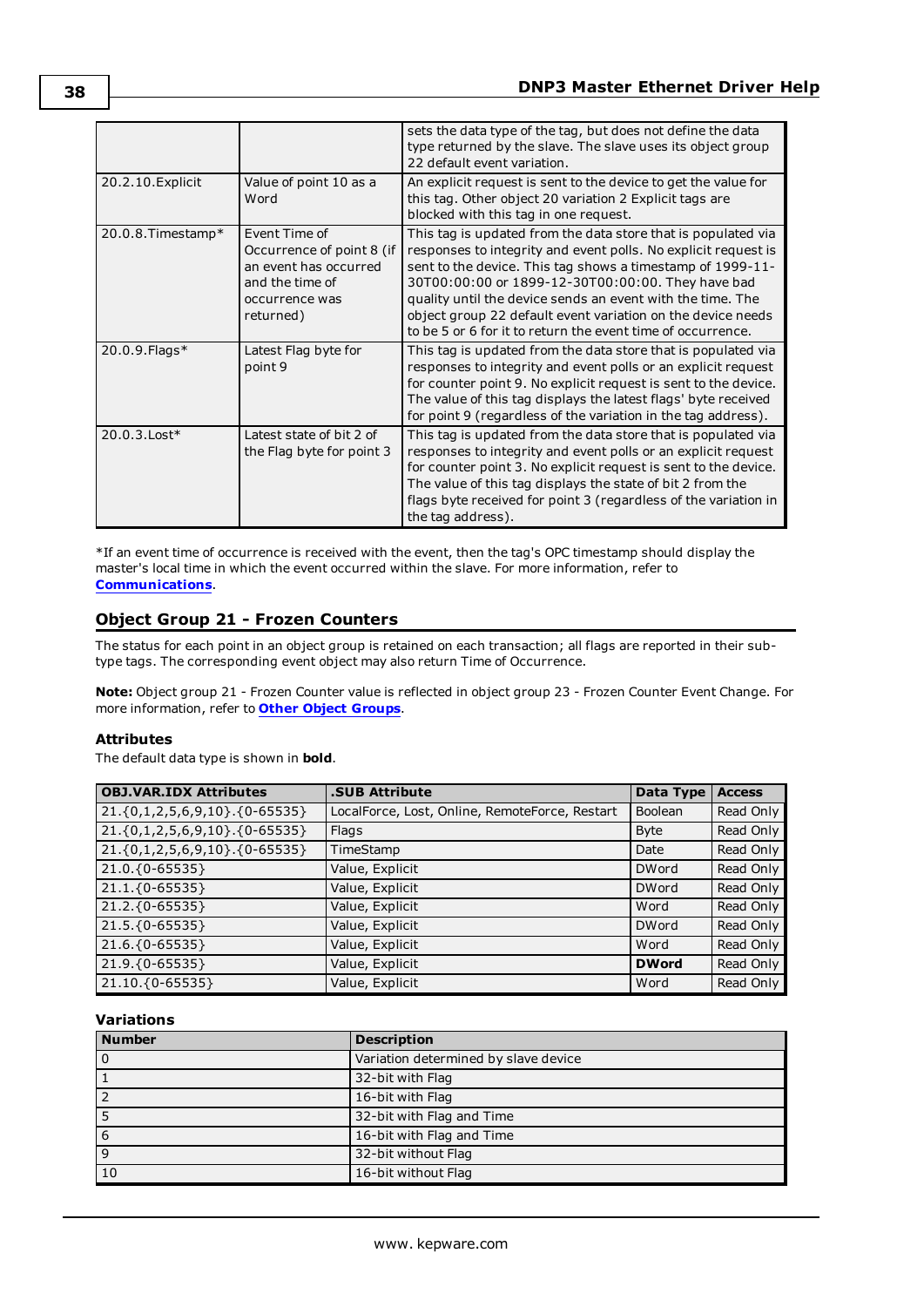| | | sets the data type of the tag, but does not define the data type returned by the slave. The slave uses its object group 22 default event variation. |
|---|---|---|
| 20.2.10.Explicit | Value of point 10 as a Word | An explicit request is sent to the device to get the value for this tag. Other object 20 variation 2 Explicit tags are blocked with this tag in one request. |
| 20.0.8.Timestamp* | Event Time of Occurrence of point 8 (if an event has occurred and the time of occurrence was returned) | This tag is updated from the data store that is populated via responses to integrity and event polls. No explicit request is sent to the device. This tag shows a timestamp of 1999-11-30T00:00:00 or 1899-12-30T00:00:00. They have bad quality until the device sends an event with the time. The object group 22 default event variation on the device needs to be 5 or 6 for it to return the event time of occurrence. |
| 20.0.9.Flags* | Latest Flag byte for point 9 | This tag is updated from the data store that is populated via responses to integrity and event polls or an explicit request for counter point 9. No explicit request is sent to the device. The value of this tag displays the latest flags' byte received for point 9 (regardless of the variation in the tag address). |
| 20.0.3.Lost* | Latest state of bit 2 of the Flag byte for point 3 | This tag is updated from the data store that is populated via responses to integrity and event polls or an explicit request for counter point 3. No explicit request is sent to the device. The value of this tag displays the state of bit 2 from the flags byte received for point 3 (regardless of the variation in the tag address). |

*If an event time of occurrence is received with the event, then the tag's OPC timestamp should display the master's local time in which the event occurred within the slave. For more information, refer to **Communications**.

## Object Group 21 - Frozen Counters

The status for each point in an object group is retained on each transaction; all flags are reported in their sub-type tags. The corresponding event object may also return Time of Occurrence.

**Note:** Object group 21 - Frozen Counter value is reflected in object group 23 - Frozen Counter Event Change. For more information, refer to **Other Object Groups**.

### Attributes

The default data type is shown in **bold**.

| OBJ.VAR.IDX Attributes | .SUB Attribute | Data Type | Access |
|---|---|---|---|
| 21.{0,1,2,5,6,9,10}.{0-65535} | LocalForce, Lost, Online, RemoteForce, Restart | Boolean | Read Only |
| 21.{0,1,2,5,6,9,10}.{0-65535} | Flags | Byte | Read Only |
| 21.{0,1,2,5,6,9,10}.{0-65535} | TimeStamp | Date | Read Only |
| 21.0.{0-65535} | Value, Explicit | DWord | Read Only |
| 21.1.{0-65535} | Value, Explicit | DWord | Read Only |
| 21.2.{0-65535} | Value, Explicit | Word | Read Only |
| 21.5.{0-65535} | Value, Explicit | DWord | Read Only |
| 21.6.{0-65535} | Value, Explicit | Word | Read Only |
| 21.9.{0-65535} | Value, Explicit | **DWord** | Read Only |
| 21.10.{0-65535} | Value, Explicit | Word | Read Only |

### Variations

| Number | Description |
|---|---|
| 0 | Variation determined by slave device |
| 1 | 32-bit with Flag |
| 2 | 16-bit with Flag |
| 5 | 32-bit with Flag and Time |
| 6 | 16-bit with Flag and Time |
| 9 | 32-bit without Flag |
| 10 | 16-bit without Flag |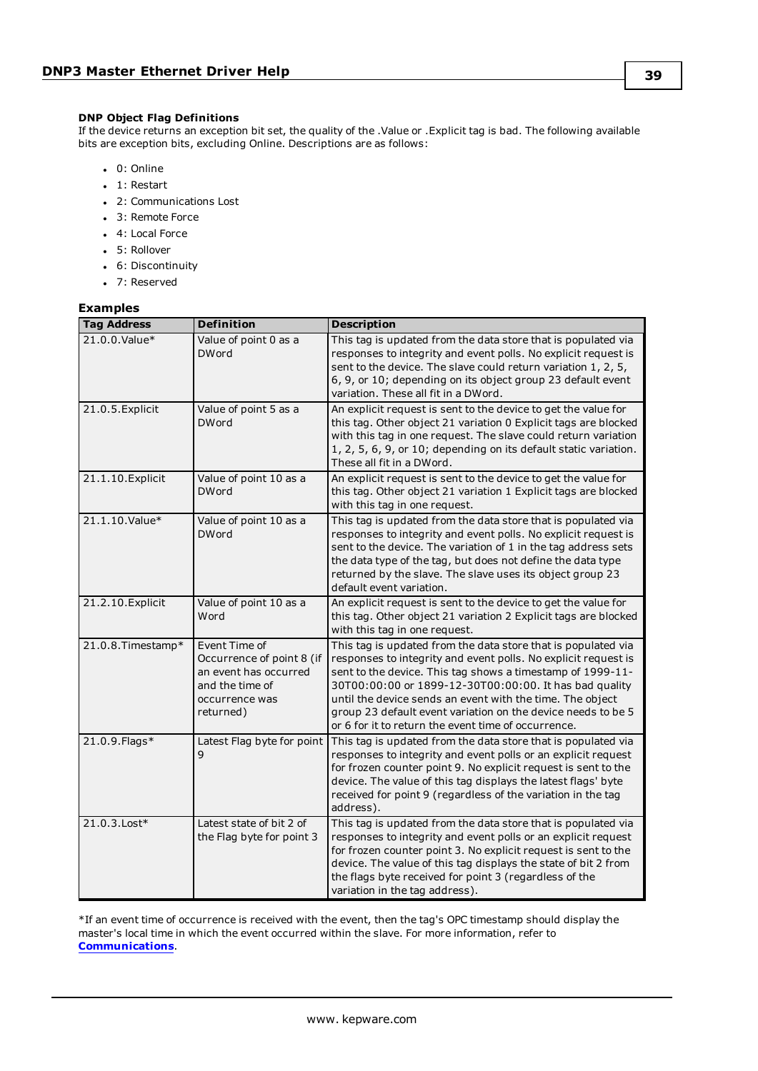### DNP Object Flag Definitions

If the device returns an exception bit set, the quality of the .Value or .Explicit tag is bad. The following available bits are exception bits, excluding Online. Descriptions are as follows:

- 0: Online
- 1: Restart
- 2: Communications Lost
- 3: Remote Force
- 4: Local Force
- 5: Rollover
- 6: Discontinuity
- 7: Reserved

### Examples

| Tag Address | Definition | Description |
|---|---|---|
| 21.0.0.Value* | Value of point 0 as a DWord | This tag is updated from the data store that is populated via responses to integrity and event polls. No explicit request is sent to the device. The slave could return variation 1, 2, 5, 6, 9, or 10; depending on its object group 23 default event variation. These all fit in a DWord. |
| 21.0.5.Explicit | Value of point 5 as a DWord | An explicit request is sent to the device to get the value for this tag. Other object 21 variation 0 Explicit tags are blocked with this tag in one request. The slave could return variation 1, 2, 5, 6, 9, or 10; depending on its default static variation. These all fit in a DWord. |
| 21.1.10.Explicit | Value of point 10 as a DWord | An explicit request is sent to the device to get the value for this tag. Other object 21 variation 1 Explicit tags are blocked with this tag in one request. |
| 21.1.10.Value* | Value of point 10 as a DWord | This tag is updated from the data store that is populated via responses to integrity and event polls. No explicit request is sent to the device. The variation of 1 in the tag address sets the data type of the tag, but does not define the data type returned by the slave. The slave uses its object group 23 default event variation. |
| 21.2.10.Explicit | Value of point 10 as a Word | An explicit request is sent to the device to get the value for this tag. Other object 21 variation 2 Explicit tags are blocked with this tag in one request. |
| 21.0.8.Timestamp* | Event Time of Occurrence of point 8 (if an event has occurred and the time of occurrence was returned) | This tag is updated from the data store that is populated via responses to integrity and event polls. No explicit request is sent to the device. This tag shows a timestamp of 1999-11-30T00:00:00 or 1899-12-30T00:00:00. It has bad quality until the device sends an event with the time. The object group 23 default event variation on the device needs to be 5 or 6 for it to return the event time of occurrence. |
| 21.0.9.Flags* | Latest Flag byte for point 9 | This tag is updated from the data store that is populated via responses to integrity and event polls or an explicit request for frozen counter point 9. No explicit request is sent to the device. The value of this tag displays the latest flags' byte received for point 9 (regardless of the variation in the tag address). |
| 21.0.3.Lost* | Latest state of bit 2 of the Flag byte for point 3 | This tag is updated from the data store that is populated via responses to integrity and event polls or an explicit request for frozen counter point 3. No explicit request is sent to the device. The value of this tag displays the state of bit 2 from the flags byte received for point 3 (regardless of the variation in the tag address). |

*If an event time of occurrence is received with the event, then the tag's OPC timestamp should display the master's local time in which the event occurred within the slave. For more information, refer to **Communications**.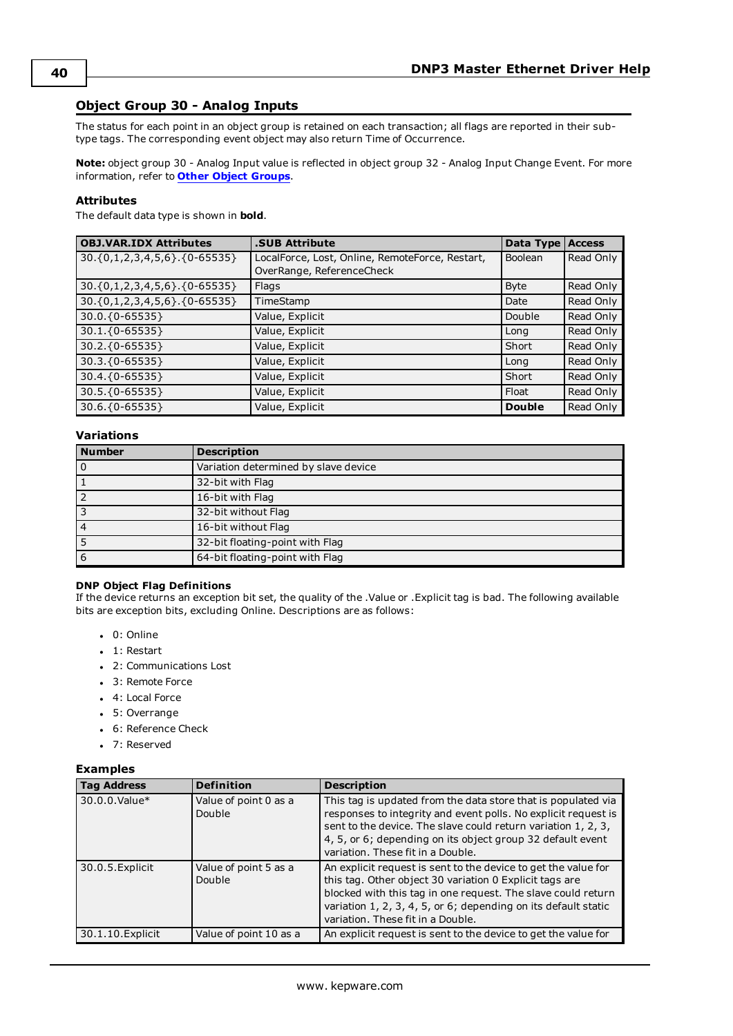## Object Group 30 - Analog Inputs

The status for each point in an object group is retained on each transaction; all flags are reported in their sub-type tags. The corresponding event object may also return Time of Occurrence.

**Note:** object group 30 - Analog Input value is reflected in object group 32 - Analog Input Change Event. For more information, refer to **Other Object Groups**.

### Attributes

The default data type is shown in **bold**.

| OBJ.VAR.IDX Attributes | .SUB Attribute | Data Type | Access |
|---|---|---|---|
| 30.{0,1,2,3,4,5,6}.{0-65535} | LocalForce, Lost, Online, RemoteForce, Restart, OverRange, ReferenceCheck | Boolean | Read Only |
| 30.{0,1,2,3,4,5,6}.{0-65535} | Flags | Byte | Read Only |
| 30.{0,1,2,3,4,5,6}.{0-65535} | TimeStamp | Date | Read Only |
| 30.0.{0-65535} | Value, Explicit | Double | Read Only |
| 30.1.{0-65535} | Value, Explicit | Long | Read Only |
| 30.2.{0-65535} | Value, Explicit | Short | Read Only |
| 30.3.{0-65535} | Value, Explicit | Long | Read Only |
| 30.4.{0-65535} | Value, Explicit | Short | Read Only |
| 30.5.{0-65535} | Value, Explicit | Float | Read Only |
| 30.6.{0-65535} | Value, Explicit | **Double** | Read Only |

### Variations

| Number | Description |
|---|---|
| 0 | Variation determined by slave device |
| 1 | 32-bit with Flag |
| 2 | 16-bit with Flag |
| 3 | 32-bit without Flag |
| 4 | 16-bit without Flag |
| 5 | 32-bit floating-point with Flag |
| 6 | 64-bit floating-point with Flag |

#### DNP Object Flag Definitions

If the device returns an exception bit set, the quality of the .Value or .Explicit tag is bad. The following available bits are exception bits, excluding Online. Descriptions are as follows:

- 0: Online
- 1: Restart
- 2: Communications Lost
- 3: Remote Force
- 4: Local Force
- 5: Overrange
- 6: Reference Check
- 7: Reserved

### Examples

| Tag Address | Definition | Description |
|---|---|---|
| 30.0.0.Value* | Value of point 0 as a Double | This tag is updated from the data store that is populated via responses to integrity and event polls. No explicit request is sent to the device. The slave could return variation 1, 2, 3, 4, 5, or 6; depending on its object group 32 default event variation. These fit in a Double. |
| 30.0.5.Explicit | Value of point 5 as a Double | An explicit request is sent to the device to get the value for this tag. Other object 30 variation 0 Explicit tags are blocked with this tag in one request. The slave could return variation 1, 2, 3, 4, 5, or 6; depending on its default static variation. These fit in a Double. |
| 30.1.10.Explicit | Value of point 10 as a | An explicit request is sent to the device to get the value for |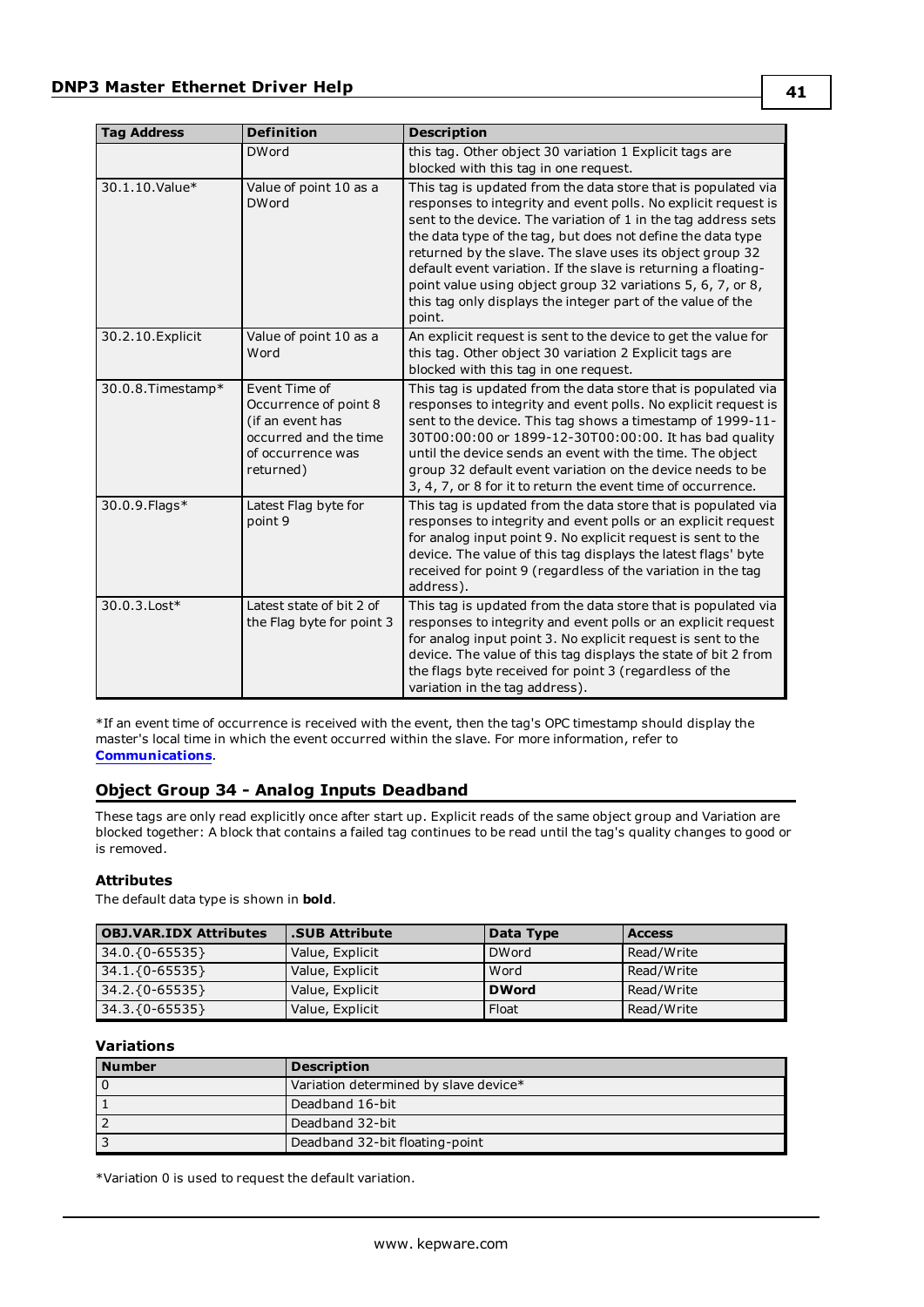| Tag Address | Definition | Description |
|---|---|---|
| | DWord | this tag. Other object 30 variation 1 Explicit tags are blocked with this tag in one request. |
| 30.1.10.Value* | Value of point 10 as a DWord | This tag is updated from the data store that is populated via responses to integrity and event polls. No explicit request is sent to the device. The variation of 1 in the tag address sets the data type of the tag, but does not define the data type returned by the slave. The slave uses its object group 32 default event variation. If the slave is returning a floating-point value using object group 32 variations 5, 6, 7, or 8, this tag only displays the integer part of the value of the point. |
| 30.2.10.Explicit | Value of point 10 as a Word | An explicit request is sent to the device to get the value for this tag. Other object 30 variation 2 Explicit tags are blocked with this tag in one request. |
| 30.0.8.Timestamp* | Event Time of Occurrence of point 8 (if an event has occurred and the time of occurrence was returned) | This tag is updated from the data store that is populated via responses to integrity and event polls. No explicit request is sent to the device. This tag shows a timestamp of 1999-11-30T00:00:00 or 1899-12-30T00:00:00. It has bad quality until the device sends an event with the time. The object group 32 default event variation on the device needs to be 3, 4, 7, or 8 for it to return the event time of occurrence. |
| 30.0.9.Flags* | Latest Flag byte for point 9 | This tag is updated from the data store that is populated via responses to integrity and event polls or an explicit request for analog input point 9. No explicit request is sent to the device. The value of this tag displays the latest flags' byte received for point 9 (regardless of the variation in the tag address). |
| 30.0.3.Lost* | Latest state of bit 2 of the Flag byte for point 3 | This tag is updated from the data store that is populated via responses to integrity and event polls or an explicit request for analog input point 3. No explicit request is sent to the device. The value of this tag displays the state of bit 2 from the flags byte received for point 3 (regardless of the variation in the tag address). |

*If an event time of occurrence is received with the event, then the tag's OPC timestamp should display the master's local time in which the event occurred within the slave. For more information, refer to **Communications**.

## Object Group 34 - Analog Inputs Deadband

These tags are only read explicitly once after start up. Explicit reads of the same object group and Variation are blocked together: A block that contains a failed tag continues to be read until the tag's quality changes to good or is removed.

### Attributes

The default data type is shown in **bold**.

| OBJ.VAR.IDX Attributes | .SUB Attribute | Data Type | Access |
|---|---|---|---|
| 34.0.{0-65535} | Value, Explicit | DWord | Read/Write |
| 34.1.{0-65535} | Value, Explicit | Word | Read/Write |
| 34.2.{0-65535} | Value, Explicit | **DWord** | Read/Write |
| 34.3.{0-65535} | Value, Explicit | Float | Read/Write |

### Variations

| Number | Description |
|---|---|
| 0 | Variation determined by slave device* |
| 1 | Deadband 16-bit |
| 2 | Deadband 32-bit |
| 3 | Deadband 32-bit floating-point |

*Variation 0 is used to request the default variation.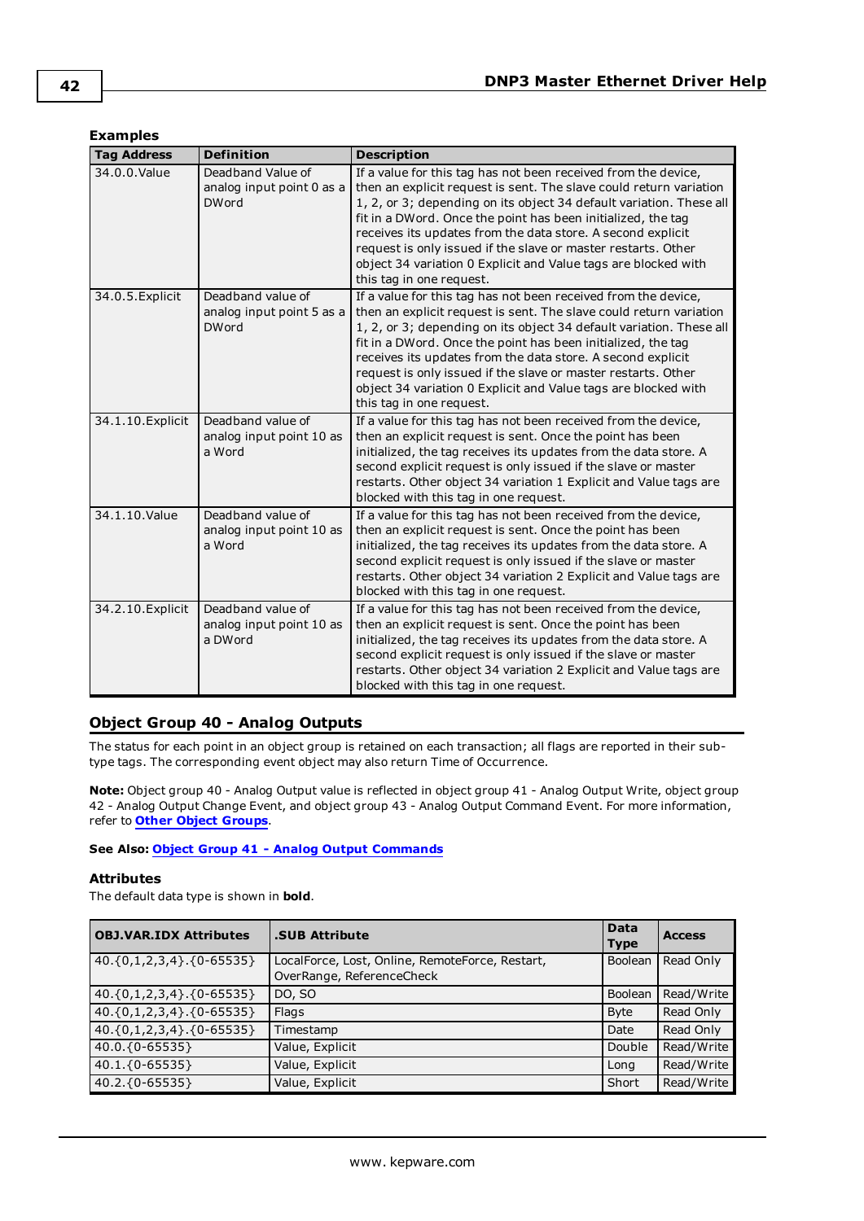### Examples

| Tag Address | Definition | Description |
| --- | --- | --- |
| 34.0.0.Value | Deadband Value of analog input point 0 as a DWord | If a value for this tag has not been received from the device, then an explicit request is sent. The slave could return variation 1, 2, or 3; depending on its object 34 default variation. These all fit in a DWord. Once the point has been initialized, the tag receives its updates from the data store. A second explicit request is only issued if the slave or master restarts. Other object 34 variation 0 Explicit and Value tags are blocked with this tag in one request. |
| 34.0.5.Explicit | Deadband value of analog input point 5 as a DWord | If a value for this tag has not been received from the device, then an explicit request is sent. The slave could return variation 1, 2, or 3; depending on its object 34 default variation. These all fit in a DWord. Once the point has been initialized, the tag receives its updates from the data store. A second explicit request is only issued if the slave or master restarts. Other object 34 variation 0 Explicit and Value tags are blocked with this tag in one request. |
| 34.1.10.Explicit | Deadband value of analog input point 10 as a Word | If a value for this tag has not been received from the device, then an explicit request is sent. Once the point has been initialized, the tag receives its updates from the data store. A second explicit request is only issued if the slave or master restarts. Other object 34 variation 1 Explicit and Value tags are blocked with this tag in one request. |
| 34.1.10.Value | Deadband value of analog input point 10 as a Word | If a value for this tag has not been received from the device, then an explicit request is sent. Once the point has been initialized, the tag receives its updates from the data store. A second explicit request is only issued if the slave or master restarts. Other object 34 variation 2 Explicit and Value tags are blocked with this tag in one request. |
| 34.2.10.Explicit | Deadband value of analog input point 10 as a DWord | If a value for this tag has not been received from the device, then an explicit request is sent. Once the point has been initialized, the tag receives its updates from the data store. A second explicit request is only issued if the slave or master restarts. Other object 34 variation 2 Explicit and Value tags are blocked with this tag in one request. |

## Object Group 40 - Analog Outputs

The status for each point in an object group is retained on each transaction; all flags are reported in their sub-type tags. The corresponding event object may also return Time of Occurrence.

**Note:** Object group 40 - Analog Output value is reflected in object group 41 - Analog Output Write, object group 42 - Analog Output Change Event, and object group 43 - Analog Output Command Event. For more information, refer to **Other Object Groups**.

**See Also:** **Object Group 41 - Analog Output Commands**

### Attributes

The default data type is shown in **bold**.

| OBJ.VAR.IDX Attributes | .SUB Attribute | Data Type | Access |
| --- | --- | --- | --- |
| 40.{0,1,2,3,4}.{0-65535} | LocalForce, Lost, Online, RemoteForce, Restart, OverRange, ReferenceCheck | Boolean | Read Only |
| 40.{0,1,2,3,4}.{0-65535} | DO, SO | Boolean | Read/Write |
| 40.{0,1,2,3,4}.{0-65535} | Flags | Byte | Read Only |
| 40.{0,1,2,3,4}.{0-65535} | Timestamp | Date | Read Only |
| 40.0.{0-65535} | Value, Explicit | Double | Read/Write |
| 40.1.{0-65535} | Value, Explicit | Long | Read/Write |
| 40.2.{0-65535} | Value, Explicit | Short | Read/Write |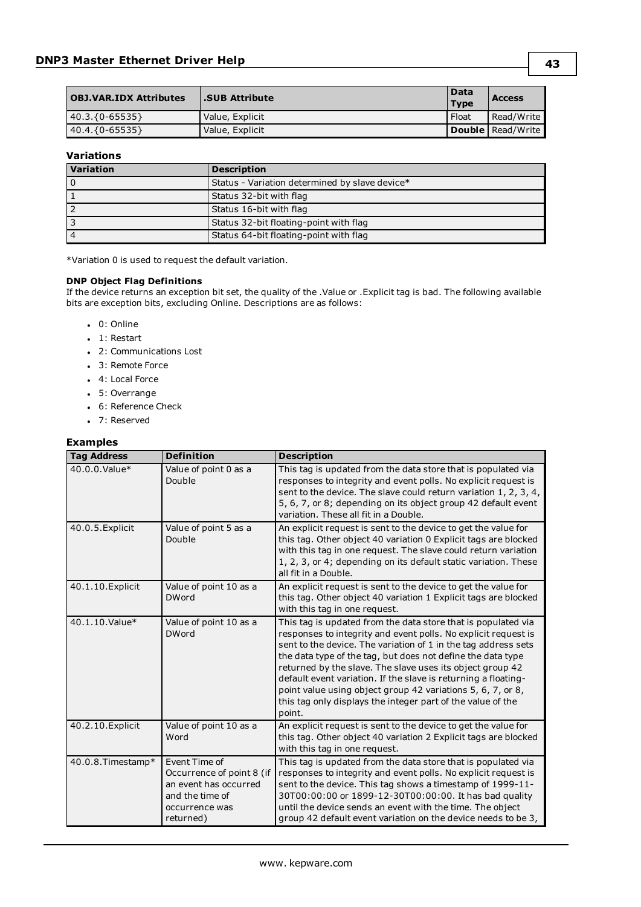| OBJ.VAR.IDX Attributes | .SUB Attribute | Data Type | Access |
|---|---|---|---|
| 40.3.{0-65535} | Value, Explicit | Float | Read/Write |
| 40.4.{0-65535} | Value, Explicit | **Double** | Read/Write |

### Variations

| Variation | Description |
|---|---|
| 0 | Status - Variation determined by slave device* |
| 1 | Status 32-bit with flag |
| 2 | Status 16-bit with flag |
| 3 | Status 32-bit floating-point with flag |
| 4 | Status 64-bit floating-point with flag |

*Variation 0 is used to request the default variation.

**DNP Object Flag Definitions**
If the device returns an exception bit set, the quality of the .Value or .Explicit tag is bad. The following available bits are exception bits, excluding Online. Descriptions are as follows:

- 0: Online
- 1: Restart
- 2: Communications Lost
- 3: Remote Force
- 4: Local Force
- 5: Overrange
- 6: Reference Check
- 7: Reserved

### Examples

| Tag Address | Definition | Description |
|---|---|---|
| 40.0.0.Value* | Value of point 0 as a Double | This tag is updated from the data store that is populated via responses to integrity and event polls. No explicit request is sent to the device. The slave could return variation 1, 2, 3, 4, 5, 6, 7, or 8; depending on its object group 42 default event variation. These all fit in a Double. |
| 40.0.5.Explicit | Value of point 5 as a Double | An explicit request is sent to the device to get the value for this tag. Other object 40 variation 0 Explicit tags are blocked with this tag in one request. The slave could return variation 1, 2, 3, or 4; depending on its default static variation. These all fit in a Double. |
| 40.1.10.Explicit | Value of point 10 as a DWord | An explicit request is sent to the device to get the value for this tag. Other object 40 variation 1 Explicit tags are blocked with this tag in one request. |
| 40.1.10.Value* | Value of point 10 as a DWord | This tag is updated from the data store that is populated via responses to integrity and event polls. No explicit request is sent to the device. The variation of 1 in the tag address sets the data type of the tag, but does not define the data type returned by the slave. The slave uses its object group 42 default event variation. If the slave is returning a floating-point value using object group 42 variations 5, 6, 7, or 8, this tag only displays the integer part of the value of the point. |
| 40.2.10.Explicit | Value of point 10 as a Word | An explicit request is sent to the device to get the value for this tag. Other object 40 variation 2 Explicit tags are blocked with this tag in one request. |
| 40.0.8.Timestamp* | Event Time of Occurrence of point 8 (if an event has occurred and the time of occurrence was returned) | This tag is updated from the data store that is populated via responses to integrity and event polls. No explicit request is sent to the device. This tag shows a timestamp of 1999-11-30T00:00:00 or 1899-12-30T00:00:00. It has bad quality until the device sends an event with the time. The object group 42 default event variation on the device needs to be 3, |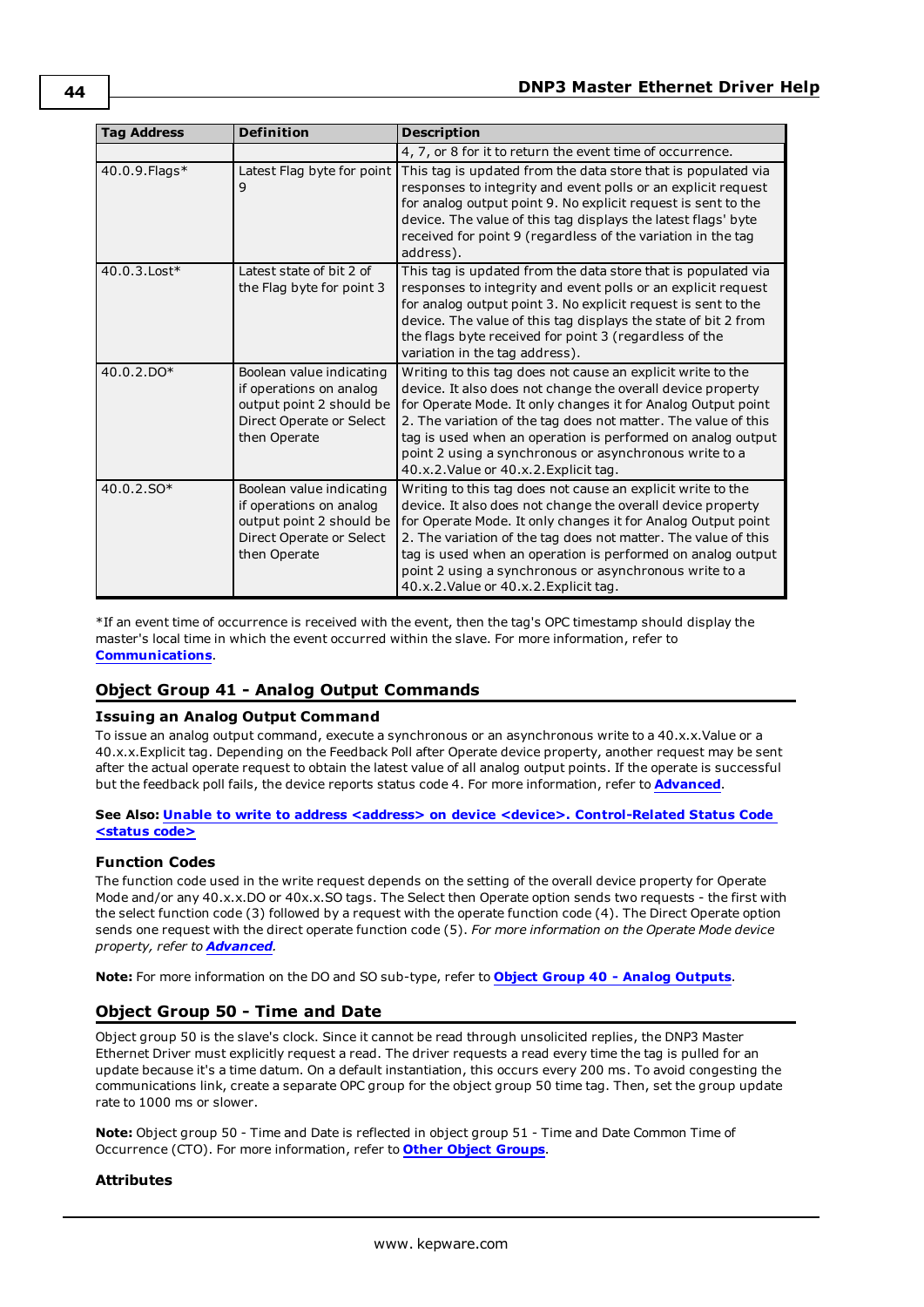| Tag Address | Definition | Description |
|---|---|---|
| | | 4, 7, or 8 for it to return the event time of occurrence. |
| 40.0.9.Flags* | Latest Flag byte for point 9 | This tag is updated from the data store that is populated via responses to integrity and event polls or an explicit request for analog output point 9. No explicit request is sent to the device. The value of this tag displays the latest flags' byte received for point 9 (regardless of the variation in the tag address). |
| 40.0.3.Lost* | Latest state of bit 2 of the Flag byte for point 3 | This tag is updated from the data store that is populated via responses to integrity and event polls or an explicit request for analog output point 3. No explicit request is sent to the device. The value of this tag displays the state of bit 2 from the flags byte received for point 3 (regardless of the variation in the tag address). |
| 40.0.2.DO* | Boolean value indicating if operations on analog output point 2 should be Direct Operate or Select then Operate | Writing to this tag does not cause an explicit write to the device. It also does not change the overall device property for Operate Mode. It only changes it for Analog Output point 2. The variation of the tag does not matter. The value of this tag is used when an operation is performed on analog output point 2 using a synchronous or asynchronous write to a 40.x.2.Value or 40.x.2.Explicit tag. |
| 40.0.2.SO* | Boolean value indicating if operations on analog output point 2 should be Direct Operate or Select then Operate | Writing to this tag does not cause an explicit write to the device. It also does not change the overall device property for Operate Mode. It only changes it for Analog Output point 2. The variation of the tag does not matter. The value of this tag is used when an operation is performed on analog output point 2 using a synchronous or asynchronous write to a 40.x.2.Value or 40.x.2.Explicit tag. |

*If an event time of occurrence is received with the event, then the tag's OPC timestamp should display the master's local time in which the event occurred within the slave. For more information, refer to **Communications**.

## Object Group 41 - Analog Output Commands

### Issuing an Analog Output Command

To issue an analog output command, execute a synchronous or an asynchronous write to a 40.x.x.Value or a 40.x.x.Explicit tag. Depending on the Feedback Poll after Operate device property, another request may be sent after the actual operate request to obtain the latest value of all analog output points. If the operate is successful but the feedback poll fails, the device reports status code 4. For more information, refer to **Advanced**.

**See Also: Unable to write to address <address> on device <device>. Control-Related Status Code <status code>**

### Function Codes

The function code used in the write request depends on the setting of the overall device property for Operate Mode and/or any 40.x.x.DO or 40x.x.SO tags. The Select then Operate option sends two requests - the first with the select function code (3) followed by a request with the operate function code (4). The Direct Operate option sends one request with the direct operate function code (5). *For more information on the Operate Mode device property, refer to* ***Advanced****.*

**Note:** For more information on the DO and SO sub-type, refer to **Object Group 40 - Analog Outputs**.

## Object Group 50 - Time and Date

Object group 50 is the slave's clock. Since it cannot be read through unsolicited replies, the DNP3 Master Ethernet Driver must explicitly request a read. The driver requests a read every time the tag is pulled for an update because it's a time datum. On a default instantiation, this occurs every 200 ms. To avoid congesting the communications link, create a separate OPC group for the object group 50 time tag. Then, set the group update rate to 1000 ms or slower.

**Note:** Object group 50 - Time and Date is reflected in object group 51 - Time and Date Common Time of Occurrence (CTO). For more information, refer to **Other Object Groups**.

### Attributes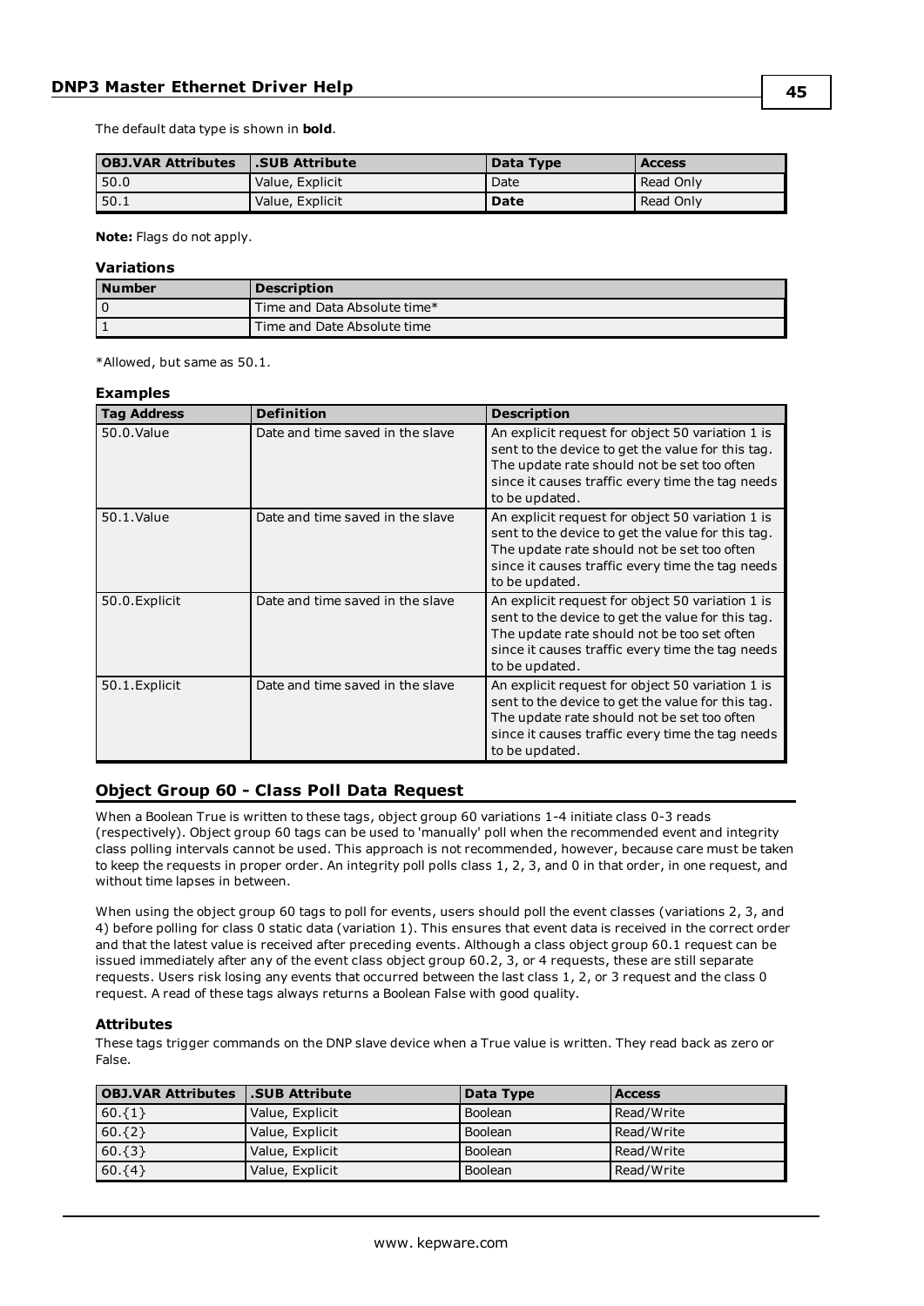The default data type is shown in **bold**.

| OBJ.VAR Attributes | .SUB Attribute | Data Type | Access |
|---|---|---|---|
| 50.0 | Value, Explicit | Date | Read Only |
| 50.1 | Value, Explicit | **Date** | Read Only |

**Note:** Flags do not apply.

#### Variations

| Number | Description |
|---|---|
| 0 | Time and Data Absolute time* |
| 1 | Time and Date Absolute time |

*Allowed, but same as 50.1.

#### Examples

| Tag Address | Definition | Description |
|---|---|---|
| 50.0.Value | Date and time saved in the slave | An explicit request for object 50 variation 1 is sent to the device to get the value for this tag. The update rate should not be set too often since it causes traffic every time the tag needs to be updated. |
| 50.1.Value | Date and time saved in the slave | An explicit request for object 50 variation 1 is sent to the device to get the value for this tag. The update rate should not be set too often since it causes traffic every time the tag needs to be updated. |
| 50.0.Explicit | Date and time saved in the slave | An explicit request for object 50 variation 1 is sent to the device to get the value for this tag. The update rate should not be too set often since it causes traffic every time the tag needs to be updated. |
| 50.1.Explicit | Date and time saved in the slave | An explicit request for object 50 variation 1 is sent to the device to get the value for this tag. The update rate should not be set too often since it causes traffic every time the tag needs to be updated. |

## Object Group 60 - Class Poll Data Request

When a Boolean True is written to these tags, object group 60 variations 1-4 initiate class 0-3 reads (respectively). Object group 60 tags can be used to 'manually' poll when the recommended event and integrity class polling intervals cannot be used. This approach is not recommended, however, because care must be taken to keep the requests in proper order. An integrity poll polls class 1, 2, 3, and 0 in that order, in one request, and without time lapses in between.

When using the object group 60 tags to poll for events, users should poll the event classes (variations 2, 3, and 4) before polling for class 0 static data (variation 1). This ensures that event data is received in the correct order and that the latest value is received after preceding events. Although a class object group 60.1 request can be issued immediately after any of the event class object group 60.2, 3, or 4 requests, these are still separate requests. Users risk losing any events that occurred between the last class 1, 2, or 3 request and the class 0 request. A read of these tags always returns a Boolean False with good quality.

#### Attributes

These tags trigger commands on the DNP slave device when a True value is written. They read back as zero or False.

| OBJ.VAR Attributes | .SUB Attribute | Data Type | Access |
|---|---|---|---|
| 60.{1} | Value, Explicit | Boolean | Read/Write |
| 60.{2} | Value, Explicit | Boolean | Read/Write |
| 60.{3} | Value, Explicit | Boolean | Read/Write |
| 60.{4} | Value, Explicit | Boolean | Read/Write |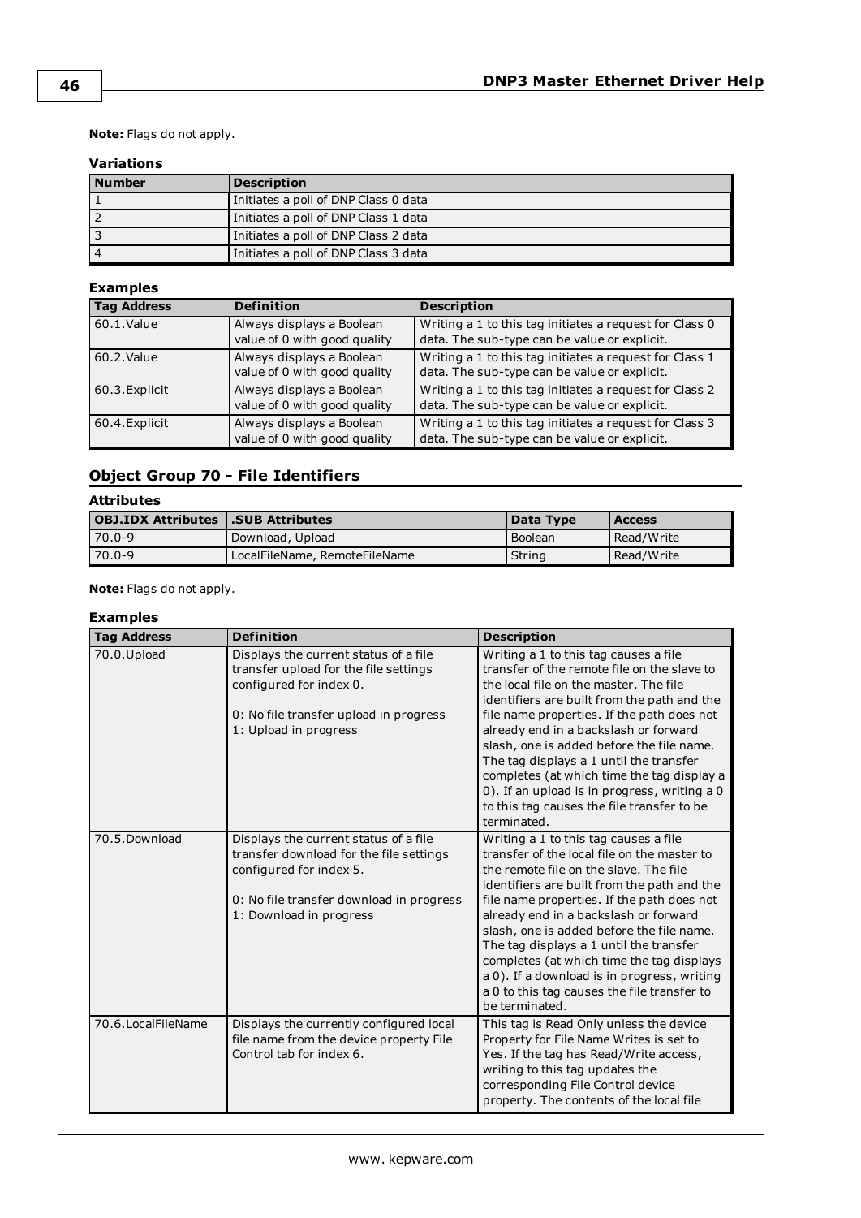**Note:** Flags do not apply.

#### Variations

| Number | Description |
|---|---|
| 1 | Initiates a poll of DNP Class 0 data |
| 2 | Initiates a poll of DNP Class 1 data |
| 3 | Initiates a poll of DNP Class 2 data |
| 4 | Initiates a poll of DNP Class 3 data |

#### Examples

| Tag Address | Definition | Description |
|---|---|---|
| 60.1.Value | Always displays a Boolean value of 0 with good quality | Writing a 1 to this tag initiates a request for Class 0 data. The sub-type can be value or explicit. |
| 60.2.Value | Always displays a Boolean value of 0 with good quality | Writing a 1 to this tag initiates a request for Class 1 data. The sub-type can be value or explicit. |
| 60.3.Explicit | Always displays a Boolean value of 0 with good quality | Writing a 1 to this tag initiates a request for Class 2 data. The sub-type can be value or explicit. |
| 60.4.Explicit | Always displays a Boolean value of 0 with good quality | Writing a 1 to this tag initiates a request for Class 3 data. The sub-type can be value or explicit. |

### Object Group 70 - File Identifiers

#### Attributes

| OBJ.IDX Attributes | .SUB Attributes | Data Type | Access |
|---|---|---|---|
| 70.0-9 | Download, Upload | Boolean | Read/Write |
| 70.0-9 | LocalFileName, RemoteFileName | String | Read/Write |

**Note:** Flags do not apply.

#### Examples

| Tag Address | Definition | Description |
|---|---|---|
| 70.0.Upload | Displays the current status of a file transfer upload for the file settings configured for index 0.<br><br>0: No file transfer upload in progress<br>1: Upload in progress | Writing a 1 to this tag causes a file transfer of the remote file on the slave to the local file on the master. The file identifiers are built from the path and the file name properties. If the path does not already end in a backslash or forward slash, one is added before the file name. The tag displays a 1 until the transfer completes (at which time the tag display a 0). If an upload is in progress, writing a 0 to this tag causes the file transfer to be terminated. |
| 70.5.Download | Displays the current status of a file transfer download for the file settings configured for index 5.<br><br>0: No file transfer download in progress<br>1: Download in progress | Writing a 1 to this tag causes a file transfer of the local file on the master to the remote file on the slave. The file identifiers are built from the path and the file name properties. If the path does not already end in a backslash or forward slash, one is added before the file name. The tag displays a 1 until the transfer completes (at which time the tag displays a 0). If a download is in progress, writing a 0 to this tag causes the file transfer to be terminated. |
| 70.6.LocalFileName | Displays the currently configured local file name from the device property File Control tab for index 6. | This tag is Read Only unless the device Property for File Name Writes is set to Yes. If the tag has Read/Write access, writing to this tag updates the corresponding File Control device property. The contents of the local file |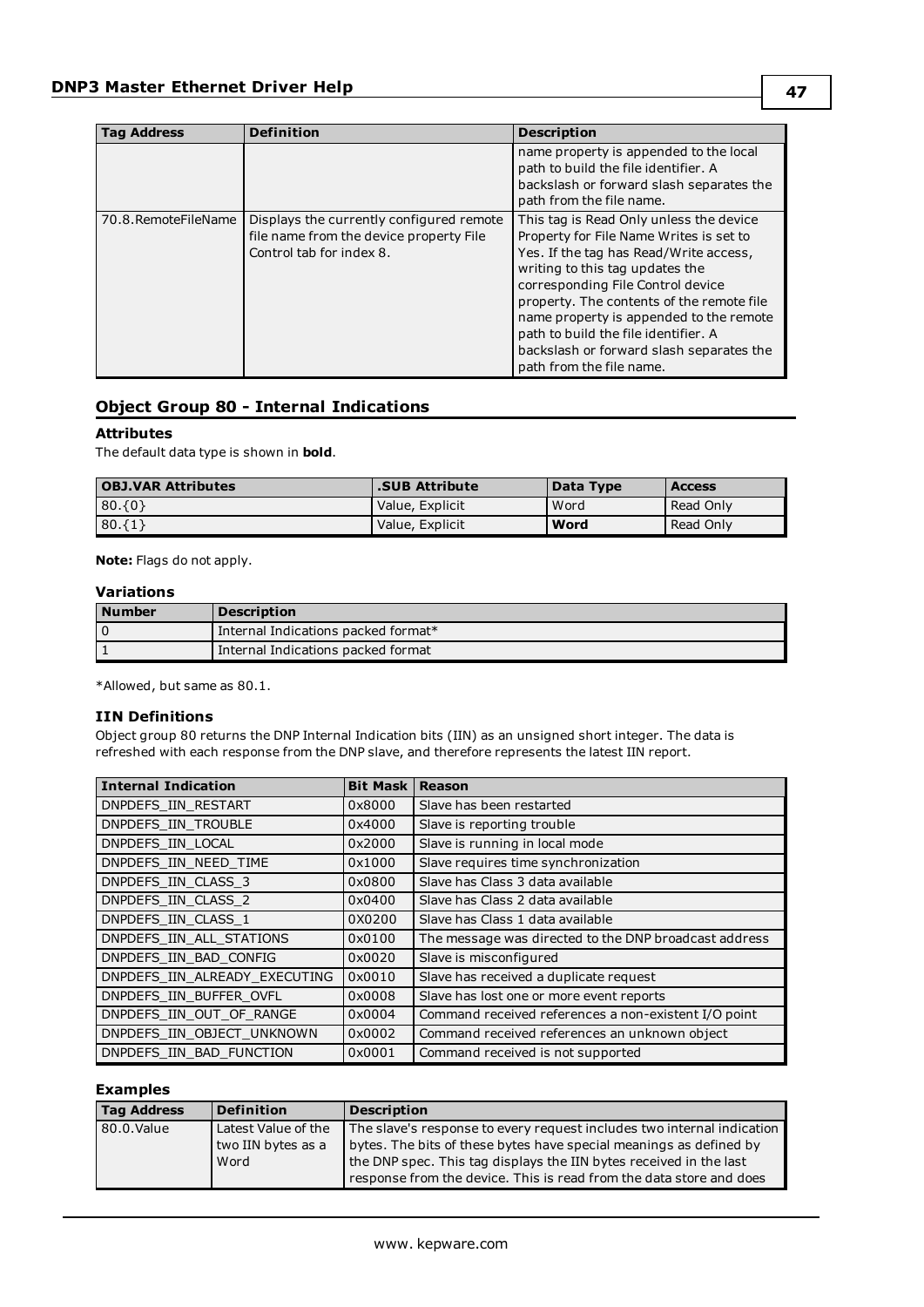| Tag Address | Definition | Description |
| --- | --- | --- |
| | | name property is appended to the local path to build the file identifier. A backslash or forward slash separates the path from the file name. |
| 70.8.RemoteFileName | Displays the currently configured remote file name from the device property File Control tab for index 8. | This tag is Read Only unless the device Property for File Name Writes is set to Yes. If the tag has Read/Write access, writing to this tag updates the corresponding File Control device property. The contents of the remote file name property is appended to the remote path to build the file identifier. A backslash or forward slash separates the path from the file name. |

## Object Group 80 - Internal Indications

### Attributes

The default data type is shown in **bold**.

| OBJ.VAR Attributes | .SUB Attribute | Data Type | Access |
| --- | --- | --- | --- |
| 80.{0} | Value, Explicit | Word | Read Only |
| 80.{1} | Value, Explicit | **Word** | Read Only |

**Note:** Flags do not apply.

### Variations

| Number | Description |
| --- | --- |
| 0 | Internal Indications packed format* |
| 1 | Internal Indications packed format |

*Allowed, but same as 80.1.

### IIN Definitions

Object group 80 returns the DNP Internal Indication bits (IIN) as an unsigned short integer. The data is refreshed with each response from the DNP slave, and therefore represents the latest IIN report.

| Internal Indication | Bit Mask | Reason |
| --- | --- | --- |
| DNPDEFS_IIN_RESTART | 0x8000 | Slave has been restarted |
| DNPDEFS_IIN_TROUBLE | 0x4000 | Slave is reporting trouble |
| DNPDEFS_IIN_LOCAL | 0x2000 | Slave is running in local mode |
| DNPDEFS_IIN_NEED_TIME | 0x1000 | Slave requires time synchronization |
| DNPDEFS_IIN_CLASS_3 | 0x0800 | Slave has Class 3 data available |
| DNPDEFS_IIN_CLASS_2 | 0x0400 | Slave has Class 2 data available |
| DNPDEFS_IIN_CLASS_1 | 0X0200 | Slave has Class 1 data available |
| DNPDEFS_IIN_ALL_STATIONS | 0x0100 | The message was directed to the DNP broadcast address |
| DNPDEFS_IIN_BAD_CONFIG | 0x0020 | Slave is misconfigured |
| DNPDEFS_IIN_ALREADY_EXECUTING | 0x0010 | Slave has received a duplicate request |
| DNPDEFS_IIN_BUFFER_OVFL | 0x0008 | Slave has lost one or more event reports |
| DNPDEFS_IIN_OUT_OF_RANGE | 0x0004 | Command received references a non-existent I/O point |
| DNPDEFS_IIN_OBJECT_UNKNOWN | 0x0002 | Command received references an unknown object |
| DNPDEFS_IIN_BAD_FUNCTION | 0x0001 | Command received is not supported |

### Examples

| Tag Address | Definition | Description |
| --- | --- | --- |
| 80.0.Value | Latest Value of the two IIN bytes as a Word | The slave's response to every request includes two internal indication bytes. The bits of these bytes have special meanings as defined by the DNP spec. This tag displays the IIN bytes received in the last response from the device. This is read from the data store and does |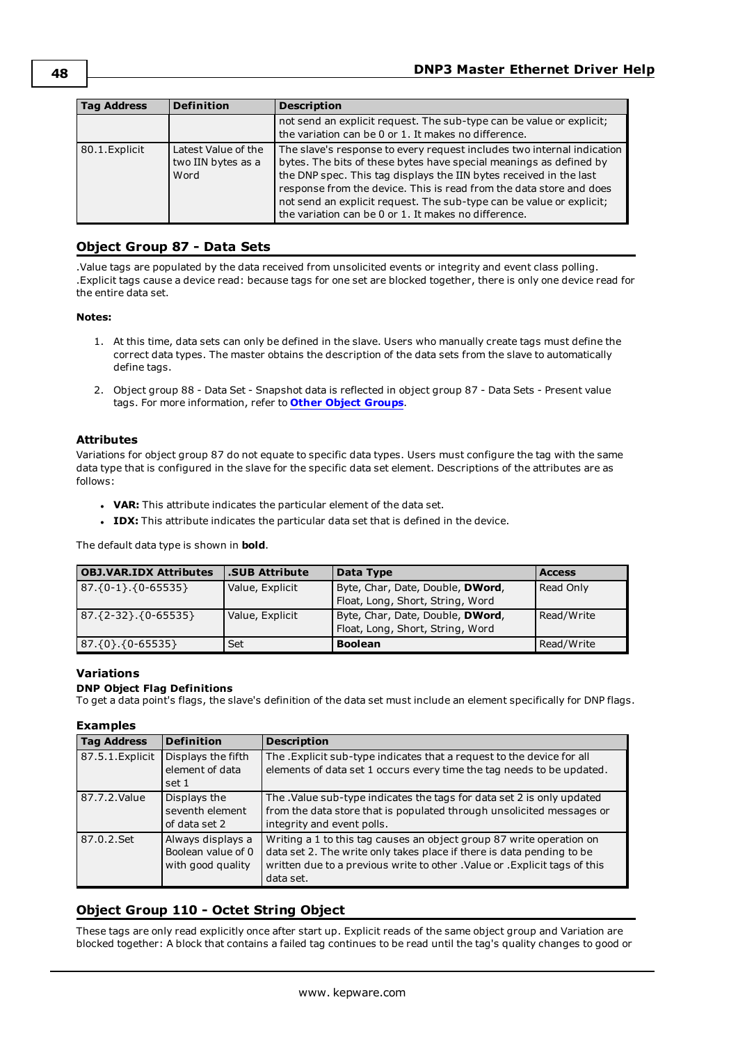| Tag Address | Definition | Description |
|---|---|---|
| | | not send an explicit request. The sub-type can be value or explicit; the variation can be 0 or 1. It makes no difference. |
| 80.1.Explicit | Latest Value of the two IIN bytes as a Word | The slave's response to every request includes two internal indication bytes. The bits of these bytes have special meanings as defined by the DNP spec. This tag displays the IIN bytes received in the last response from the device. This is read from the data store and does not send an explicit request. The sub-type can be value or explicit; the variation can be 0 or 1. It makes no difference. |

## Object Group 87 - Data Sets

.Value tags are populated by the data received from unsolicited events or integrity and event class polling. .Explicit tags cause a device read: because tags for one set are blocked together, there is only one device read for the data set.

**Notes:**

1. At this time, data sets can only be defined in the slave. Users who manually create tags must define the correct data types. The master obtains the description of the data sets from the slave to automatically define tags.
2. Object group 88 - Data Set - Snapshot data is reflected in object group 87 - Data Sets - Present value tags. For more information, refer to **Other Object Groups**.

### Attributes

Variations for object group 87 do not equate to specific data types. Users must configure the tag with the same data type that is configured in the slave for the specific data set element. Descriptions of the attributes are as follows:

- **VAR:** This attribute indicates the particular element of the data set.
- **IDX:** This attribute indicates the particular data set that is defined in the device.

The default data type is shown in **bold**.

| OBJ.VAR.IDX Attributes | .SUB Attribute | Data Type | Access |
|---|---|---|---|
| 87.{0-1}.{0-65535} | Value, Explicit | Byte, Char, Date, Double, **DWord**, Float, Long, Short, String, Word | Read Only |
| 87.{2-32}.{0-65535} | Value, Explicit | Byte, Char, Date, Double, **DWord**, Float, Long, Short, String, Word | Read/Write |
| 87.{0}.{0-65535} | Set | **Boolean** | Read/Write |

### Variations

**DNP Object Flag Definitions**

To get a data point's flags, the slave's definition of the data set must include an element specifically for DNP flags.

### Examples

| Tag Address | Definition | Description |
|---|---|---|
| 87.5.1.Explicit | Displays the fifth element of data set 1 | The .Explicit sub-type indicates that a request to the device for all elements of data set 1 occurs every time the tag needs to be updated. |
| 87.7.2.Value | Displays the seventh element of data set 2 | The .Value sub-type indicates the tags for data set 2 is only updated from the data store that is populated through unsolicited messages or integrity and event polls. |
| 87.0.2.Set | Always displays a Boolean value of 0 with good quality | Writing a 1 to this tag causes an object group 87 write operation on data set 2. The write only takes place if there is data pending to be written due to a previous write to other .Value or .Explicit tags of this data set. |

## Object Group 110 - Octet String Object

These tags are only read explicitly once after start up. Explicit reads of the same object group and Variation are blocked together: A block that contains a failed tag continues to be read until the tag's quality changes to good or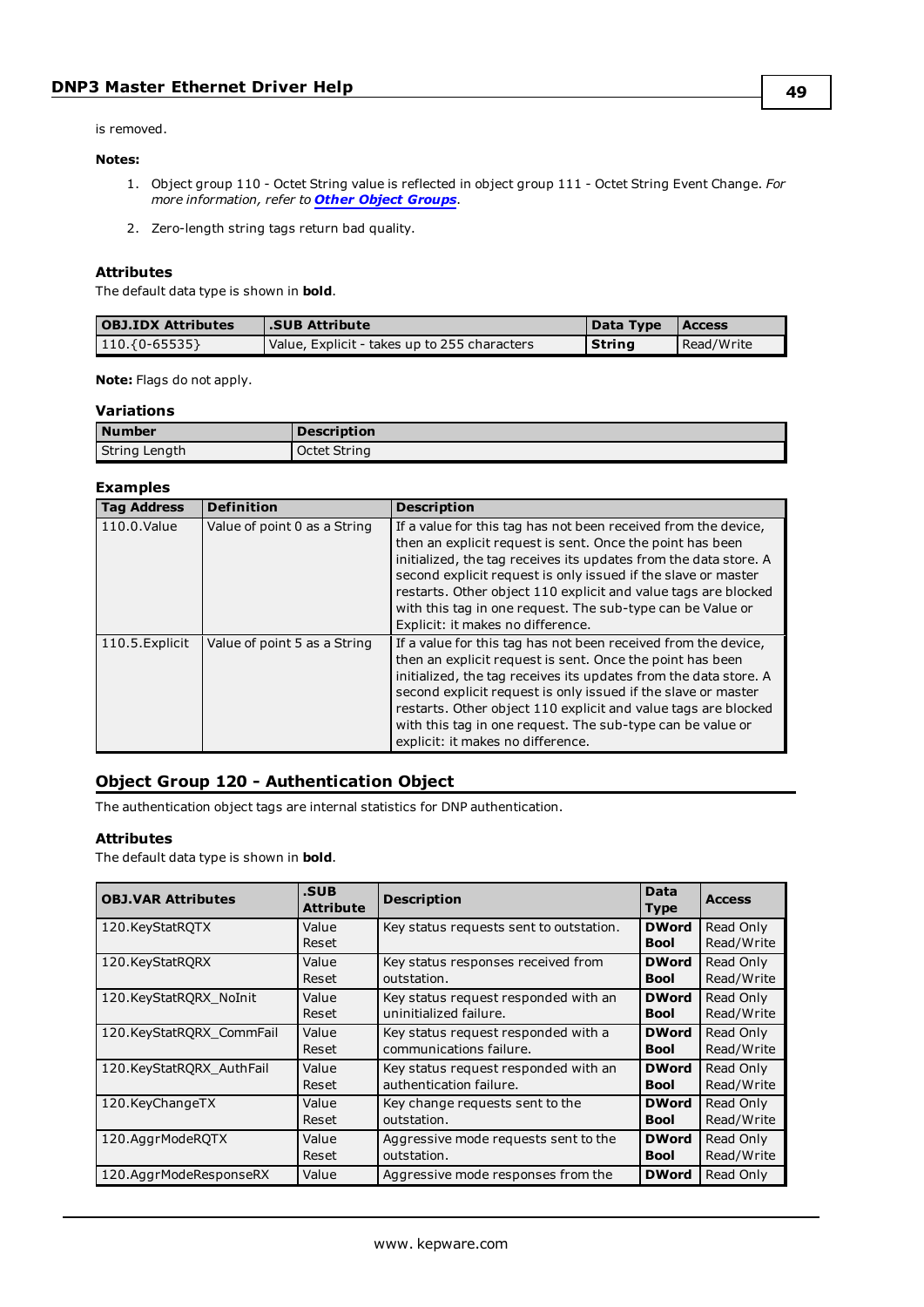is removed.

**Notes:**

1. Object group 110 - Octet String value is reflected in object group 111 - Octet String Event Change. *For more information, refer to* ***Other Object Groups***.
2. Zero-length string tags return bad quality.

### Attributes

The default data type is shown in **bold**.

| OBJ.IDX Attributes | .SUB Attribute | Data Type | Access |
|---|---|---|---|
| 110.{0-65535} | Value, Explicit - takes up to 255 characters | **String** | Read/Write |

**Note:** Flags do not apply.

### Variations

| Number | Description |
|---|---|
| String Length | Octet String |

### Examples

| Tag Address | Definition | Description |
|---|---|---|
| 110.0.Value | Value of point 0 as a String | If a value for this tag has not been received from the device, then an explicit request is sent. Once the point has been initialized, the tag receives its updates from the data store. A second explicit request is only issued if the slave or master restarts. Other object 110 explicit and value tags are blocked with this tag in one request. The sub-type can be Value or Explicit: it makes no difference. |
| 110.5.Explicit | Value of point 5 as a String | If a value for this tag has not been received from the device, then an explicit request is sent. Once the point has been initialized, the tag receives its updates from the data store. A second explicit request is only issued if the slave or master restarts. Other object 110 explicit and value tags are blocked with this tag in one request. The sub-type can be value or explicit: it makes no difference. |

## Object Group 120 - Authentication Object

The authentication object tags are internal statistics for DNP authentication.

### Attributes

The default data type is shown in **bold**.

| OBJ.VAR Attributes | .SUB Attribute | Description | Data Type | Access |
|---|---|---|---|---|
| 120.KeyStatRQTX | Value<br>Reset | Key status requests sent to outstation. | **DWord**<br>**Bool** | Read Only<br>Read/Write |
| 120.KeyStatRQRX | Value<br>Reset | Key status responses received from outstation. | **DWord**<br>**Bool** | Read Only<br>Read/Write |
| 120.KeyStatRQRX_NoInit | Value<br>Reset | Key status request responded with an uninitialized failure. | **DWord**<br>**Bool** | Read Only<br>Read/Write |
| 120.KeyStatRQRX_CommFail | Value<br>Reset | Key status request responded with a communications failure. | **DWord**<br>**Bool** | Read Only<br>Read/Write |
| 120.KeyStatRQRX_AuthFail | Value<br>Reset | Key status request responded with an authentication failure. | **DWord**<br>**Bool** | Read Only<br>Read/Write |
| 120.KeyChangeTX | Value<br>Reset | Key change requests sent to the outstation. | **DWord**<br>**Bool** | Read Only<br>Read/Write |
| 120.AggrModeRQTX | Value<br>Reset | Aggressive mode requests sent to the outstation. | **DWord**<br>**Bool** | Read Only<br>Read/Write |
| 120.AggrModeResponseRX | Value | Aggressive mode responses from the | **DWord** | Read Only |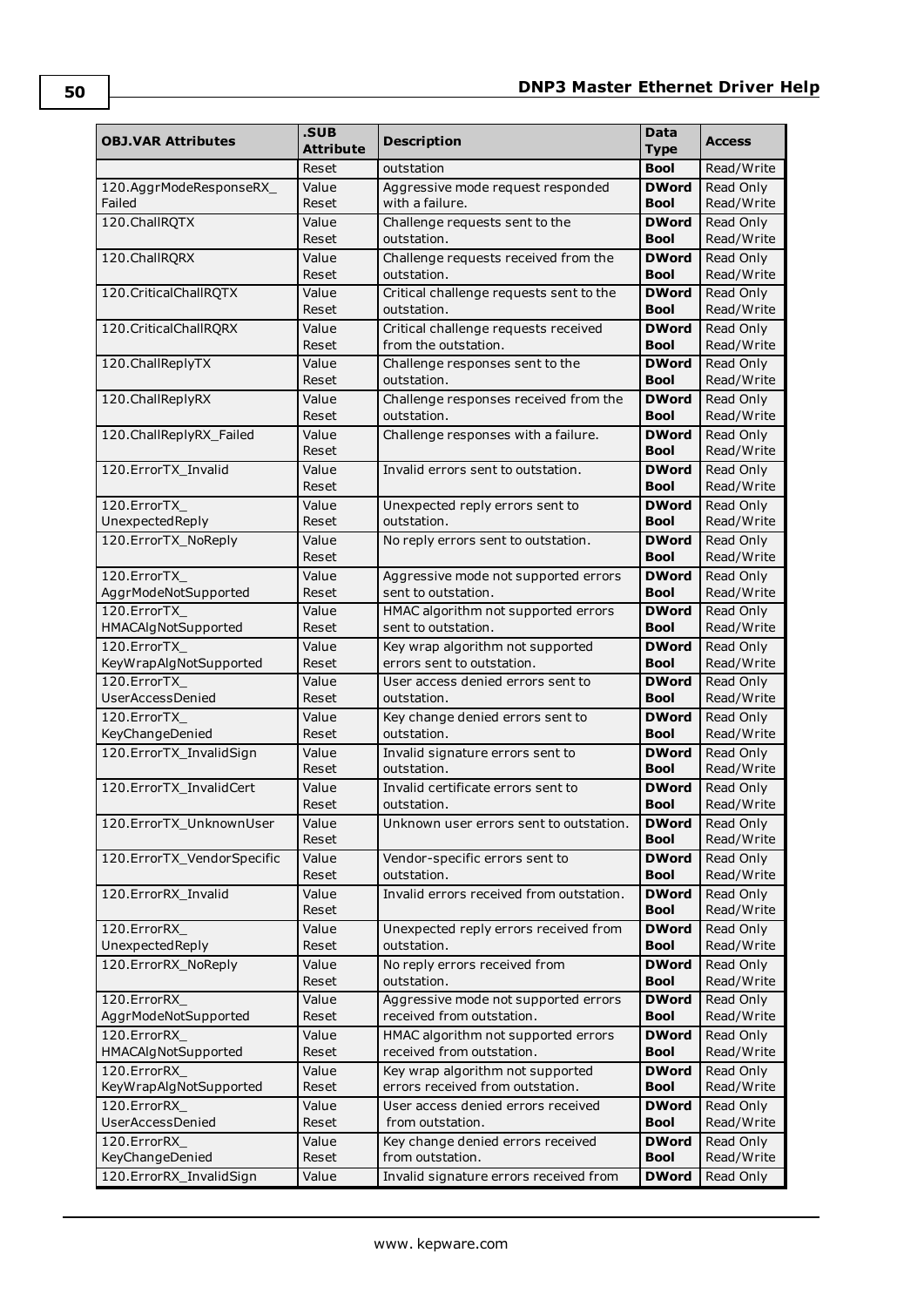| OBJ.VAR Attributes | .SUB Attribute | Description | Data Type | Access |
|---|---|---|---|---|
| | Reset | outstation | **Bool** | Read/Write |
| 120.AggrModeResponseRX_ Failed | Value Reset | Aggressive mode request responded with a failure. | **DWord** **Bool** | Read Only Read/Write |
| 120.ChallRQTX | Value Reset | Challenge requests sent to the outstation. | **DWord** **Bool** | Read Only Read/Write |
| 120.ChallRQRX | Value Reset | Challenge requests received from the outstation. | **DWord** **Bool** | Read Only Read/Write |
| 120.CriticalChallRQTX | Value Reset | Critical challenge requests sent to the outstation. | **DWord** **Bool** | Read Only Read/Write |
| 120.CriticalChallRQRX | Value Reset | Critical challenge requests received from the outstation. | **DWord** **Bool** | Read Only Read/Write |
| 120.ChallReplyTX | Value Reset | Challenge responses sent to the outstation. | **DWord** **Bool** | Read Only Read/Write |
| 120.ChallReplyRX | Value Reset | Challenge responses received from the outstation. | **DWord** **Bool** | Read Only Read/Write |
| 120.ChallReplyRX_Failed | Value Reset | Challenge responses with a failure. | **DWord** **Bool** | Read Only Read/Write |
| 120.ErrorTX_Invalid | Value Reset | Invalid errors sent to outstation. | **DWord** **Bool** | Read Only Read/Write |
| 120.ErrorTX_ UnexpectedReply | Value Reset | Unexpected reply errors sent to outstation. | **DWord** **Bool** | Read Only Read/Write |
| 120.ErrorTX_NoReply | Value Reset | No reply errors sent to outstation. | **DWord** **Bool** | Read Only Read/Write |
| 120.ErrorTX_ AggrModeNotSupported | Value Reset | Aggressive mode not supported errors sent to outstation. | **DWord** **Bool** | Read Only Read/Write |
| 120.ErrorTX_ HMACAlgNotSupported | Value Reset | HMAC algorithm not supported errors sent to outstation. | **DWord** **Bool** | Read Only Read/Write |
| 120.ErrorTX_ KeyWrapAlgNotSupported | Value Reset | Key wrap algorithm not supported errors sent to outstation. | **DWord** **Bool** | Read Only Read/Write |
| 120.ErrorTX_ UserAccessDenied | Value Reset | User access denied errors sent to outstation. | **DWord** **Bool** | Read Only Read/Write |
| 120.ErrorTX_ KeyChangeDenied | Value Reset | Key change denied errors sent to outstation. | **DWord** **Bool** | Read Only Read/Write |
| 120.ErrorTX_InvalidSign | Value Reset | Invalid signature errors sent to outstation. | **DWord** **Bool** | Read Only Read/Write |
| 120.ErrorTX_InvalidCert | Value Reset | Invalid certificate errors sent to outstation. | **DWord** **Bool** | Read Only Read/Write |
| 120.ErrorTX_UnknownUser | Value Reset | Unknown user errors sent to outstation. | **DWord** **Bool** | Read Only Read/Write |
| 120.ErrorTX_VendorSpecific | Value Reset | Vendor-specific errors sent to outstation. | **DWord** **Bool** | Read Only Read/Write |
| 120.ErrorRX_Invalid | Value Reset | Invalid errors received from outstation. | **DWord** **Bool** | Read Only Read/Write |
| 120.ErrorRX_ UnexpectedReply | Value Reset | Unexpected reply errors received from outstation. | **DWord** **Bool** | Read Only Read/Write |
| 120.ErrorRX_NoReply | Value Reset | No reply errors received from outstation. | **DWord** **Bool** | Read Only Read/Write |
| 120.ErrorRX_ AggrModeNotSupported | Value Reset | Aggressive mode not supported errors received from outstation. | **DWord** **Bool** | Read Only Read/Write |
| 120.ErrorRX_ HMACAlgNotSupported | Value Reset | HMAC algorithm not supported errors received from outstation. | **DWord** **Bool** | Read Only Read/Write |
| 120.ErrorRX_ KeyWrapAlgNotSupported | Value Reset | Key wrap algorithm not supported errors received from outstation. | **DWord** **Bool** | Read Only Read/Write |
| 120.ErrorRX_ UserAccessDenied | Value Reset | User access denied errors received from outstation. | **DWord** **Bool** | Read Only Read/Write |
| 120.ErrorRX_ KeyChangeDenied | Value Reset | Key change denied errors received from outstation. | **DWord** **Bool** | Read Only Read/Write |
| 120.ErrorRX_InvalidSign | Value | Invalid signature errors received from | **DWord** | Read Only |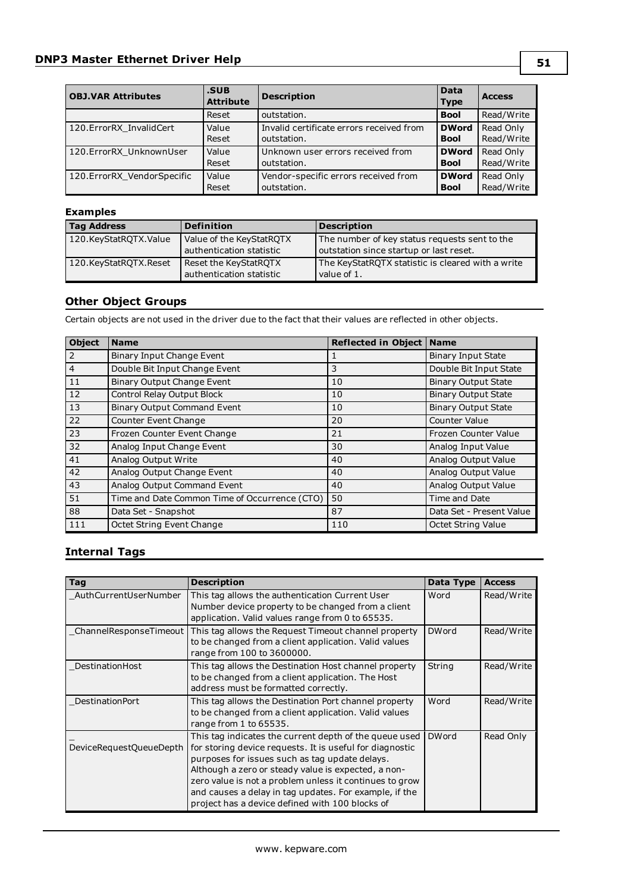| OBJ.VAR Attributes | .SUB Attribute | Description | Data Type | Access |
|---|---|---|---|---|
| | Reset | outstation. | **Bool** | Read/Write |
| 120.ErrorRX_InvalidCert | Value<br>Reset | Invalid certificate errors received from outstation. | **DWord**<br>**Bool** | Read Only<br>Read/Write |
| 120.ErrorRX_UnknownUser | Value<br>Reset | Unknown user errors received from outstation. | **DWord**<br>**Bool** | Read Only<br>Read/Write |
| 120.ErrorRX_VendorSpecific | Value<br>Reset | Vendor-specific errors received from outstation. | **DWord**<br>**Bool** | Read Only<br>Read/Write |

**Examples**

| Tag Address | Definition | Description |
|---|---|---|
| 120.KeyStatRQTX.Value | Value of the KeyStatRQTX authentication statistic | The number of key status requests sent to the outstation since startup or last reset. |
| 120.KeyStatRQTX.Reset | Reset the KeyStatRQTX authentication statistic | The KeyStatRQTX statistic is cleared with a write value of 1. |

## Other Object Groups

Certain objects are not used in the driver due to the fact that their values are reflected in other objects.

| Object | Name | Reflected in Object | Name |
|---|---|---|---|
| 2 | Binary Input Change Event | 1 | Binary Input State |
| 4 | Double Bit Input Change Event | 3 | Double Bit Input State |
| 11 | Binary Output Change Event | 10 | Binary Output State |
| 12 | Control Relay Output Block | 10 | Binary Output State |
| 13 | Binary Output Command Event | 10 | Binary Output State |
| 22 | Counter Event Change | 20 | Counter Value |
| 23 | Frozen Counter Event Change | 21 | Frozen Counter Value |
| 32 | Analog Input Change Event | 30 | Analog Input Value |
| 41 | Analog Output Write | 40 | Analog Output Value |
| 42 | Analog Output Change Event | 40 | Analog Output Value |
| 43 | Analog Output Command Event | 40 | Analog Output Value |
| 51 | Time and Date Common Time of Occurrence (CTO) | 50 | Time and Date |
| 88 | Data Set - Snapshot | 87 | Data Set - Present Value |
| 111 | Octet String Event Change | 110 | Octet String Value |

## Internal Tags

| Tag | Description | Data Type | Access |
|---|---|---|---|
| _AuthCurrentUserNumber | This tag allows the authentication Current User Number device property to be changed from a client application. Valid values range from 0 to 65535. | Word | Read/Write |
| _ChannelResponseTimeout | This tag allows the Request Timeout channel property to be changed from a client application. Valid values range from 100 to 3600000. | DWord | Read/Write |
| _DestinationHost | This tag allows the Destination Host channel property to be changed from a client application. The Host address must be formatted correctly. | String | Read/Write |
| _DestinationPort | This tag allows the Destination Port channel property to be changed from a client application. Valid values range from 1 to 65535. | Word | Read/Write |
| _DeviceRequestQueueDepth | This tag indicates the current depth of the queue used for storing device requests. It is useful for diagnostic purposes for issues such as tag update delays. Although a zero or steady value is expected, a non-zero value is not a problem unless it continues to grow and causes a delay in tag updates. For example, if the project has a device defined with 100 blocks of | DWord | Read Only |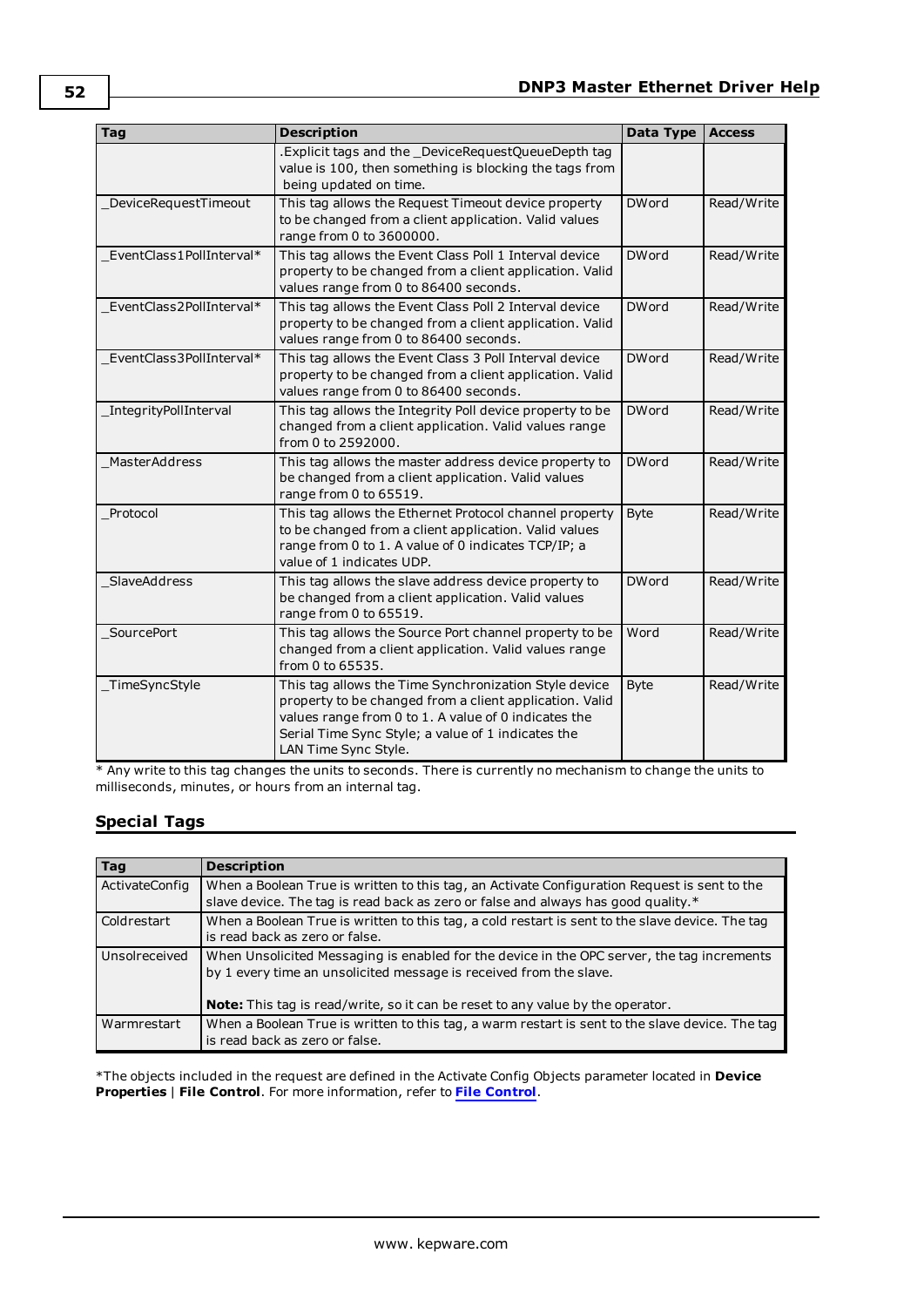| Tag | Description | Data Type | Access |
|---|---|---|---|
| | .Explicit tags and the _DeviceRequestQueueDepth tag value is 100, then something is blocking the tags from being updated on time. | | |
| _DeviceRequestTimeout | This tag allows the Request Timeout device property to be changed from a client application. Valid values range from 0 to 3600000. | DWord | Read/Write |
| _EventClass1PollInterval* | This tag allows the Event Class Poll 1 Interval device property to be changed from a client application. Valid values range from 0 to 86400 seconds. | DWord | Read/Write |
| _EventClass2PollInterval* | This tag allows the Event Class Poll 2 Interval device property to be changed from a client application. Valid values range from 0 to 86400 seconds. | DWord | Read/Write |
| _EventClass3PollInterval* | This tag allows the Event Class 3 Poll Interval device property to be changed from a client application. Valid values range from 0 to 86400 seconds. | DWord | Read/Write |
| _IntegrityPollInterval | This tag allows the Integrity Poll device property to be changed from a client application. Valid values range from 0 to 2592000. | DWord | Read/Write |
| _MasterAddress | This tag allows the master address device property to be changed from a client application. Valid values range from 0 to 65519. | DWord | Read/Write |
| _Protocol | This tag allows the Ethernet Protocol channel property to be changed from a client application. Valid values range from 0 to 1. A value of 0 indicates TCP/IP; a value of 1 indicates UDP. | Byte | Read/Write |
| _SlaveAddress | This tag allows the slave address device property to be changed from a client application. Valid values range from 0 to 65519. | DWord | Read/Write |
| _SourcePort | This tag allows the Source Port channel property to be changed from a client application. Valid values range from 0 to 65535. | Word | Read/Write |
| _TimeSyncStyle | This tag allows the Time Synchronization Style device property to be changed from a client application. Valid values range from 0 to 1. A value of 0 indicates the Serial Time Sync Style; a value of 1 indicates the LAN Time Sync Style. | Byte | Read/Write |

* Any write to this tag changes the units to seconds. There is currently no mechanism to change the units to milliseconds, minutes, or hours from an internal tag.

## Special Tags

| Tag | Description |
|---|---|
| ActivateConfig | When a Boolean True is written to this tag, an Activate Configuration Request is sent to the slave device. The tag is read back as zero or false and always has good quality.* |
| Coldrestart | When a Boolean True is written to this tag, a cold restart is sent to the slave device. The tag is read back as zero or false. |
| Unsolreceived | When Unsolicited Messaging is enabled for the device in the OPC server, the tag increments by 1 every time an unsolicited message is received from the slave.<br><br>**Note:** This tag is read/write, so it can be reset to any value by the operator. |
| Warmrestart | When a Boolean True is written to this tag, a warm restart is sent to the slave device. The tag is read back as zero or false. |

*The objects included in the request are defined in the Activate Config Objects parameter located in **Device Properties** | **File Control**. For more information, refer to **File Control**.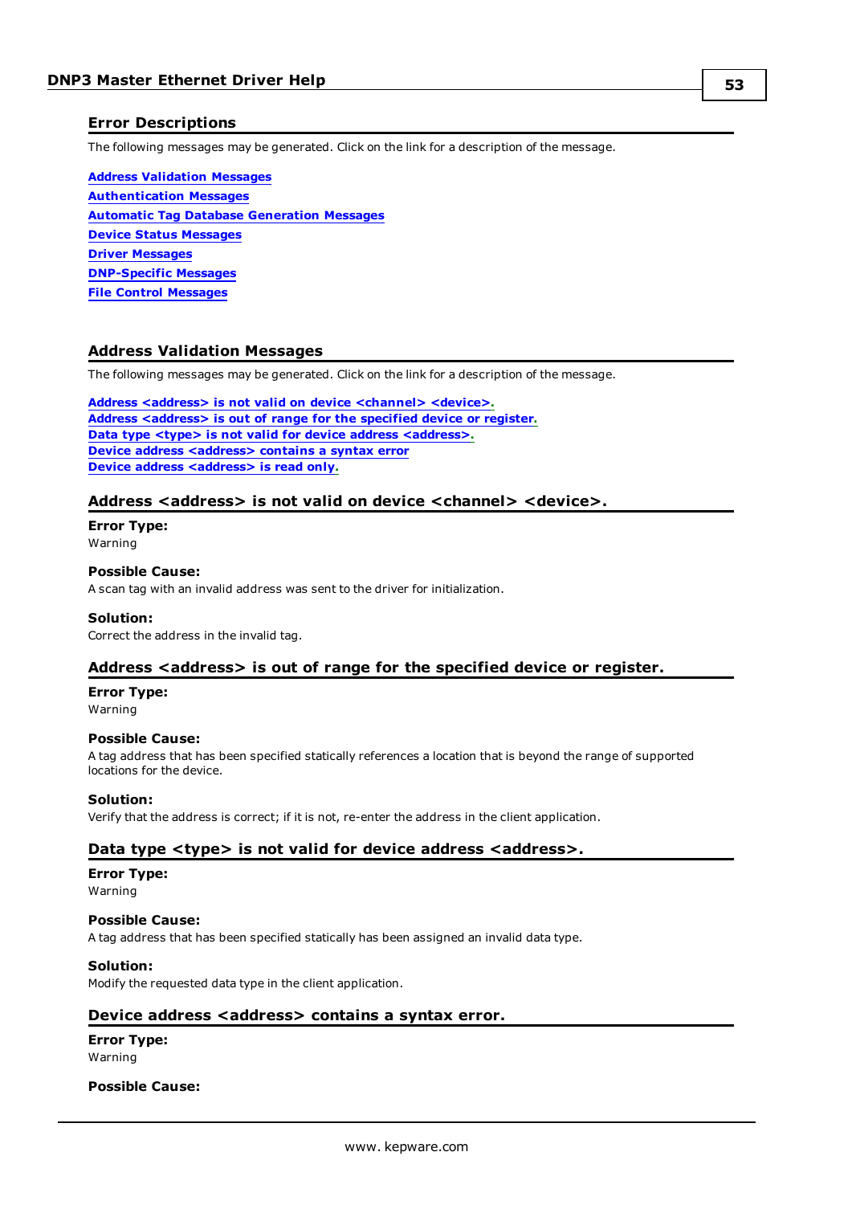## Error Descriptions

The following messages may be generated. Click on the link for a description of the message.

**Address Validation Messages**
**Authentication Messages**
**Automatic Tag Database Generation Messages**
**Device Status Messages**
**Driver Messages**
**DNP-Specific Messages**
**File Control Messages**

## Address Validation Messages

The following messages may be generated. Click on the link for a description of the message.

**Address <address> is not valid on device <channel> <device>.**
**Address <address> is out of range for the specified device or register.**
**Data type <type> is not valid for device address <address>.**
**Device address <address> contains a syntax error**
**Device address <address> is read only.**

### Address <address> is not valid on device <channel> <device>.

**Error Type:**
Warning

**Possible Cause:**
A scan tag with an invalid address was sent to the driver for initialization.

**Solution:**
Correct the address in the invalid tag.

### Address <address> is out of range for the specified device or register.

**Error Type:**
Warning

**Possible Cause:**
A tag address that has been specified statically references a location that is beyond the range of supported locations for the device.

**Solution:**
Verify that the address is correct; if it is not, re-enter the address in the client application.

### Data type <type> is not valid for device address <address>.

**Error Type:**
Warning

**Possible Cause:**
A tag address that has been specified statically has been assigned an invalid data type.

**Solution:**
Modify the requested data type in the client application.

### Device address <address> contains a syntax error.

**Error Type:**
Warning

**Possible Cause:**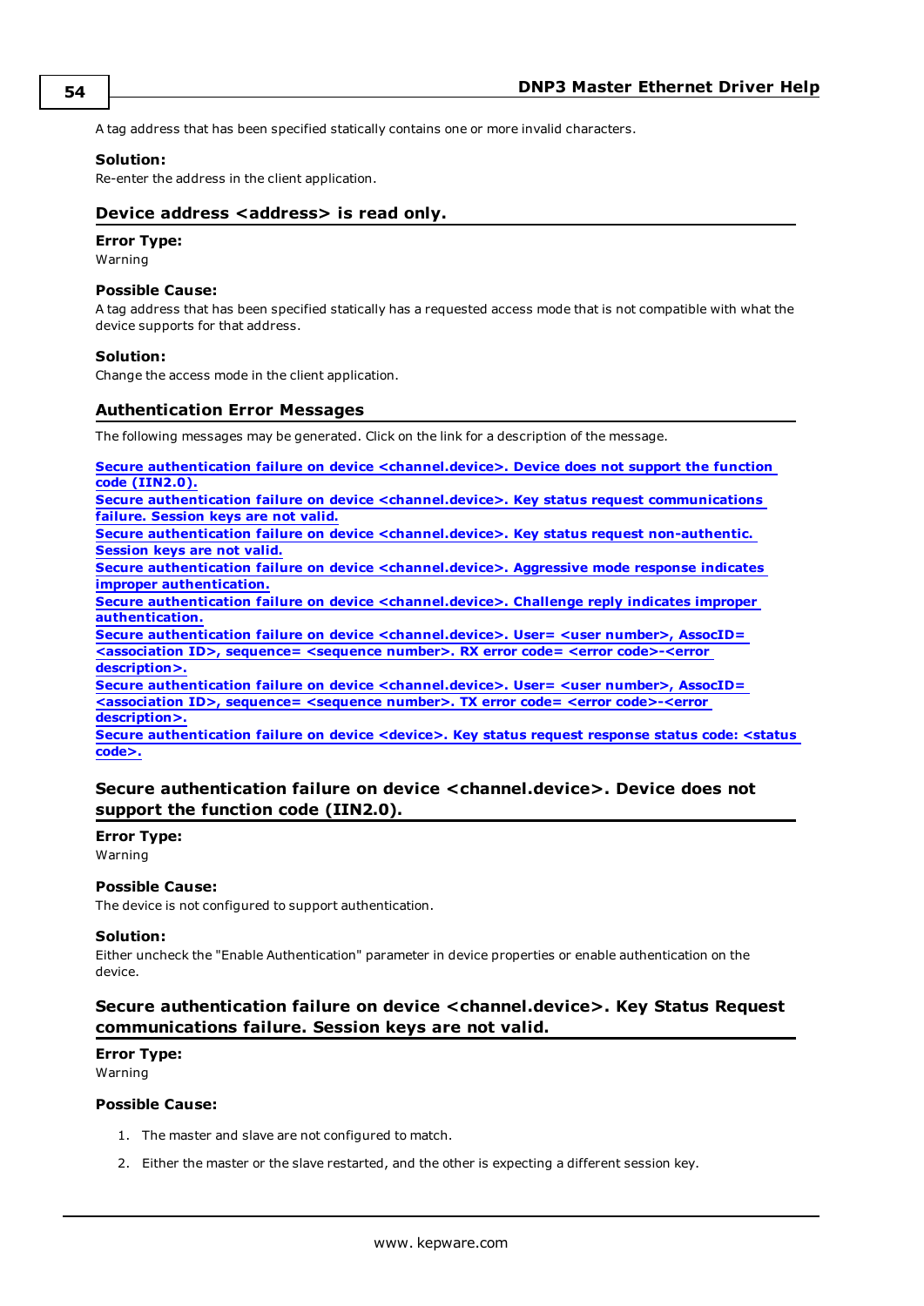A tag address that has been specified statically contains one or more invalid characters.

**Solution:**
Re-enter the address in the client application.

## Device address <address> is read only.

**Error Type:**
Warning

**Possible Cause:**
A tag address that has been specified statically has a requested access mode that is not compatible with what the device supports for that address.

**Solution:**
Change the access mode in the client application.

## Authentication Error Messages

The following messages may be generated. Click on the link for a description of the message.

**Secure authentication failure on device <channel.device>. Device does not support the function code (IIN2.0).**
**Secure authentication failure on device <channel.device>. Key status request communications failure. Session keys are not valid.**
**Secure authentication failure on device <channel.device>. Key status request non-authentic. Session keys are not valid.**
**Secure authentication failure on device <channel.device>. Aggressive mode response indicates improper authentication.**
**Secure authentication failure on device <channel.device>. Challenge reply indicates improper authentication.**
**Secure authentication failure on device <channel.device>. User= <user number>, AssocID= <association ID>, sequence= <sequence number>. RX error code= <error code>-<error description>.**
**Secure authentication failure on device <channel.device>. User= <user number>, AssocID= <association ID>, sequence= <sequence number>. TX error code= <error code>-<error description>.**
**Secure authentication failure on device <device>. Key status request response status code: <status code>.**

## Secure authentication failure on device <channel.device>. Device does not support the function code (IIN2.0).

**Error Type:**
Warning

**Possible Cause:**
The device is not configured to support authentication.

**Solution:**
Either uncheck the "Enable Authentication" parameter in device properties or enable authentication on the device.

## Secure authentication failure on device <channel.device>. Key Status Request communications failure. Session keys are not valid.

**Error Type:**
Warning

**Possible Cause:**

1. The master and slave are not configured to match.
2. Either the master or the slave restarted, and the other is expecting a different session key.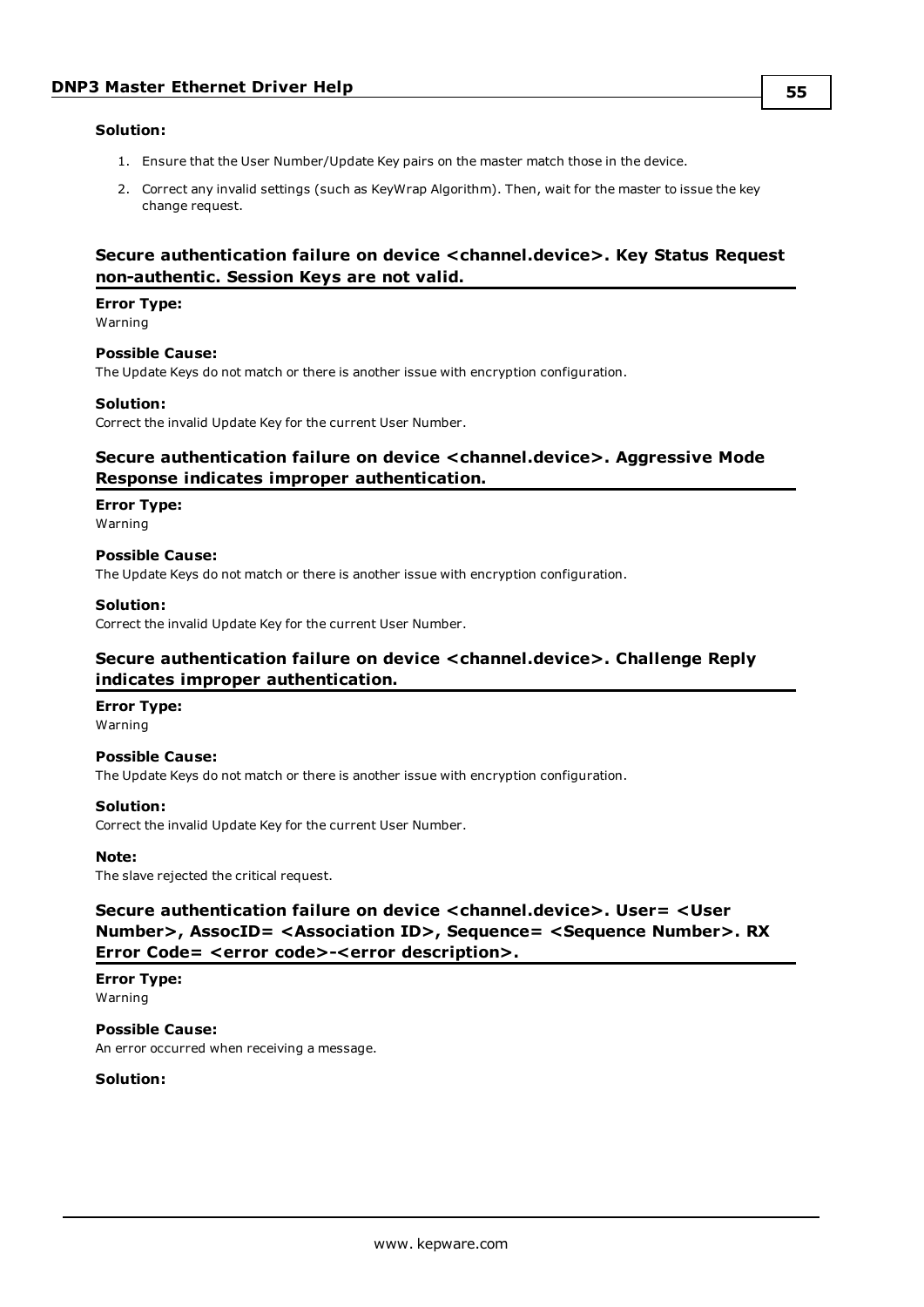**Solution:**

1. Ensure that the User Number/Update Key pairs on the master match those in the device.
2. Correct any invalid settings (such as KeyWrap Algorithm). Then, wait for the master to issue the key change request.

### Secure authentication failure on device <channel.device>. Key Status Request non-authentic. Session Keys are not valid.

**Error Type:**
Warning

**Possible Cause:**
The Update Keys do not match or there is another issue with encryption configuration.

**Solution:**
Correct the invalid Update Key for the current User Number.

### Secure authentication failure on device <channel.device>. Aggressive Mode Response indicates improper authentication.

**Error Type:**
Warning

**Possible Cause:**
The Update Keys do not match or there is another issue with encryption configuration.

**Solution:**
Correct the invalid Update Key for the current User Number.

### Secure authentication failure on device <channel.device>. Challenge Reply indicates improper authentication.

**Error Type:**
Warning

**Possible Cause:**
The Update Keys do not match or there is another issue with encryption configuration.

**Solution:**
Correct the invalid Update Key for the current User Number.

**Note:**
The slave rejected the critical request.

### Secure authentication failure on device <channel.device>. User= <User Number>, AssocID= <Association ID>, Sequence= <Sequence Number>. RX Error Code= <error code>-<error description>.

**Error Type:**
Warning

**Possible Cause:**
An error occurred when receiving a message.

**Solution:**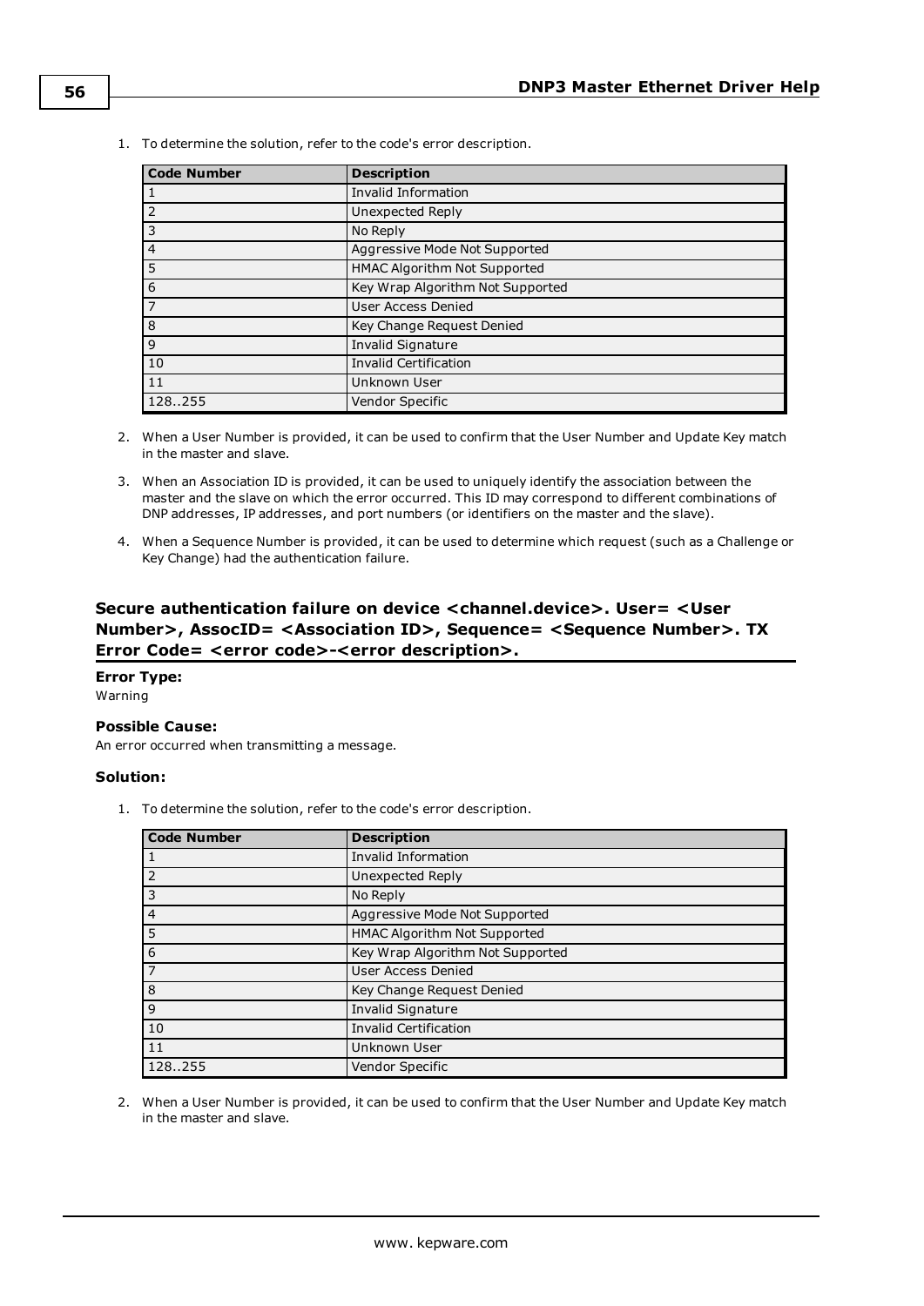1. To determine the solution, refer to the code's error description.

| Code Number | Description |
| --- | --- |
| 1 | Invalid Information |
| 2 | Unexpected Reply |
| 3 | No Reply |
| 4 | Aggressive Mode Not Supported |
| 5 | HMAC Algorithm Not Supported |
| 6 | Key Wrap Algorithm Not Supported |
| 7 | User Access Denied |
| 8 | Key Change Request Denied |
| 9 | Invalid Signature |
| 10 | Invalid Certification |
| 11 | Unknown User |
| 128..255 | Vendor Specific |

2. When a User Number is provided, it can be used to confirm that the User Number and Update Key match in the master and slave.
3. When an Association ID is provided, it can be used to uniquely identify the association between the master and the slave on which the error occurred. This ID may correspond to different combinations of DNP addresses, IP addresses, and port numbers (or identifiers on the master and the slave).
4. When a Sequence Number is provided, it can be used to determine which request (such as a Challenge or Key Change) had the authentication failure.

## Secure authentication failure on device <channel.device>. User= <User Number>, AssocID= <Association ID>, Sequence= <Sequence Number>. TX Error Code= <error code>-<error description>.

**Error Type:**
Warning

**Possible Cause:**
An error occurred when transmitting a message.

**Solution:**

1. To determine the solution, refer to the code's error description.

| Code Number | Description |
| --- | --- |
| 1 | Invalid Information |
| 2 | Unexpected Reply |
| 3 | No Reply |
| 4 | Aggressive Mode Not Supported |
| 5 | HMAC Algorithm Not Supported |
| 6 | Key Wrap Algorithm Not Supported |
| 7 | User Access Denied |
| 8 | Key Change Request Denied |
| 9 | Invalid Signature |
| 10 | Invalid Certification |
| 11 | Unknown User |
| 128..255 | Vendor Specific |

2. When a User Number is provided, it can be used to confirm that the User Number and Update Key match in the master and slave.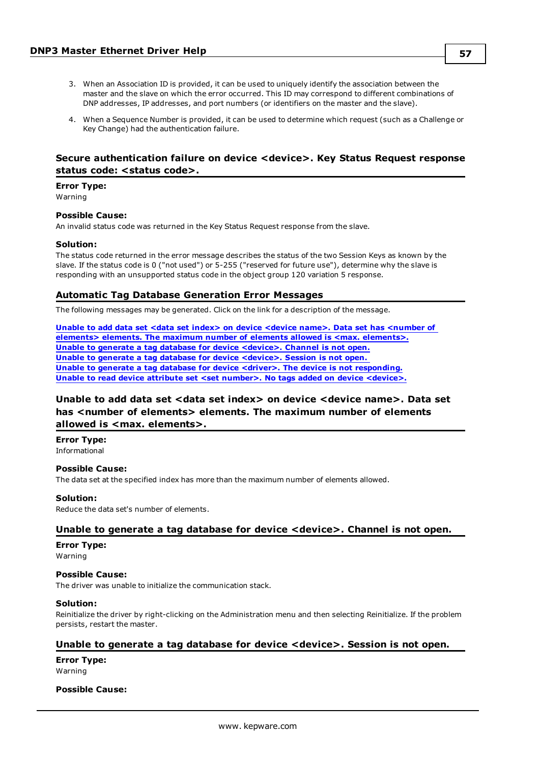3. When an Association ID is provided, it can be used to uniquely identify the association between the master and the slave on which the error occurred. This ID may correspond to different combinations of DNP addresses, IP addresses, and port numbers (or identifiers on the master and the slave).
4. When a Sequence Number is provided, it can be used to determine which request (such as a Challenge or Key Change) had the authentication failure.

### Secure authentication failure on device <device>. Key Status Request response status code: <status code>.

**Error Type:**
Warning

**Possible Cause:**
An invalid status code was returned in the Key Status Request response from the slave.

**Solution:**
The status code returned in the error message describes the status of the two Session Keys as known by the slave. If the status code is 0 ("not used") or 5-255 ("reserved for future use"), determine why the slave is responding with an unsupported status code in the object group 120 variation 5 response.

## Automatic Tag Database Generation Error Messages

The following messages may be generated. Click on the link for a description of the message.

**Unable to add data set <data set index> on device <device name>. Data set has <number of elements> elements. The maximum number of elements allowed is <max. elements>.**
**Unable to generate a tag database for device <device>. Channel is not open.**
**Unable to generate a tag database for device <device>. Session is not open.**
**Unable to generate a tag database for device <driver>. The device is not responding.**
**Unable to read device attribute set <set number>. No tags added on device <device>.**

### Unable to add data set <data set index> on device <device name>. Data set has <number of elements> elements. The maximum number of elements allowed is <max. elements>.

**Error Type:**
Informational

**Possible Cause:**
The data set at the specified index has more than the maximum number of elements allowed.

**Solution:**
Reduce the data set's number of elements.

### Unable to generate a tag database for device <device>. Channel is not open.

**Error Type:**
Warning

**Possible Cause:**
The driver was unable to initialize the communication stack.

**Solution:**
Reinitialize the driver by right-clicking on the Administration menu and then selecting Reinitialize. If the problem persists, restart the master.

### Unable to generate a tag database for device <device>. Session is not open.

**Error Type:**
Warning

**Possible Cause:**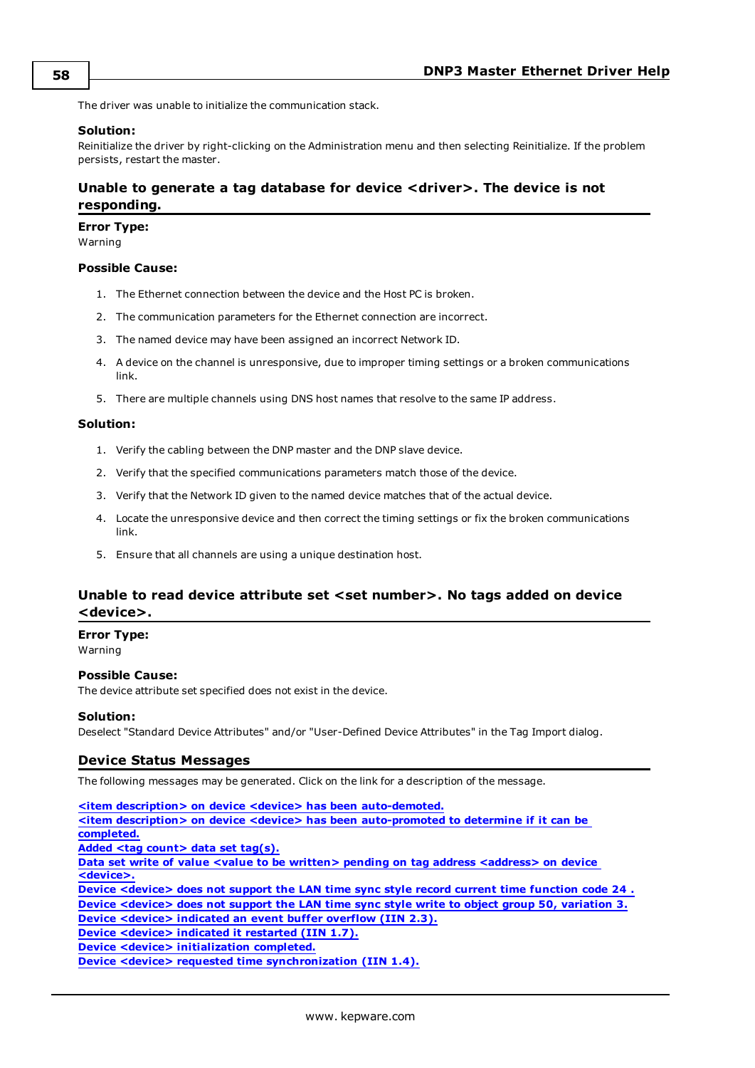The driver was unable to initialize the communication stack.

**Solution:**
Reinitialize the driver by right-clicking on the Administration menu and then selecting Reinitialize. If the problem persists, restart the master.

### Unable to generate a tag database for device <driver>. The device is not responding.

**Error Type:**
Warning

**Possible Cause:**

1. The Ethernet connection between the device and the Host PC is broken.
2. The communication parameters for the Ethernet connection are incorrect.
3. The named device may have been assigned an incorrect Network ID.
4. A device on the channel is unresponsive, due to improper timing settings or a broken communications link.
5. There are multiple channels using DNS host names that resolve to the same IP address.

**Solution:**

1. Verify the cabling between the DNP master and the DNP slave device.
2. Verify that the specified communications parameters match those of the device.
3. Verify that the Network ID given to the named device matches that of the actual device.
4. Locate the unresponsive device and then correct the timing settings or fix the broken communications link.
5. Ensure that all channels are using a unique destination host.

### Unable to read device attribute set <set number>. No tags added on device <device>.

**Error Type:**
Warning

**Possible Cause:**
The device attribute set specified does not exist in the device.

**Solution:**
Deselect "Standard Device Attributes" and/or "User-Defined Device Attributes" in the Tag Import dialog.

## Device Status Messages

The following messages may be generated. Click on the link for a description of the message.

**<item description> on device <device> has been auto-demoted.**
**<item description> on device <device> has been auto-promoted to determine if it can be completed.**
**Added <tag count> data set tag(s).**
**Data set write of value <value to be written> pending on tag address <address> on device <device>.**
**Device <device> does not support the LAN time sync style record current time function code 24 .**
**Device <device> does not support the LAN time sync style write to object group 50, variation 3.**
**Device <device> indicated an event buffer overflow (IIN 2.3).**
**Device <device> indicated it restarted (IIN 1.7).**
**Device <device> initialization completed.**
**Device <device> requested time synchronization (IIN 1.4).**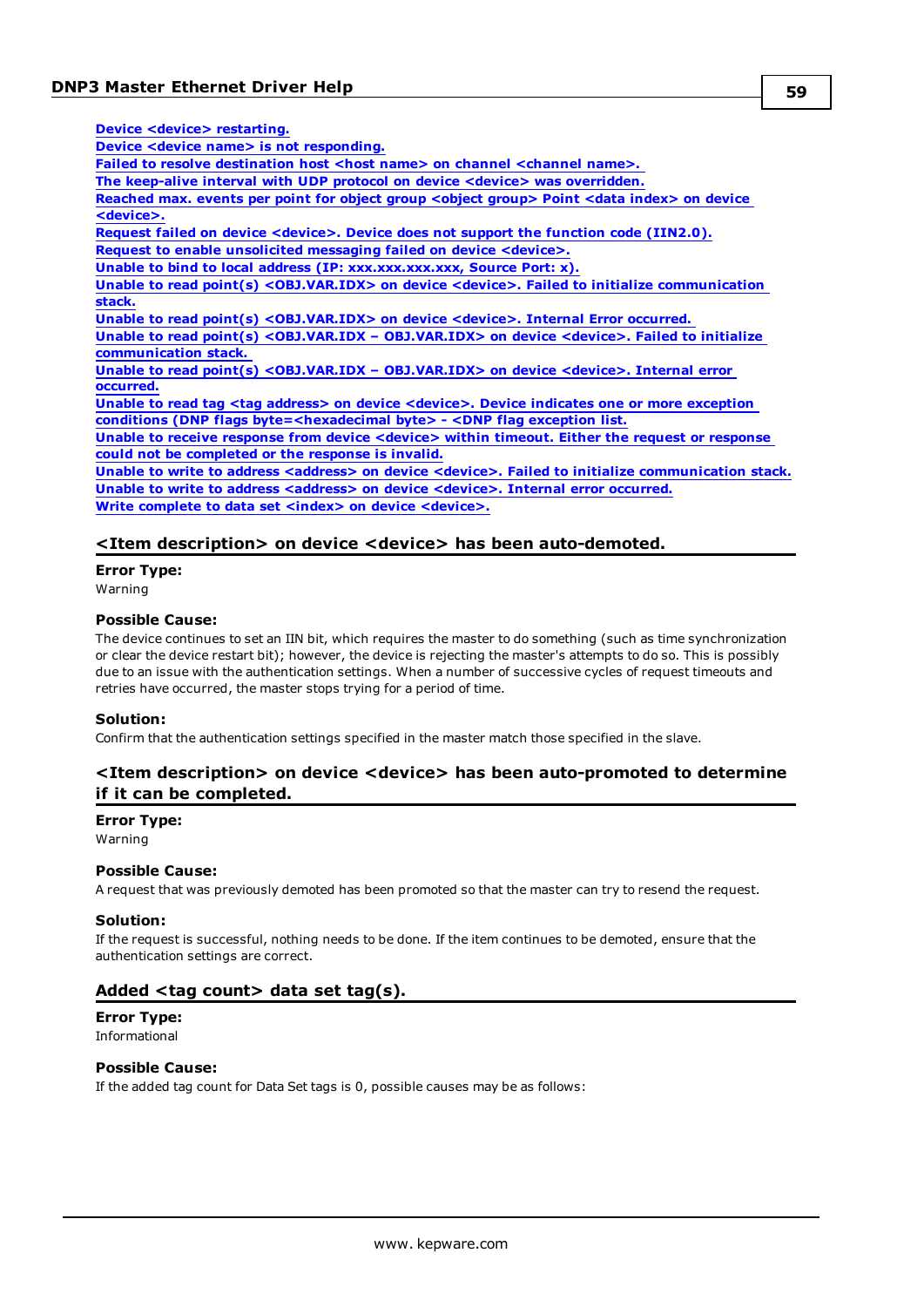[Device <device> restarting.](#)
[Device <device name> is not responding.](#)
[Failed to resolve destination host <host name> on channel <channel name>.](#)
[The keep-alive interval with UDP protocol on device <device> was overridden.](#)
[Reached max. events per point for object group <object group> Point <data index> on device <device>.](#)
[Request failed on device <device>. Device does not support the function code (IIN2.0).](#)
[Request to enable unsolicited messaging failed on device <device>.](#)
[Unable to bind to local address (IP: xxx.xxx.xxx.xxx, Source Port: x).](#)
[Unable to read point(s) <OBJ.VAR.IDX> on device <device>. Failed to initialize communication stack.](#)
[Unable to read point(s) <OBJ.VAR.IDX> on device <device>. Internal Error occurred.](#)
[Unable to read point(s) <OBJ.VAR.IDX – OBJ.VAR.IDX> on device <device>. Failed to initialize communication stack.](#)
[Unable to read point(s) <OBJ.VAR.IDX – OBJ.VAR.IDX> on device <device>. Internal error occurred.](#)
[Unable to read tag <tag address> on device <device>. Device indicates one or more exception conditions (DNP flags byte=<hexadecimal byte> - <DNP flag exception list.](#)
[Unable to receive response from device <device> within timeout. Either the request or response could not be completed or the response is invalid.](#)
[Unable to write to address <address> on device <device>. Failed to initialize communication stack.](#)
[Unable to write to address <address> on device <device>. Internal error occurred.](#)
[Write complete to data set <index> on device <device>.](#)

## <Item description> on device <device> has been auto-demoted.

**Error Type:**
Warning

**Possible Cause:**
The device continues to set an IIN bit, which requires the master to do something (such as time synchronization or clear the device restart bit); however, the device is rejecting the master's attempts to do so. This is possibly due to an issue with the authentication settings. When a number of successive cycles of request timeouts and retries have occurred, the master stops trying for a period of time.

**Solution:**
Confirm that the authentication settings specified in the master match those specified in the slave.

## <Item description> on device <device> has been auto-promoted to determine if it can be completed.

**Error Type:**
Warning

**Possible Cause:**
A request that was previously demoted has been promoted so that the master can try to resend the request.

**Solution:**
If the request is successful, nothing needs to be done. If the item continues to be demoted, ensure that the authentication settings are correct.

## Added <tag count> data set tag(s).

**Error Type:**
Informational

**Possible Cause:**
If the added tag count for Data Set tags is 0, possible causes may be as follows: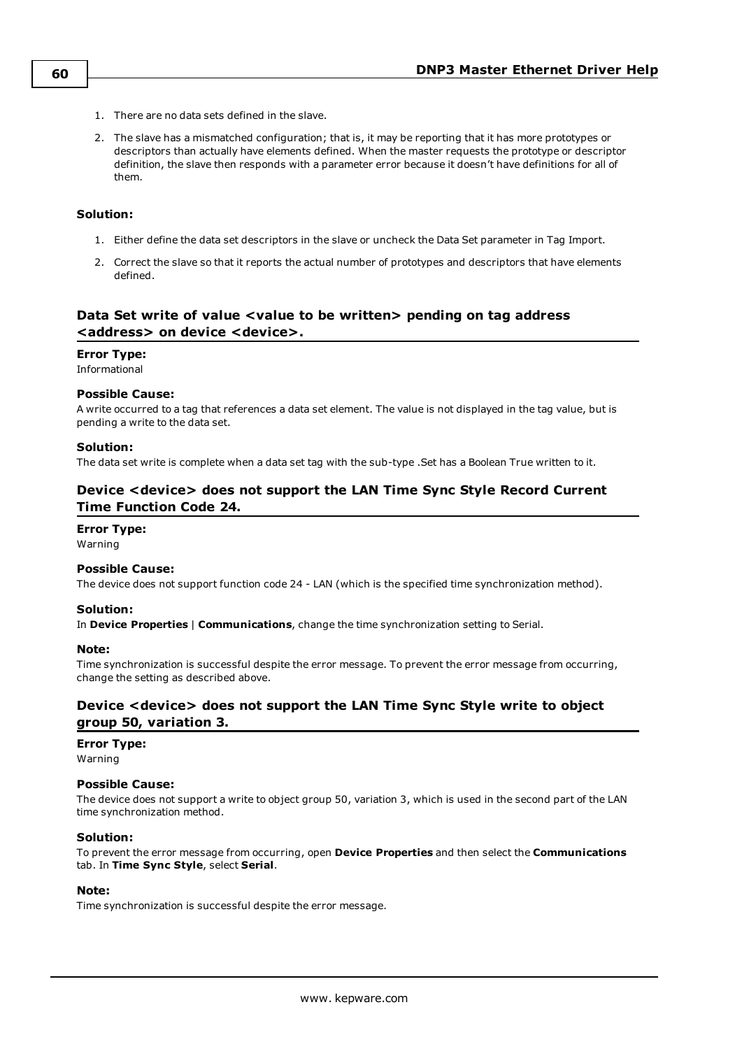1. There are no data sets defined in the slave.
2. The slave has a mismatched configuration; that is, it may be reporting that it has more prototypes or descriptors than actually have elements defined. When the master requests the prototype or descriptor definition, the slave then responds with a parameter error because it doesn't have definitions for all of them.

#### Solution:

1. Either define the data set descriptors in the slave or uncheck the Data Set parameter in Tag Import.
2. Correct the slave so that it reports the actual number of prototypes and descriptors that have elements defined.

### Data Set write of value <value to be written> pending on tag address <address> on device <device>.

#### Error Type:
Informational

#### Possible Cause:
A write occurred to a tag that references a data set element. The value is not displayed in the tag value, but is pending a write to the data set.

#### Solution:
The data set write is complete when a data set tag with the sub-type .Set has a Boolean True written to it.

### Device <device> does not support the LAN Time Sync Style Record Current Time Function Code 24.

#### Error Type:
Warning

#### Possible Cause:
The device does not support function code 24 - LAN (which is the specified time synchronization method).

#### Solution:
In **Device Properties** | **Communications**, change the time synchronization setting to Serial.

#### Note:
Time synchronization is successful despite the error message. To prevent the error message from occurring, change the setting as described above.

### Device <device> does not support the LAN Time Sync Style write to object group 50, variation 3.

#### Error Type:
Warning

#### Possible Cause:
The device does not support a write to object group 50, variation 3, which is used in the second part of the LAN time synchronization method.

#### Solution:
To prevent the error message from occurring, open **Device Properties** and then select the **Communications** tab. In **Time Sync Style**, select **Serial**.

#### Note:
Time synchronization is successful despite the error message.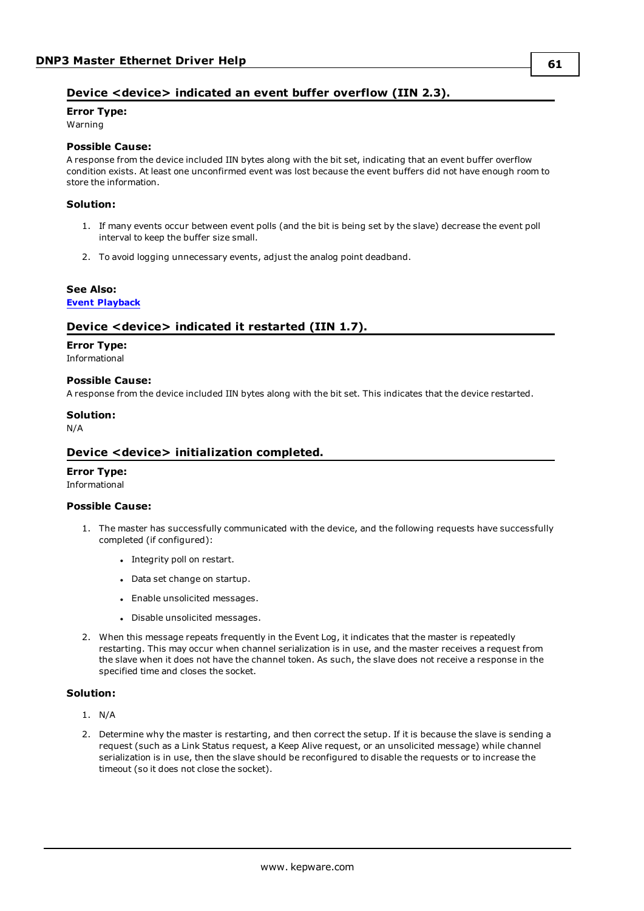## Device <device> indicated an event buffer overflow (IIN 2.3).

**Error Type:**
Warning

**Possible Cause:**
A response from the device included IIN bytes along with the bit set, indicating that an event buffer overflow condition exists. At least one unconfirmed event was lost because the event buffers did not have enough room to store the information.

**Solution:**

1. If many events occur between event polls (and the bit is being set by the slave) decrease the event poll interval to keep the buffer size small.
2. To avoid logging unnecessary events, adjust the analog point deadband.

**See Also:**
**Event Playback**

## Device <device> indicated it restarted (IIN 1.7).

**Error Type:**
Informational

**Possible Cause:**
A response from the device included IIN bytes along with the bit set. This indicates that the device restarted.

**Solution:**
N/A

## Device <device> initialization completed.

**Error Type:**
Informational

**Possible Cause:**

1. The master has successfully communicated with the device, and the following requests have successfully completed (if configured):
   - Integrity poll on restart.
   - Data set change on startup.
   - Enable unsolicited messages.
   - Disable unsolicited messages.
2. When this message repeats frequently in the Event Log, it indicates that the master is repeatedly restarting. This may occur when channel serialization is in use, and the master receives a request from the slave when it does not have the channel token. As such, the slave does not receive a response in the specified time and closes the socket.

**Solution:**

1. N/A
2. Determine why the master is restarting, and then correct the setup. If it is because the slave is sending a request (such as a Link Status request, a Keep Alive request, or an unsolicited message) while channel serialization is in use, then the slave should be reconfigured to disable the requests or to increase the timeout (so it does not close the socket).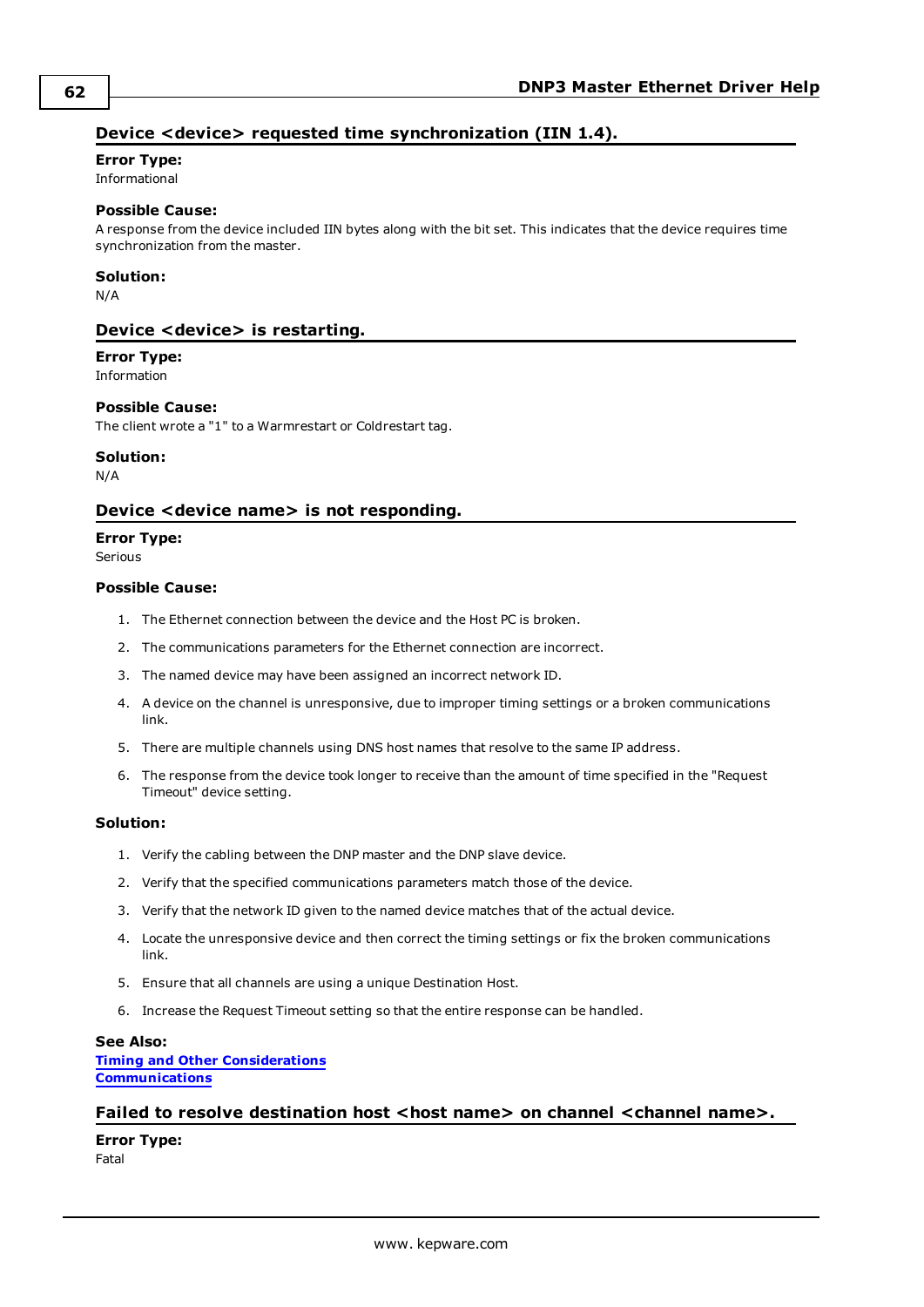### Device <device> requested time synchronization (IIN 1.4).

**Error Type:**
Informational

**Possible Cause:**
A response from the device included IIN bytes along with the bit set. This indicates that the device requires time synchronization from the master.

**Solution:**
N/A

### Device <device> is restarting.

**Error Type:**
Information

**Possible Cause:**
The client wrote a "1" to a Warmrestart or Coldrestart tag.

**Solution:**
N/A

### Device <device name> is not responding.

**Error Type:**
Serious

**Possible Cause:**

1. The Ethernet connection between the device and the Host PC is broken.
2. The communications parameters for the Ethernet connection are incorrect.
3. The named device may have been assigned an incorrect network ID.
4. A device on the channel is unresponsive, due to improper timing settings or a broken communications link.
5. There are multiple channels using DNS host names that resolve to the same IP address.
6. The response from the device took longer to receive than the amount of time specified in the "Request Timeout" device setting.

**Solution:**

1. Verify the cabling between the DNP master and the DNP slave device.
2. Verify that the specified communications parameters match those of the device.
3. Verify that the network ID given to the named device matches that of the actual device.
4. Locate the unresponsive device and then correct the timing settings or fix the broken communications link.
5. Ensure that all channels are using a unique Destination Host.
6. Increase the Request Timeout setting so that the entire response can be handled.

**See Also:**
Timing and Other Considerations
Communications

### Failed to resolve destination host <host name> on channel <channel name>.

**Error Type:**
Fatal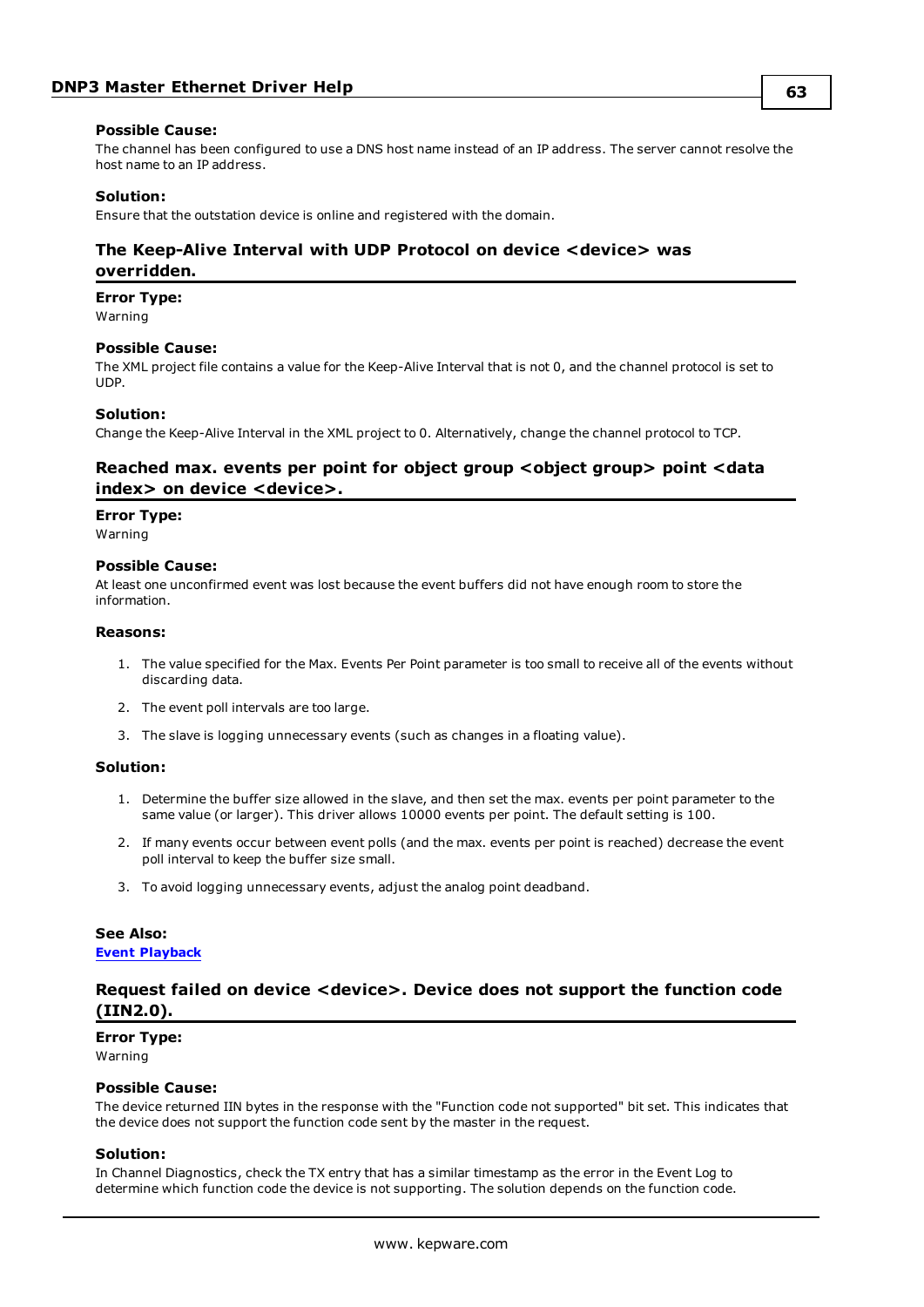**Possible Cause:**
The channel has been configured to use a DNS host name instead of an IP address. The server cannot resolve the host name to an IP address.

**Solution:**
Ensure that the outstation device is online and registered with the domain.

## The Keep-Alive Interval with UDP Protocol on device <device> was overridden.

**Error Type:**
Warning

**Possible Cause:**
The XML project file contains a value for the Keep-Alive Interval that is not 0, and the channel protocol is set to UDP.

**Solution:**
Change the Keep-Alive Interval in the XML project to 0. Alternatively, change the channel protocol to TCP.

## Reached max. events per point for object group <object group> point <data index> on device <device>.

**Error Type:**
Warning

**Possible Cause:**
At least one unconfirmed event was lost because the event buffers did not have enough room to store the information.

**Reasons:**

1. The value specified for the Max. Events Per Point parameter is too small to receive all of the events without discarding data.
2. The event poll intervals are too large.
3. The slave is logging unnecessary events (such as changes in a floating value).

**Solution:**

1. Determine the buffer size allowed in the slave, and then set the max. events per point parameter to the same value (or larger). This driver allows 10000 events per point. The default setting is 100.
2. If many events occur between event polls (and the max. events per point is reached) decrease the event poll interval to keep the buffer size small.
3. To avoid logging unnecessary events, adjust the analog point deadband.

**See Also:**
**Event Playback**

## Request failed on device <device>. Device does not support the function code (IIN2.0).

**Error Type:**
Warning

**Possible Cause:**
The device returned IIN bytes in the response with the "Function code not supported" bit set. This indicates that the device does not support the function code sent by the master in the request.

**Solution:**
In Channel Diagnostics, check the TX entry that has a similar timestamp as the error in the Event Log to determine which function code the device is not supporting. The solution depends on the function code.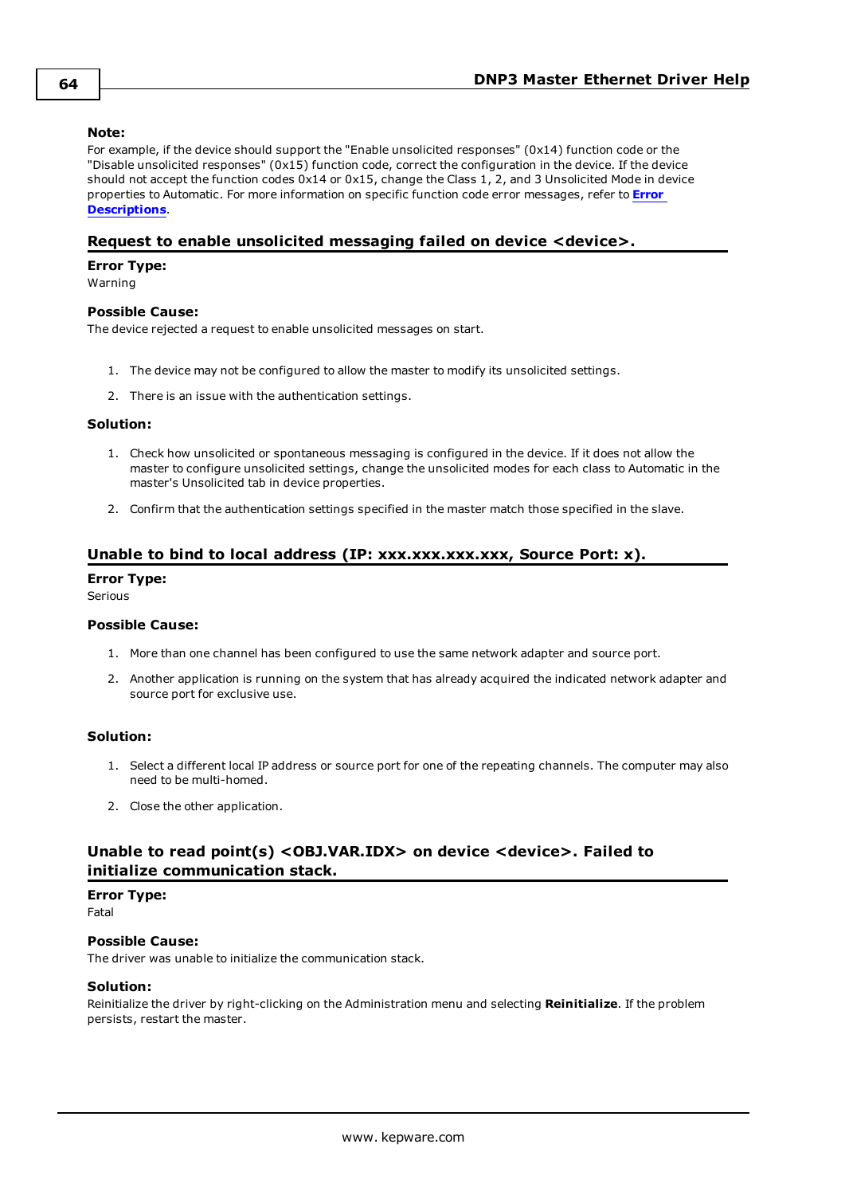**Note:**
For example, if the device should support the "Enable unsolicited responses" (0x14) function code or the "Disable unsolicited responses" (0x15) function code, correct the configuration in the device. If the device should not accept the function codes 0x14 or 0x15, change the Class 1, 2, and 3 Unsolicited Mode in device properties to Automatic. For more information on specific function code error messages, refer to **Error Descriptions**.

## Request to enable unsolicited messaging failed on device <device>.

**Error Type:**
Warning

**Possible Cause:**
The device rejected a request to enable unsolicited messages on start.

1. The device may not be configured to allow the master to modify its unsolicited settings.
2. There is an issue with the authentication settings.

**Solution:**

1. Check how unsolicited or spontaneous messaging is configured in the device. If it does not allow the master to configure unsolicited settings, change the unsolicited modes for each class to Automatic in the master's Unsolicited tab in device properties.
2. Confirm that the authentication settings specified in the master match those specified in the slave.

## Unable to bind to local address (IP: xxx.xxx.xxx.xxx, Source Port: x).

**Error Type:**
Serious

**Possible Cause:**

1. More than one channel has been configured to use the same network adapter and source port.
2. Another application is running on the system that has already acquired the indicated network adapter and source port for exclusive use.

**Solution:**

1. Select a different local IP address or source port for one of the repeating channels. The computer may also need to be multi-homed.
2. Close the other application.

## Unable to read point(s) <OBJ.VAR.IDX> on device <device>. Failed to initialize communication stack.

**Error Type:**
Fatal

**Possible Cause:**
The driver was unable to initialize the communication stack.

**Solution:**
Reinitialize the driver by right-clicking on the Administration menu and selecting **Reinitialize**. If the problem persists, restart the master.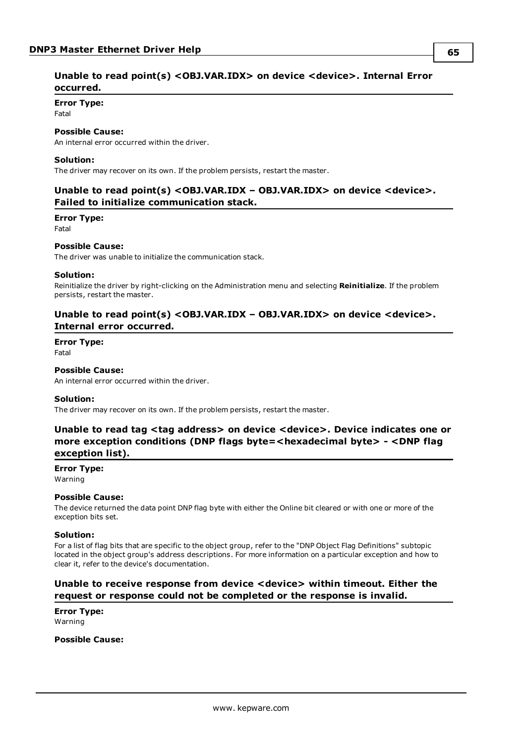### Unable to read point(s) <OBJ.VAR.IDX> on device <device>. Internal Error occurred.

**Error Type:**
Fatal

**Possible Cause:**
An internal error occurred within the driver.

**Solution:**
The driver may recover on its own. If the problem persists, restart the master.

### Unable to read point(s) <OBJ.VAR.IDX – OBJ.VAR.IDX> on device <device>. Failed to initialize communication stack.

**Error Type:**
Fatal

**Possible Cause:**
The driver was unable to initialize the communication stack.

**Solution:**
Reinitialize the driver by right-clicking on the Administration menu and selecting **Reinitialize**. If the problem persists, restart the master.

### Unable to read point(s) <OBJ.VAR.IDX – OBJ.VAR.IDX> on device <device>. Internal error occurred.

**Error Type:**
Fatal

**Possible Cause:**
An internal error occurred within the driver.

**Solution:**
The driver may recover on its own. If the problem persists, restart the master.

### Unable to read tag <tag address> on device <device>. Device indicates one or more exception conditions (DNP flags byte=<hexadecimal byte> - <DNP flag exception list).

**Error Type:**
Warning

**Possible Cause:**
The device returned the data point DNP flag byte with either the Online bit cleared or with one or more of the exception bits set.

**Solution:**
For a list of flag bits that are specific to the object group, refer to the "DNP Object Flag Definitions" subtopic located in the object group's address descriptions. For more information on a particular exception and how to clear it, refer to the device's documentation.

### Unable to receive response from device <device> within timeout. Either the request or response could not be completed or the response is invalid.

**Error Type:**
Warning

**Possible Cause:**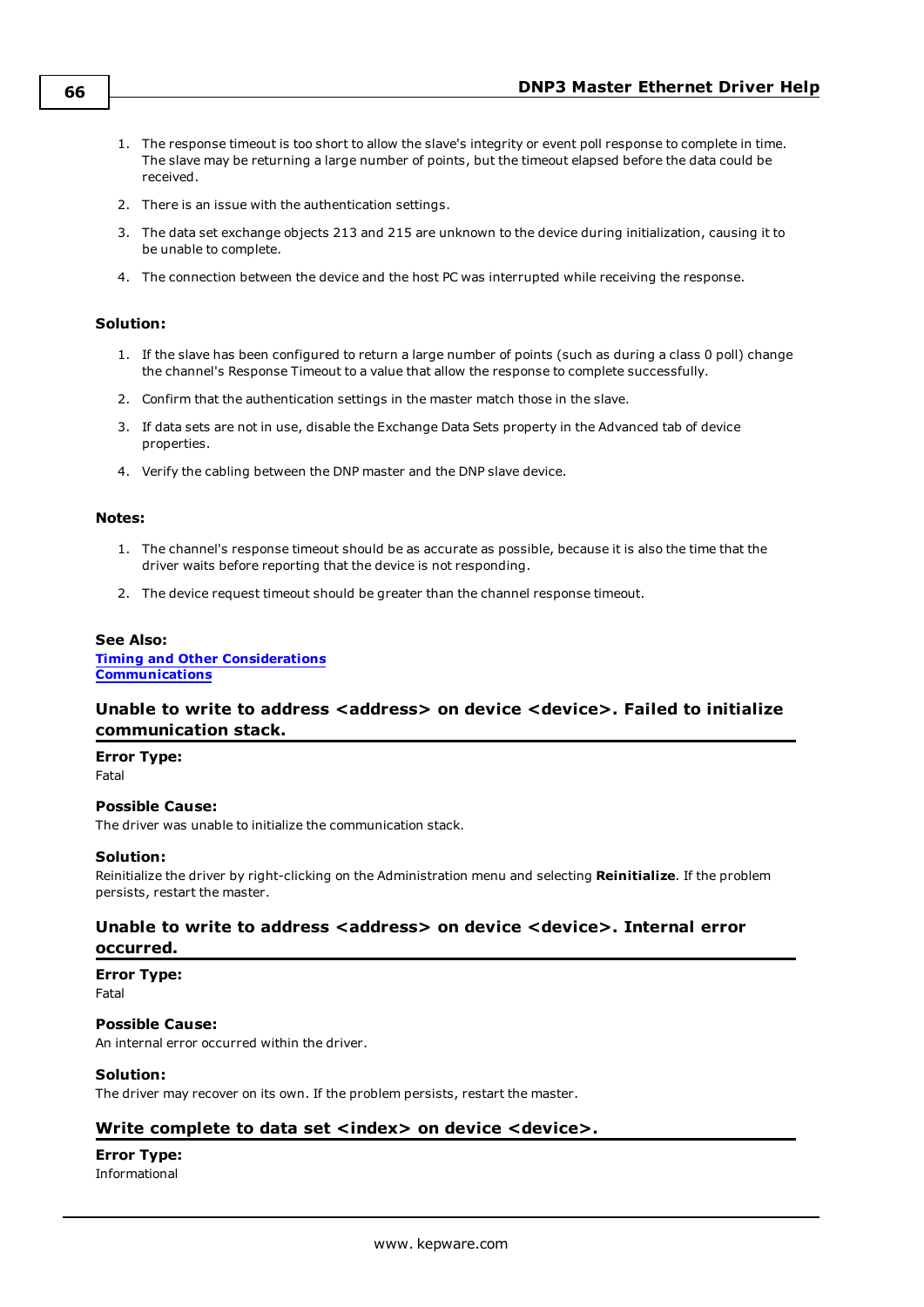1. The response timeout is too short to allow the slave's integrity or event poll response to complete in time. The slave may be returning a large number of points, but the timeout elapsed before the data could be received.
2. There is an issue with the authentication settings.
3. The data set exchange objects 213 and 215 are unknown to the device during initialization, causing it to be unable to complete.
4. The connection between the device and the host PC was interrupted while receiving the response.

**Solution:**

1. If the slave has been configured to return a large number of points (such as during a class 0 poll) change the channel's Response Timeout to a value that allow the response to complete successfully.
2. Confirm that the authentication settings in the master match those in the slave.
3. If data sets are not in use, disable the Exchange Data Sets property in the Advanced tab of device properties.
4. Verify the cabling between the DNP master and the DNP slave device.

**Notes:**

1. The channel's response timeout should be as accurate as possible, because it is also the time that the driver waits before reporting that the device is not responding.
2. The device request timeout should be greater than the channel response timeout.

**See Also:**
**Timing and Other Considerations**
**Communications**

## Unable to write to address <address> on device <device>. Failed to initialize communication stack.

**Error Type:**
Fatal

**Possible Cause:**
The driver was unable to initialize the communication stack.

**Solution:**
Reinitialize the driver by right-clicking on the Administration menu and selecting **Reinitialize**. If the problem persists, restart the master.

## Unable to write to address <address> on device <device>. Internal error occurred.

**Error Type:**
Fatal

**Possible Cause:**
An internal error occurred within the driver.

**Solution:**
The driver may recover on its own. If the problem persists, restart the master.

## Write complete to data set <index> on device <device>.

**Error Type:**
Informational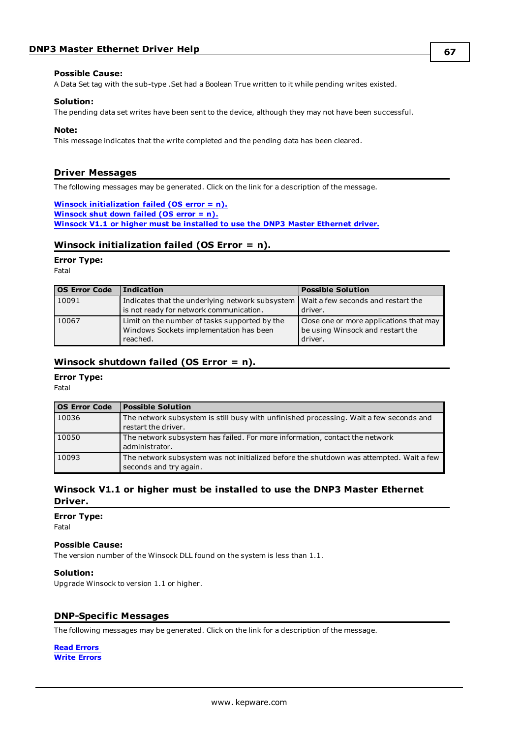#### Possible Cause:

A Data Set tag with the sub-type .Set had a Boolean True written to it while pending writes existed.

#### Solution:

The pending data set writes have been sent to the device, although they may not have been successful.

#### Note:

This message indicates that the write completed and the pending data has been cleared.

## Driver Messages

The following messages may be generated. Click on the link for a description of the message.

**Winsock initialization failed (OS error = n).**
**Winsock shut down failed (OS error = n).**
**Winsock V1.1 or higher must be installed to use the DNP3 Master Ethernet driver.**

### Winsock initialization failed (OS Error = n).

#### Error Type:

Fatal

| OS Error Code | Indication | Possible Solution |
| --- | --- | --- |
| 10091 | Indicates that the underlying network subsystem is not ready for network communication. | Wait a few seconds and restart the driver. |
| 10067 | Limit on the number of tasks supported by the Windows Sockets implementation has been reached. | Close one or more applications that may be using Winsock and restart the driver. |

### Winsock shutdown failed (OS Error = n).

#### Error Type:

Fatal

| OS Error Code | Possible Solution |
| --- | --- |
| 10036 | The network subsystem is still busy with unfinished processing. Wait a few seconds and restart the driver. |
| 10050 | The network subsystem has failed. For more information, contact the network administrator. |
| 10093 | The network subsystem was not initialized before the shutdown was attempted. Wait a few seconds and try again. |

### Winsock V1.1 or higher must be installed to use the DNP3 Master Ethernet Driver.

#### Error Type:

Fatal

#### Possible Cause:

The version number of the Winsock DLL found on the system is less than 1.1.

#### Solution:

Upgrade Winsock to version 1.1 or higher.

## DNP-Specific Messages

The following messages may be generated. Click on the link for a description of the message.

**Read Errors**
**Write Errors**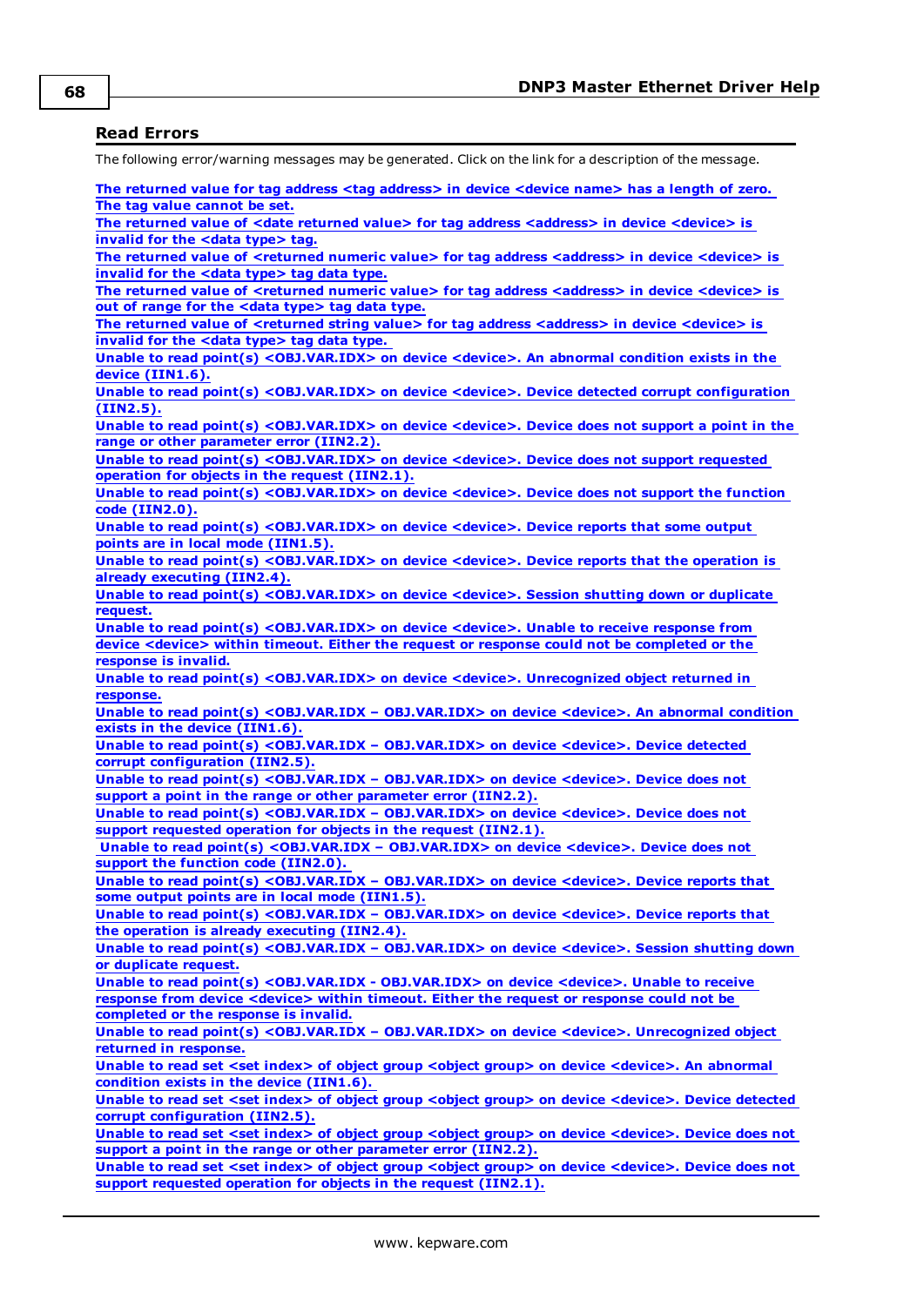## Read Errors

The following error/warning messages may be generated. Click on the link for a description of the message.

**The returned value for tag address <tag address> in device <device name> has a length of zero. The tag value cannot be set.**
**The returned value of <date returned value> for tag address <address> in device <device> is invalid for the <data type> tag.**
**The returned value of <returned numeric value> for tag address <address> in device <device> is invalid for the <data type> tag data type.**
**The returned value of <returned numeric value> for tag address <address> in device <device> is out of range for the <data type> tag data type.**
**The returned value of <returned string value> for tag address <address> in device <device> is invalid for the <data type> tag data type.**
**Unable to read point(s) <OBJ.VAR.IDX> on device <device>. An abnormal condition exists in the device (IIN1.6).**
**Unable to read point(s) <OBJ.VAR.IDX> on device <device>. Device detected corrupt configuration (IIN2.5).**
**Unable to read point(s) <OBJ.VAR.IDX> on device <device>. Device does not support a point in the range or other parameter error (IIN2.2).**
**Unable to read point(s) <OBJ.VAR.IDX> on device <device>. Device does not support requested operation for objects in the request (IIN2.1).**
**Unable to read point(s) <OBJ.VAR.IDX> on device <device>. Device does not support the function code (IIN2.0).**
**Unable to read point(s) <OBJ.VAR.IDX> on device <device>. Device reports that some output points are in local mode (IIN1.5).**
**Unable to read point(s) <OBJ.VAR.IDX> on device <device>. Device reports that the operation is already executing (IIN2.4).**
**Unable to read point(s) <OBJ.VAR.IDX> on device <device>. Session shutting down or duplicate request.**
**Unable to read point(s) <OBJ.VAR.IDX> on device <device>. Unable to receive response from device <device> within timeout. Either the request or response could not be completed or the response is invalid.**
**Unable to read point(s) <OBJ.VAR.IDX> on device <device>. Unrecognized object returned in response.**
**Unable to read point(s) <OBJ.VAR.IDX – OBJ.VAR.IDX> on device <device>. An abnormal condition exists in the device (IIN1.6).**
**Unable to read point(s) <OBJ.VAR.IDX – OBJ.VAR.IDX> on device <device>. Device detected corrupt configuration (IIN2.5).**
**Unable to read point(s) <OBJ.VAR.IDX – OBJ.VAR.IDX> on device <device>. Device does not support a point in the range or other parameter error (IIN2.2).**
**Unable to read point(s) <OBJ.VAR.IDX – OBJ.VAR.IDX> on device <device>. Device does not support requested operation for objects in the request (IIN2.1).**
**Unable to read point(s) <OBJ.VAR.IDX – OBJ.VAR.IDX> on device <device>. Device does not support the function code (IIN2.0).**
**Unable to read point(s) <OBJ.VAR.IDX – OBJ.VAR.IDX> on device <device>. Device reports that some output points are in local mode (IIN1.5).**
**Unable to read point(s) <OBJ.VAR.IDX – OBJ.VAR.IDX> on device <device>. Device reports that the operation is already executing (IIN2.4).**
**Unable to read point(s) <OBJ.VAR.IDX – OBJ.VAR.IDX> on device <device>. Session shutting down or duplicate request.**
**Unable to read point(s) <OBJ.VAR.IDX - OBJ.VAR.IDX> on device <device>. Unable to receive response from device <device> within timeout. Either the request or response could not be completed or the response is invalid.**
**Unable to read point(s) <OBJ.VAR.IDX – OBJ.VAR.IDX> on device <device>. Unrecognized object returned in response.**
**Unable to read set <set index> of object group <object group> on device <device>. An abnormal condition exists in the device (IIN1.6).**
**Unable to read set <set index> of object group <object group> on device <device>. Device detected corrupt configuration (IIN2.5).**
**Unable to read set <set index> of object group <object group> on device <device>. Device does not support a point in the range or other parameter error (IIN2.2).**
**Unable to read set <set index> of object group <object group> on device <device>. Device does not support requested operation for objects in the request (IIN2.1).**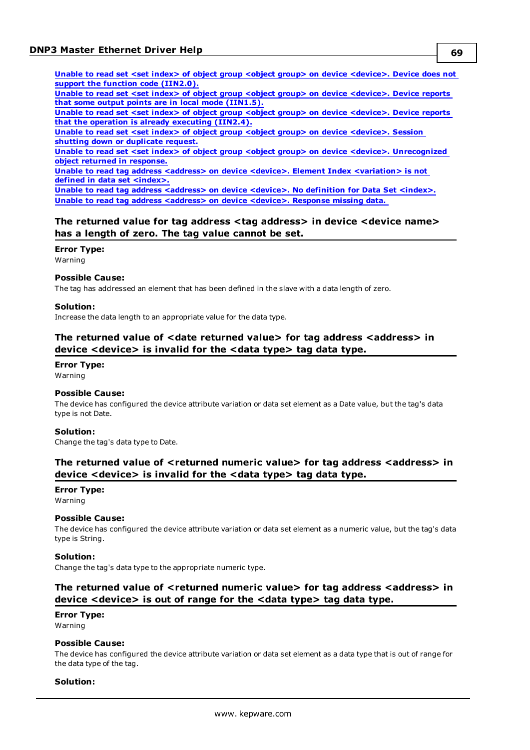Unable to read set <set index> of object group <object group> on device <device>. Device does not support the function code (IIN2.0).
Unable to read set <set index> of object group <object group> on device <device>. Device reports that some output points are in local mode (IIN1.5).
Unable to read set <set index> of object group <object group> on device <device>. Device reports that the operation is already executing (IIN2.4).
Unable to read set <set index> of object group <object group> on device <device>. Session shutting down or duplicate request.
Unable to read set <set index> of object group <object group> on device <device>. Unrecognized object returned in response.
Unable to read tag address <address> on device <device>. Element Index <variation> is not defined in data set <index>.
Unable to read tag address <address> on device <device>. No definition for Data Set <index>.
Unable to read tag address <address> on device <device>. Response missing data.

### The returned value for tag address <tag address> in device <device name> has a length of zero. The tag value cannot be set.

**Error Type:**
Warning

**Possible Cause:**
The tag has addressed an element that has been defined in the slave with a data length of zero.

**Solution:**
Increase the data length to an appropriate value for the data type.

### The returned value of <date returned value> for tag address <address> in device <device> is invalid for the <data type> tag data type.

**Error Type:**
Warning

**Possible Cause:**
The device has configured the device attribute variation or data set element as a Date value, but the tag's data type is not Date.

**Solution:**
Change the tag's data type to Date.

### The returned value of <returned numeric value> for tag address <address> in device <device> is invalid for the <data type> tag data type.

**Error Type:**
Warning

**Possible Cause:**
The device has configured the device attribute variation or data set element as a numeric value, but the tag's data type is String.

**Solution:**
Change the tag's data type to the appropriate numeric type.

### The returned value of <returned numeric value> for tag address <address> in device <device> is out of range for the <data type> tag data type.

**Error Type:**
Warning

**Possible Cause:**
The device has configured the device attribute variation or data set element as a data type that is out of range for the data type of the tag.

**Solution:**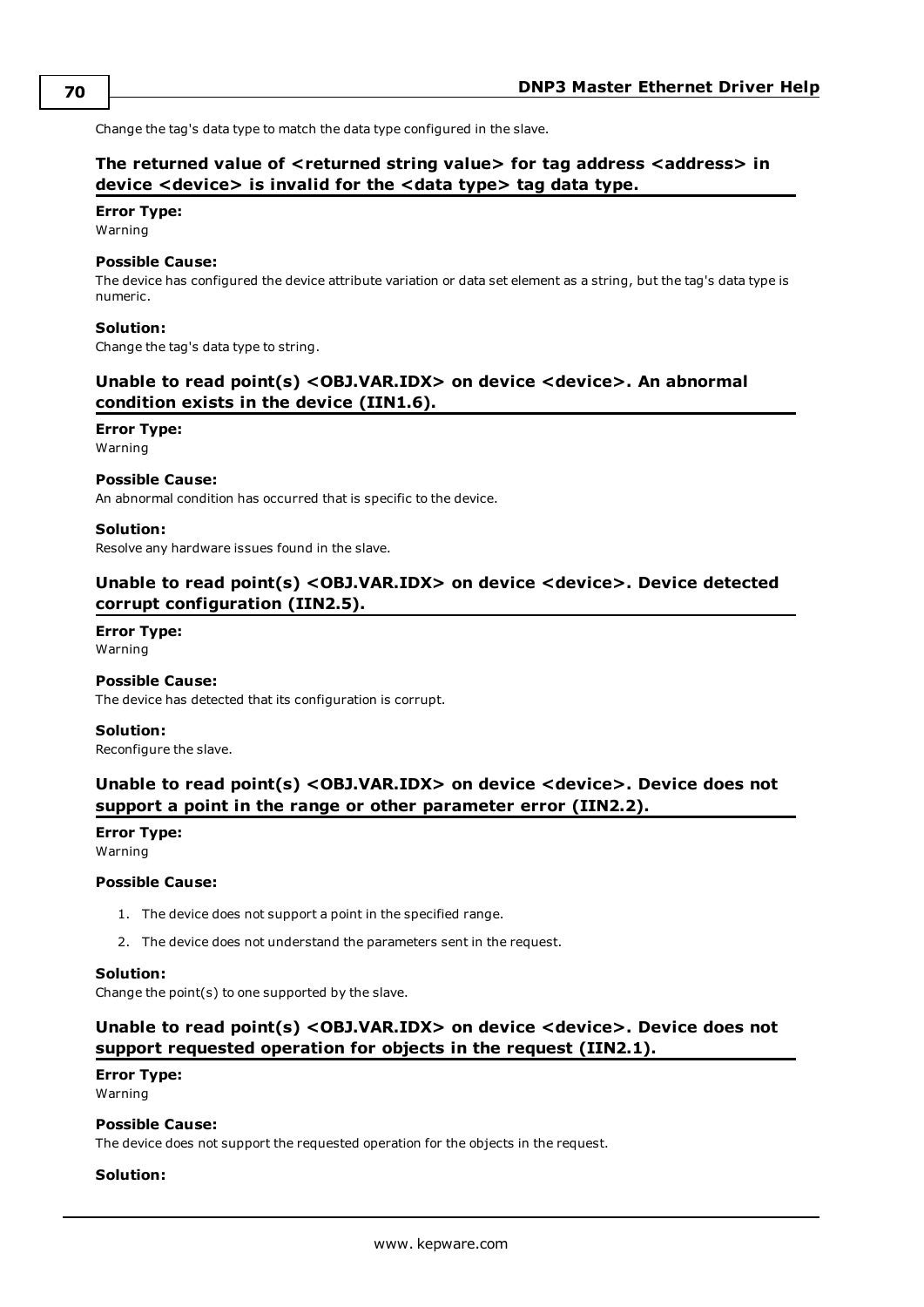Change the tag's data type to match the data type configured in the slave.

## The returned value of <returned string value> for tag address <address> in device <device> is invalid for the <data type> tag data type.

**Error Type:**
Warning

**Possible Cause:**
The device has configured the device attribute variation or data set element as a string, but the tag's data type is numeric.

**Solution:**
Change the tag's data type to string.

## Unable to read point(s) <OBJ.VAR.IDX> on device <device>. An abnormal condition exists in the device (IIN1.6).

**Error Type:**
Warning

**Possible Cause:**
An abnormal condition has occurred that is specific to the device.

**Solution:**
Resolve any hardware issues found in the slave.

## Unable to read point(s) <OBJ.VAR.IDX> on device <device>. Device detected corrupt configuration (IIN2.5).

**Error Type:**
Warning

**Possible Cause:**
The device has detected that its configuration is corrupt.

**Solution:**
Reconfigure the slave.

## Unable to read point(s) <OBJ.VAR.IDX> on device <device>. Device does not support a point in the range or other parameter error (IIN2.2).

**Error Type:**
Warning

**Possible Cause:**

1. The device does not support a point in the specified range.
2. The device does not understand the parameters sent in the request.

**Solution:**
Change the point(s) to one supported by the slave.

## Unable to read point(s) <OBJ.VAR.IDX> on device <device>. Device does not support requested operation for objects in the request (IIN2.1).

**Error Type:**
Warning

**Possible Cause:**
The device does not support the requested operation for the objects in the request.

**Solution:**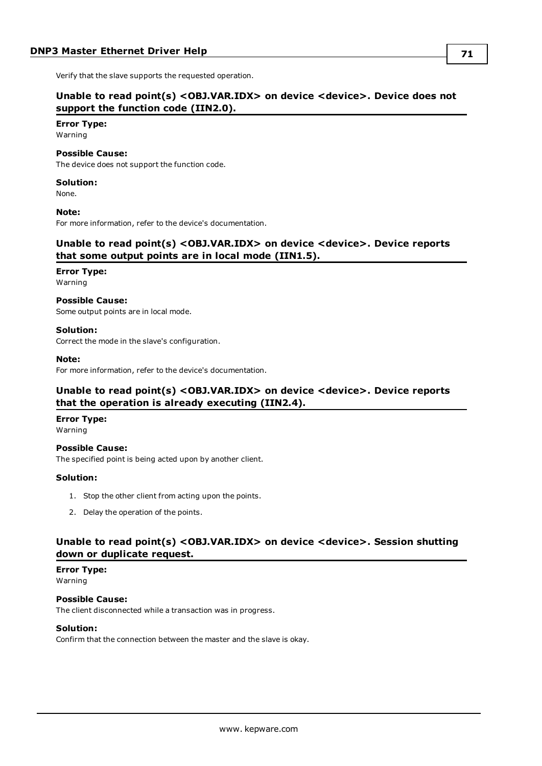Verify that the slave supports the requested operation.

### Unable to read point(s) <OBJ.VAR.IDX> on device <device>. Device does not support the function code (IIN2.0).

**Error Type:**
Warning

**Possible Cause:**
The device does not support the function code.

**Solution:**
None.

**Note:**
For more information, refer to the device's documentation.

### Unable to read point(s) <OBJ.VAR.IDX> on device <device>. Device reports that some output points are in local mode (IIN1.5).

**Error Type:**
Warning

**Possible Cause:**
Some output points are in local mode.

**Solution:**
Correct the mode in the slave's configuration.

**Note:**
For more information, refer to the device's documentation.

### Unable to read point(s) <OBJ.VAR.IDX> on device <device>. Device reports that the operation is already executing (IIN2.4).

**Error Type:**
Warning

**Possible Cause:**
The specified point is being acted upon by another client.

**Solution:**

1. Stop the other client from acting upon the points.
2. Delay the operation of the points.

### Unable to read point(s) <OBJ.VAR.IDX> on device <device>. Session shutting down or duplicate request.

**Error Type:**
Warning

**Possible Cause:**
The client disconnected while a transaction was in progress.

**Solution:**
Confirm that the connection between the master and the slave is okay.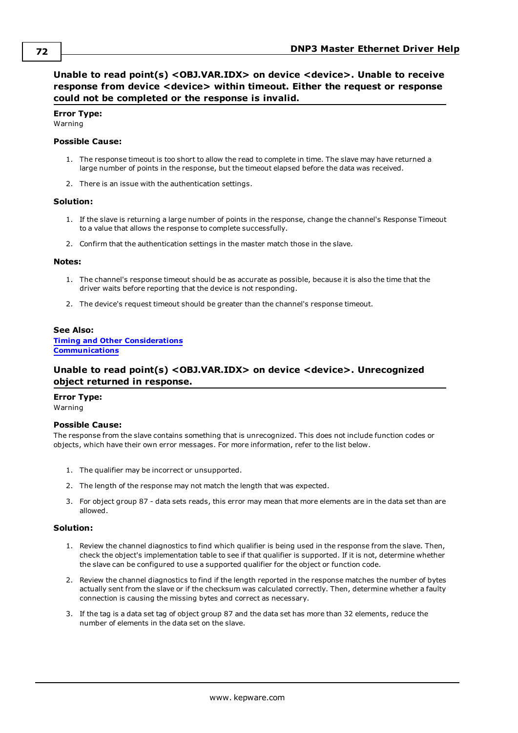## Unable to read point(s) <OBJ.VAR.IDX> on device <device>. Unable to receive response from device <device> within timeout. Either the request or response could not be completed or the response is invalid.

**Error Type:**
Warning

**Possible Cause:**

1. The response timeout is too short to allow the read to complete in time. The slave may have returned a large number of points in the response, but the timeout elapsed before the data was received.
2. There is an issue with the authentication settings.

**Solution:**

1. If the slave is returning a large number of points in the response, change the channel's Response Timeout to a value that allows the response to complete successfully.
2. Confirm that the authentication settings in the master match those in the slave.

**Notes:**

1. The channel's response timeout should be as accurate as possible, because it is also the time that the driver waits before reporting that the device is not responding.
2. The device's request timeout should be greater than the channel's response timeout.

**See Also:**
**Timing and Other Considerations**
**Communications**

## Unable to read point(s) <OBJ.VAR.IDX> on device <device>. Unrecognized object returned in response.

**Error Type:**
Warning

**Possible Cause:**
The response from the slave contains something that is unrecognized. This does not include function codes or objects, which have their own error messages. For more information, refer to the list below.

1. The qualifier may be incorrect or unsupported.
2. The length of the response may not match the length that was expected.
3. For object group 87 - data sets reads, this error may mean that more elements are in the data set than are allowed.

**Solution:**

1. Review the channel diagnostics to find which qualifier is being used in the response from the slave. Then, check the object's implementation table to see if that qualifier is supported. If it is not, determine whether the slave can be configured to use a supported qualifier for the object or function code.
2. Review the channel diagnostics to find if the length reported in the response matches the number of bytes actually sent from the slave or if the checksum was calculated correctly. Then, determine whether a faulty connection is causing the missing bytes and correct as necessary.
3. If the tag is a data set tag of object group 87 and the data set has more than 32 elements, reduce the number of elements in the data set on the slave.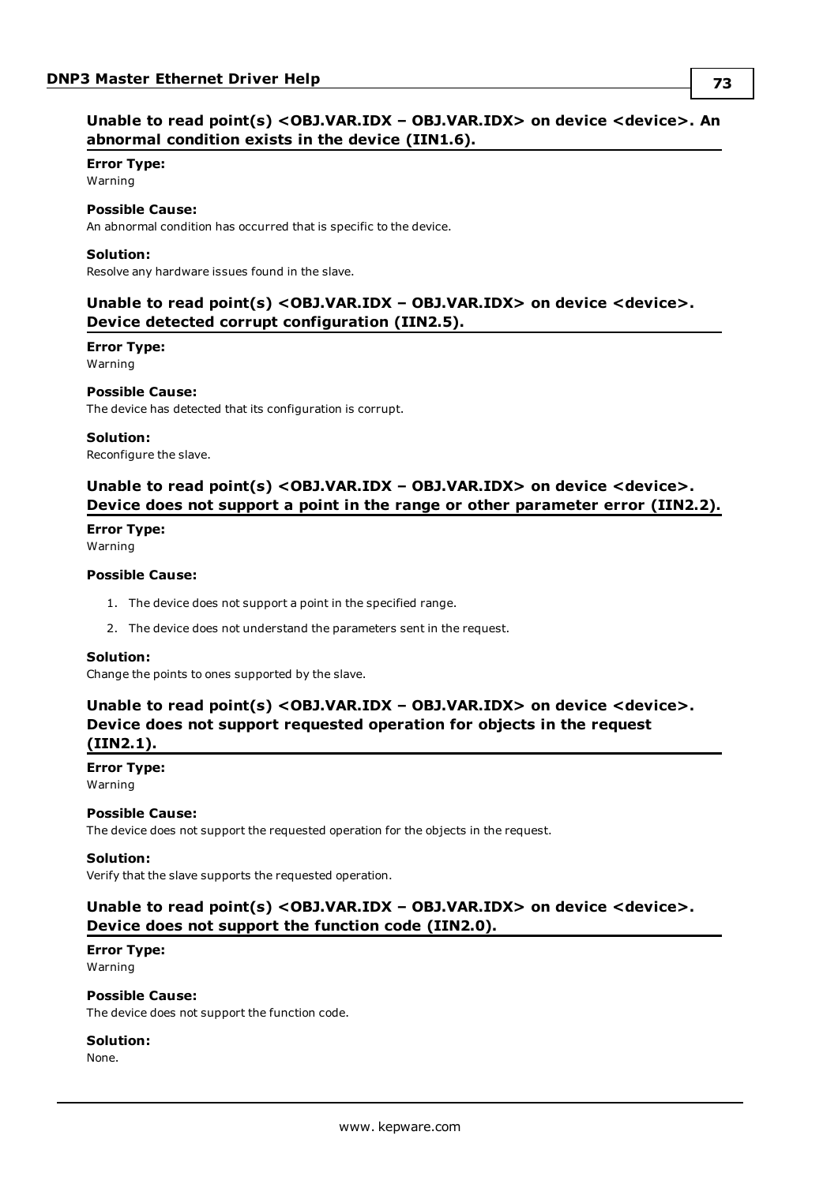### Unable to read point(s) <OBJ.VAR.IDX – OBJ.VAR.IDX> on device <device>. An abnormal condition exists in the device (IIN1.6).

**Error Type:**
Warning

**Possible Cause:**
An abnormal condition has occurred that is specific to the device.

**Solution:**
Resolve any hardware issues found in the slave.

### Unable to read point(s) <OBJ.VAR.IDX – OBJ.VAR.IDX> on device <device>. Device detected corrupt configuration (IIN2.5).

**Error Type:**
Warning

**Possible Cause:**
The device has detected that its configuration is corrupt.

**Solution:**
Reconfigure the slave.

### Unable to read point(s) <OBJ.VAR.IDX – OBJ.VAR.IDX> on device <device>. Device does not support a point in the range or other parameter error (IIN2.2).

**Error Type:**
Warning

**Possible Cause:**

1. The device does not support a point in the specified range.
2. The device does not understand the parameters sent in the request.

**Solution:**
Change the points to ones supported by the slave.

### Unable to read point(s) <OBJ.VAR.IDX – OBJ.VAR.IDX> on device <device>. Device does not support requested operation for objects in the request (IIN2.1).

**Error Type:**
Warning

**Possible Cause:**
The device does not support the requested operation for the objects in the request.

**Solution:**
Verify that the slave supports the requested operation.

### Unable to read point(s) <OBJ.VAR.IDX – OBJ.VAR.IDX> on device <device>. Device does not support the function code (IIN2.0).

**Error Type:**
Warning

**Possible Cause:**
The device does not support the function code.

**Solution:**
None.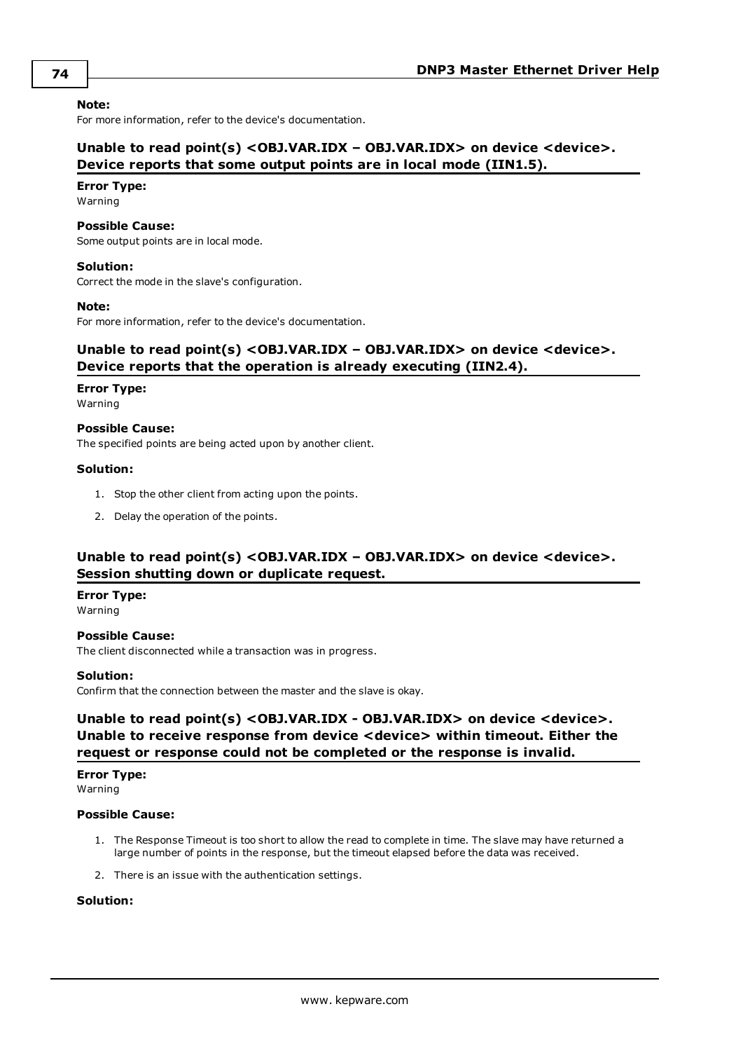**Note:**
For more information, refer to the device's documentation.

### Unable to read point(s) <OBJ.VAR.IDX – OBJ.VAR.IDX> on device <device>. Device reports that some output points are in local mode (IIN1.5).

**Error Type:**
Warning

**Possible Cause:**
Some output points are in local mode.

**Solution:**
Correct the mode in the slave's configuration.

**Note:**
For more information, refer to the device's documentation.

### Unable to read point(s) <OBJ.VAR.IDX – OBJ.VAR.IDX> on device <device>. Device reports that the operation is already executing (IIN2.4).

**Error Type:**
Warning

**Possible Cause:**
The specified points are being acted upon by another client.

**Solution:**

1. Stop the other client from acting upon the points.
2. Delay the operation of the points.

### Unable to read point(s) <OBJ.VAR.IDX – OBJ.VAR.IDX> on device <device>. Session shutting down or duplicate request.

**Error Type:**
Warning

**Possible Cause:**
The client disconnected while a transaction was in progress.

**Solution:**
Confirm that the connection between the master and the slave is okay.

### Unable to read point(s) <OBJ.VAR.IDX - OBJ.VAR.IDX> on device <device>. Unable to receive response from device <device> within timeout. Either the request or response could not be completed or the response is invalid.

**Error Type:**
Warning

**Possible Cause:**

1. The Response Timeout is too short to allow the read to complete in time. The slave may have returned a large number of points in the response, but the timeout elapsed before the data was received.
2. There is an issue with the authentication settings.

**Solution:**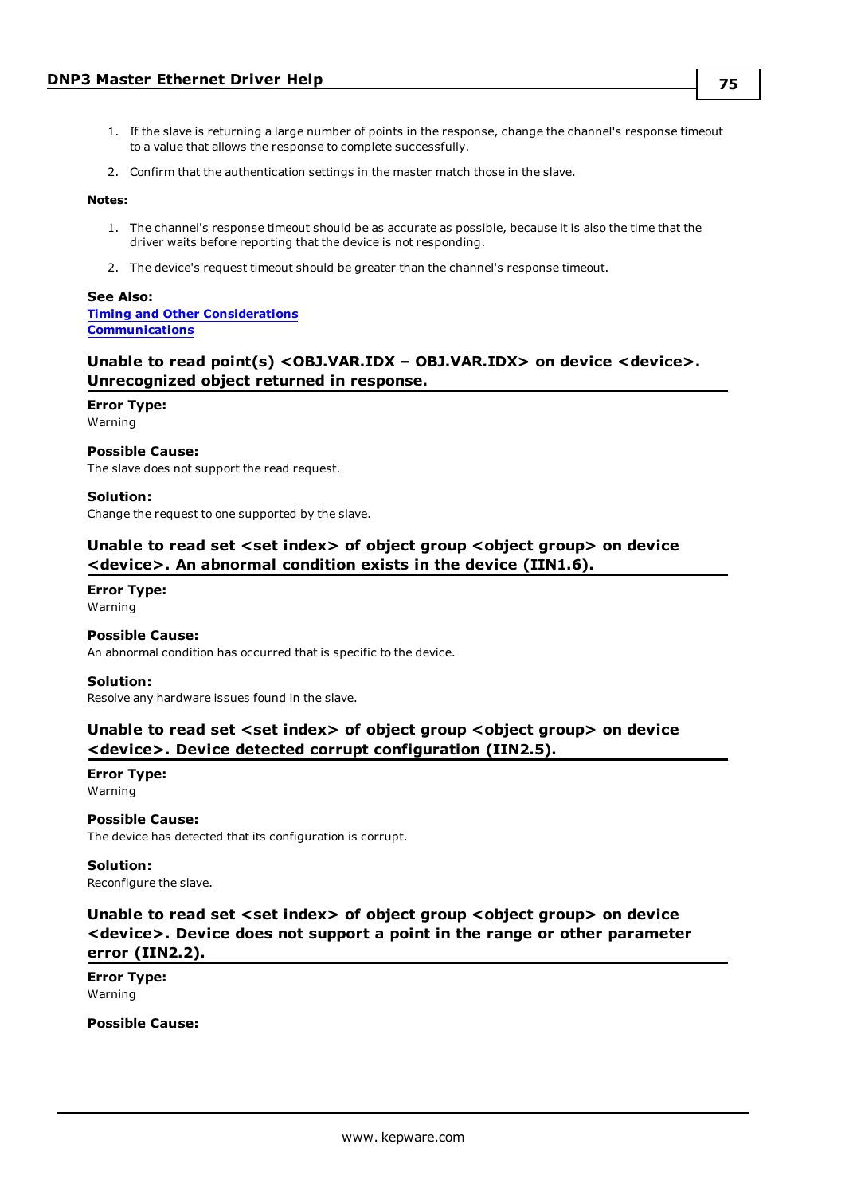1. If the slave is returning a large number of points in the response, change the channel's response timeout to a value that allows the response to complete successfully.
2. Confirm that the authentication settings in the master match those in the slave.

**Notes:**

1. The channel's response timeout should be as accurate as possible, because it is also the time that the driver waits before reporting that the device is not responding.
2. The device's request timeout should be greater than the channel's response timeout.

**See Also:**
**Timing and Other Considerations**
**Communications**

### Unable to read point(s) <OBJ.VAR.IDX – OBJ.VAR.IDX> on device <device>. Unrecognized object returned in response.

**Error Type:**
Warning

**Possible Cause:**
The slave does not support the read request.

**Solution:**
Change the request to one supported by the slave.

### Unable to read set <set index> of object group <object group> on device <device>. An abnormal condition exists in the device (IIN1.6).

**Error Type:**
Warning

**Possible Cause:**
An abnormal condition has occurred that is specific to the device.

**Solution:**
Resolve any hardware issues found in the slave.

### Unable to read set <set index> of object group <object group> on device <device>. Device detected corrupt configuration (IIN2.5).

**Error Type:**
Warning

**Possible Cause:**
The device has detected that its configuration is corrupt.

**Solution:**
Reconfigure the slave.

### Unable to read set <set index> of object group <object group> on device <device>. Device does not support a point in the range or other parameter error (IIN2.2).

**Error Type:**
Warning

**Possible Cause:**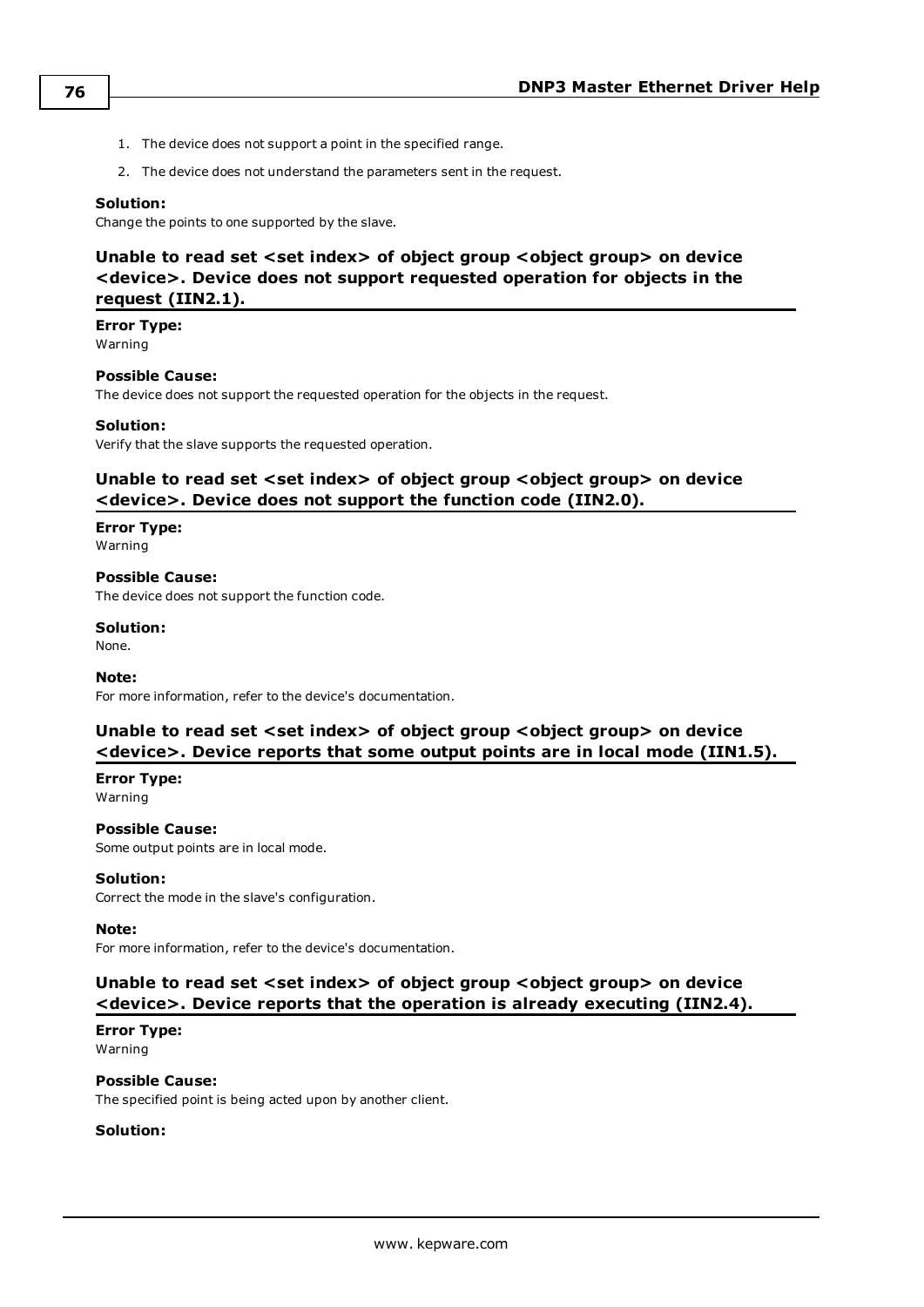1. The device does not support a point in the specified range.
2. The device does not understand the parameters sent in the request.

**Solution:**
Change the points to one supported by the slave.

### Unable to read set <set index> of object group <object group> on device <device>. Device does not support requested operation for objects in the request (IIN2.1).

**Error Type:**
Warning

**Possible Cause:**
The device does not support the requested operation for the objects in the request.

**Solution:**
Verify that the slave supports the requested operation.

### Unable to read set <set index> of object group <object group> on device <device>. Device does not support the function code (IIN2.0).

**Error Type:**
Warning

**Possible Cause:**
The device does not support the function code.

**Solution:**
None.

**Note:**
For more information, refer to the device's documentation.

### Unable to read set <set index> of object group <object group> on device <device>. Device reports that some output points are in local mode (IIN1.5).

**Error Type:**
Warning

**Possible Cause:**
Some output points are in local mode.

**Solution:**
Correct the mode in the slave's configuration.

**Note:**
For more information, refer to the device's documentation.

### Unable to read set <set index> of object group <object group> on device <device>. Device reports that the operation is already executing (IIN2.4).

**Error Type:**
Warning

**Possible Cause:**
The specified point is being acted upon by another client.

**Solution:**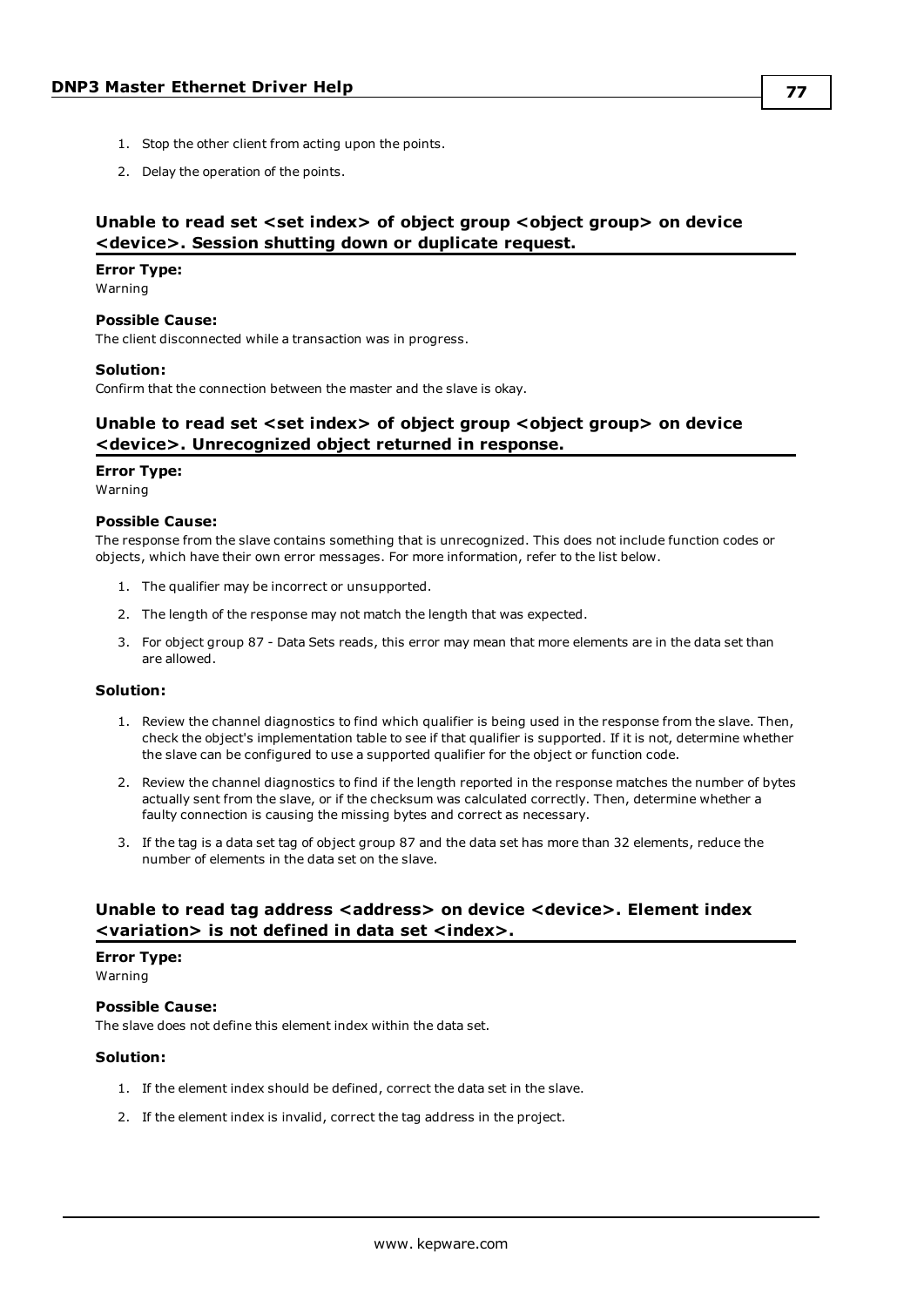1. Stop the other client from acting upon the points.
2. Delay the operation of the points.

### Unable to read set <set index> of object group <object group> on device <device>. Session shutting down or duplicate request.

**Error Type:**
Warning

**Possible Cause:**
The client disconnected while a transaction was in progress.

**Solution:**
Confirm that the connection between the master and the slave is okay.

### Unable to read set <set index> of object group <object group> on device <device>. Unrecognized object returned in response.

**Error Type:**
Warning

**Possible Cause:**
The response from the slave contains something that is unrecognized. This does not include function codes or objects, which have their own error messages. For more information, refer to the list below.

1. The qualifier may be incorrect or unsupported.
2. The length of the response may not match the length that was expected.
3. For object group 87 - Data Sets reads, this error may mean that more elements are in the data set than are allowed.

**Solution:**

1. Review the channel diagnostics to find which qualifier is being used in the response from the slave. Then, check the object's implementation table to see if that qualifier is supported. If it is not, determine whether the slave can be configured to use a supported qualifier for the object or function code.
2. Review the channel diagnostics to find if the length reported in the response matches the number of bytes actually sent from the slave, or if the checksum was calculated correctly. Then, determine whether a faulty connection is causing the missing bytes and correct as necessary.
3. If the tag is a data set tag of object group 87 and the data set has more than 32 elements, reduce the number of elements in the data set on the slave.

### Unable to read tag address <address> on device <device>. Element index <variation> is not defined in data set <index>.

**Error Type:**
Warning

**Possible Cause:**
The slave does not define this element index within the data set.

**Solution:**

1. If the element index should be defined, correct the data set in the slave.
2. If the element index is invalid, correct the tag address in the project.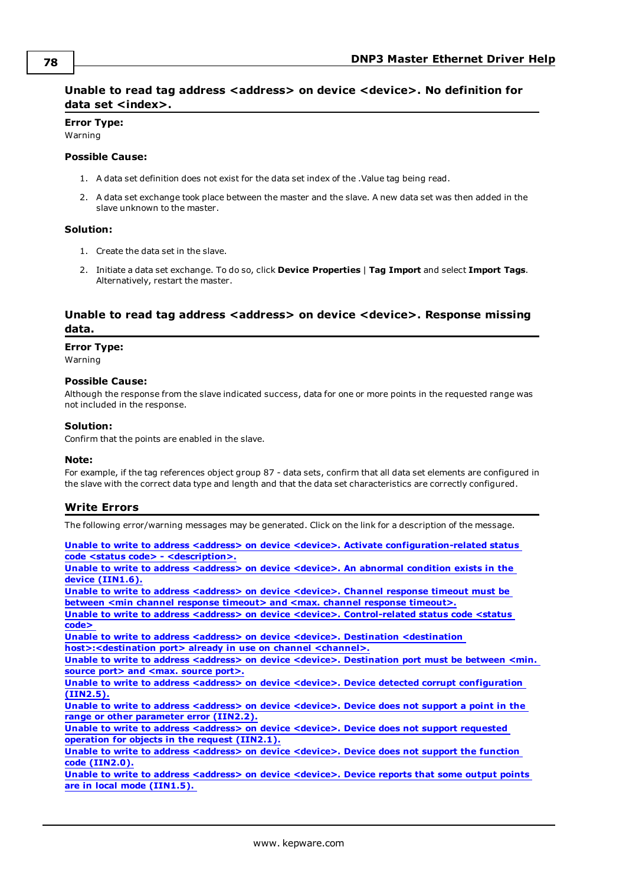### Unable to read tag address <address> on device <device>. No definition for data set <index>.

**Error Type:**
Warning

**Possible Cause:**

1. A data set definition does not exist for the data set index of the .Value tag being read.
2. A data set exchange took place between the master and the slave. A new data set was then added in the slave unknown to the master.

**Solution:**

1. Create the data set in the slave.
2. Initiate a data set exchange. To do so, click **Device Properties** | **Tag Import** and select **Import Tags**. Alternatively, restart the master.

### Unable to read tag address <address> on device <device>. Response missing data.

**Error Type:**
Warning

**Possible Cause:**
Although the response from the slave indicated success, data for one or more points in the requested range was not included in the response.

**Solution:**
Confirm that the points are enabled in the slave.

**Note:**
For example, if the tag references object group 87 - data sets, confirm that all data set elements are configured in the slave with the correct data type and length and that the data set characteristics are correctly configured.

## Write Errors

The following error/warning messages may be generated. Click on the link for a description of the message.

**Unable to write to address <address> on device <device>. Activate configuration-related status code <status code> - <description>.**
**Unable to write to address <address> on device <device>. An abnormal condition exists in the device (IIN1.6).**
**Unable to write to address <address> on device <device>. Channel response timeout must be between <min channel response timeout> and <max. channel response timeout>.**
**Unable to write to address <address> on device <device>. Control-related status code <status code>**
**Unable to write to address <address> on device <device>. Destination <destination host>:<destination port> already in use on channel <channel>.**
**Unable to write to address <address> on device <device>. Destination port must be between <min. source port> and <max. source port>.**
**Unable to write to address <address> on device <device>. Device detected corrupt configuration (IIN2.5).**
**Unable to write to address <address> on device <device>. Device does not support a point in the range or other parameter error (IIN2.2).**
**Unable to write to address <address> on device <device>. Device does not support requested operation for objects in the request (IIN2.1).**
**Unable to write to address <address> on device <device>. Device does not support the function code (IIN2.0).**
**Unable to write to address <address> on device <device>. Device reports that some output points are in local mode (IIN1.5).**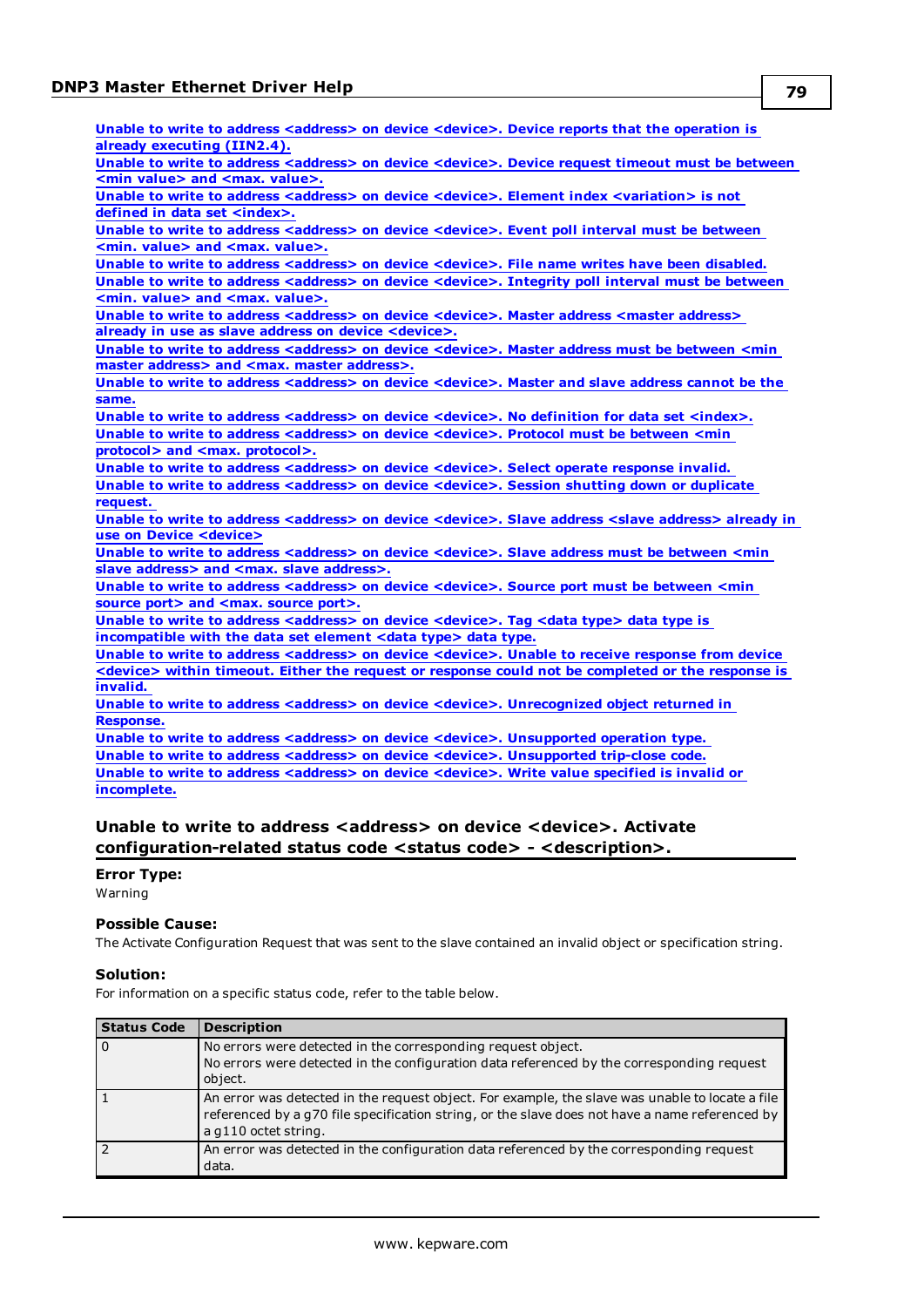Unable to write to address <address> on device <device>. Device reports that the operation is already executing (IIN2.4).
Unable to write to address <address> on device <device>. Device request timeout must be between <min value> and <max. value>.
Unable to write to address <address> on device <device>. Element index <variation> is not defined in data set <index>.
Unable to write to address <address> on device <device>. Event poll interval must be between <min. value> and <max. value>.
Unable to write to address <address> on device <device>. File name writes have been disabled.
Unable to write to address <address> on device <device>. Integrity poll interval must be between <min. value> and <max. value>.
Unable to write to address <address> on device <device>. Master address <master address> already in use as slave address on device <device>.
Unable to write to address <address> on device <device>. Master address must be between <min master address> and <max. master address>.
Unable to write to address <address> on device <device>. Master and slave address cannot be the same.
Unable to write to address <address> on device <device>. No definition for data set <index>.
Unable to write to address <address> on device <device>. Protocol must be between <min protocol> and <max. protocol>.
Unable to write to address <address> on device <device>. Select operate response invalid.
Unable to write to address <address> on device <device>. Session shutting down or duplicate request.
Unable to write to address <address> on device <device>. Slave address <slave address> already in use on Device <device>
Unable to write to address <address> on device <device>. Slave address must be between <min slave address> and <max. slave address>.
Unable to write to address <address> on device <device>. Source port must be between <min source port> and <max. source port>.
Unable to write to address <address> on device <device>. Tag <data type> data type is incompatible with the data set element <data type> data type.
Unable to write to address <address> on device <device>. Unable to receive response from device <device> within timeout. Either the request or response could not be completed or the response is invalid.
Unable to write to address <address> on device <device>. Unrecognized object returned in Response.
Unable to write to address <address> on device <device>. Unsupported operation type.
Unable to write to address <address> on device <device>. Unsupported trip-close code.
Unable to write to address <address> on device <device>. Write value specified is invalid or incomplete.

## Unable to write to address <address> on device <device>. Activate configuration-related status code <status code> - <description>.

**Error Type:**
Warning

**Possible Cause:**
The Activate Configuration Request that was sent to the slave contained an invalid object or specification string.

**Solution:**
For information on a specific status code, refer to the table below.

| Status Code | Description |
|---|---|
| 0 | No errors were detected in the corresponding request object.<br>No errors were detected in the configuration data referenced by the corresponding request object. |
| 1 | An error was detected in the request object. For example, the slave was unable to locate a file referenced by a g70 file specification string, or the slave does not have a name referenced by a g110 octet string. |
| 2 | An error was detected in the configuration data referenced by the corresponding request data. |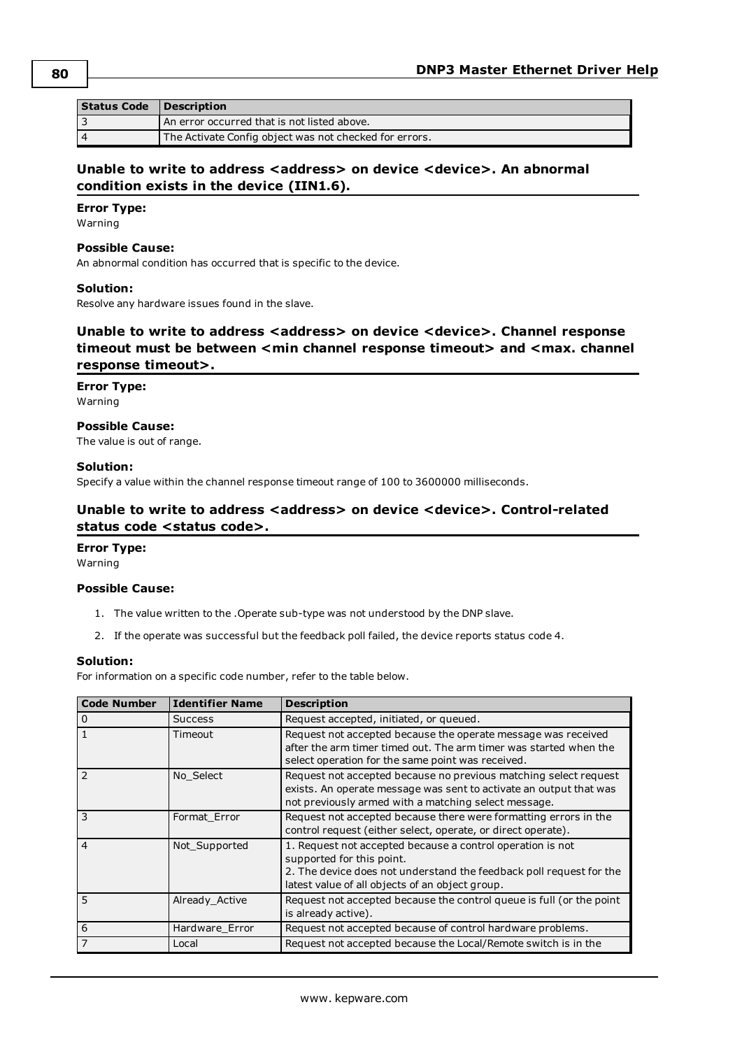| Status Code | Description |
| --- | --- |
| 3 | An error occurred that is not listed above. |
| 4 | The Activate Config object was not checked for errors. |

### Unable to write to address <address> on device <device>. An abnormal condition exists in the device (IIN1.6).

**Error Type:**
Warning

**Possible Cause:**
An abnormal condition has occurred that is specific to the device.

**Solution:**
Resolve any hardware issues found in the slave.

### Unable to write to address <address> on device <device>. Channel response timeout must be between <min channel response timeout> and <max. channel response timeout>.

**Error Type:**
Warning

**Possible Cause:**
The value is out of range.

**Solution:**
Specify a value within the channel response timeout range of 100 to 3600000 milliseconds.

### Unable to write to address <address> on device <device>. Control-related status code <status code>.

**Error Type:**
Warning

**Possible Cause:**

1. The value written to the .Operate sub-type was not understood by the DNP slave.
2. If the operate was successful but the feedback poll failed, the device reports status code 4.

**Solution:**
For information on a specific code number, refer to the table below.

| Code Number | Identifier Name | Description |
| --- | --- | --- |
| 0 | Success | Request accepted, initiated, or queued. |
| 1 | Timeout | Request not accepted because the operate message was received after the arm timer timed out. The arm timer was started when the select operation for the same point was received. |
| 2 | No_Select | Request not accepted because no previous matching select request exists. An operate message was sent to activate an output that was not previously armed with a matching select message. |
| 3 | Format_Error | Request not accepted because there were formatting errors in the control request (either select, operate, or direct operate). |
| 4 | Not_Supported | 1. Request not accepted because a control operation is not supported for this point.<br>2. The device does not understand the feedback poll request for the latest value of all objects of an object group. |
| 5 | Already_Active | Request not accepted because the control queue is full (or the point is already active). |
| 6 | Hardware_Error | Request not accepted because of control hardware problems. |
| 7 | Local | Request not accepted because the Local/Remote switch is in the |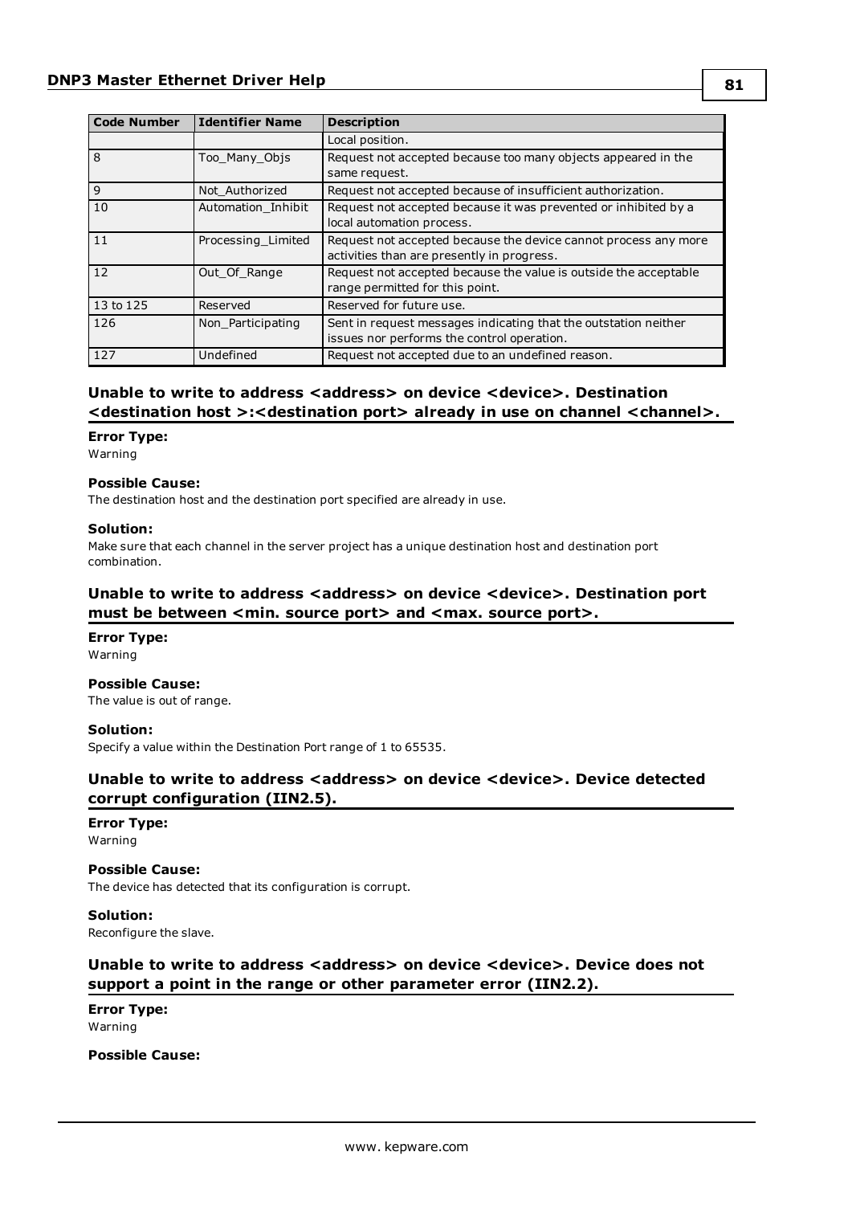| Code Number | Identifier Name | Description |
| --- | --- | --- |
| | | Local position. |
| 8 | Too_Many_Objs | Request not accepted because too many objects appeared in the same request. |
| 9 | Not_Authorized | Request not accepted because of insufficient authorization. |
| 10 | Automation_Inhibit | Request not accepted because it was prevented or inhibited by a local automation process. |
| 11 | Processing_Limited | Request not accepted because the device cannot process any more activities than are presently in progress. |
| 12 | Out_Of_Range | Request not accepted because the value is outside the acceptable range permitted for this point. |
| 13 to 125 | Reserved | Reserved for future use. |
| 126 | Non_Participating | Sent in request messages indicating that the outstation neither issues nor performs the control operation. |
| 127 | Undefined | Request not accepted due to an undefined reason. |

### Unable to write to address <address> on device <device>. Destination <destination host >:<destination port> already in use on channel <channel>.

**Error Type:**
Warning

**Possible Cause:**
The destination host and the destination port specified are already in use.

**Solution:**
Make sure that each channel in the server project has a unique destination host and destination port combination.

### Unable to write to address <address> on device <device>. Destination port must be between <min. source port> and <max. source port>.

**Error Type:**
Warning

**Possible Cause:**
The value is out of range.

**Solution:**
Specify a value within the Destination Port range of 1 to 65535.

### Unable to write to address <address> on device <device>. Device detected corrupt configuration (IIN2.5).

**Error Type:**
Warning

**Possible Cause:**
The device has detected that its configuration is corrupt.

**Solution:**
Reconfigure the slave.

### Unable to write to address <address> on device <device>. Device does not support a point in the range or other parameter error (IIN2.2).

**Error Type:**
Warning

**Possible Cause:**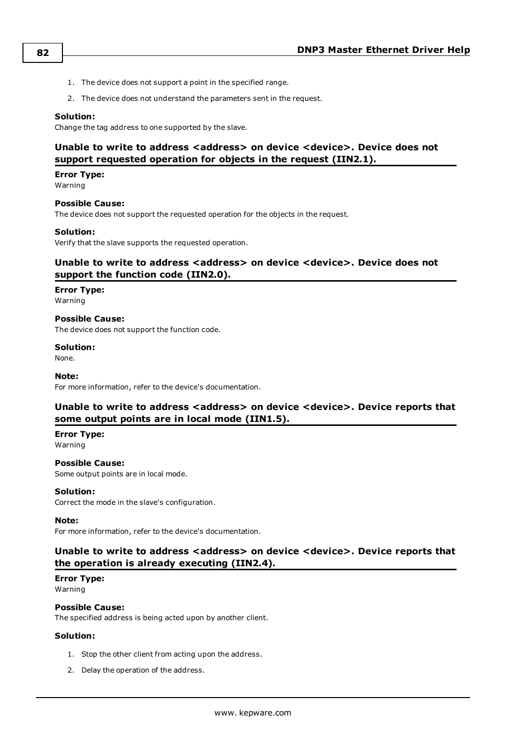1. The device does not support a point in the specified range.
2. The device does not understand the parameters sent in the request.

**Solution:**
Change the tag address to one supported by the slave.

### Unable to write to address <address> on device <device>. Device does not support requested operation for objects in the request (IIN2.1).

**Error Type:**
Warning

**Possible Cause:**
The device does not support the requested operation for the objects in the request.

**Solution:**
Verify that the slave supports the requested operation.

### Unable to write to address <address> on device <device>. Device does not support the function code (IIN2.0).

**Error Type:**
Warning

**Possible Cause:**
The device does not support the function code.

**Solution:**
None.

**Note:**
For more information, refer to the device's documentation.

### Unable to write to address <address> on device <device>. Device reports that some output points are in local mode (IIN1.5).

**Error Type:**
Warning

**Possible Cause:**
Some output points are in local mode.

**Solution:**
Correct the mode in the slave's configuration.

**Note:**
For more information, refer to the device's documentation.

### Unable to write to address <address> on device <device>. Device reports that the operation is already executing (IIN2.4).

**Error Type:**
Warning

**Possible Cause:**
The specified address is being acted upon by another client.

**Solution:**

1. Stop the other client from acting upon the address.
2. Delay the operation of the address.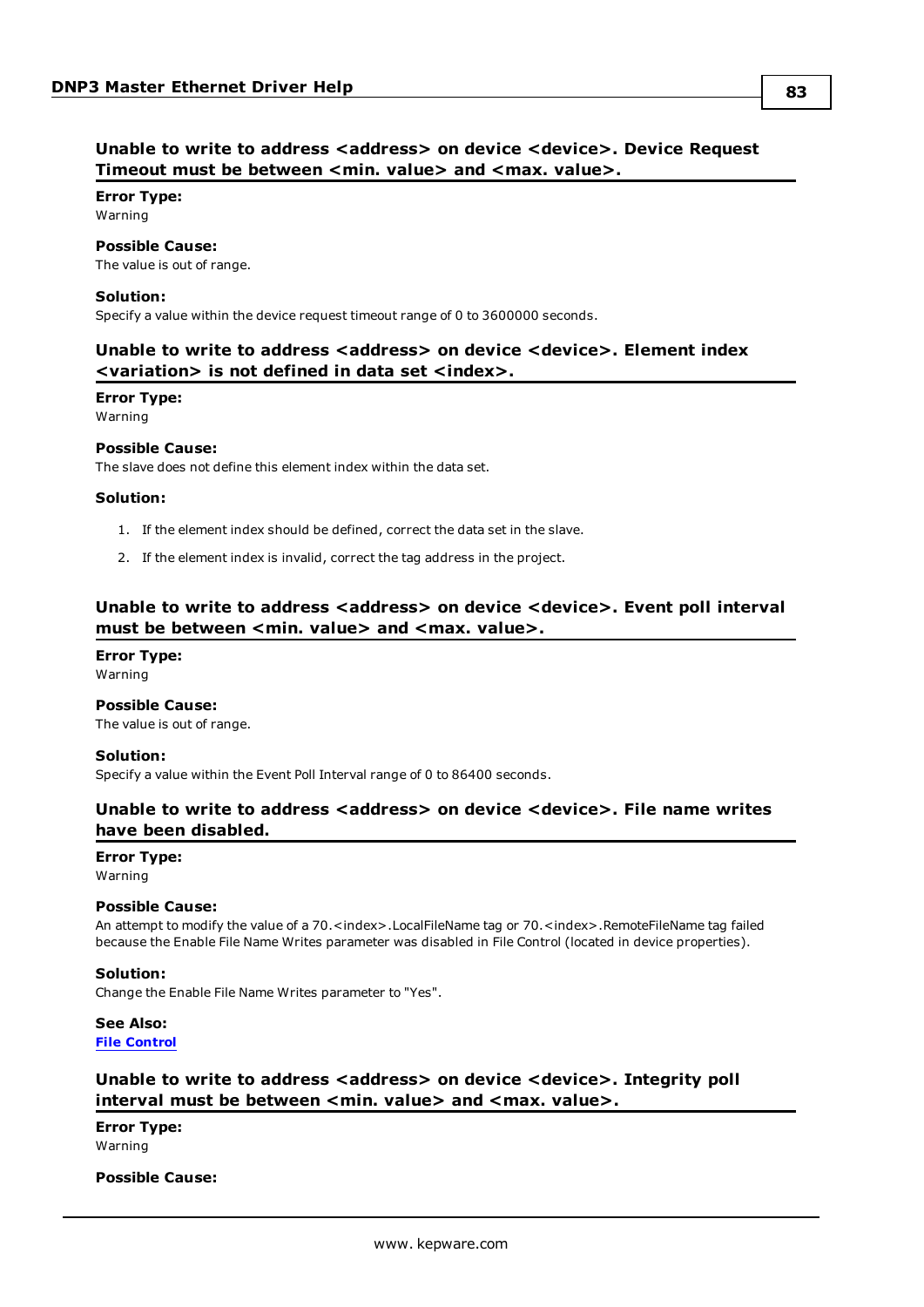### Unable to write to address <address> on device <device>. Device Request Timeout must be between <min. value> and <max. value>.

**Error Type:**
Warning

**Possible Cause:**
The value is out of range.

**Solution:**
Specify a value within the device request timeout range of 0 to 3600000 seconds.

### Unable to write to address <address> on device <device>. Element index <variation> is not defined in data set <index>.

**Error Type:**
Warning

**Possible Cause:**
The slave does not define this element index within the data set.

**Solution:**

1. If the element index should be defined, correct the data set in the slave.
2. If the element index is invalid, correct the tag address in the project.

### Unable to write to address <address> on device <device>. Event poll interval must be between <min. value> and <max. value>.

**Error Type:**
Warning

**Possible Cause:**
The value is out of range.

**Solution:**
Specify a value within the Event Poll Interval range of 0 to 86400 seconds.

### Unable to write to address <address> on device <device>. File name writes have been disabled.

**Error Type:**
Warning

**Possible Cause:**
An attempt to modify the value of a 70.<index>.LocalFileName tag or 70.<index>.RemoteFileName tag failed because the Enable File Name Writes parameter was disabled in File Control (located in device properties).

**Solution:**
Change the Enable File Name Writes parameter to "Yes".

**See Also:**
**File Control**

### Unable to write to address <address> on device <device>. Integrity poll interval must be between <min. value> and <max. value>.

**Error Type:**
Warning

**Possible Cause:**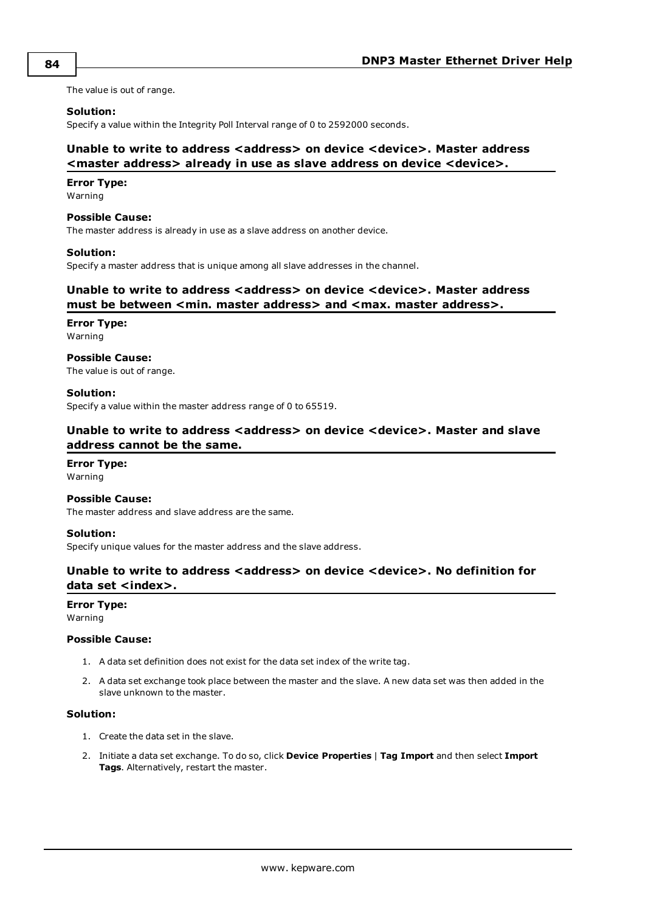The value is out of range.

**Solution:**
Specify a value within the Integrity Poll Interval range of 0 to 2592000 seconds.

### Unable to write to address <address> on device <device>. Master address <master address> already in use as slave address on device <device>.

**Error Type:**
Warning

**Possible Cause:**
The master address is already in use as a slave address on another device.

**Solution:**
Specify a master address that is unique among all slave addresses in the channel.

### Unable to write to address <address> on device <device>. Master address must be between <min. master address> and <max. master address>.

**Error Type:**
Warning

**Possible Cause:**
The value is out of range.

**Solution:**
Specify a value within the master address range of 0 to 65519.

### Unable to write to address <address> on device <device>. Master and slave address cannot be the same.

**Error Type:**
Warning

**Possible Cause:**
The master address and slave address are the same.

**Solution:**
Specify unique values for the master address and the slave address.

### Unable to write to address <address> on device <device>. No definition for data set <index>.

**Error Type:**
Warning

**Possible Cause:**

1. A data set definition does not exist for the data set index of the write tag.
2. A data set exchange took place between the master and the slave. A new data set was then added in the slave unknown to the master.

**Solution:**

1. Create the data set in the slave.
2. Initiate a data set exchange. To do so, click **Device Properties** | **Tag Import** and then select **Import Tags**. Alternatively, restart the master.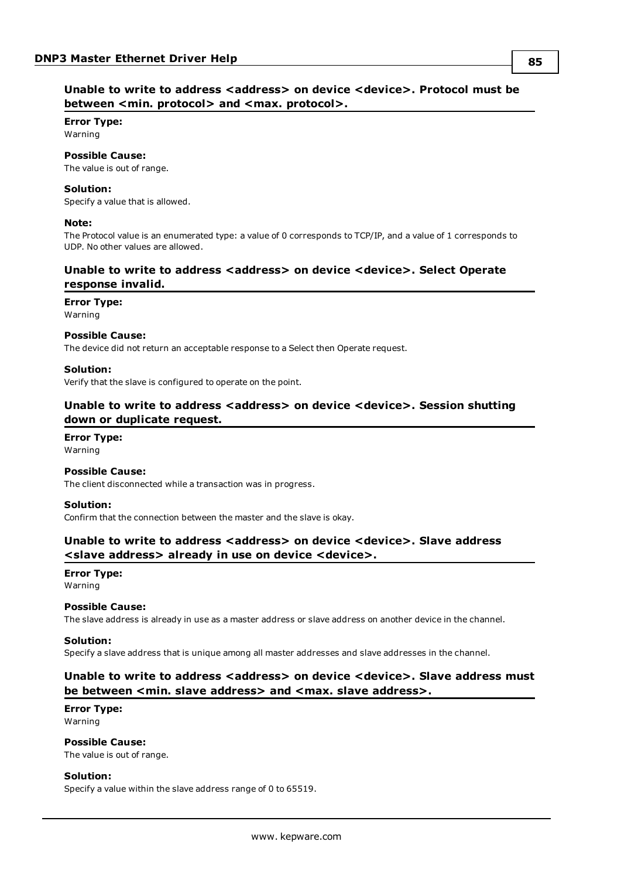### Unable to write to address <address> on device <device>. Protocol must be between <min. protocol> and <max. protocol>.

**Error Type:**
Warning

**Possible Cause:**
The value is out of range.

**Solution:**
Specify a value that is allowed.

**Note:**
The Protocol value is an enumerated type: a value of 0 corresponds to TCP/IP, and a value of 1 corresponds to UDP. No other values are allowed.

### Unable to write to address <address> on device <device>. Select Operate response invalid.

**Error Type:**
Warning

**Possible Cause:**
The device did not return an acceptable response to a Select then Operate request.

**Solution:**
Verify that the slave is configured to operate on the point.

### Unable to write to address <address> on device <device>. Session shutting down or duplicate request.

**Error Type:**
Warning

**Possible Cause:**
The client disconnected while a transaction was in progress.

**Solution:**
Confirm that the connection between the master and the slave is okay.

### Unable to write to address <address> on device <device>. Slave address <slave address> already in use on device <device>.

**Error Type:**
Warning

**Possible Cause:**
The slave address is already in use as a master address or slave address on another device in the channel.

**Solution:**
Specify a slave address that is unique among all master addresses and slave addresses in the channel.

### Unable to write to address <address> on device <device>. Slave address must be between <min. slave address> and <max. slave address>.

**Error Type:**
Warning

**Possible Cause:**
The value is out of range.

**Solution:**
Specify a value within the slave address range of 0 to 65519.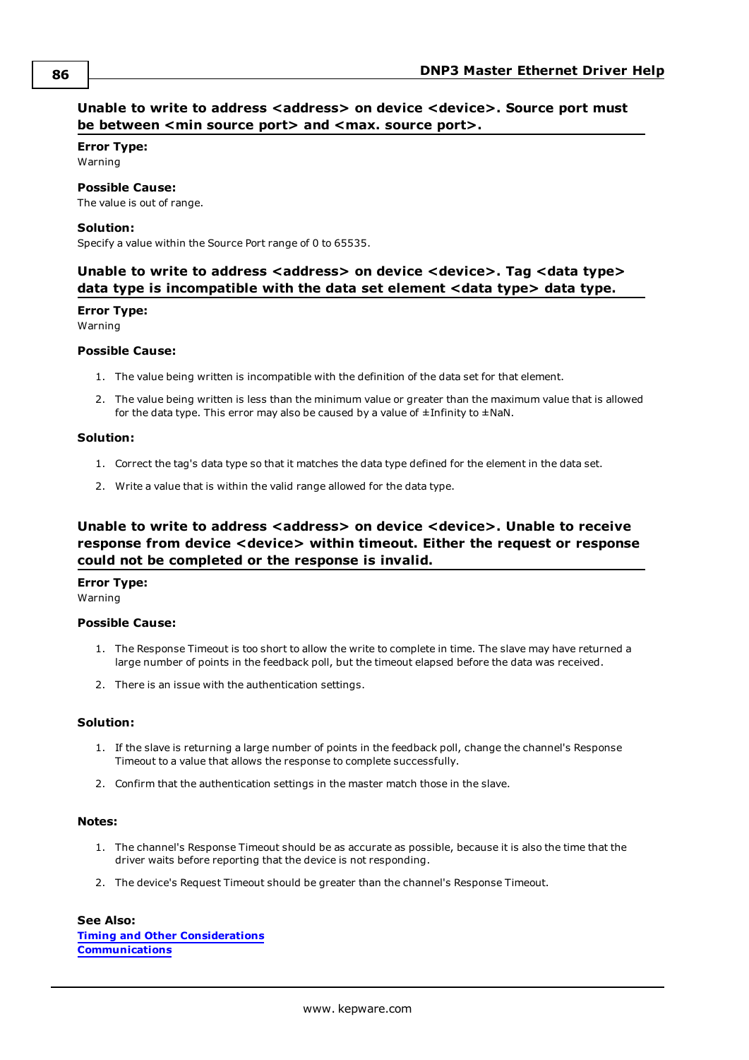### Unable to write to address <address> on device <device>. Source port must be between <min source port> and <max. source port>.

**Error Type:**
Warning

**Possible Cause:**
The value is out of range.

**Solution:**
Specify a value within the Source Port range of 0 to 65535.

### Unable to write to address <address> on device <device>. Tag <data type> data type is incompatible with the data set element <data type> data type.

**Error Type:**
Warning

**Possible Cause:**

1. The value being written is incompatible with the definition of the data set for that element.
2. The value being written is less than the minimum value or greater than the maximum value that is allowed for the data type. This error may also be caused by a value of ±Infinity to ±NaN.

**Solution:**

1. Correct the tag's data type so that it matches the data type defined for the element in the data set.
2. Write a value that is within the valid range allowed for the data type.

### Unable to write to address <address> on device <device>. Unable to receive response from device <device> within timeout. Either the request or response could not be completed or the response is invalid.

**Error Type:**
Warning

**Possible Cause:**

1. The Response Timeout is too short to allow the write to complete in time. The slave may have returned a large number of points in the feedback poll, but the timeout elapsed before the data was received.
2. There is an issue with the authentication settings.

**Solution:**

1. If the slave is returning a large number of points in the feedback poll, change the channel's Response Timeout to a value that allows the response to complete successfully.
2. Confirm that the authentication settings in the master match those in the slave.

**Notes:**

1. The channel's Response Timeout should be as accurate as possible, because it is also the time that the driver waits before reporting that the device is not responding.
2. The device's Request Timeout should be greater than the channel's Response Timeout.

**See Also:**
Timing and Other Considerations
Communications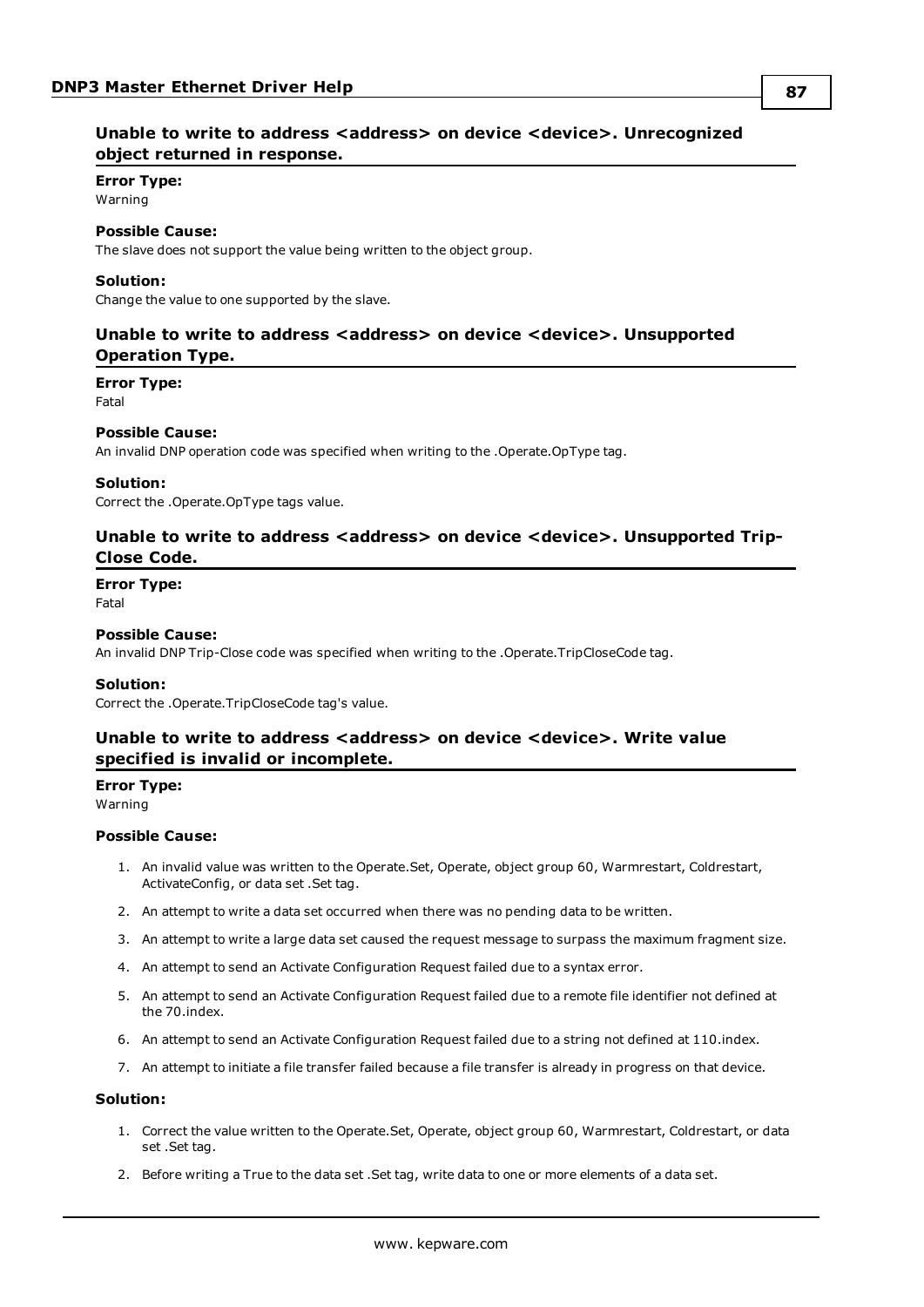### Unable to write to address <address> on device <device>. Unrecognized object returned in response.

**Error Type:**
Warning

**Possible Cause:**
The slave does not support the value being written to the object group.

**Solution:**
Change the value to one supported by the slave.

### Unable to write to address <address> on device <device>. Unsupported Operation Type.

**Error Type:**
Fatal

**Possible Cause:**
An invalid DNP operation code was specified when writing to the .Operate.OpType tag.

**Solution:**
Correct the .Operate.OpType tags value.

### Unable to write to address <address> on device <device>. Unsupported Trip-Close Code.

**Error Type:**
Fatal

**Possible Cause:**
An invalid DNP Trip-Close code was specified when writing to the .Operate.TripCloseCode tag.

**Solution:**
Correct the .Operate.TripCloseCode tag's value.

### Unable to write to address <address> on device <device>. Write value specified is invalid or incomplete.

**Error Type:**
Warning

**Possible Cause:**

1. An invalid value was written to the Operate.Set, Operate, object group 60, Warmrestart, Coldrestart, ActivateConfig, or data set .Set tag.
2. An attempt to write a data set occurred when there was no pending data to be written.
3. An attempt to write a large data set caused the request message to surpass the maximum fragment size.
4. An attempt to send an Activate Configuration Request failed due to a syntax error.
5. An attempt to send an Activate Configuration Request failed due to a remote file identifier not defined at the 70.index.
6. An attempt to send an Activate Configuration Request failed due to a string not defined at 110.index.
7. An attempt to initiate a file transfer failed because a file transfer is already in progress on that device.

**Solution:**

1. Correct the value written to the Operate.Set, Operate, object group 60, Warmrestart, Coldrestart, or data set .Set tag.
2. Before writing a True to the data set .Set tag, write data to one or more elements of a data set.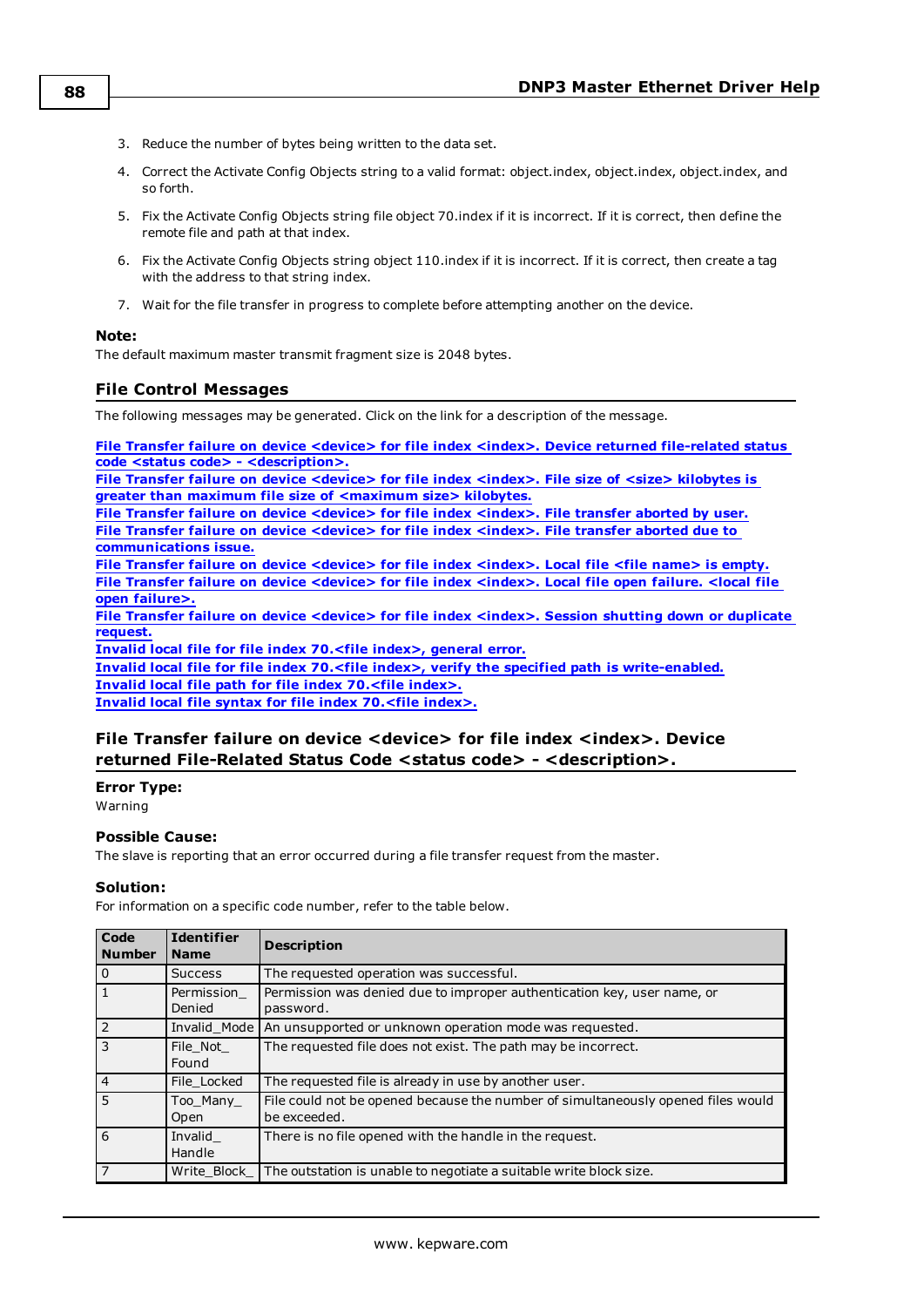3. Reduce the number of bytes being written to the data set.
4. Correct the Activate Config Objects string to a valid format: object.index, object.index, object.index, and so forth.
5. Fix the Activate Config Objects string file object 70.index if it is incorrect. If it is correct, then define the remote file and path at that index.
6. Fix the Activate Config Objects string object 110.index if it is incorrect. If it is correct, then create a tag with the address to that string index.
7. Wait for the file transfer in progress to complete before attempting another on the device.

**Note:**
The default maximum master transmit fragment size is 2048 bytes.

## File Control Messages

The following messages may be generated. Click on the link for a description of the message.

**File Transfer failure on device <device> for file index <index>. Device returned file-related status code <status code> - <description>.**
**File Transfer failure on device <device> for file index <index>. File size of <size> kilobytes is greater than maximum file size of <maximum size> kilobytes.**
**File Transfer failure on device <device> for file index <index>. File transfer aborted by user.**
**File Transfer failure on device <device> for file index <index>. File transfer aborted due to communications issue.**
**File Transfer failure on device <device> for file index <index>. Local file <file name> is empty.**
**File Transfer failure on device <device> for file index <index>. Local file open failure. <local file open failure>.**
**File Transfer failure on device <device> for file index <index>. Session shutting down or duplicate request.**
**Invalid local file for file index 70.<file index>, general error.**
**Invalid local file for file index 70.<file index>, verify the specified path is write-enabled.**
**Invalid local file path for file index 70.<file index>.**
**Invalid local file syntax for file index 70.<file index>.**

## File Transfer failure on device <device> for file index <index>. Device returned File-Related Status Code <status code> - <description>.

**Error Type:**
Warning

**Possible Cause:**
The slave is reporting that an error occurred during a file transfer request from the master.

**Solution:**
For information on a specific code number, refer to the table below.

| Code Number | Identifier Name | Description |
|---|---|---|
| 0 | Success | The requested operation was successful. |
| 1 | Permission_Denied | Permission was denied due to improper authentication key, user name, or password. |
| 2 | Invalid_Mode | An unsupported or unknown operation mode was requested. |
| 3 | File_Not_Found | The requested file does not exist. The path may be incorrect. |
| 4 | File_Locked | The requested file is already in use by another user. |
| 5 | Too_Many_Open | File could not be opened because the number of simultaneously opened files would be exceeded. |
| 6 | Invalid_Handle | There is no file opened with the handle in the request. |
| 7 | Write_Block_ | The outstation is unable to negotiate a suitable write block size. |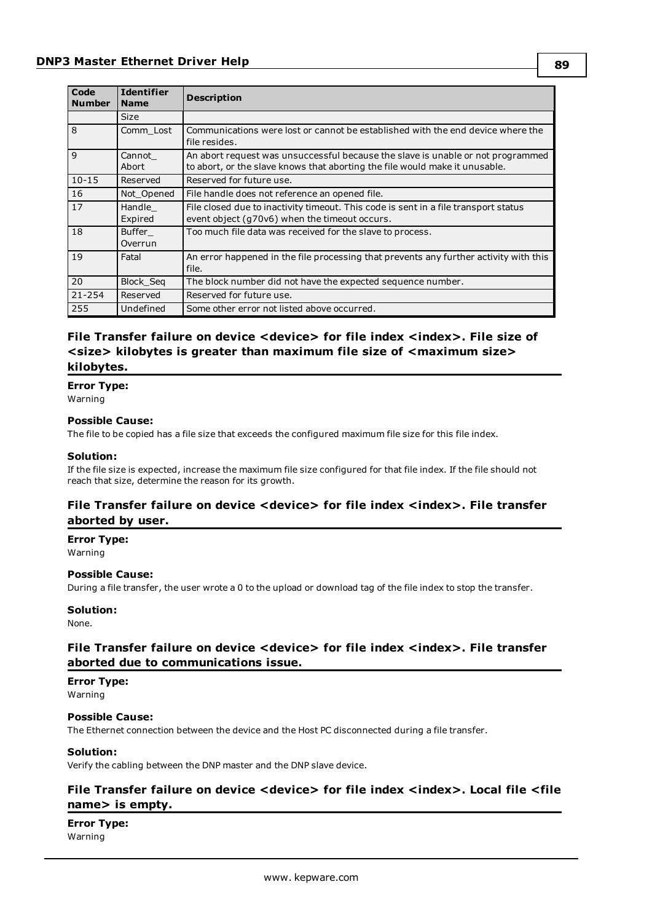| Code Number | Identifier Name | Description |
|---|---|---|
| | Size | |
| 8 | Comm_Lost | Communications were lost or cannot be established with the end device where the file resides. |
| 9 | Cannot_ Abort | An abort request was unsuccessful because the slave is unable or not programmed to abort, or the slave knows that aborting the file would make it unusable. |
| 10-15 | Reserved | Reserved for future use. |
| 16 | Not_Opened | File handle does not reference an opened file. |
| 17 | Handle_ Expired | File closed due to inactivity timeout. This code is sent in a file transport status event object (g70v6) when the timeout occurs. |
| 18 | Buffer_ Overrun | Too much file data was received for the slave to process. |
| 19 | Fatal | An error happened in the file processing that prevents any further activity with this file. |
| 20 | Block_Seq | The block number did not have the expected sequence number. |
| 21-254 | Reserved | Reserved for future use. |
| 255 | Undefined | Some other error not listed above occurred. |

### File Transfer failure on device <device> for file index <index>. File size of <size> kilobytes is greater than maximum file size of <maximum size> kilobytes.

**Error Type:**
Warning

**Possible Cause:**
The file to be copied has a file size that exceeds the configured maximum file size for this file index.

**Solution:**
If the file size is expected, increase the maximum file size configured for that file index. If the file should not reach that size, determine the reason for its growth.

### File Transfer failure on device <device> for file index <index>. File transfer aborted by user.

**Error Type:**
Warning

**Possible Cause:**
During a file transfer, the user wrote a 0 to the upload or download tag of the file index to stop the transfer.

**Solution:**
None.

### File Transfer failure on device <device> for file index <index>. File transfer aborted due to communications issue.

**Error Type:**
Warning

**Possible Cause:**
The Ethernet connection between the device and the Host PC disconnected during a file transfer.

**Solution:**
Verify the cabling between the DNP master and the DNP slave device.

### File Transfer failure on device <device> for file index <index>. Local file <file name> is empty.

**Error Type:**
Warning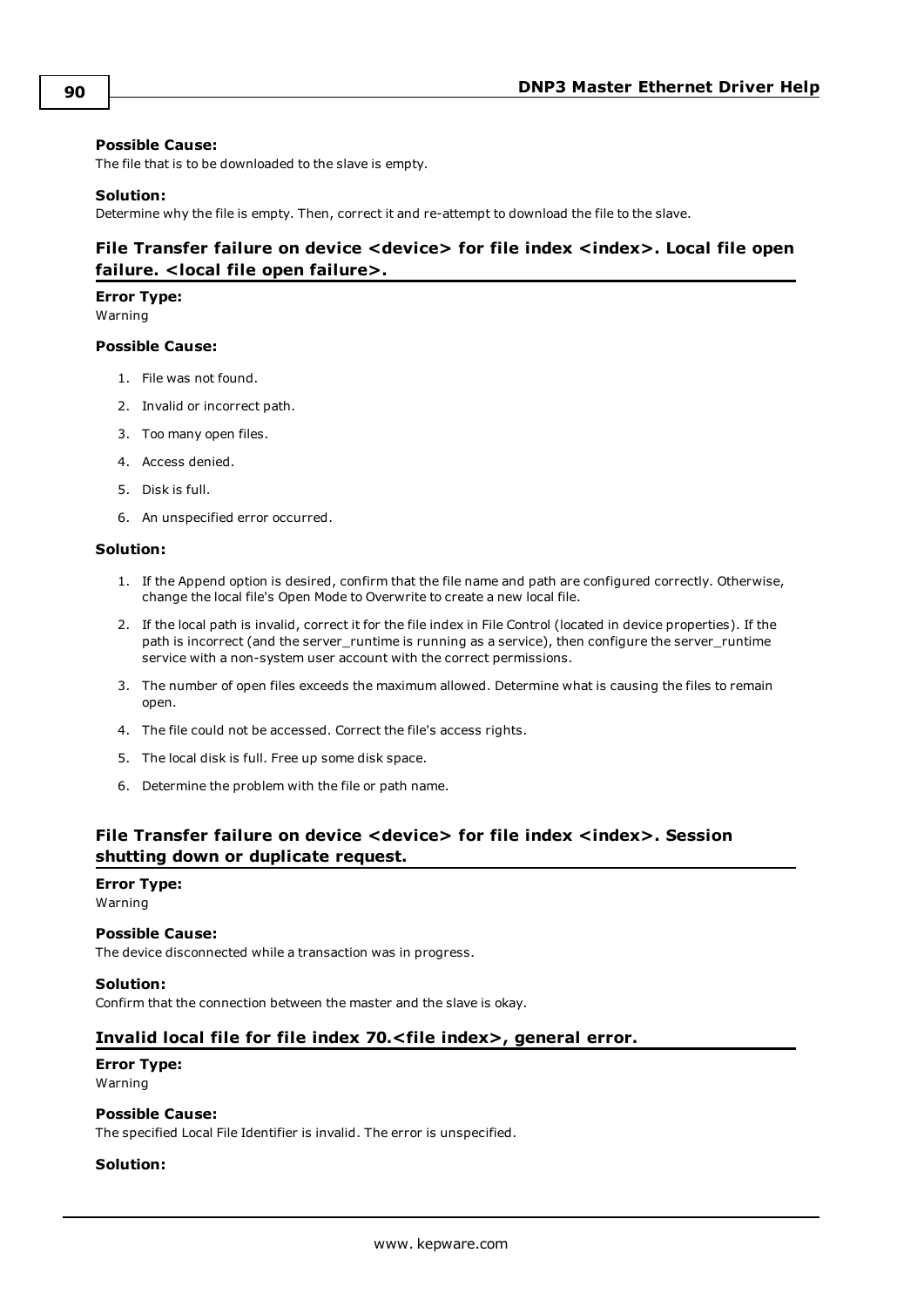**Possible Cause:**
The file that is to be downloaded to the slave is empty.

**Solution:**
Determine why the file is empty. Then, correct it and re-attempt to download the file to the slave.

### File Transfer failure on device <device> for file index <index>. Local file open failure. <local file open failure>.

**Error Type:**
Warning

**Possible Cause:**

1. File was not found.
2. Invalid or incorrect path.
3. Too many open files.
4. Access denied.
5. Disk is full.
6. An unspecified error occurred.

**Solution:**

1. If the Append option is desired, confirm that the file name and path are configured correctly. Otherwise, change the local file's Open Mode to Overwrite to create a new local file.
2. If the local path is invalid, correct it for the file index in File Control (located in device properties). If the path is incorrect (and the server_runtime is running as a service), then configure the server_runtime service with a non-system user account with the correct permissions.
3. The number of open files exceeds the maximum allowed. Determine what is causing the files to remain open.
4. The file could not be accessed. Correct the file's access rights.
5. The local disk is full. Free up some disk space.
6. Determine the problem with the file or path name.

### File Transfer failure on device <device> for file index <index>. Session shutting down or duplicate request.

**Error Type:**
Warning

**Possible Cause:**
The device disconnected while a transaction was in progress.

**Solution:**
Confirm that the connection between the master and the slave is okay.

### Invalid local file for file index 70.<file index>, general error.

**Error Type:**
Warning

**Possible Cause:**
The specified Local File Identifier is invalid. The error is unspecified.

**Solution:**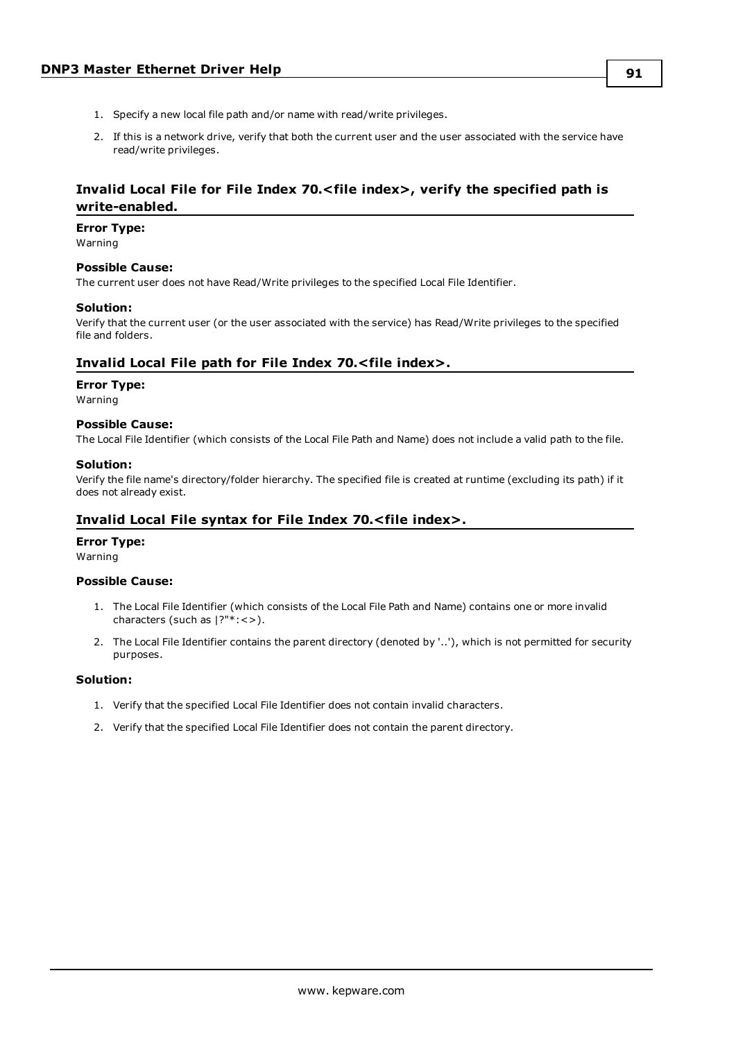1. Specify a new local file path and/or name with read/write privileges.
2. If this is a network drive, verify that both the current user and the user associated with the service have read/write privileges.

### Invalid Local File for File Index 70.<file index>, verify the specified path is write-enabled.

**Error Type:**
Warning

**Possible Cause:**
The current user does not have Read/Write privileges to the specified Local File Identifier.

**Solution:**
Verify that the current user (or the user associated with the service) has Read/Write privileges to the specified file and folders.

### Invalid Local File path for File Index 70.<file index>.

**Error Type:**
Warning

**Possible Cause:**
The Local File Identifier (which consists of the Local File Path and Name) does not include a valid path to the file.

**Solution:**
Verify the file name's directory/folder hierarchy. The specified file is created at runtime (excluding its path) if it does not already exist.

### Invalid Local File syntax for File Index 70.<file index>.

**Error Type:**
Warning

**Possible Cause:**

1. The Local File Identifier (which consists of the Local File Path and Name) contains one or more invalid characters (such as |?"*:<>).
2. The Local File Identifier contains the parent directory (denoted by '..'), which is not permitted for security purposes.

**Solution:**

1. Verify that the specified Local File Identifier does not contain invalid characters.
2. Verify that the specified Local File Identifier does not contain the parent directory.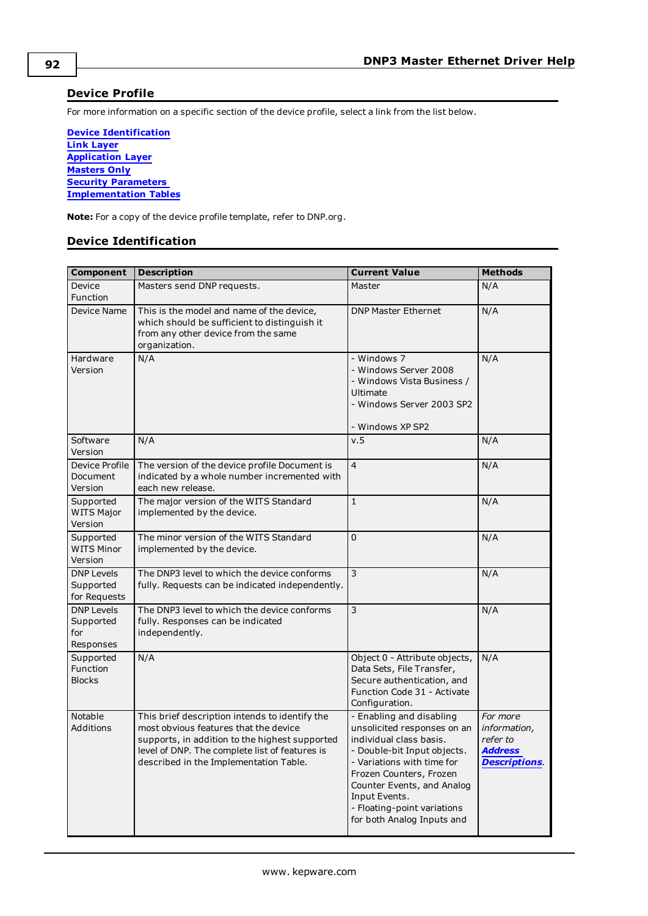## Device Profile

For more information on a specific section of the device profile, select a link from the list below.

**Device Identification**
**Link Layer**
**Application Layer**
**Masters Only**
**Security Parameters**
**Implementation Tables**

**Note:** For a copy of the device profile template, refer to DNP.org.

## Device Identification

| Component | Description | Current Value | Methods |
|---|---|---|---|
| Device Function | Masters send DNP requests. | Master | N/A |
| Device Name | This is the model and name of the device, which should be sufficient to distinguish it from any other device from the same organization. | DNP Master Ethernet | N/A |
| Hardware Version | N/A | - Windows 7<br>- Windows Server 2008<br>- Windows Vista Business / Ultimate<br>- Windows Server 2003 SP2<br>- Windows XP SP2 | N/A |
| Software Version | N/A | v.5 | N/A |
| Device Profile Document Version | The version of the device profile Document is indicated by a whole number incremented with each new release. | 4 | N/A |
| Supported WITS Major Version | The major version of the WITS Standard implemented by the device. | 1 | N/A |
| Supported WITS Minor Version | The minor version of the WITS Standard implemented by the device. | 0 | N/A |
| DNP Levels Supported for Requests | The DNP3 level to which the device conforms fully. Requests can be indicated independently. | 3 | N/A |
| DNP Levels Supported for Responses | The DNP3 level to which the device conforms fully. Responses can be indicated independently. | 3 | N/A |
| Supported Function Blocks | N/A | Object 0 - Attribute objects, Data Sets, File Transfer, Secure authentication, and Function Code 31 - Activate Configuration. | N/A |
| Notable Additions | This brief description intends to identify the most obvious features that the device supports, in addition to the highest supported level of DNP. The complete list of features is described in the Implementation Table. | - Enabling and disabling unsolicited responses on an individual class basis.<br>- Double-bit Input objects.<br>- Variations with time for Frozen Counters, Frozen Counter Events, and Analog Input Events.<br>- Floating-point variations for both Analog Inputs and | *For more information, refer to **Address Descriptions**.* |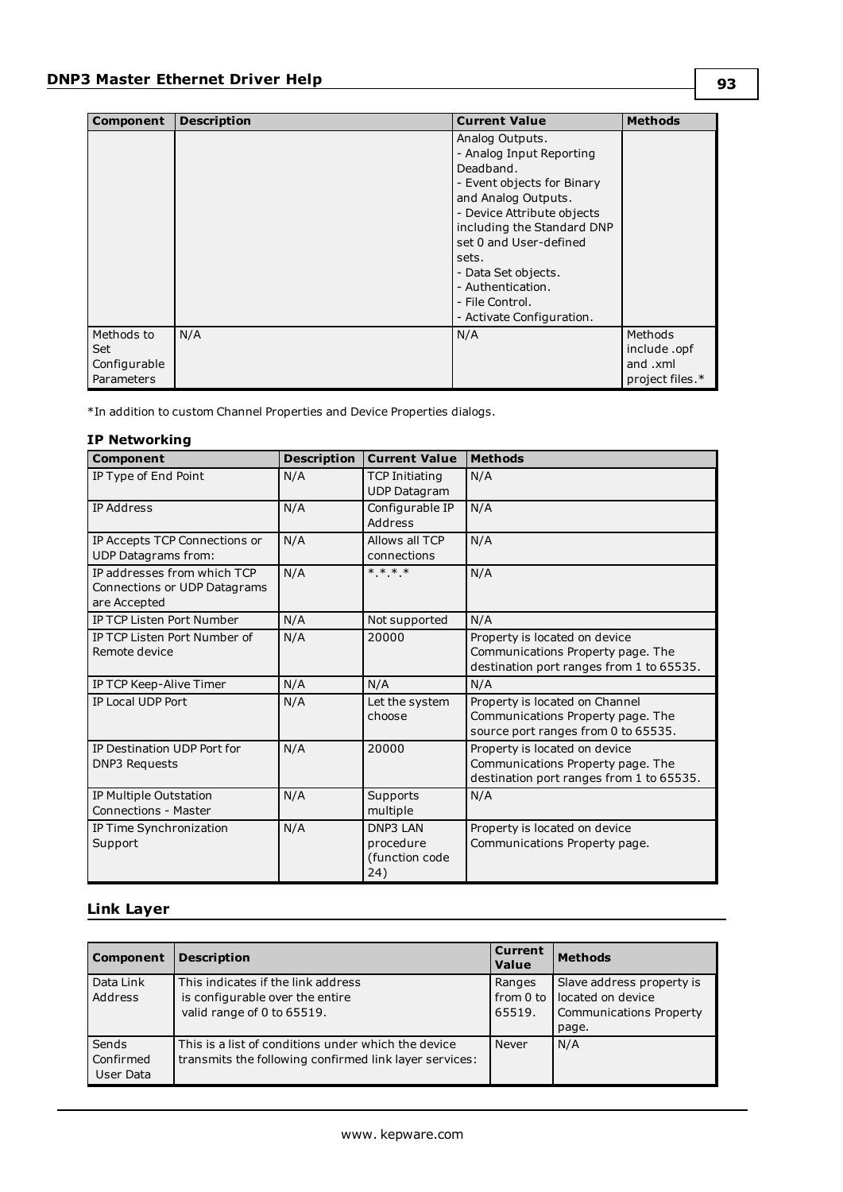| Component | Description | Current Value | Methods |
|---|---|---|---|
| | | Analog Outputs.<br>- Analog Input Reporting Deadband.<br>- Event objects for Binary and Analog Outputs.<br>- Device Attribute objects including the Standard DNP set 0 and User-defined sets.<br>- Data Set objects.<br>- Authentication.<br>- File Control.<br>- Activate Configuration. | |
| Methods to Set Configurable Parameters | N/A | N/A | Methods include .opf and .xml project files.* |

*In addition to custom Channel Properties and Device Properties dialogs.

**IP Networking**

| Component | Description | Current Value | Methods |
|---|---|---|---|
| IP Type of End Point | N/A | TCP Initiating UDP Datagram | N/A |
| IP Address | N/A | Configurable IP Address | N/A |
| IP Accepts TCP Connections or UDP Datagrams from: | N/A | Allows all TCP connections | N/A |
| IP addresses from which TCP Connections or UDP Datagrams are Accepted | N/A | *.*.*.* | N/A |
| IP TCP Listen Port Number | N/A | Not supported | N/A |
| IP TCP Listen Port Number of Remote device | N/A | 20000 | Property is located on device Communications Property page. The destination port ranges from 1 to 65535. |
| IP TCP Keep-Alive Timer | N/A | N/A | N/A |
| IP Local UDP Port | N/A | Let the system choose | Property is located on Channel Communications Property page. The source port ranges from 0 to 65535. |
| IP Destination UDP Port for DNP3 Requests | N/A | 20000 | Property is located on device Communications Property page. The destination port ranges from 1 to 65535. |
| IP Multiple Outstation Connections - Master | N/A | Supports multiple | N/A |
| IP Time Synchronization Support | N/A | DNP3 LAN procedure (function code 24) | Property is located on device Communications Property page. |

## Link Layer

| Component | Description | Current Value | Methods |
|---|---|---|---|
| Data Link Address | This indicates if the link address is configurable over the entire valid range of 0 to 65519. | Ranges from 0 to 65519. | Slave address property is located on device Communications Property page. |
| Sends Confirmed User Data | This is a list of conditions under which the device transmits the following confirmed link layer services: | Never | N/A |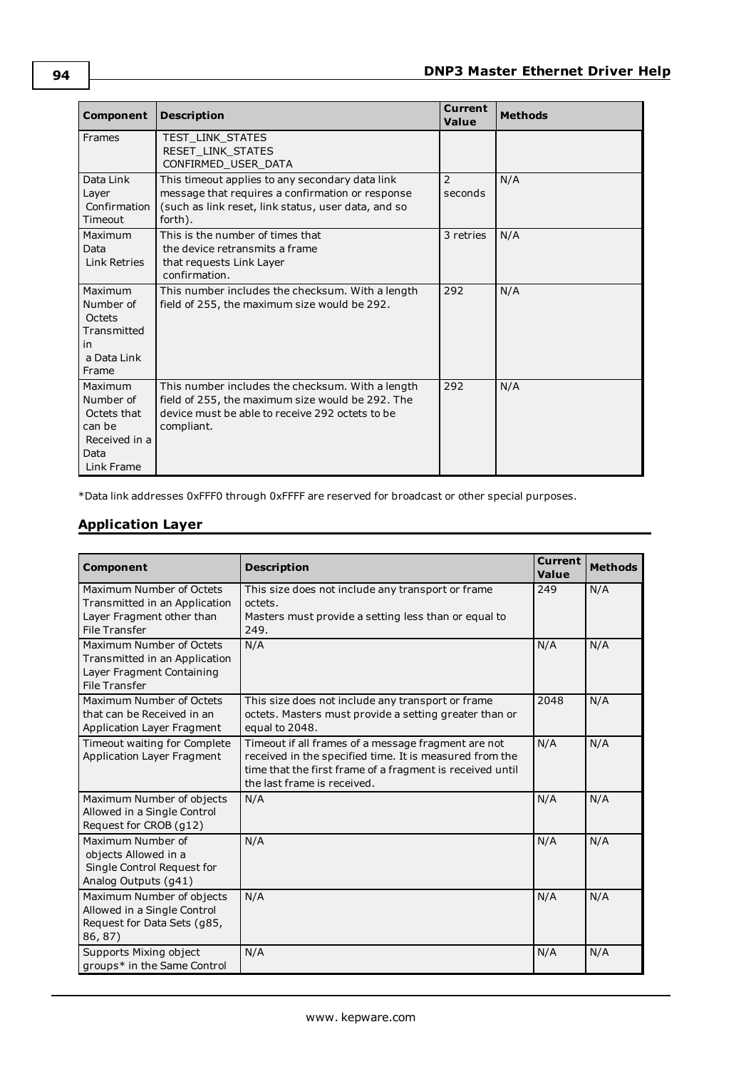| Component | Description | Current Value | Methods |
|---|---|---|---|
| Frames | TEST_LINK_STATES RESET_LINK_STATES CONFIRMED_USER_DATA | | |
| Data Link Layer Confirmation Timeout | This timeout applies to any secondary data link message that requires a confirmation or response (such as link reset, link status, user data, and so forth). | 2 seconds | N/A |
| Maximum Data Link Retries | This is the number of times that the device retransmits a frame that requests Link Layer confirmation. | 3 retries | N/A |
| Maximum Number of Octets Transmitted in a Data Link Frame | This number includes the checksum. With a length field of 255, the maximum size would be 292. | 292 | N/A |
| Maximum Number of Octets that can be Received in a Data Link Frame | This number includes the checksum. With a length field of 255, the maximum size would be 292. The device must be able to receive 292 octets to be compliant. | 292 | N/A |

*Data link addresses 0xFFF0 through 0xFFFF are reserved for broadcast or other special purposes.

## Application Layer

| Component | Description | Current Value | Methods |
|---|---|---|---|
| Maximum Number of Octets Transmitted in an Application Layer Fragment other than File Transfer | This size does not include any transport or frame octets. Masters must provide a setting less than or equal to 249. | 249 | N/A |
| Maximum Number of Octets Transmitted in an Application Layer Fragment Containing File Transfer | N/A | N/A | N/A |
| Maximum Number of Octets that can be Received in an Application Layer Fragment | This size does not include any transport or frame octets. Masters must provide a setting greater than or equal to 2048. | 2048 | N/A |
| Timeout waiting for Complete Application Layer Fragment | Timeout if all frames of a message fragment are not received in the specified time. It is measured from the time that the first frame of a fragment is received until the last frame is received. | N/A | N/A |
| Maximum Number of objects Allowed in a Single Control Request for CROB (g12) | N/A | N/A | N/A |
| Maximum Number of objects Allowed in a Single Control Request for Analog Outputs (g41) | N/A | N/A | N/A |
| Maximum Number of objects Allowed in a Single Control Request for Data Sets (g85, 86, 87) | N/A | N/A | N/A |
| Supports Mixing object groups* in the Same Control | N/A | N/A | N/A |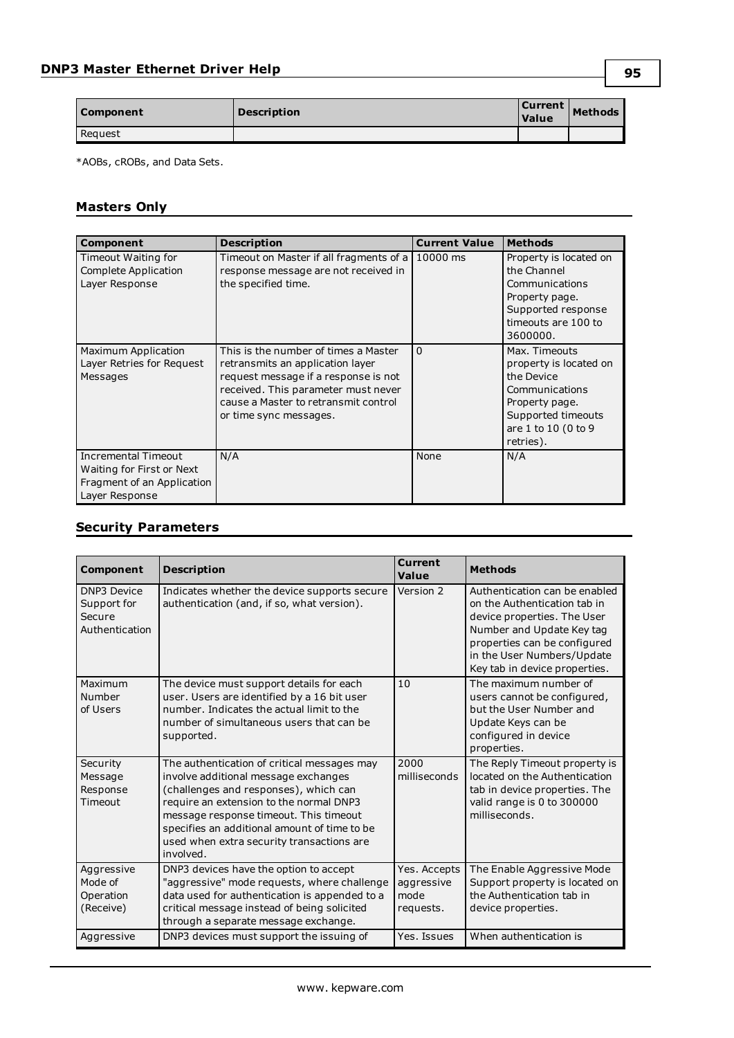| Component | Description | Current Value | Methods |
|---|---|---|---|
| Request | | | |

*AOBs, cROBs, and Data Sets.

### Masters Only

| Component | Description | Current Value | Methods |
|---|---|---|---|
| Timeout Waiting for Complete Application Layer Response | Timeout on Master if all fragments of a response message are not received in the specified time. | 10000 ms | Property is located on the Channel Communications Property page. Supported response timeouts are 100 to 3600000. |
| Maximum Application Layer Retries for Request Messages | This is the number of times a Master retransmits an application layer request message if a response is not received. This parameter must never cause a Master to retransmit control or time sync messages. | 0 | Max. Timeouts property is located on the Device Communications Property page. Supported timeouts are 1 to 10 (0 to 9 retries). |
| Incremental Timeout Waiting for First or Next Fragment of an Application Layer Response | N/A | None | N/A |

### Security Parameters

| Component | Description | Current Value | Methods |
|---|---|---|---|
| DNP3 Device Support for Secure Authentication | Indicates whether the device supports secure authentication (and, if so, what version). | Version 2 | Authentication can be enabled on the Authentication tab in device properties. The User Number and Update Key tag properties can be configured in the User Numbers/Update Key tab in device properties. |
| Maximum Number of Users | The device must support details for each user. Users are identified by a 16 bit user number. Indicates the actual limit to the number of simultaneous users that can be supported. | 10 | The maximum number of users cannot be configured, but the User Number and Update Keys can be configured in device properties. |
| Security Message Response Timeout | The authentication of critical messages may involve additional message exchanges (challenges and responses), which can require an extension to the normal DNP3 message response timeout. This timeout specifies an additional amount of time to be used when extra security transactions are involved. | 2000 milliseconds | The Reply Timeout property is located on the Authentication tab in device properties. The valid range is 0 to 300000 milliseconds. |
| Aggressive Mode of Operation (Receive) | DNP3 devices have the option to accept "aggressive" mode requests, where challenge data used for authentication is appended to a critical message instead of being solicited through a separate message exchange. | Yes. Accepts aggressive mode requests. | The Enable Aggressive Mode Support property is located on the Authentication tab in device properties. |
| Aggressive | DNP3 devices must support the issuing of | Yes. Issues | When authentication is |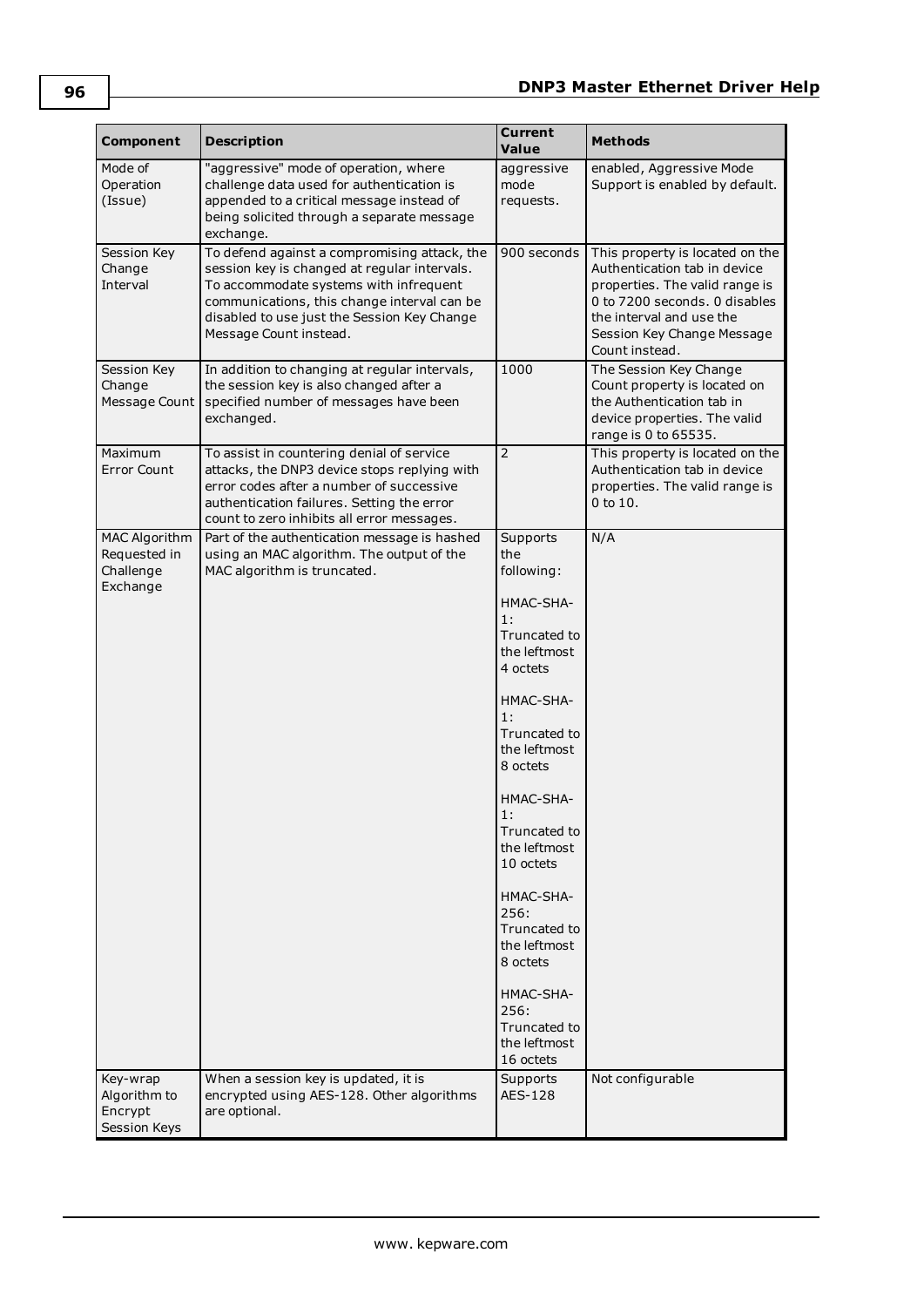| Component | Description | Current Value | Methods |
|---|---|---|---|
| Mode of Operation (Issue) | "aggressive" mode of operation, where challenge data used for authentication is appended to a critical message instead of being solicited through a separate message exchange. | aggressive mode requests. | enabled, Aggressive Mode Support is enabled by default. |
| Session Key Change Interval | To defend against a compromising attack, the session key is changed at regular intervals. To accommodate systems with infrequent communications, this change interval can be disabled to use just the Session Key Change Message Count instead. | 900 seconds | This property is located on the Authentication tab in device properties. The valid range is 0 to 7200 seconds. 0 disables the interval and use the Session Key Change Message Count instead. |
| Session Key Change Message Count | In addition to changing at regular intervals, the session key is also changed after a specified number of messages have been exchanged. | 1000 | The Session Key Change Count property is located on the Authentication tab in device properties. The valid range is 0 to 65535. |
| Maximum Error Count | To assist in countering denial of service attacks, the DNP3 device stops replying with error codes after a number of successive authentication failures. Setting the error count to zero inhibits all error messages. | 2 | This property is located on the Authentication tab in device properties. The valid range is 0 to 10. |
| MAC Algorithm Requested in Challenge Exchange | Part of the authentication message is hashed using an MAC algorithm. The output of the MAC algorithm is truncated. | Supports the following:<br><br>HMAC-SHA-1: Truncated to the leftmost 4 octets<br><br>HMAC-SHA-1: Truncated to the leftmost 8 octets<br><br>HMAC-SHA-1: Truncated to the leftmost 10 octets<br><br>HMAC-SHA-256: Truncated to the leftmost 8 octets<br><br>HMAC-SHA-256: Truncated to the leftmost 16 octets | N/A |
| Key-wrap Algorithm to Encrypt Session Keys | When a session key is updated, it is encrypted using AES-128. Other algorithms are optional. | Supports AES-128 | Not configurable |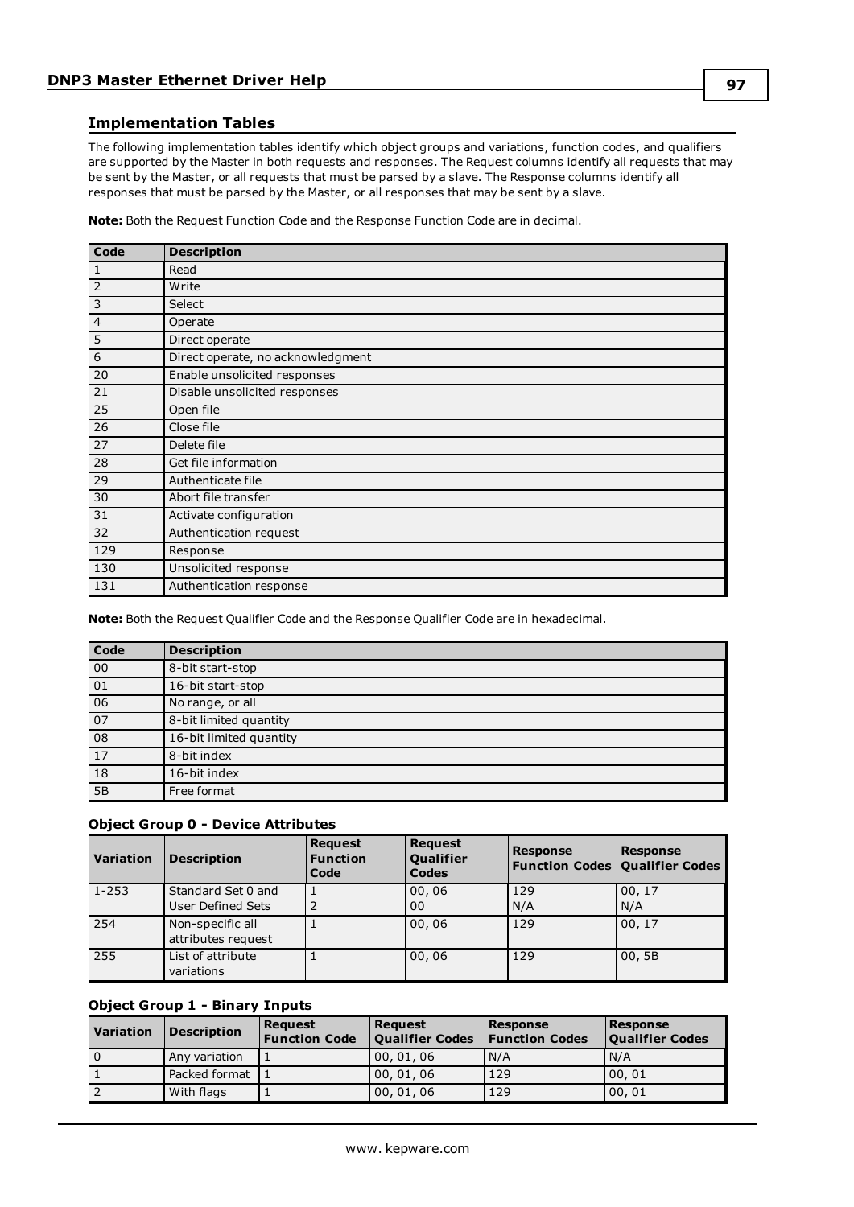## Implementation Tables

The following implementation tables identify which object groups and variations, function codes, and qualifiers are supported by the Master in both requests and responses. The Request columns identify all requests that may be sent by the Master, or all requests that must be parsed by a slave. The Response columns identify all responses that must be parsed by the Master, or all responses that may be sent by a slave.

**Note:** Both the Request Function Code and the Response Function Code are in decimal.

| Code | Description |
|---|---|
| 1 | Read |
| 2 | Write |
| 3 | Select |
| 4 | Operate |
| 5 | Direct operate |
| 6 | Direct operate, no acknowledgment |
| 20 | Enable unsolicited responses |
| 21 | Disable unsolicited responses |
| 25 | Open file |
| 26 | Close file |
| 27 | Delete file |
| 28 | Get file information |
| 29 | Authenticate file |
| 30 | Abort file transfer |
| 31 | Activate configuration |
| 32 | Authentication request |
| 129 | Response |
| 130 | Unsolicited response |
| 131 | Authentication response |

**Note:** Both the Request Qualifier Code and the Response Qualifier Code are in hexadecimal.

| Code | Description |
|---|---|
| 00 | 8-bit start-stop |
| 01 | 16-bit start-stop |
| 06 | No range, or all |
| 07 | 8-bit limited quantity |
| 08 | 16-bit limited quantity |
| 17 | 8-bit index |
| 18 | 16-bit index |
| 5B | Free format |

### Object Group 0 - Device Attributes

| Variation | Description | Request Function Code | Request Qualifier Codes | Response Function Codes | Response Qualifier Codes |
|---|---|---|---|---|---|
| 1-253 | Standard Set 0 and User Defined Sets | 1<br>2 | 00, 06<br>00 | 129<br>N/A | 00, 17<br>N/A |
| 254 | Non-specific all attributes request | 1 | 00, 06 | 129 | 00, 17 |
| 255 | List of attribute variations | 1 | 00, 06 | 129 | 00, 5B |

### Object Group 1 - Binary Inputs

| Variation | Description | Request Function Code | Request Qualifier Codes | Response Function Codes | Response Qualifier Codes |
|---|---|---|---|---|---|
| 0 | Any variation | 1 | 00, 01, 06 | N/A | N/A |
| 1 | Packed format | 1 | 00, 01, 06 | 129 | 00, 01 |
| 2 | With flags | 1 | 00, 01, 06 | 129 | 00, 01 |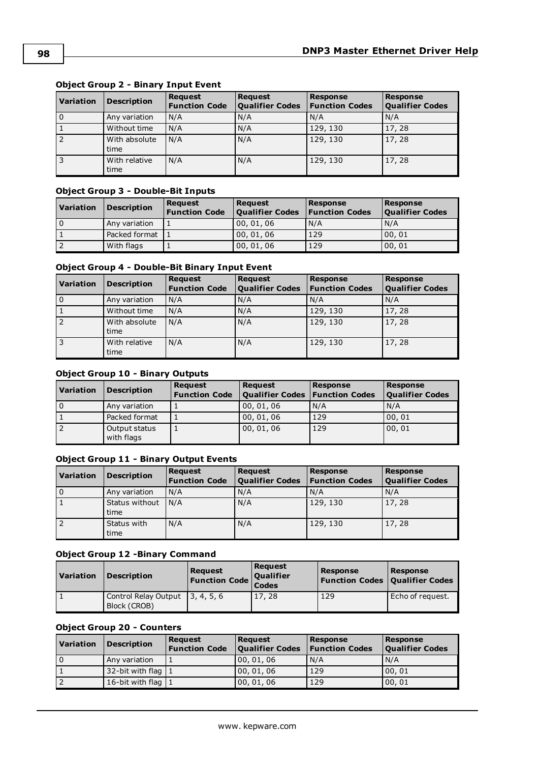#### Object Group 2 - Binary Input Event

| Variation | Description | Request Function Code | Request Qualifier Codes | Response Function Codes | Response Qualifier Codes |
|---|---|---|---|---|---|
| 0 | Any variation | N/A | N/A | N/A | N/A |
| 1 | Without time | N/A | N/A | 129, 130 | 17, 28 |
| 2 | With absolute time | N/A | N/A | 129, 130 | 17, 28 |
| 3 | With relative time | N/A | N/A | 129, 130 | 17, 28 |

#### Object Group 3 - Double-Bit Inputs

| Variation | Description | Request Function Code | Request Qualifier Codes | Response Function Codes | Response Qualifier Codes |
|---|---|---|---|---|---|
| 0 | Any variation | 1 | 00, 01, 06 | N/A | N/A |
| 1 | Packed format | 1 | 00, 01, 06 | 129 | 00, 01 |
| 2 | With flags | 1 | 00, 01, 06 | 129 | 00, 01 |

#### Object Group 4 - Double-Bit Binary Input Event

| Variation | Description | Request Function Code | Request Qualifier Codes | Response Function Codes | Response Qualifier Codes |
|---|---|---|---|---|---|
| 0 | Any variation | N/A | N/A | N/A | N/A |
| 1 | Without time | N/A | N/A | 129, 130 | 17, 28 |
| 2 | With absolute time | N/A | N/A | 129, 130 | 17, 28 |
| 3 | With relative time | N/A | N/A | 129, 130 | 17, 28 |

#### Object Group 10 - Binary Outputs

| Variation | Description | Request Function Code | Request Qualifier Codes | Response Function Codes | Response Qualifier Codes |
|---|---|---|---|---|---|
| 0 | Any variation | 1 | 00, 01, 06 | N/A | N/A |
| 1 | Packed format | 1 | 00, 01, 06 | 129 | 00, 01 |
| 2 | Output status with flags | 1 | 00, 01, 06 | 129 | 00, 01 |

#### Object Group 11 - Binary Output Events

| Variation | Description | Request Function Code | Request Qualifier Codes | Response Function Codes | Response Qualifier Codes |
|---|---|---|---|---|---|
| 0 | Any variation | N/A | N/A | N/A | N/A |
| 1 | Status without time | N/A | N/A | 129, 130 | 17, 28 |
| 2 | Status with time | N/A | N/A | 129, 130 | 17, 28 |

#### Object Group 12 -Binary Command

| Variation | Description | Request Function Code | Request Qualifier Codes | Response Function Codes | Response Qualifier Codes |
|---|---|---|---|---|---|
| 1 | Control Relay Output Block (CROB) | 3, 4, 5, 6 | 17, 28 | 129 | Echo of request. |

#### Object Group 20 - Counters

| Variation | Description | Request Function Code | Request Qualifier Codes | Response Function Codes | Response Qualifier Codes |
|---|---|---|---|---|---|
| 0 | Any variation | 1 | 00, 01, 06 | N/A | N/A |
| 1 | 32-bit with flag | 1 | 00, 01, 06 | 129 | 00, 01 |
| 2 | 16-bit with flag | 1 | 00, 01, 06 | 129 | 00, 01 |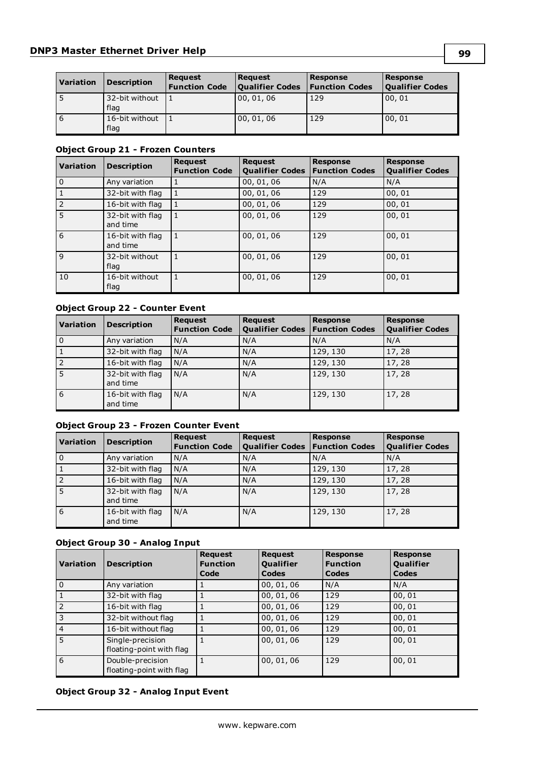| Variation | Description | Request Function Code | Request Qualifier Codes | Response Function Codes | Response Qualifier Codes |
|---|---|---|---|---|---|
| 5 | 32-bit without flag | 1 | 00, 01, 06 | 129 | 00, 01 |
| 6 | 16-bit without flag | 1 | 00, 01, 06 | 129 | 00, 01 |

#### Object Group 21 - Frozen Counters

| Variation | Description | Request Function Code | Request Qualifier Codes | Response Function Codes | Response Qualifier Codes |
|---|---|---|---|---|---|
| 0 | Any variation | 1 | 00, 01, 06 | N/A | N/A |
| 1 | 32-bit with flag | 1 | 00, 01, 06 | 129 | 00, 01 |
| 2 | 16-bit with flag | 1 | 00, 01, 06 | 129 | 00, 01 |
| 5 | 32-bit with flag and time | 1 | 00, 01, 06 | 129 | 00, 01 |
| 6 | 16-bit with flag and time | 1 | 00, 01, 06 | 129 | 00, 01 |
| 9 | 32-bit without flag | 1 | 00, 01, 06 | 129 | 00, 01 |
| 10 | 16-bit without flag | 1 | 00, 01, 06 | 129 | 00, 01 |

#### Object Group 22 - Counter Event

| Variation | Description | Request Function Code | Request Qualifier Codes | Response Function Codes | Response Qualifier Codes |
|---|---|---|---|---|---|
| 0 | Any variation | N/A | N/A | N/A | N/A |
| 1 | 32-bit with flag | N/A | N/A | 129, 130 | 17, 28 |
| 2 | 16-bit with flag | N/A | N/A | 129, 130 | 17, 28 |
| 5 | 32-bit with flag and time | N/A | N/A | 129, 130 | 17, 28 |
| 6 | 16-bit with flag and time | N/A | N/A | 129, 130 | 17, 28 |

#### Object Group 23 - Frozen Counter Event

| Variation | Description | Request Function Code | Request Qualifier Codes | Response Function Codes | Response Qualifier Codes |
|---|---|---|---|---|---|
| 0 | Any variation | N/A | N/A | N/A | N/A |
| 1 | 32-bit with flag | N/A | N/A | 129, 130 | 17, 28 |
| 2 | 16-bit with flag | N/A | N/A | 129, 130 | 17, 28 |
| 5 | 32-bit with flag and time | N/A | N/A | 129, 130 | 17, 28 |
| 6 | 16-bit with flag and time | N/A | N/A | 129, 130 | 17, 28 |

#### Object Group 30 - Analog Input

| Variation | Description | Request Function Code | Request Qualifier Codes | Response Function Codes | Response Qualifier Codes |
|---|---|---|---|---|---|
| 0 | Any variation | 1 | 00, 01, 06 | N/A | N/A |
| 1 | 32-bit with flag | 1 | 00, 01, 06 | 129 | 00, 01 |
| 2 | 16-bit with flag | 1 | 00, 01, 06 | 129 | 00, 01 |
| 3 | 32-bit without flag | 1 | 00, 01, 06 | 129 | 00, 01 |
| 4 | 16-bit without flag | 1 | 00, 01, 06 | 129 | 00, 01 |
| 5 | Single-precision floating-point with flag | 1 | 00, 01, 06 | 129 | 00, 01 |
| 6 | Double-precision floating-point with flag | 1 | 00, 01, 06 | 129 | 00, 01 |

#### Object Group 32 - Analog Input Event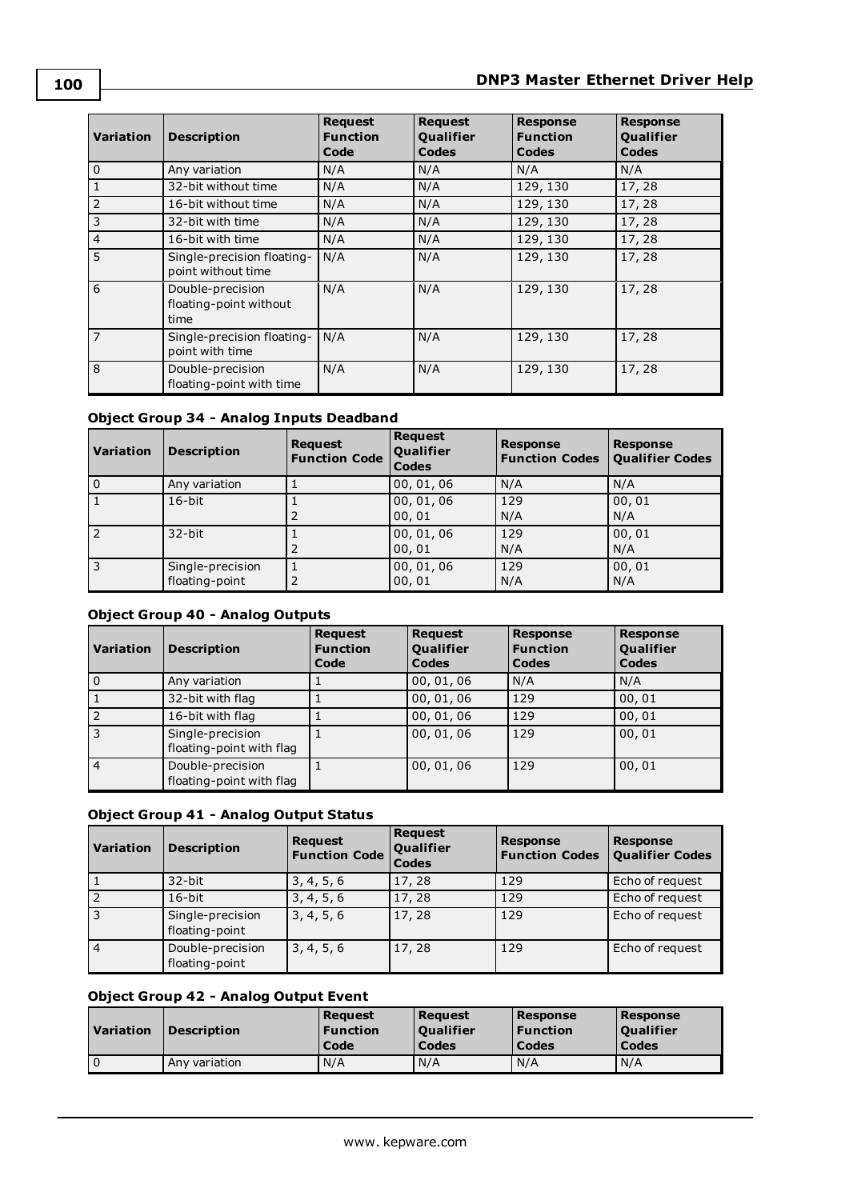| Variation | Description | Request Function Code | Request Qualifier Codes | Response Function Codes | Response Qualifier Codes |
|---|---|---|---|---|---|
| 0 | Any variation | N/A | N/A | N/A | N/A |
| 1 | 32-bit without time | N/A | N/A | 129, 130 | 17, 28 |
| 2 | 16-bit without time | N/A | N/A | 129, 130 | 17, 28 |
| 3 | 32-bit with time | N/A | N/A | 129, 130 | 17, 28 |
| 4 | 16-bit with time | N/A | N/A | 129, 130 | 17, 28 |
| 5 | Single-precision floating-point without time | N/A | N/A | 129, 130 | 17, 28 |
| 6 | Double-precision floating-point without time | N/A | N/A | 129, 130 | 17, 28 |
| 7 | Single-precision floating-point with time | N/A | N/A | 129, 130 | 17, 28 |
| 8 | Double-precision floating-point with time | N/A | N/A | 129, 130 | 17, 28 |

### Object Group 34 - Analog Inputs Deadband

| Variation | Description | Request Function Code | Request Qualifier Codes | Response Function Codes | Response Qualifier Codes |
|---|---|---|---|---|---|
| 0 | Any variation | 1 | 00, 01, 06 | N/A | N/A |
| 1 | 16-bit | 1<br>2 | 00, 01, 06<br>00, 01 | 129<br>N/A | 00, 01<br>N/A |
| 2 | 32-bit | 1<br>2 | 00, 01, 06<br>00, 01 | 129<br>N/A | 00, 01<br>N/A |
| 3 | Single-precision floating-point | 1<br>2 | 00, 01, 06<br>00, 01 | 129<br>N/A | 00, 01<br>N/A |

### Object Group 40 - Analog Outputs

| Variation | Description | Request Function Code | Request Qualifier Codes | Response Function Codes | Response Qualifier Codes |
|---|---|---|---|---|---|
| 0 | Any variation | 1 | 00, 01, 06 | N/A | N/A |
| 1 | 32-bit with flag | 1 | 00, 01, 06 | 129 | 00, 01 |
| 2 | 16-bit with flag | 1 | 00, 01, 06 | 129 | 00, 01 |
| 3 | Single-precision floating-point with flag | 1 | 00, 01, 06 | 129 | 00, 01 |
| 4 | Double-precision floating-point with flag | 1 | 00, 01, 06 | 129 | 00, 01 |

### Object Group 41 - Analog Output Status

| Variation | Description | Request Function Code | Request Qualifier Codes | Response Function Codes | Response Qualifier Codes |
|---|---|---|---|---|---|
| 1 | 32-bit | 3, 4, 5, 6 | 17, 28 | 129 | Echo of request |
| 2 | 16-bit | 3, 4, 5, 6 | 17, 28 | 129 | Echo of request |
| 3 | Single-precision floating-point | 3, 4, 5, 6 | 17, 28 | 129 | Echo of request |
| 4 | Double-precision floating-point | 3, 4, 5, 6 | 17, 28 | 129 | Echo of request |

### Object Group 42 - Analog Output Event

| Variation | Description | Request Function Code | Request Qualifier Codes | Response Function Codes | Response Qualifier Codes |
|---|---|---|---|---|---|
| 0 | Any variation | N/A | N/A | N/A | N/A |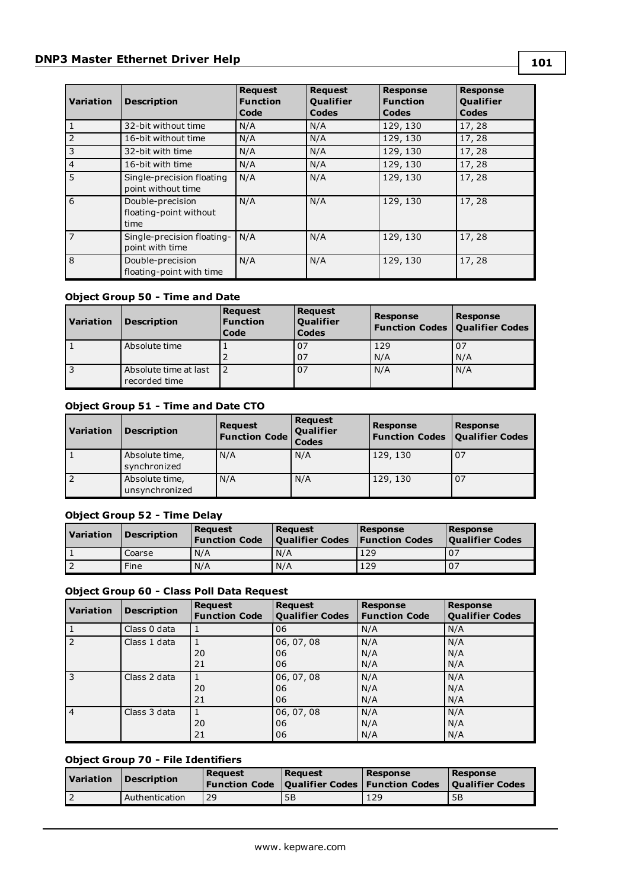| Variation | Description | Request Function Code | Request Qualifier Codes | Response Function Codes | Response Qualifier Codes |
|---|---|---|---|---|---|
| 1 | 32-bit without time | N/A | N/A | 129, 130 | 17, 28 |
| 2 | 16-bit without time | N/A | N/A | 129, 130 | 17, 28 |
| 3 | 32-bit with time | N/A | N/A | 129, 130 | 17, 28 |
| 4 | 16-bit with time | N/A | N/A | 129, 130 | 17, 28 |
| 5 | Single-precision floating point without time | N/A | N/A | 129, 130 | 17, 28 |
| 6 | Double-precision floating-point without time | N/A | N/A | 129, 130 | 17, 28 |
| 7 | Single-precision floating-point with time | N/A | N/A | 129, 130 | 17, 28 |
| 8 | Double-precision floating-point with time | N/A | N/A | 129, 130 | 17, 28 |

### Object Group 50 - Time and Date

| Variation | Description | Request Function Code | Request Qualifier Codes | Response Function Codes | Response Qualifier Codes |
|---|---|---|---|---|---|
| 1 | Absolute time | 1<br>2 | 07<br>07 | 129<br>N/A | 07<br>N/A |
| 3 | Absolute time at last recorded time | 2 | 07 | N/A | N/A |

### Object Group 51 - Time and Date CTO

| Variation | Description | Request Function Code | Request Qualifier Codes | Response Function Codes | Response Qualifier Codes |
|---|---|---|---|---|---|
| 1 | Absolute time, synchronized | N/A | N/A | 129, 130 | 07 |
| 2 | Absolute time, unsynchronized | N/A | N/A | 129, 130 | 07 |

### Object Group 52 - Time Delay

| Variation | Description | Request Function Code | Request Qualifier Codes | Response Function Codes | Response Qualifier Codes |
|---|---|---|---|---|---|
| 1 | Coarse | N/A | N/A | 129 | 07 |
| 2 | Fine | N/A | N/A | 129 | 07 |

### Object Group 60 - Class Poll Data Request

| Variation | Description | Request Function Code | Request Qualifier Codes | Response Function Code | Response Qualifier Codes |
|---|---|---|---|---|---|
| 1 | Class 0 data | 1 | 06 | N/A | N/A |
| 2 | Class 1 data | 1<br>20<br>21 | 06, 07, 08<br>06<br>06 | N/A<br>N/A<br>N/A | N/A<br>N/A<br>N/A |
| 3 | Class 2 data | 1<br>20<br>21 | 06, 07, 08<br>06<br>06 | N/A<br>N/A<br>N/A | N/A<br>N/A<br>N/A |
| 4 | Class 3 data | 1<br>20<br>21 | 06, 07, 08<br>06<br>06 | N/A<br>N/A<br>N/A | N/A<br>N/A<br>N/A |

### Object Group 70 - File Identifiers

| Variation | Description | Request Function Code | Request Qualifier Codes | Response Function Codes | Response Qualifier Codes |
|---|---|---|---|---|---|
| 2 | Authentication | 29 | 5B | 129 | 5B |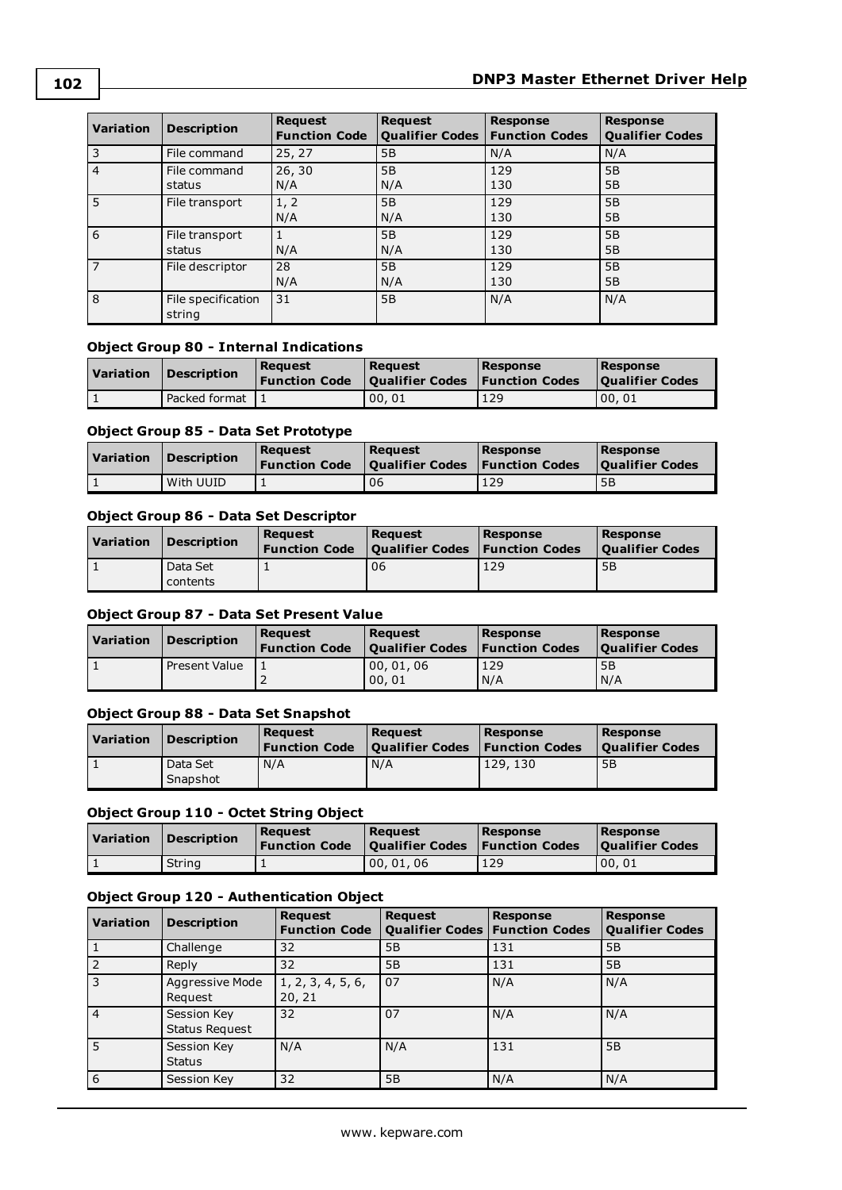| Variation | Description | Request Function Code | Request Qualifier Codes | Response Function Codes | Response Qualifier Codes |
|---|---|---|---|---|---|
| 3 | File command | 25, 27 | 5B | N/A | N/A |
| 4 | File command status | 26, 30<br>N/A | 5B<br>N/A | 129<br>130 | 5B<br>5B |
| 5 | File transport | 1, 2<br>N/A | 5B<br>N/A | 129<br>130 | 5B<br>5B |
| 6 | File transport status | 1<br>N/A | 5B<br>N/A | 129<br>130 | 5B<br>5B |
| 7 | File descriptor | 28<br>N/A | 5B<br>N/A | 129<br>130 | 5B<br>5B |
| 8 | File specification string | 31 | 5B | N/A | N/A |

### Object Group 80 - Internal Indications

| Variation | Description | Request Function Code | Request Qualifier Codes | Response Function Codes | Response Qualifier Codes |
|---|---|---|---|---|---|
| 1 | Packed format | 1 | 00, 01 | 129 | 00, 01 |

### Object Group 85 - Data Set Prototype

| Variation | Description | Request Function Code | Request Qualifier Codes | Response Function Codes | Response Qualifier Codes |
|---|---|---|---|---|---|
| 1 | With UUID | 1 | 06 | 129 | 5B |

### Object Group 86 - Data Set Descriptor

| Variation | Description | Request Function Code | Request Qualifier Codes | Response Function Codes | Response Qualifier Codes |
|---|---|---|---|---|---|
| 1 | Data Set contents | 1 | 06 | 129 | 5B |

### Object Group 87 - Data Set Present Value

| Variation | Description | Request Function Code | Request Qualifier Codes | Response Function Codes | Response Qualifier Codes |
|---|---|---|---|---|---|
| 1 | Present Value | 1<br>2 | 00, 01, 06<br>00, 01 | 129<br>N/A | 5B<br>N/A |

### Object Group 88 - Data Set Snapshot

| Variation | Description | Request Function Code | Request Qualifier Codes | Response Function Codes | Response Qualifier Codes |
|---|---|---|---|---|---|
| 1 | Data Set Snapshot | N/A | N/A | 129, 130 | 5B |

### Object Group 110 - Octet String Object

| Variation | Description | Request Function Code | Request Qualifier Codes | Response Function Codes | Response Qualifier Codes |
|---|---|---|---|---|---|
| 1 | String | 1 | 00, 01, 06 | 129 | 00, 01 |

### Object Group 120 - Authentication Object

| Variation | Description | Request Function Code | Request Qualifier Codes | Response Function Codes | Response Qualifier Codes |
|---|---|---|---|---|---|
| 1 | Challenge | 32 | 5B | 131 | 5B |
| 2 | Reply | 32 | 5B | 131 | 5B |
| 3 | Aggressive Mode Request | 1, 2, 3, 4, 5, 6, 20, 21 | 07 | N/A | N/A |
| 4 | Session Key Status Request | 32 | 07 | N/A | N/A |
| 5 | Session Key Status | N/A | N/A | 131 | 5B |
| 6 | Session Key | 32 | 5B | N/A | N/A |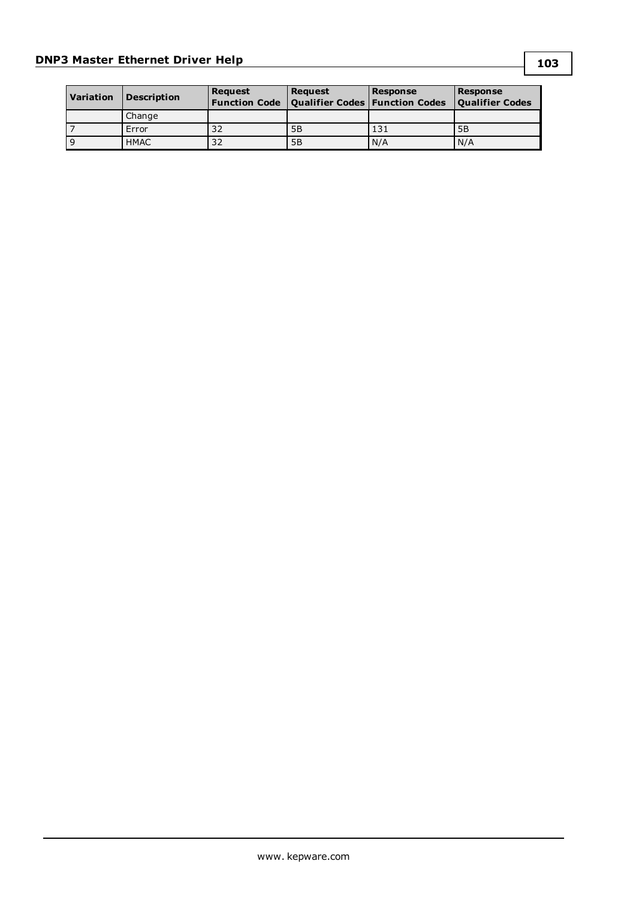| Variation | Description | Request Function Code | Request Qualifier Codes | Response Function Codes | Response Qualifier Codes |
|---|---|---|---|---|---|
| | Change | | | | |
| 7 | Error | 32 | 5B | 131 | 5B |
| 9 | HMAC | 32 | 5B | N/A | N/A |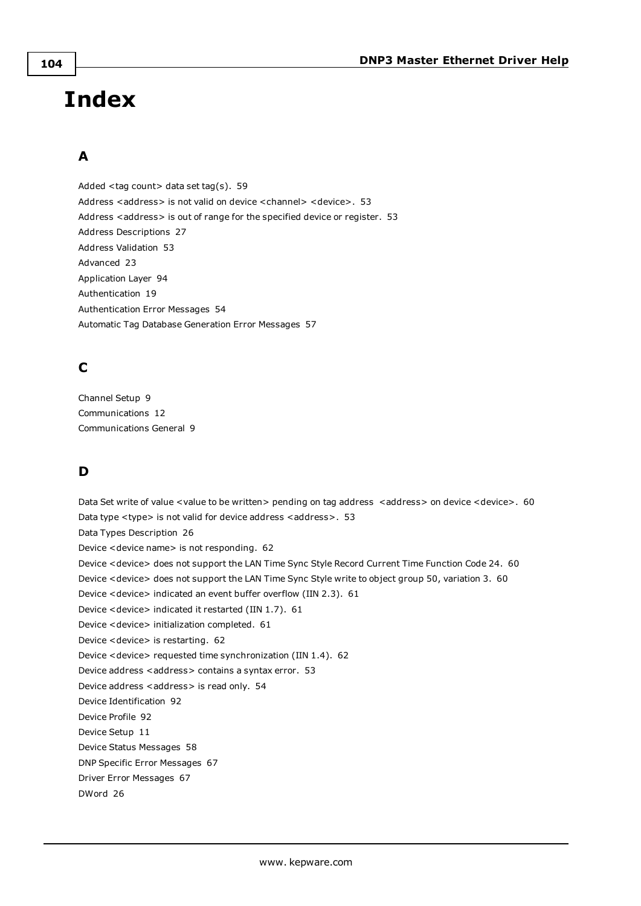# Index

## A

Added <tag count> data set tag(s). 59
Address <address> is not valid on device <channel> <device>. 53
Address <address> is out of range for the specified device or register. 53
Address Descriptions 27
Address Validation 53
Advanced 23
Application Layer 94
Authentication 19
Authentication Error Messages 54
Automatic Tag Database Generation Error Messages 57

## C

Channel Setup 9
Communications 12
Communications General 9

## D

Data Set write of value <value to be written> pending on tag address <address> on device <device>. 60
Data type <type> is not valid for device address <address>. 53
Data Types Description 26
Device <device name> is not responding. 62
Device <device> does not support the LAN Time Sync Style Record Current Time Function Code 24. 60
Device <device> does not support the LAN Time Sync Style write to object group 50, variation 3. 60
Device <device> indicated an event buffer overflow (IIN 2.3). 61
Device <device> indicated it restarted (IIN 1.7). 61
Device <device> initialization completed. 61
Device <device> is restarting. 62
Device <device> requested time synchronization (IIN 1.4). 62
Device address <address> contains a syntax error. 53
Device address <address> is read only. 54
Device Identification 92
Device Profile 92
Device Setup 11
Device Status Messages 58
DNP Specific Error Messages 67
Driver Error Messages 67
DWord 26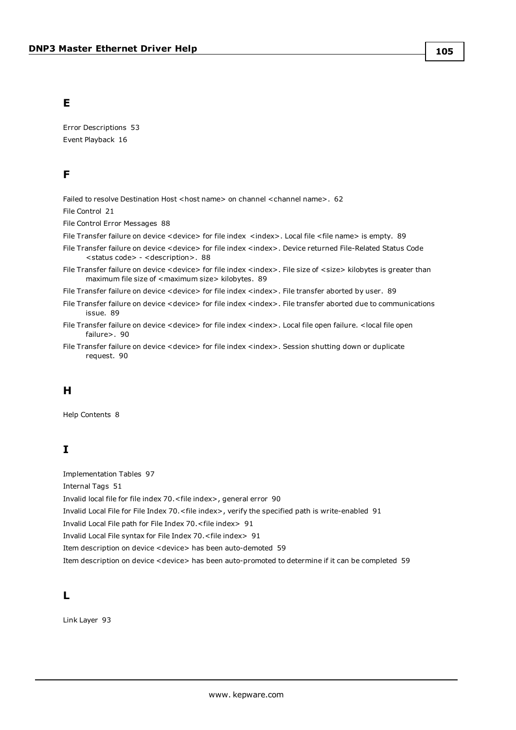## E

Error Descriptions 53

Event Playback 16

## F

Failed to resolve Destination Host <host name> on channel <channel name>. 62

File Control 21

File Control Error Messages 88

File Transfer failure on device <device> for file index <index>. Local file <file name> is empty. 89

File Transfer failure on device <device> for file index <index>. Device returned File-Related Status Code <status code> - <description>. 88

File Transfer failure on device <device> for file index <index>. File size of <size> kilobytes is greater than maximum file size of <maximum size> kilobytes. 89

File Transfer failure on device <device> for file index <index>. File transfer aborted by user. 89

File Transfer failure on device <device> for file index <index>. File transfer aborted due to communications issue. 89

File Transfer failure on device <device> for file index <index>. Local file open failure. <local file open failure>. 90

File Transfer failure on device <device> for file index <index>. Session shutting down or duplicate request. 90

## H

Help Contents 8

## I

Implementation Tables 97

Internal Tags 51

Invalid local file for file index 70.<file index>, general error 90

Invalid Local File for File Index 70.<file index>, verify the specified path is write-enabled 91

Invalid Local File path for File Index 70.<file index> 91

Invalid Local File syntax for File Index 70.<file index> 91

Item description on device <device> has been auto-demoted 59

Item description on device <device> has been auto-promoted to determine if it can be completed 59

## L

Link Layer 93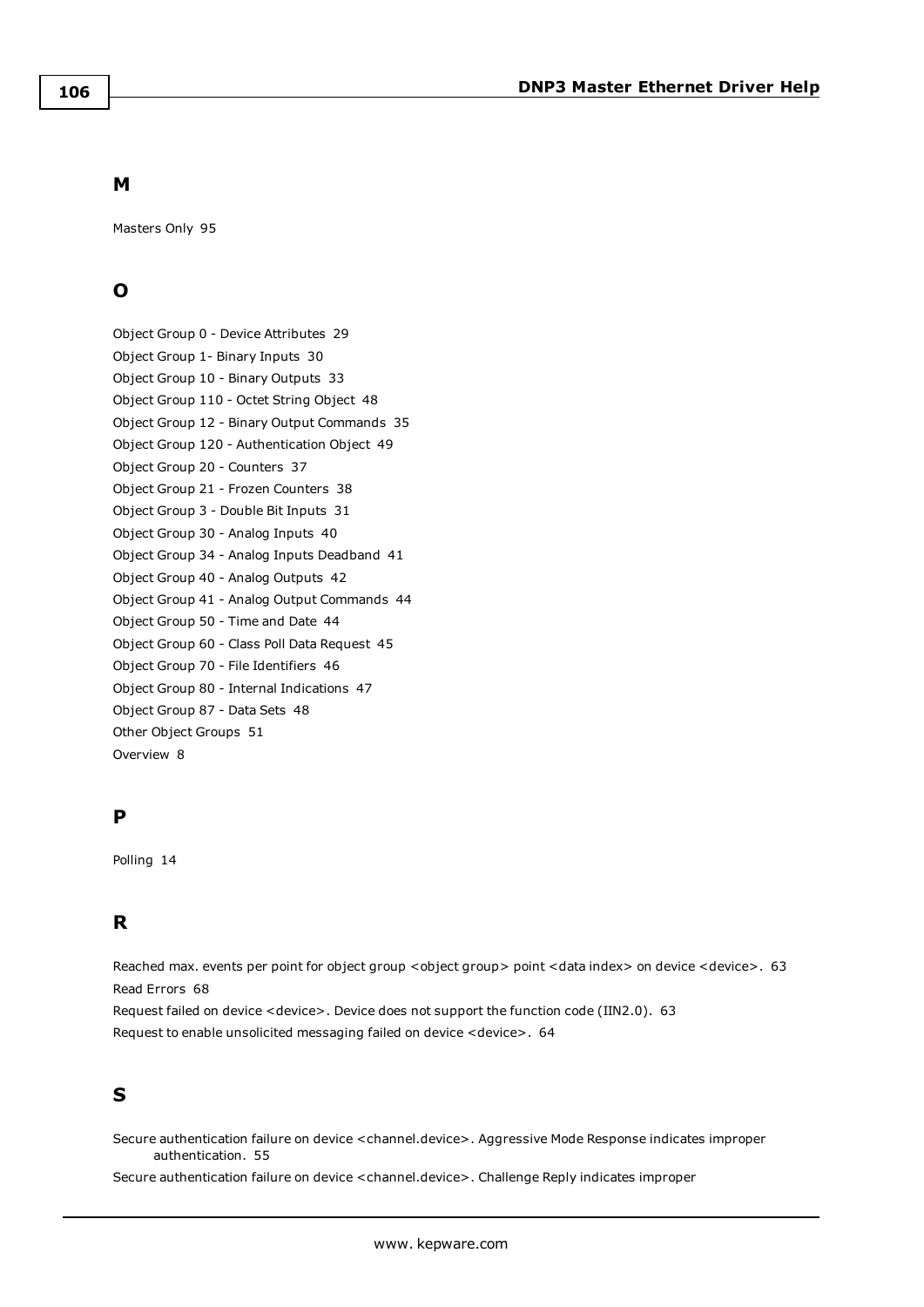## M

Masters Only 95

## O

Object Group 0 - Device Attributes 29
Object Group 1- Binary Inputs 30
Object Group 10 - Binary Outputs 33
Object Group 110 - Octet String Object 48
Object Group 12 - Binary Output Commands 35
Object Group 120 - Authentication Object 49
Object Group 20 - Counters 37
Object Group 21 - Frozen Counters 38
Object Group 3 - Double Bit Inputs 31
Object Group 30 - Analog Inputs 40
Object Group 34 - Analog Inputs Deadband 41
Object Group 40 - Analog Outputs 42
Object Group 41 - Analog Output Commands 44
Object Group 50 - Time and Date 44
Object Group 60 - Class Poll Data Request 45
Object Group 70 - File Identifiers 46
Object Group 80 - Internal Indications 47
Object Group 87 - Data Sets 48
Other Object Groups 51
Overview 8

## P

Polling 14

## R

Reached max. events per point for object group <object group> point <data index> on device <device>. 63
Read Errors 68
Request failed on device <device>. Device does not support the function code (IIN2.0). 63
Request to enable unsolicited messaging failed on device <device>. 64

## S

Secure authentication failure on device <channel.device>. Aggressive Mode Response indicates improper authentication. 55
Secure authentication failure on device <channel.device>. Challenge Reply indicates improper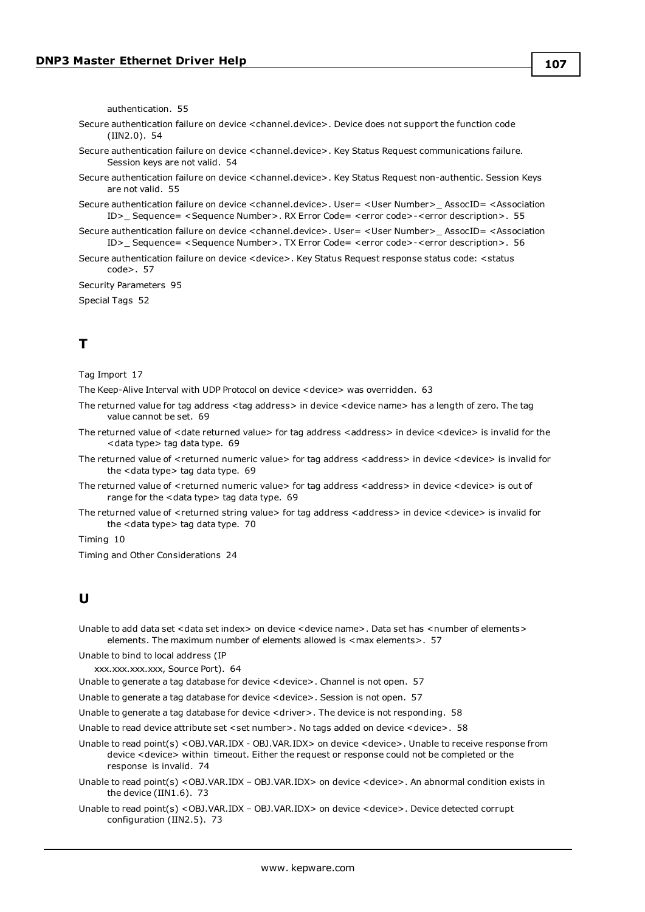authentication. 55

Secure authentication failure on device <channel.device>. Device does not support the function code (IIN2.0). 54

Secure authentication failure on device <channel.device>. Key Status Request communications failure. Session keys are not valid. 54

Secure authentication failure on device <channel.device>. Key Status Request non-authentic. Session Keys are not valid. 55

Secure authentication failure on device <channel.device>. User= <User Number>_ AssocID= <Association ID>_ Sequence= <Sequence Number>. RX Error Code= <error code>-<error description>. 55

Secure authentication failure on device <channel.device>. User= <User Number>_ AssocID= <Association ID>_ Sequence= <Sequence Number>. TX Error Code= <error code>-<error description>. 56

Secure authentication failure on device <device>. Key Status Request response status code: <status code>. 57

Security Parameters 95

Special Tags 52

# T

Tag Import 17

The Keep-Alive Interval with UDP Protocol on device <device> was overridden. 63

The returned value for tag address <tag address> in device <device name> has a length of zero. The tag value cannot be set. 69

The returned value of <date returned value> for tag address <address> in device <device> is invalid for the <data type> tag data type. 69

The returned value of <returned numeric value> for tag address <address> in device <device> is invalid for the <data type> tag data type. 69

The returned value of <returned numeric value> for tag address <address> in device <device> is out of range for the <data type> tag data type. 69

The returned value of <returned string value> for tag address <address> in device <device> is invalid for the <data type> tag data type. 70

Timing 10

Timing and Other Considerations 24

# U

Unable to add data set <data set index> on device <device name>. Data set has <number of elements> elements. The maximum number of elements allowed is <max elements>. 57

Unable to bind to local address (IP xxx.xxx.xxx.xxx, Source Port). 64

Unable to generate a tag database for device <device>. Channel is not open. 57

Unable to generate a tag database for device <device>. Session is not open. 57

Unable to generate a tag database for device <driver>. The device is not responding. 58

Unable to read device attribute set <set number>. No tags added on device <device>. 58

Unable to read point(s) <OBJ.VAR.IDX - OBJ.VAR.IDX> on device <device>. Unable to receive response from device <device> within timeout. Either the request or response could not be completed or the response is invalid. 74

Unable to read point(s) <OBJ.VAR.IDX – OBJ.VAR.IDX> on device <device>. An abnormal condition exists in the device (IIN1.6). 73

Unable to read point(s) <OBJ.VAR.IDX – OBJ.VAR.IDX> on device <device>. Device detected corrupt configuration (IIN2.5). 73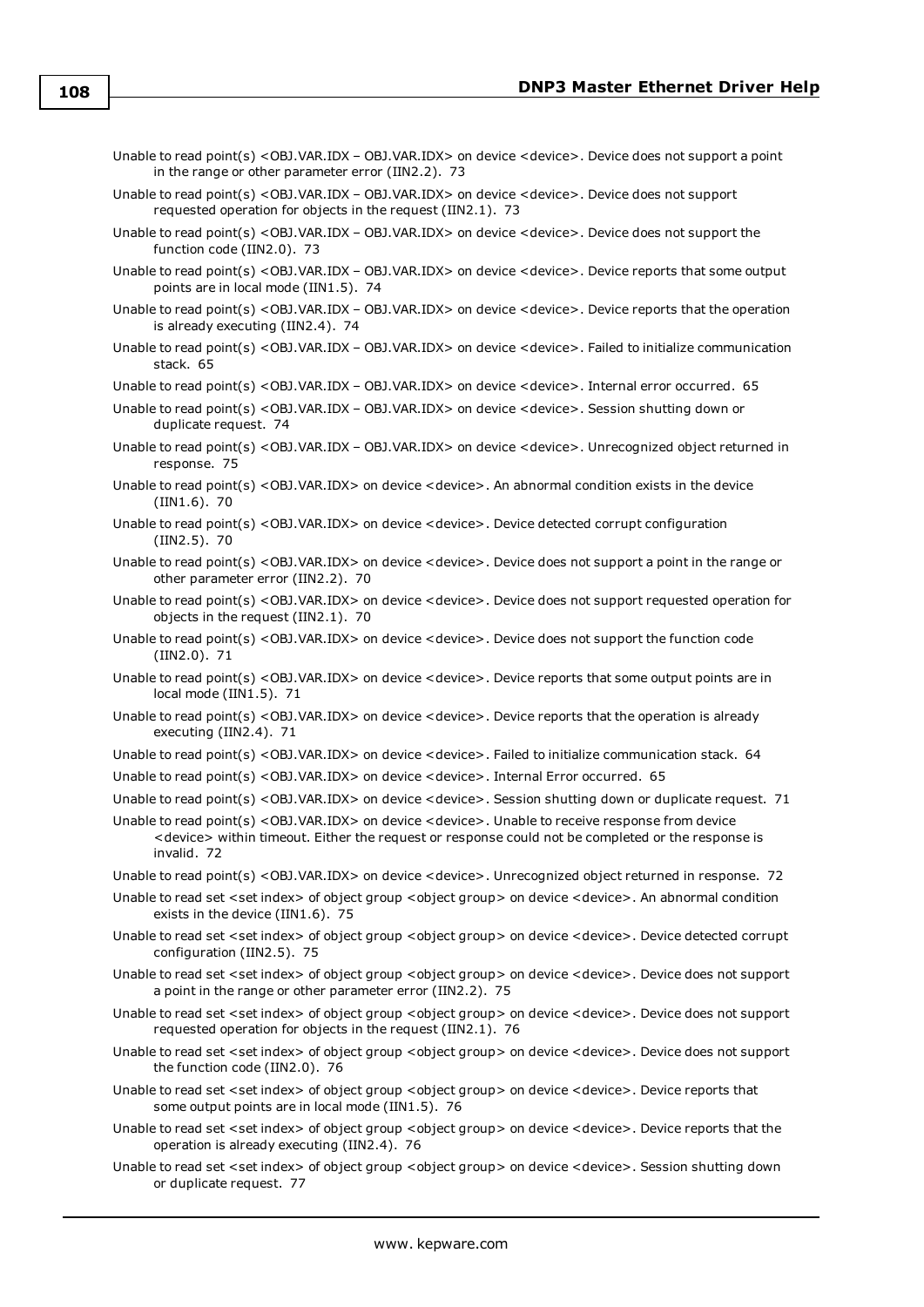Unable to read point(s) <OBJ.VAR.IDX – OBJ.VAR.IDX> on device <device>. Device does not support a point in the range or other parameter error (IIN2.2). 73

Unable to read point(s) <OBJ.VAR.IDX – OBJ.VAR.IDX> on device <device>. Device does not support requested operation for objects in the request (IIN2.1). 73

Unable to read point(s) <OBJ.VAR.IDX – OBJ.VAR.IDX> on device <device>. Device does not support the function code (IIN2.0). 73

Unable to read point(s) <OBJ.VAR.IDX – OBJ.VAR.IDX> on device <device>. Device reports that some output points are in local mode (IIN1.5). 74

Unable to read point(s) <OBJ.VAR.IDX – OBJ.VAR.IDX> on device <device>. Device reports that the operation is already executing (IIN2.4). 74

Unable to read point(s) <OBJ.VAR.IDX – OBJ.VAR.IDX> on device <device>. Failed to initialize communication stack. 65

Unable to read point(s) <OBJ.VAR.IDX – OBJ.VAR.IDX> on device <device>. Internal error occurred. 65

Unable to read point(s) <OBJ.VAR.IDX – OBJ.VAR.IDX> on device <device>. Session shutting down or duplicate request. 74

Unable to read point(s) <OBJ.VAR.IDX – OBJ.VAR.IDX> on device <device>. Unrecognized object returned in response. 75

Unable to read point(s) <OBJ.VAR.IDX> on device <device>. An abnormal condition exists in the device (IIN1.6). 70

Unable to read point(s) <OBJ.VAR.IDX> on device <device>. Device detected corrupt configuration (IIN2.5). 70

Unable to read point(s) <OBJ.VAR.IDX> on device <device>. Device does not support a point in the range or other parameter error (IIN2.2). 70

Unable to read point(s) <OBJ.VAR.IDX> on device <device>. Device does not support requested operation for objects in the request (IIN2.1). 70

Unable to read point(s) <OBJ.VAR.IDX> on device <device>. Device does not support the function code (IIN2.0). 71

Unable to read point(s) <OBJ.VAR.IDX> on device <device>. Device reports that some output points are in local mode (IIN1.5). 71

Unable to read point(s) <OBJ.VAR.IDX> on device <device>. Device reports that the operation is already executing (IIN2.4). 71

Unable to read point(s) <OBJ.VAR.IDX> on device <device>. Failed to initialize communication stack. 64

Unable to read point(s) <OBJ.VAR.IDX> on device <device>. Internal Error occurred. 65

Unable to read point(s) <OBJ.VAR.IDX> on device <device>. Session shutting down or duplicate request. 71

Unable to read point(s) <OBJ.VAR.IDX> on device <device>. Unable to receive response from device <device> within timeout. Either the request or response could not be completed or the response is invalid. 72

Unable to read point(s) <OBJ.VAR.IDX> on device <device>. Unrecognized object returned in response. 72

Unable to read set <set index> of object group <object group> on device <device>. An abnormal condition exists in the device (IIN1.6). 75

Unable to read set <set index> of object group <object group> on device <device>. Device detected corrupt configuration (IIN2.5). 75

Unable to read set <set index> of object group <object group> on device <device>. Device does not support a point in the range or other parameter error (IIN2.2). 75

Unable to read set <set index> of object group <object group> on device <device>. Device does not support requested operation for objects in the request (IIN2.1). 76

Unable to read set <set index> of object group <object group> on device <device>. Device does not support the function code (IIN2.0). 76

Unable to read set <set index> of object group <object group> on device <device>. Device reports that some output points are in local mode (IIN1.5). 76

Unable to read set <set index> of object group <object group> on device <device>. Device reports that the operation is already executing (IIN2.4). 76

Unable to read set <set index> of object group <object group> on device <device>. Session shutting down or duplicate request. 77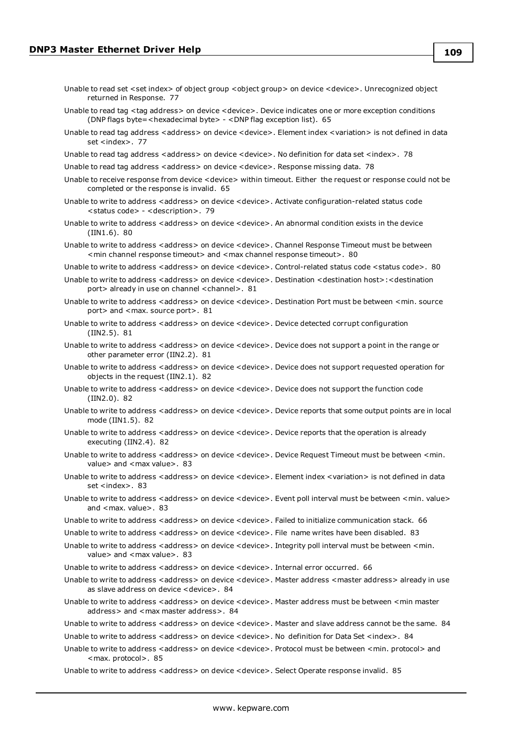Unable to read set <set index> of object group <object group> on device <device>. Unrecognized object returned in Response. 77

Unable to read tag <tag address> on device <device>. Device indicates one or more exception conditions (DNP flags byte=<hexadecimal byte> - <DNP flag exception list). 65

Unable to read tag address <address> on device <device>. Element index <variation> is not defined in data set <index>. 77

Unable to read tag address <address> on device <device>. No definition for data set <index>. 78

Unable to read tag address <address> on device <device>. Response missing data. 78

Unable to receive response from device <device> within timeout. Either the request or response could not be completed or the response is invalid. 65

Unable to write to address <address> on device <device>. Activate configuration-related status code <status code> - <description>. 79

Unable to write to address <address> on device <device>. An abnormal condition exists in the device (IIN1.6). 80

Unable to write to address <address> on device <device>. Channel Response Timeout must be between <min channel response timeout> and <max channel response timeout>. 80

Unable to write to address <address> on device <device>. Control-related status code <status code>. 80

Unable to write to address <address> on device <device>. Destination <destination host>:<destination port> already in use on channel <channel>. 81

Unable to write to address <address> on device <device>. Destination Port must be between <min. source port> and <max. source port>. 81

Unable to write to address <address> on device <device>. Device detected corrupt configuration (IIN2.5). 81

Unable to write to address <address> on device <device>. Device does not support a point in the range or other parameter error (IIN2.2). 81

Unable to write to address <address> on device <device>. Device does not support requested operation for objects in the request (IIN2.1). 82

Unable to write to address <address> on device <device>. Device does not support the function code (IIN2.0). 82

Unable to write to address <address> on device <device>. Device reports that some output points are in local mode (IIN1.5). 82

Unable to write to address <address> on device <device>. Device reports that the operation is already executing (IIN2.4). 82

Unable to write to address <address> on device <device>. Device Request Timeout must be between <min. value> and <max value>. 83

Unable to write to address <address> on device <device>. Element index <variation> is not defined in data set <index>. 83

Unable to write to address <address> on device <device>. Event poll interval must be between <min. value> and <max. value>. 83

Unable to write to address <address> on device <device>. Failed to initialize communication stack. 66

Unable to write to address <address> on device <device>. File name writes have been disabled. 83

Unable to write to address <address> on device <device>. Integrity poll interval must be between <min. value> and <max value>. 83

Unable to write to address <address> on device <device>. Internal error occurred. 66

Unable to write to address <address> on device <device>. Master address <master address> already in use as slave address on device <device>. 84

Unable to write to address <address> on device <device>. Master address must be between <min master address> and <max master address>. 84

Unable to write to address <address> on device <device>. Master and slave address cannot be the same. 84

Unable to write to address <address> on device <device>. No definition for Data Set <index>. 84

Unable to write to address <address> on device <device>. Protocol must be between <min. protocol> and <max. protocol>. 85

Unable to write to address <address> on device <device>. Select Operate response invalid. 85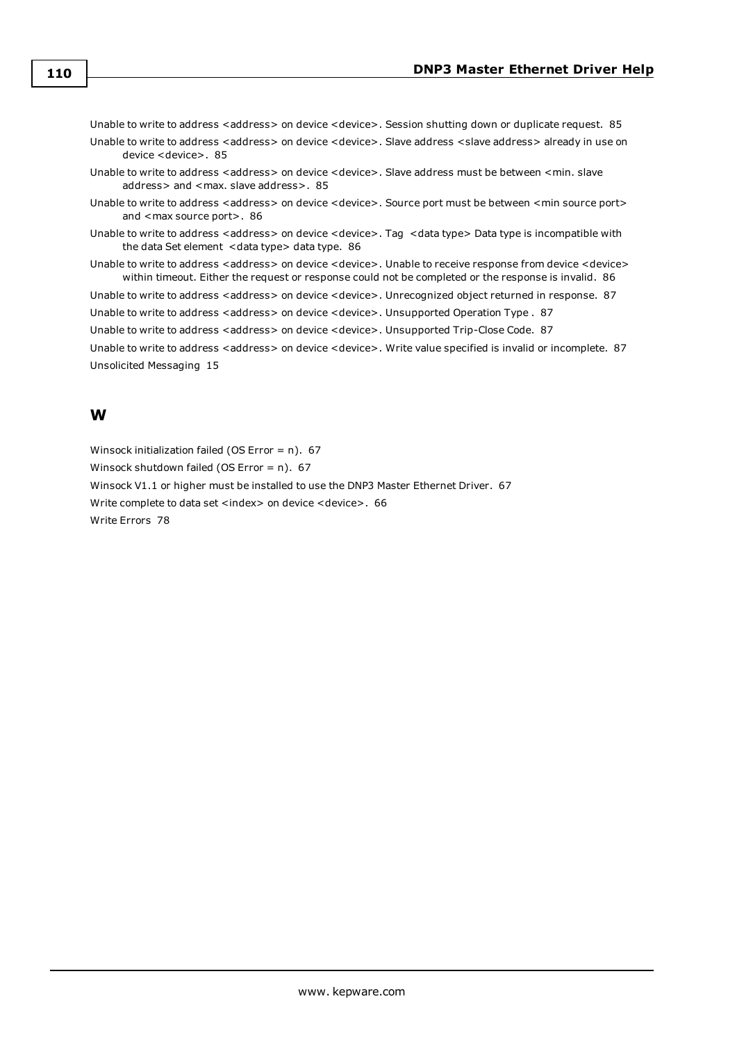Unable to write to address <address> on device <device>. Session shutting down or duplicate request. 85

Unable to write to address <address> on device <device>. Slave address <slave address> already in use on device <device>. 85

Unable to write to address <address> on device <device>. Slave address must be between <min. slave address> and <max. slave address>. 85

Unable to write to address <address> on device <device>. Source port must be between <min source port> and <max source port>. 86

Unable to write to address <address> on device <device>. Tag <data type> Data type is incompatible with the data Set element <data type> data type. 86

Unable to write to address <address> on device <device>. Unable to receive response from device <device> within timeout. Either the request or response could not be completed or the response is invalid. 86

Unable to write to address <address> on device <device>. Unrecognized object returned in response. 87

Unable to write to address <address> on device <device>. Unsupported Operation Type . 87

Unable to write to address <address> on device <device>. Unsupported Trip-Close Code. 87

Unable to write to address <address> on device <device>. Write value specified is invalid or incomplete. 87

Unsolicited Messaging 15

## W

Winsock initialization failed (OS Error = n). 67

Winsock shutdown failed (OS Error = n). 67

Winsock V1.1 or higher must be installed to use the DNP3 Master Ethernet Driver. 67

Write complete to data set <index> on device <device>. 66

Write Errors 78